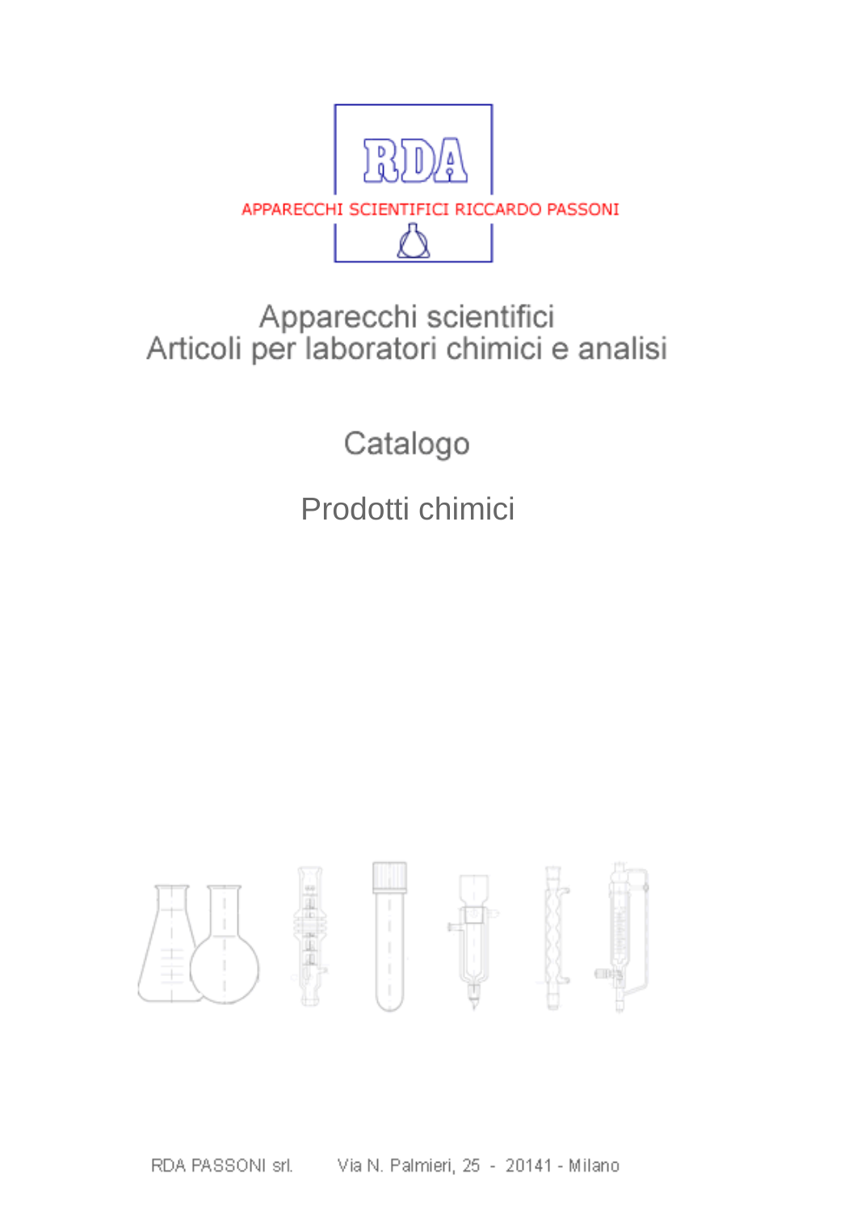RDA

APPARECCHI SCIENTIFICI RICCARDO PASSONI

# Apparecchi scientifici
# Articoli per laboratori chimici e analisi

## Catalogo

## Prodotti chimici

RDA PASSONI srl. Via N. Palmieri, 25 - 20141 - Milano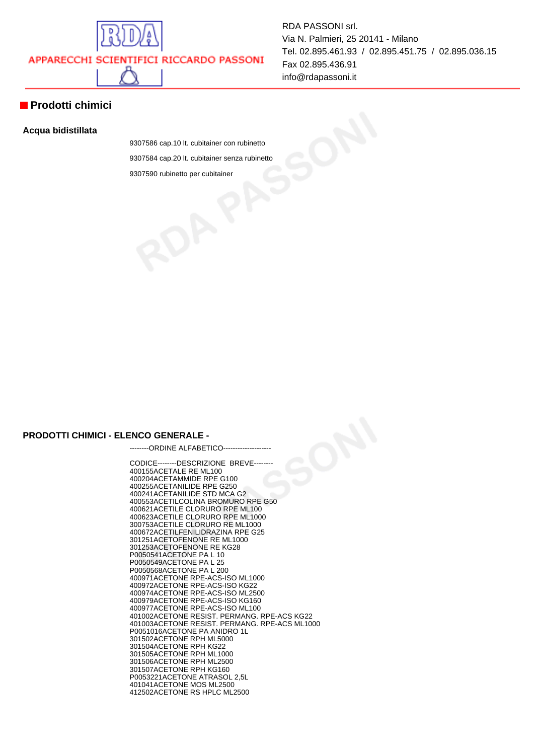RDA PASSONI srl.
Via N. Palmieri, 25 20141 - Milano
Tel. 02.895.461.93 / 02.895.451.75 / 02.895.036.15
Fax 02.895.436.91
info@rdapassoni.it

APPARECCHI SCIENTIFICI RICCARDO PASSONI

## Prodotti chimici

### Acqua bidistillata

9307586 cap.10 lt. cubitainer con rubinetto

9307584 cap.20 lt. cubitainer senza rubinetto

9307590 rubinetto per cubitainer

### PRODOTTI CHIMICI - ELENCO GENERALE -

--------ORDINE ALFABETICO--------------------

CODICE--------DESCRIZIONE BREVE--------
400155ACETALE RE ML100
400204ACETAMMIDE RPE G100
400255ACETANILIDE RPE G250
400241ACETANILIDE STD MCA G2
400553ACETILCOLINA BROMURO RPE G50
400621ACETILE CLORURO RPE ML100
400623ACETILE CLORURO RPE ML1000
300753ACETILE CLORURO RE ML1000
400672ACETILFENILIDRAZINA RPE G25
301251ACETOFENONE RE ML1000
301253ACETOFENONE RE KG28
P0050541ACETONE PA L 10
P0050549ACETONE PA L 25
P0050568ACETONE PA L 200
400971ACETONE RPE-ACS-ISO ML1000
400972ACETONE RPE-ACS-ISO KG22
400974ACETONE RPE-ACS-ISO ML2500
400979ACETONE RPE-ACS-ISO KG160
400977ACETONE RPE-ACS-ISO ML100
401002ACETONE RESIST. PERMANG. RPE-ACS KG22
401003ACETONE RESIST. PERMANG. RPE-ACS ML1000
P0051016ACETONE PA ANIDRO 1L
301502ACETONE RPH ML5000
301504ACETONE RPH KG22
301505ACETONE RPH ML1000
301506ACETONE RPH ML2500
301507ACETONE RPH KG160
P0053221ACETONE ATRASOL 2,5L
401041ACETONE MOS ML2500
412502ACETONE RS HPLC ML2500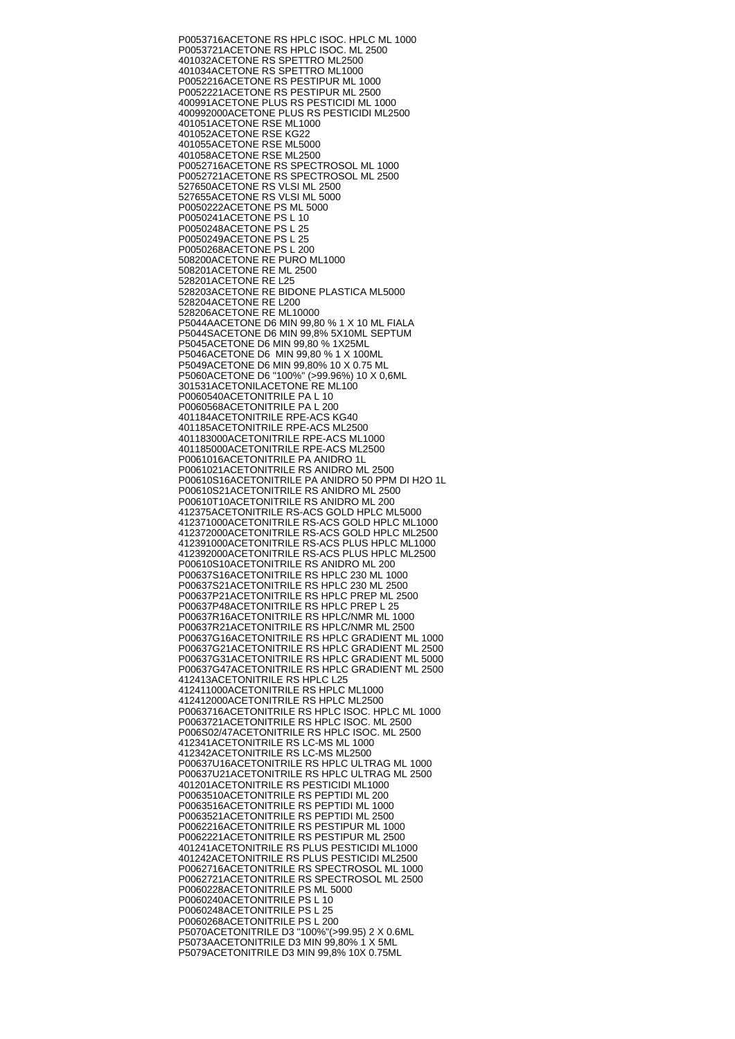P0053716ACETONE RS HPLC ISOC. HPLC ML 1000
P0053721ACETONE RS HPLC ISOC. ML 2500
401032ACETONE RS SPETTRO ML2500
401034ACETONE RS SPETTRO ML1000
P0052216ACETONE RS PESTIPUR ML 1000
P0052221ACETONE RS PESTIPUR ML 2500
400991ACETONE PLUS RS PESTICIDI ML 1000
400992000ACETONE PLUS RS PESTICIDI ML2500
401051ACETONE RSE ML1000
401052ACETONE RSE KG22
401055ACETONE RSE ML5000
401058ACETONE RSE ML2500
P0052716ACETONE RS SPECTROSOL ML 1000
P0052721ACETONE RS SPECTROSOL ML 2500
527650ACETONE RS VLSI ML 2500
527655ACETONE RS VLSI ML 5000
P0050222ACETONE PS ML 5000
P0050241ACETONE PS L 10
P0050248ACETONE PS L 25
P0050249ACETONE PS L 25
P0050268ACETONE PS L 200
508200ACETONE RE PURO ML1000
508201ACETONE RE ML 2500
528201ACETONE RE L25
528203ACETONE RE BIDONE PLASTICA ML5000
528204ACETONE RE L200
528206ACETONE RE ML10000
P5044AACETONE D6 MIN 99,80 % 1 X 10 ML FIALA
P5044SACETONE D6 MIN 99,8% 5X10ML SEPTUM
P5045ACETONE D6 MIN 99,80 % 1X25ML
P5046ACETONE D6  MIN 99,80 % 1 X 100ML
P5049ACETONE D6 MIN 99,80% 10 X 0.75 ML
P5060ACETONE D6 "100%" (>99.96%) 10 X 0,6ML
301531ACETONILACETONE RE ML100
P0060540ACETONITRILE PA L 10
P0060568ACETONITRILE PA L 200
401184ACETONITRILE RPE-ACS KG40
401185ACETONITRILE RPE-ACS ML2500
401183000ACETONITRILE RPE-ACS ML1000
401185000ACETONITRILE RPE-ACS ML2500
P0061016ACETONITRILE PA ANIDRO 1L
P0061021ACETONITRILE RS ANIDRO ML 2500
P00610S16ACETONITRILE PA ANIDRO 50 PPM DI H2O 1L
P00610S21ACETONITRILE RS ANIDRO ML 2500
P00610T10ACETONITRILE RS ANIDRO ML 200
412375ACETONITRILE RS-ACS GOLD HPLC ML5000
412371000ACETONITRILE RS-ACS GOLD HPLC ML1000
412372000ACETONITRILE RS-ACS GOLD HPLC ML2500
412391000ACETONITRILE RS-ACS PLUS HPLC ML1000
412392000ACETONITRILE RS-ACS PLUS HPLC ML2500
P00610S10ACETONITRILE RS ANIDRO ML 200
P00637S16ACETONITRILE RS HPLC 230 ML 1000
P00637S21ACETONITRILE RS HPLC 230 ML 2500
P00637P21ACETONITRILE RS HPLC PREP ML 2500
P00637P48ACETONITRILE RS HPLC PREP L 25
P00637R16ACETONITRILE RS HPLC/NMR ML 1000
P00637R21ACETONITRILE RS HPLC/NMR ML 2500
P00637G16ACETONITRILE RS HPLC GRADIENT ML 1000
P00637G21ACETONITRILE RS HPLC GRADIENT ML 2500
P00637G31ACETONITRILE RS HPLC GRADIENT ML 5000
P00637G47ACETONITRILE RS HPLC GRADIENT ML 2500
412413ACETONITRILE RS HPLC L25
412411000ACETONITRILE RS HPLC ML1000
412412000ACETONITRILE RS HPLC ML2500
P0063716ACETONITRILE RS HPLC ISOC. HPLC ML 1000
P0063721ACETONITRILE RS HPLC ISOC. ML 2500
P006S02/47ACETONITRILE RS HPLC ISOC. ML 2500
412341ACETONITRILE RS LC-MS ML 1000
412342ACETONITRILE RS LC-MS ML2500
P00637U16ACETONITRILE RS HPLC ULTRAG ML 1000
P00637U21ACETONITRILE RS HPLC ULTRAG ML 2500
401201ACETONITRILE RS PESTICIDI ML1000
P0063510ACETONITRILE RS PEPTIDI ML 200
P0063516ACETONITRILE RS PEPTIDI ML 1000
P0063521ACETONITRILE RS PEPTIDI ML 2500
P0062216ACETONITRILE RS PESTIPUR ML 1000
P0062221ACETONITRILE RS PESTIPUR ML 2500
401241ACETONITRILE RS PLUS PESTICIDI ML1000
401242ACETONITRILE RS PLUS PESTICIDI ML2500
P0062716ACETONITRILE RS SPECTROSOL ML 1000
P0062721ACETONITRILE RS SPECTROSOL ML 2500
P0060228ACETONITRILE PS ML 5000
P0060240ACETONITRILE PS L 10
P0060248ACETONITRILE PS L 25
P0060268ACETONITRILE PS L 200
P5070ACETONITRILE D3 "100%"(>99.95) 2 X 0.6ML
P5073AACETONITRILE D3 MIN 99,80% 1 X 5ML
P5079ACETONITRILE D3 MIN 99,8% 10X 0.75ML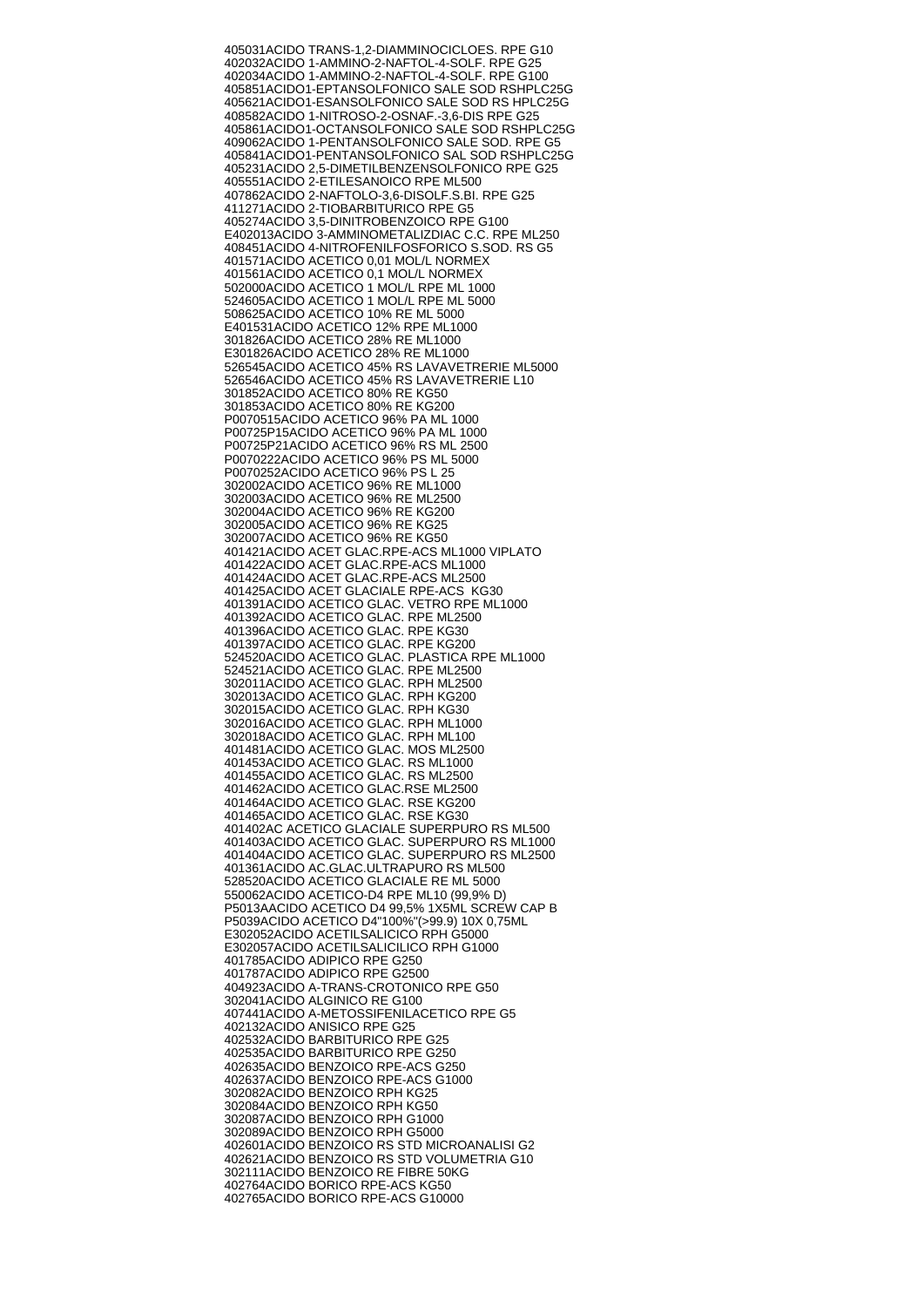405031ACIDO TRANS-1,2-DIAMMINOCICLOES. RPE G10
402032ACIDO 1-AMMINO-2-NAFTOL-4-SOLF. RPE G25
402034ACIDO 1-AMMINO-2-NAFTOL-4-SOLF. RPE G100
405851ACIDO1-EPTANSOLFONICO SALE SOD RSHPLC25G
405621ACIDO1-ESANSOLFONICO SALE SOD RS HPLC25G
408582ACIDO 1-NITROSO-2-OSNAF.-3,6-DIS RPE G25
405861ACIDO1-OCTANSOLFONICO SALE SOD RSHPLC25G
409062ACIDO 1-PENTANSOLFONICO SALE SOD. RPE G5
405841ACIDO1-PENTANSOLFONICO SAL SOD RSHPLC25G
405231ACIDO 2,5-DIMETILBENZENSOLFONICO RPE G25
405551ACIDO 2-ETILESANOICO RPE ML500
407862ACIDO 2-NAFTOLO-3,6-DISOLF.S.BI. RPE G25
411271ACIDO 2-TIOBARBITURICO RPE G5
405274ACIDO 3,5-DINITROBENZOICO RPE G100
E402013ACIDO 3-AMMINOMETALIZDIAC C.C. RPE ML250
408451ACIDO 4-NITROFENILFOSFORICO S.SOD. RS G5
401571ACIDO ACETICO 0,01 MOL/L NORMEX
401561ACIDO ACETICO 0,1 MOL/L NORMEX
502000ACIDO ACETICO 1 MOL/L RPE ML 1000
524605ACIDO ACETICO 1 MOL/L RPE ML 5000
508625ACIDO ACETICO 10% RE ML 5000
E401531ACIDO ACETICO 12% RPE ML1000
301826ACIDO ACETICO 28% RE ML1000
E301826ACIDO ACETICO 28% RE ML1000
526545ACIDO ACETICO 45% RS LAVAVETRERIE ML5000
526546ACIDO ACETICO 45% RS LAVAVETRERIE L10
301852ACIDO ACETICO 80% RE KG50
301853ACIDO ACETICO 80% RE KG200
P0070515ACIDO ACETICO 96% PA ML 1000
P00725P15ACIDO ACETICO 96% PA ML 1000
P00725P21ACIDO ACETICO 96% RS ML 2500
P0070222ACIDO ACETICO 96% PS ML 5000
P0070252ACIDO ACETICO 96% PS L 25
302002ACIDO ACETICO 96% RE ML1000
302003ACIDO ACETICO 96% RE ML2500
302004ACIDO ACETICO 96% RE KG200
302005ACIDO ACETICO 96% RE KG25
302007ACIDO ACETICO 96% RE KG50
401421ACIDO ACET GLAC.RPE-ACS ML1000 VIPLATO
401422ACIDO ACET GLAC.RPE-ACS ML1000
401424ACIDO ACET GLAC.RPE-ACS ML2500
401425ACIDO ACET GLACIALE RPE-ACS KG30
401391ACIDO ACETICO GLAC. VETRO RPE ML1000
401392ACIDO ACETICO GLAC. RPE ML2500
401396ACIDO ACETICO GLAC. RPE KG30
401397ACIDO ACETICO GLAC. RPE KG200
524520ACIDO ACETICO GLAC. PLASTICA RPE ML1000
524521ACIDO ACETICO GLAC. RPE ML2500
302011ACIDO ACETICO GLAC. RPH ML2500
302013ACIDO ACETICO GLAC. RPH KG200
302015ACIDO ACETICO GLAC. RPH KG30
302016ACIDO ACETICO GLAC. RPH ML1000
302018ACIDO ACETICO GLAC. RPH ML100
401481ACIDO ACETICO GLAC. MOS ML2500
401453ACIDO ACETICO GLAC. RS ML1000
401455ACIDO ACETICO GLAC. RS ML2500
401462ACIDO ACETICO GLAC.RSE ML2500
401464ACIDO ACETICO GLAC. RSE KG200
401465ACIDO ACETICO GLAC. RSE KG30
401402AC ACETICO GLACIALE SUPERPURO RS ML500
401403ACIDO ACETICO GLAC. SUPERPURO RS ML1000
401404ACIDO ACETICO GLAC. SUPERPURO RS ML2500
401361ACIDO AC.GLAC.ULTRAPURO RS ML500
528520ACIDO ACETICO GLACIALE RE ML 5000
550062ACIDO ACETICO-D4 RPE ML10 (99,9% D)
P5013AACIDO ACETICO D4 99,5% 1X5ML SCREW CAP B
P5039ACIDO ACETICO D4"100%"(>99.9) 10X 0,75ML
E302052ACIDO ACETILSALICICO RPH G5000
E302057ACIDO ACETILSALICILICO RPH G1000
401785ACIDO ADIPICO RPE G250
401787ACIDO ADIPICO RPE G2500
404923ACIDO A-TRANS-CROTONICO RPE G50
302041ACIDO ALGINICO RE G100
407441ACIDO A-METOSSIFENILACETICO RPE G5
402132ACIDO ANISICO RPE G25
402532ACIDO BARBITURICO RPE G25
402535ACIDO BARBITURICO RPE G250
402635ACIDO BENZOICO RPE-ACS G250
402637ACIDO BENZOICO RPE-ACS G1000
302082ACIDO BENZOICO RPH KG25
302084ACIDO BENZOICO RPH KG50
302087ACIDO BENZOICO RPH G1000
302089ACIDO BENZOICO RPH G5000
402601ACIDO BENZOICO RS STD MICROANALISI G2
402621ACIDO BENZOICO RS STD VOLUMETRIA G10
302111ACIDO BENZOICO RE FIBRE 50KG
402764ACIDO BORICO RPE-ACS KG50
402765ACIDO BORICO RPE-ACS G10000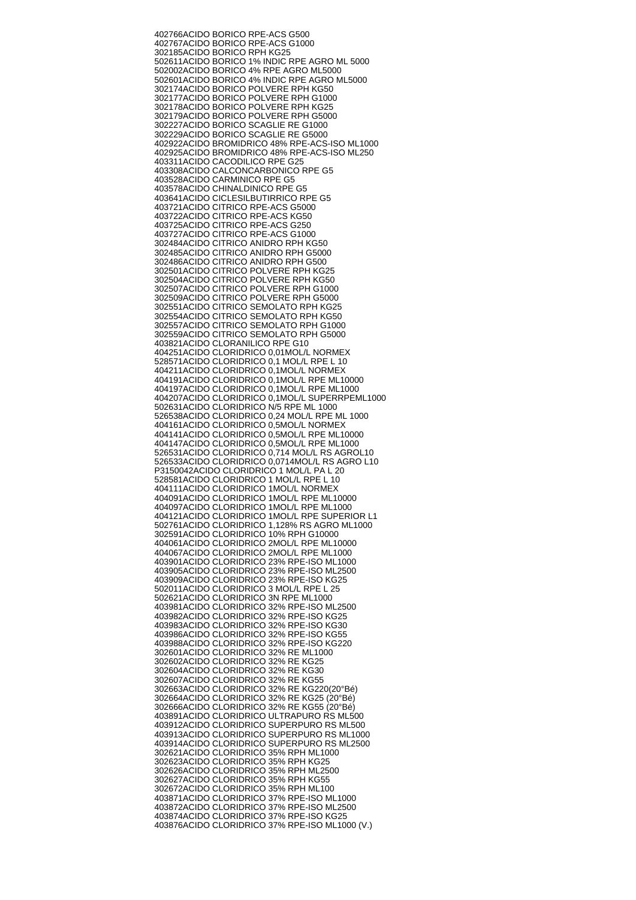402766ACIDO BORICO RPE-ACS G500
402767ACIDO BORICO RPE-ACS G1000
302185ACIDO BORICO RPH KG25
502611ACIDO BORICO 1% INDIC RPE AGRO ML 5000
502002ACIDO BORICO 4% RPE AGRO ML5000
502601ACIDO BORICO 4% INDIC RPE AGRO ML5000
302174ACIDO BORICO POLVERE RPH KG50
302177ACIDO BORICO POLVERE RPH G1000
302178ACIDO BORICO POLVERE RPH KG25
302179ACIDO BORICO POLVERE RPH G5000
302227ACIDO BORICO SCAGLIE RE G1000
302229ACIDO BORICO SCAGLIE RE G5000
402922ACIDO BROMIDRICO 48% RPE-ACS-ISO ML1000
402925ACIDO BROMIDRICO 48% RPE-ACS-ISO ML250
403311ACIDO CACODILICO RPE G25
403308ACIDO CALCONCARBONICO RPE G5
403528ACIDO CARMINICO RPE G5
403578ACIDO CHINALDINICO RPE G5
403641ACIDO CICLESILBUTIRRICO RPE G5
403721ACIDO CITRICO RPE-ACS G5000
403722ACIDO CITRICO RPE-ACS KG50
403725ACIDO CITRICO RPE-ACS G250
403727ACIDO CITRICO RPE-ACS G1000
302484ACIDO CITRICO ANIDRO RPH KG50
302485ACIDO CITRICO ANIDRO RPH G5000
302486ACIDO CITRICO ANIDRO RPH G500
302501ACIDO CITRICO POLVERE RPH KG25
302504ACIDO CITRICO POLVERE RPH KG50
302507ACIDO CITRICO POLVERE RPH G1000
302509ACIDO CITRICO POLVERE RPH G5000
302551ACIDO CITRICO SEMOLATO RPH KG25
302554ACIDO CITRICO SEMOLATO RPH KG50
302557ACIDO CITRICO SEMOLATO RPH G1000
302559ACIDO CITRICO SEMOLATO RPH G5000
403821ACIDO CLORANILICO RPE G10
404251ACIDO CLORIDRICO 0,01MOL/L NORMEX
528571ACIDO CLORIDRICO 0,1 MOL/L RPE L 10
404211ACIDO CLORIDRICO 0,1MOL/L NORMEX
404191ACIDO CLORIDRICO 0,1MOL/L RPE ML10000
404197ACIDO CLORIDRICO 0,1MOL/L RPE ML1000
404207ACIDO CLORIDRICO 0,1MOL/L SUPERRPEML1000
502631ACIDO CLORIDRICO N/5 RPE ML 1000
526538ACIDO CLORIDRICO 0,24 MOL/L RPE ML 1000
404161ACIDO CLORIDRICO 0,5MOL/L NORMEX
404141ACIDO CLORIDRICO 0,5MOL/L RPE ML10000
404147ACIDO CLORIDRICO 0,5MOL/L RPE ML1000
526531ACIDO CLORIDRICO 0,714 MOL/L RS AGROL10
526533ACIDO CLORIDRICO 0,0714MOL/L RS AGRO L10
P3150042ACIDO CLORIDRICO 1 MOL/L PA L 20
528581ACIDO CLORIDRICO 1 MOL/L RPE L 10
404111ACIDO CLORIDRICO 1MOL/L NORMEX
404091ACIDO CLORIDRICO 1MOL/L RPE ML10000
404097ACIDO CLORIDRICO 1MOL/L RPE ML1000
404121ACIDO CLORIDRICO 1MOL/L RPE SUPERIOR L1
502761ACIDO CLORIDRICO 1,128% RS AGRO ML1000
302591ACIDO CLORIDRICO 10% RPH G10000
404061ACIDO CLORIDRICO 2MOL/L RPE ML10000
404067ACIDO CLORIDRICO 2MOL/L RPE ML1000
403901ACIDO CLORIDRICO 23% RPE-ISO ML1000
403905ACIDO CLORIDRICO 23% RPE-ISO ML2500
403909ACIDO CLORIDRICO 23% RPE-ISO KG25
502011ACIDO CLORIDRICO 3 MOL/L RPE L 25
502621ACIDO CLORIDRICO 3N RPE ML1000
403981ACIDO CLORIDRICO 32% RPE-ISO ML2500
403982ACIDO CLORIDRICO 32% RPE-ISO KG25
403983ACIDO CLORIDRICO 32% RPE-ISO KG30
403986ACIDO CLORIDRICO 32% RPE-ISO KG55
403988ACIDO CLORIDRICO 32% RPE-ISO KG220
302601ACIDO CLORIDRICO 32% RE ML1000
302602ACIDO CLORIDRICO 32% RE KG25
302604ACIDO CLORIDRICO 32% RE KG30
302607ACIDO CLORIDRICO 32% RE KG55
302663ACIDO CLORIDRICO 32% RE KG220(20°Bé)
302664ACIDO CLORIDRICO 32% RE KG25 (20°Bé)
302666ACIDO CLORIDRICO 32% RE KG55 (20°Bé)
403891ACIDO CLORIDRICO ULTRAPURO RS ML500
403912ACIDO CLORIDRICO SUPERPURO RS ML500
403913ACIDO CLORIDRICO SUPERPURO RS ML1000
403914ACIDO CLORIDRICO SUPERPURO RS ML2500
302621ACIDO CLORIDRICO 35% RPH ML1000
302623ACIDO CLORIDRICO 35% RPH KG25
302626ACIDO CLORIDRICO 35% RPH ML2500
302627ACIDO CLORIDRICO 35% RPH KG55
302672ACIDO CLORIDRICO 35% RPH ML100
403871ACIDO CLORIDRICO 37% RPE-ISO ML1000
403872ACIDO CLORIDRICO 37% RPE-ISO ML2500
403874ACIDO CLORIDRICO 37% RPE-ISO KG25
403876ACIDO CLORIDRICO 37% RPE-ISO ML1000 (V.)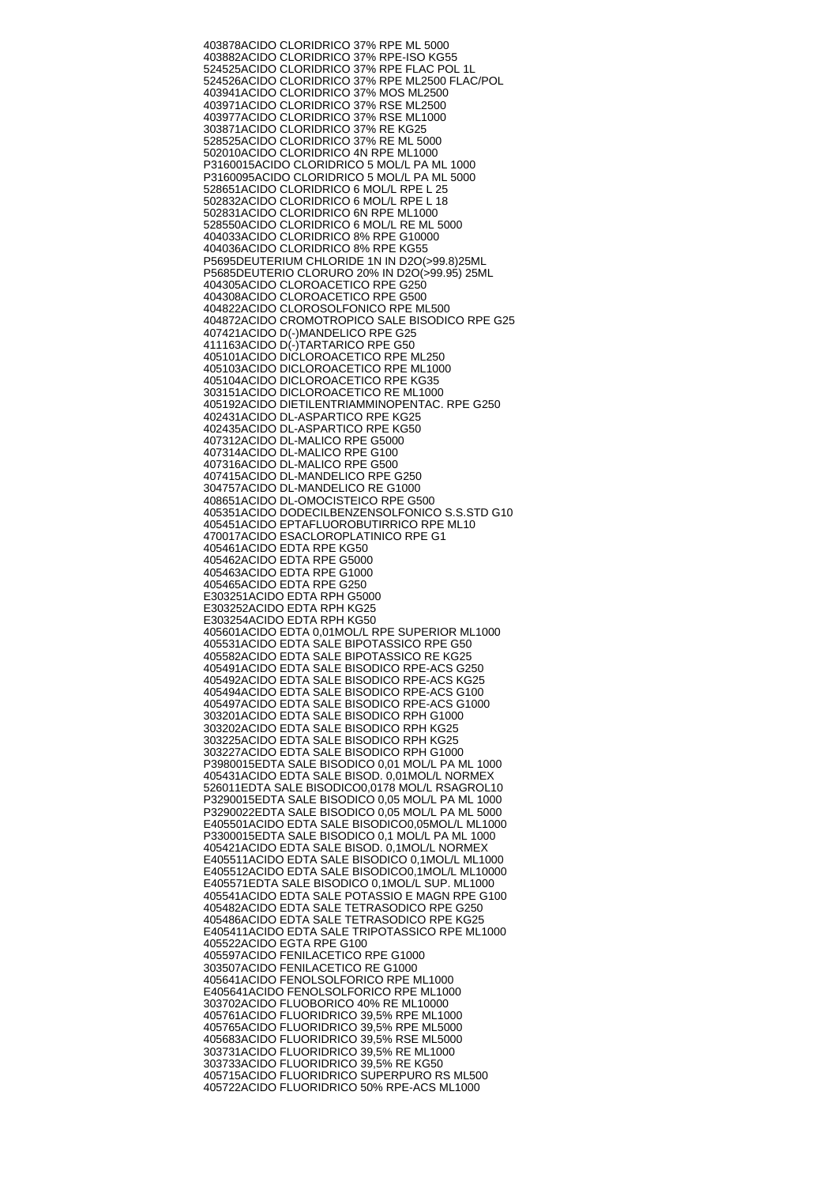403878ACIDO CLORIDRICO 37% RPE ML 5000
403882ACIDO CLORIDRICO 37% RPE-ISO KG55
524525ACIDO CLORIDRICO 37% RPE FLAC POL 1L
524526ACIDO CLORIDRICO 37% RPE ML2500 FLAC/POL
403941ACIDO CLORIDRICO 37% MOS ML2500
403971ACIDO CLORIDRICO 37% RSE ML2500
403977ACIDO CLORIDRICO 37% RSE ML1000
303871ACIDO CLORIDRICO 37% RE KG25
528525ACIDO CLORIDRICO 37% RE ML 5000
502010ACIDO CLORIDRICO 4N RPE ML1000
P3160015ACIDO CLORIDRICO 5 MOL/L PA ML 1000
P3160095ACIDO CLORIDRICO 5 MOL/L PA ML 5000
528651ACIDO CLORIDRICO 6 MOL/L RPE L 25
502832ACIDO CLORIDRICO 6 MOL/L RPE L 18
502831ACIDO CLORIDRICO 6N RPE ML1000
528550ACIDO CLORIDRICO 6 MOL/L RE ML 5000
404033ACIDO CLORIDRICO 8% RPE G10000
404036ACIDO CLORIDRICO 8% RPE KG55
P5695DEUTERIUM CHLORIDE 1N IN D2O(>99.8)25ML
P5685DEUTERIO CLORURO 20% IN D2O(>99.95) 25ML
404305ACIDO CLOROACETICO RPE G250
404308ACIDO CLOROACETICO RPE G500
404822ACIDO CLOROSOLFONICO RPE ML500
404872ACIDO CROMOTROPICO SALE BISODICO RPE G25
407421ACIDO D(-)MANDELICO RPE G25
411163ACIDO D(-)TARTARICO RPE G50
405101ACIDO DICLOROACETICO RPE ML250
405103ACIDO DICLOROACETICO RPE ML1000
405104ACIDO DICLOROACETICO RPE KG35
303151ACIDO DICLOROACETICO RE ML1000
405192ACIDO DIETILENTRIAMMINOPENTAC. RPE G250
402431ACIDO DL-ASPARTICO RPE KG25
402435ACIDO DL-ASPARTICO RPE KG50
407312ACIDO DL-MALICO RPE G5000
407314ACIDO DL-MALICO RPE G100
407316ACIDO DL-MALICO RPE G500
407415ACIDO DL-MANDELICO RPE G250
304757ACIDO DL-MANDELICO RE G1000
408651ACIDO DL-OMOCISTEICO RPE G500
405351ACIDO DODECILBENZENSOLFONICO S.S.STD G10
405451ACIDO EPTAFLUOROBUTIRRICO RPE ML10
470017ACIDO ESACLOROPLATINICO RPE G1
405461ACIDO EDTA RPE KG50
405462ACIDO EDTA RPE G5000
405463ACIDO EDTA RPE G1000
405465ACIDO EDTA RPE G250
E303251ACIDO EDTA RPH G5000
E303252ACIDO EDTA RPH KG25
E303254ACIDO EDTA RPH KG50
405601ACIDO EDTA 0,01MOL/L RPE SUPERIOR ML1000
405531ACIDO EDTA SALE BIPOTASSICO RPE G50
405582ACIDO EDTA SALE BIPOTASSICO RE KG25
405491ACIDO EDTA SALE BISODICO RPE-ACS G250
405492ACIDO EDTA SALE BISODICO RPE-ACS KG25
405494ACIDO EDTA SALE BISODICO RPE-ACS G100
405497ACIDO EDTA SALE BISODICO RPE-ACS G1000
303201ACIDO EDTA SALE BISODICO RPH G1000
303202ACIDO EDTA SALE BISODICO RPH KG25
303225ACIDO EDTA SALE BISODICO RPH KG25
303227ACIDO EDTA SALE BISODICO RPH G1000
P3980015EDTA SALE BISODICO 0,01 MOL/L PA ML 1000
405431ACIDO EDTA SALE BISOD. 0,01MOL/L NORMEX
526011EDTA SALE BISODICO0,0178 MOL/L RSAGROL10
P3290015EDTA SALE BISODICO 0,05 MOL/L PA ML 1000
P3290022EDTA SALE BISODICO 0,05 MOL/L PA ML 5000
E405501ACIDO EDTA SALE BISODICO0,05MOL/L ML1000
P3300015EDTA SALE BISODICO 0,1 MOL/L PA ML 1000
405421ACIDO EDTA SALE BISOD. 0,1MOL/L NORMEX
E405511ACIDO EDTA SALE BISODICO 0,1MOL/L ML1000
E405512ACIDO EDTA SALE BISODICO0,1MOL/L ML10000
E405571EDTA SALE BISODICO 0,1MOL/L SUP. ML1000
405541ACIDO EDTA SALE POTASSIO E MAGN RPE G100
405482ACIDO EDTA SALE TETRASODICO RPE G250
405486ACIDO EDTA SALE TETRASODICO RPE KG25
E405411ACIDO EDTA SALE TRIPOTASSICO RPE ML1000
405522ACIDO EGTA RPE G100
405597ACIDO FENILACETICO RPE G1000
303507ACIDO FENILACETICO RE G1000
405641ACIDO FENOLSOLFORICO RPE ML1000
E405641ACIDO FENOLSOLFORICO RPE ML1000
303702ACIDO FLUOBORICO 40% RE ML10000
405761ACIDO FLUORIDRICO 39,5% RPE ML1000
405765ACIDO FLUORIDRICO 39,5% RPE ML5000
405683ACIDO FLUORIDRICO 39,5% RSE ML5000
303731ACIDO FLUORIDRICO 39,5% RE ML1000
303733ACIDO FLUORIDRICO 39,5% RE KG50
405715ACIDO FLUORIDRICO SUPERPURO RS ML500
405722ACIDO FLUORIDRICO 50% RPE-ACS ML1000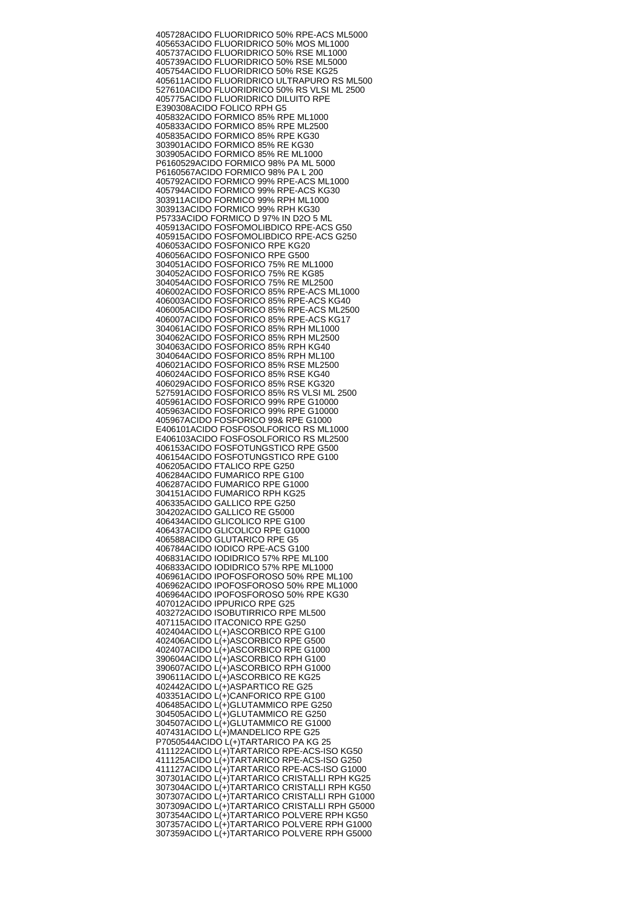405728ACIDO FLUORIDRICO 50% RPE-ACS ML5000
405653ACIDO FLUORIDRICO 50% MOS ML1000
405737ACIDO FLUORIDRICO 50% RSE ML1000
405739ACIDO FLUORIDRICO 50% RSE ML5000
405754ACIDO FLUORIDRICO 50% RSE KG25
405611ACIDO FLUORIDRICO ULTRAPURO RS ML500
527610ACIDO FLUORIDRICO 50% RS VLSI ML 2500
405775ACIDO FLUORIDRICO DILUITO RPE
E390308ACIDO FOLICO RPH G5
405832ACIDO FORMICO 85% RPE ML1000
405833ACIDO FORMICO 85% RPE ML2500
405835ACIDO FORMICO 85% RPE KG30
303901ACIDO FORMICO 85% RE KG30
303905ACIDO FORMICO 85% RE ML1000
P6160529ACIDO FORMICO 98% PA ML 5000
P6160567ACIDO FORMICO 98% PA L 200
405792ACIDO FORMICO 99% RPE-ACS ML1000
405794ACIDO FORMICO 99% RPE-ACS KG30
303911ACIDO FORMICO 99% RPH ML1000
303913ACIDO FORMICO 99% RPH KG30
P5733ACIDO FORMICO D 97% IN D2O 5 ML
405913ACIDO FOSFOMOLIBDICO RPE-ACS G50
405915ACIDO FOSFOMOLIBDICO RPE-ACS G250
406053ACIDO FOSFONICO RPE KG20
406056ACIDO FOSFONICO RPE G500
304051ACIDO FOSFORICO 75% RE ML1000
304052ACIDO FOSFORICO 75% RE KG85
304054ACIDO FOSFORICO 75% RE ML2500
406002ACIDO FOSFORICO 85% RPE-ACS ML1000
406003ACIDO FOSFORICO 85% RPE-ACS KG40
406005ACIDO FOSFORICO 85% RPE-ACS ML2500
406007ACIDO FOSFORICO 85% RPE-ACS KG17
304061ACIDO FOSFORICO 85% RPH ML1000
304062ACIDO FOSFORICO 85% RPH ML2500
304063ACIDO FOSFORICO 85% RPH KG40
304064ACIDO FOSFORICO 85% RPH ML100
406021ACIDO FOSFORICO 85% RSE ML2500
406024ACIDO FOSFORICO 85% RSE KG40
406029ACIDO FOSFORICO 85% RSE KG320
527591ACIDO FOSFORICO 85% RS VLSI ML 2500
405961ACIDO FOSFORICO 99% RPE G10000
405963ACIDO FOSFORICO 99% RPE G10000
405967ACIDO FOSFORICO 99& RPE G1000
E406101ACIDO FOSFOSOLFORICO RS ML1000
E406103ACIDO FOSFOSOLFORICO RS ML2500
406153ACIDO FOSFOTUNGSTICO RPE G500
406154ACIDO FOSFOTUNGSTICO RPE G100
406205ACIDO FTALICO RPE G250
406284ACIDO FUMARICO RPE G100
406287ACIDO FUMARICO RPE G1000
304151ACIDO FUMARICO RPH KG25
406335ACIDO GALLICO RPE G250
304202ACIDO GALLICO RE G5000
406434ACIDO GLICOLICO RPE G100
406437ACIDO GLICOLICO RPE G1000
406588ACIDO GLUTARICO RPE G5
406784ACIDO IODICO RPE-ACS G100
406831ACIDO IODIDRICO 57% RPE ML100
406833ACIDO IODIDRICO 57% RPE ML1000
406961ACIDO IPOFOSFOROSO 50% RPE ML100
406962ACIDO IPOFOSFOROSO 50% RPE ML1000
406964ACIDO IPOFOSFOROSO 50% RPE KG30
407012ACIDO IPPURICO RPE G25
403272ACIDO ISOBUTIRRICO RPE ML500
407115ACIDO ITACONICO RPE G250
402404ACIDO L(+)ASCORBICO RPE G100
402406ACIDO L(+)ASCORBICO RPE G500
402407ACIDO L(+)ASCORBICO RPE G1000
390604ACIDO L(+)ASCORBICO RPH G100
390607ACIDO L(+)ASCORBICO RPH G1000
390611ACIDO L(+)ASCORBICO RE KG25
402442ACIDO L(+)ASPARTICO RE G25
403351ACIDO L(+)CANFORICO RPE G100
406485ACIDO L(+)GLUTAMMICO RPE G250
304505ACIDO L(+)GLUTAMMICO RE G250
304507ACIDO L(+)GLUTAMMICO RE G1000
407431ACIDO L(+)MANDELICO RPE G25
P7050544ACIDO L(+)TARTARICO PA KG 25
411122ACIDO L(+)TARTARICO RPE-ACS-ISO KG50
411125ACIDO L(+)TARTARICO RPE-ACS-ISO G250
411127ACIDO L(+)TARTARICO RPE-ACS-ISO G1000
307301ACIDO L(+)TARTARICO CRISTALLI RPH KG25
307304ACIDO L(+)TARTARICO CRISTALLI RPH KG50
307307ACIDO L(+)TARTARICO CRISTALLI RPH G1000
307309ACIDO L(+)TARTARICO CRISTALLI RPH G5000
307354ACIDO L(+)TARTARICO POLVERE RPH KG50
307357ACIDO L(+)TARTARICO POLVERE RPH G1000
307359ACIDO L(+)TARTARICO POLVERE RPH G5000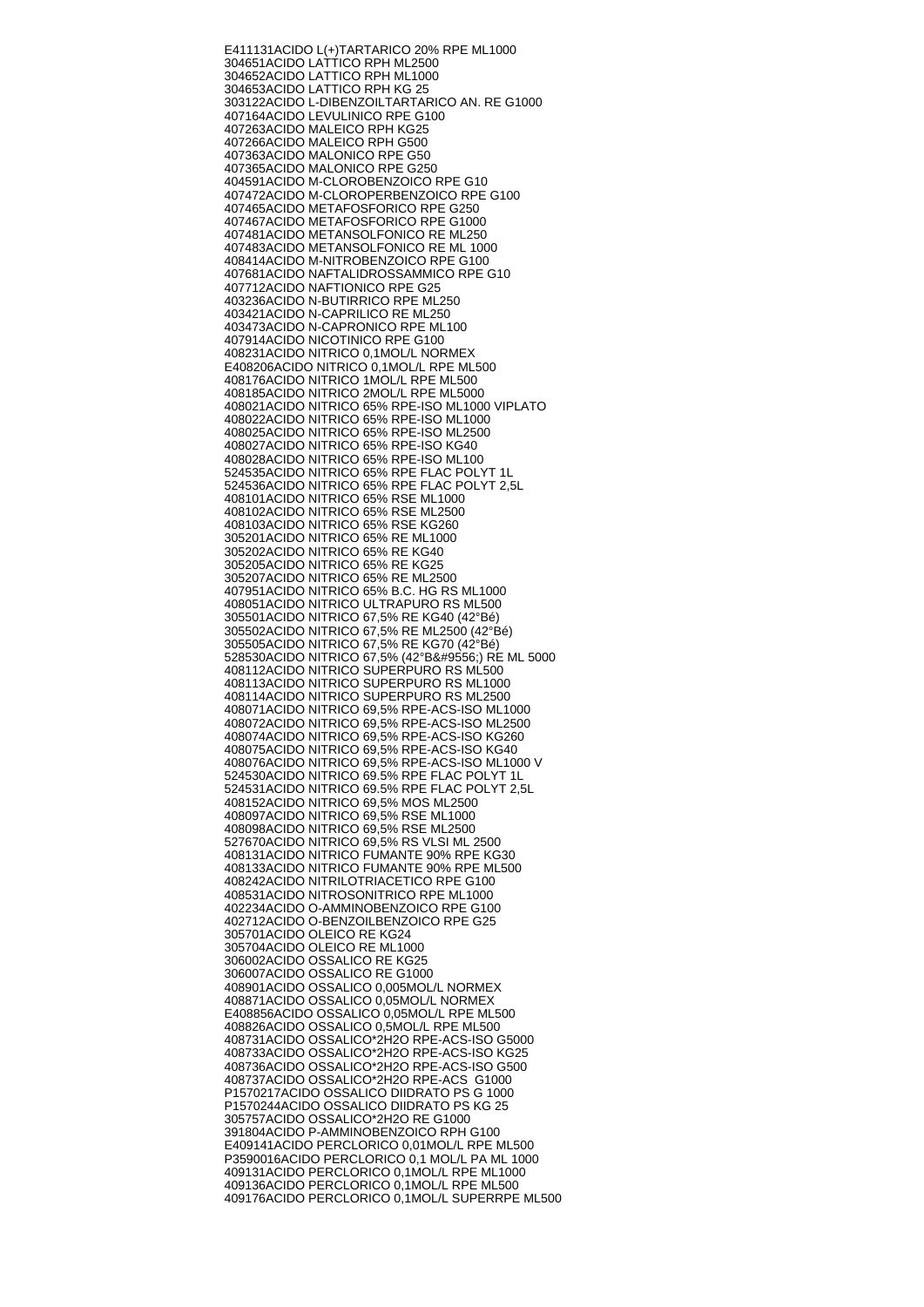E411131ACIDO L(+)TARTARICO 20% RPE ML1000
304651ACIDO LATTICO RPH ML2500
304652ACIDO LATTICO RPH ML1000
304653ACIDO LATTICO RPH KG 25
303122ACIDO L-DIBENZOILTARTARICO AN. RE G1000
407164ACIDO LEVULINICO RPE G100
407263ACIDO MALEICO RPH KG25
407266ACIDO MALEICO RPH G500
407363ACIDO MALONICO RPE G50
407365ACIDO MALONICO RPE G250
404591ACIDO M-CLOROBENZOICO RPE G10
407472ACIDO M-CLOROPERBENZOICO RPE G100
407465ACIDO METAFOSFORICO RPE G250
407467ACIDO METAFOSFORICO RPE G1000
407481ACIDO METANSOLFONICO RE ML250
407483ACIDO METANSOLFONICO RE ML 1000
408414ACIDO M-NITROBENZOICO RPE G100
407681ACIDO NAFTALIDROSSAMMICO RPE G10
407712ACIDO NAFTIONICO RPE G25
403236ACIDO N-BUTIRRICO RPE ML250
403421ACIDO N-CAPRILICO RE ML250
403473ACIDO N-CAPRONICO RPE ML100
407914ACIDO NICOTINICO RPE G100
408231ACIDO NITRICO 0,1MOL/L NORMEX
E408206ACIDO NITRICO 0,1MOL/L RPE ML500
408176ACIDO NITRICO 1MOL/L RPE ML500
408185ACIDO NITRICO 2MOL/L RPE ML5000
408021ACIDO NITRICO 65% RPE-ISO ML1000 VIPLATO
408022ACIDO NITRICO 65% RPE-ISO ML1000
408025ACIDO NITRICO 65% RPE-ISO ML2500
408027ACIDO NITRICO 65% RPE-ISO KG40
408028ACIDO NITRICO 65% RPE-ISO ML100
524535ACIDO NITRICO 65% RPE FLAC POLYT 1L
524536ACIDO NITRICO 65% RPE FLAC POLYT 2,5L
408101ACIDO NITRICO 65% RSE ML1000
408102ACIDO NITRICO 65% RSE ML2500
408103ACIDO NITRICO 65% RSE KG260
305201ACIDO NITRICO 65% RE ML1000
305202ACIDO NITRICO 65% RE KG40
305205ACIDO NITRICO 65% RE KG25
305207ACIDO NITRICO 65% RE ML2500
407951ACIDO NITRICO 65% B.C. HG RS ML1000
408051ACIDO NITRICO ULTRAPURO RS ML500
305501ACIDO NITRICO 67,5% RE KG40 (42°Bé)
305502ACIDO NITRICO 67,5% RE ML2500 (42°Bé)
305505ACIDO NITRICO 67,5% RE KG70 (42°Bé)
528530ACIDO NITRICO 67,5% (42°B&#9556;) RE ML 5000
408112ACIDO NITRICO SUPERPURO RS ML500
408113ACIDO NITRICO SUPERPURO RS ML1000
408114ACIDO NITRICO SUPERPURO RS ML2500
408071ACIDO NITRICO 69,5% RPE-ACS-ISO ML1000
408072ACIDO NITRICO 69,5% RPE-ACS-ISO ML2500
408074ACIDO NITRICO 69,5% RPE-ACS-ISO KG260
408075ACIDO NITRICO 69,5% RPE-ACS-ISO KG40
408076ACIDO NITRICO 69,5% RPE-ACS-ISO ML1000 V
524530ACIDO NITRICO 69.5% RPE FLAC POLYT 1L
524531ACIDO NITRICO 69.5% RPE FLAC POLYT 2,5L
408152ACIDO NITRICO 69,5% MOS ML2500
408097ACIDO NITRICO 69,5% RSE ML1000
408098ACIDO NITRICO 69,5% RSE ML2500
527670ACIDO NITRICO 69,5% RS VLSI ML 2500
408131ACIDO NITRICO FUMANTE 90% RPE KG30
408133ACIDO NITRICO FUMANTE 90% RPE ML500
408242ACIDO NITRILOTRIACETICO RPE G100
408531ACIDO NITROSONITRICO RPE ML1000
402234ACIDO O-AMMINOBENZOICO RPE G100
402712ACIDO O-BENZOILBENZOICO RPE G25
305701ACIDO OLEICO RE KG24
305704ACIDO OLEICO RE ML1000
306002ACIDO OSSALICO RE KG25
306007ACIDO OSSALICO RE G1000
408901ACIDO OSSALICO 0,005MOL/L NORMEX
408871ACIDO OSSALICO 0,05MOL/L NORMEX
E408856ACIDO OSSALICO 0,05MOL/L RPE ML500
408826ACIDO OSSALICO 0,5MOL/L RPE ML500
408731ACIDO OSSALICO*2H2O RPE-ACS-ISO G5000
408733ACIDO OSSALICO*2H2O RPE-ACS-ISO KG25
408736ACIDO OSSALICO*2H2O RPE-ACS-ISO G500
408737ACIDO OSSALICO*2H2O RPE-ACS G1000
P1570217ACIDO OSSALICO DIIDRATO PS G 1000
P1570244ACIDO OSSALICO DIIDRATO PS KG 25
305757ACIDO OSSALICO*2H2O RE G1000
391804ACIDO P-AMMINOBENZOICO RPH G100
E409141ACIDO PERCLORICO 0,01MOL/L RPE ML500
P3590016ACIDO PERCLORICO 0,1 MOL/L PA ML 1000
409131ACIDO PERCLORICO 0,1MOL/L RPE ML1000
409136ACIDO PERCLORICO 0,1MOL/L RPE ML500
409176ACIDO PERCLORICO 0,1MOL/L SUPERRPE ML500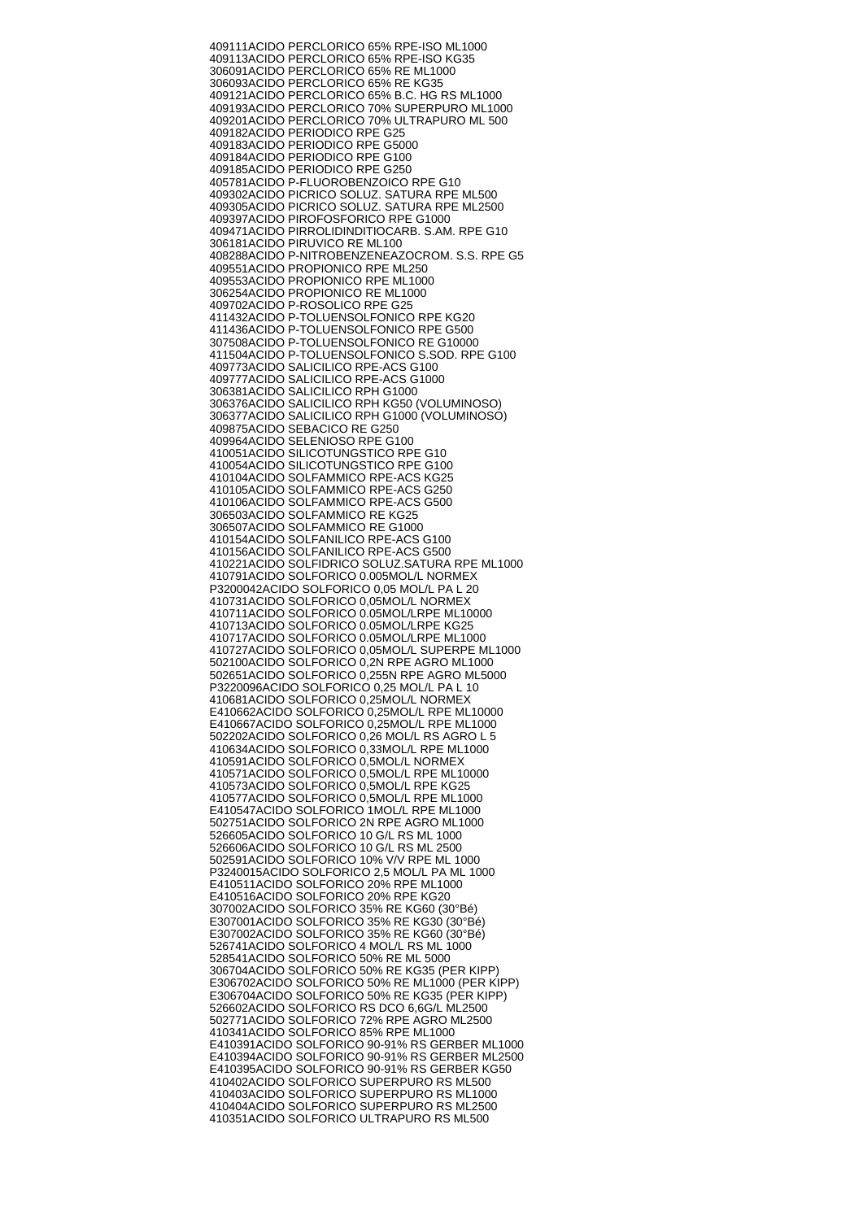409111ACIDO PERCLORICO 65% RPE-ISO ML1000
409113ACIDO PERCLORICO 65% RPE-ISO KG35
306091ACIDO PERCLORICO 65% RE ML1000
306093ACIDO PERCLORICO 65% RE KG35
409121ACIDO PERCLORICO 65% B.C. HG RS ML1000
409193ACIDO PERCLORICO 70% SUPERPURO ML1000
409201ACIDO PERCLORICO 70% ULTRAPURO ML 500
409182ACIDO PERIODICO RPE G25
409183ACIDO PERIODICO RPE G5000
409184ACIDO PERIODICO RPE G100
409185ACIDO PERIODICO RPE G250
405781ACIDO P-FLUOROBENZOICO RPE G10
409302ACIDO PICRICO SOLUZ. SATURA RPE ML500
409305ACIDO PICRICO SOLUZ. SATURA RPE ML2500
409397ACIDO PIROFOSFORICO RPE G1000
409471ACIDO PIRROLIDINDITIOCARB. S.AM. RPE G10
306181ACIDO PIRUVICO RE ML100
408288ACIDO P-NITROBENZENEAZOCROM. S.S. RPE G5
409551ACIDO PROPIONICO RPE ML250
409553ACIDO PROPIONICO RPE ML1000
306254ACIDO PROPIONICO RE ML1000
409702ACIDO P-ROSOLICO RPE G25
411432ACIDO P-TOLUENSOLFONICO RPE KG20
411436ACIDO P-TOLUENSOLFONICO RPE G500
307508ACIDO P-TOLUENSOLFONICO RE G10000
411504ACIDO P-TOLUENSOLFONICO S.SOD. RPE G100
409773ACIDO SALICILICO RPE-ACS G100
409777ACIDO SALICILICO RPE-ACS G1000
306381ACIDO SALICILICO RPH G1000
306376ACIDO SALICILICO RPH KG50 (VOLUMINOSO)
306377ACIDO SALICILICO RPH G1000 (VOLUMINOSO)
409875ACIDO SEBACICO RE G250
409964ACIDO SELENIOSO RPE G100
410051ACIDO SILICOTUNGSTICO RPE G10
410054ACIDO SILICOTUNGSTICO RPE G100
410104ACIDO SOLFAMMICO RPE-ACS KG25
410105ACIDO SOLFAMMICO RPE-ACS G250
410106ACIDO SOLFAMMICO RPE-ACS G500
306503ACIDO SOLFAMMICO RE KG25
306507ACIDO SOLFAMMICO RE G1000
410154ACIDO SOLFANILICO RPE-ACS G100
410156ACIDO SOLFANILICO RPE-ACS G500
410221ACIDO SOLFIDRICO SOLUZ.SATURA RPE ML1000
410791ACIDO SOLFORICO 0.005MOL/L NORMEX
P3200042ACIDO SOLFORICO 0,05 MOL/L PA L 20
410731ACIDO SOLFORICO 0,05MOL/L NORMEX
410711ACIDO SOLFORICO 0.05MOL/LRPE ML10000
410713ACIDO SOLFORICO 0.05MOL/LRPE KG25
410717ACIDO SOLFORICO 0.05MOL/LRPE ML1000
410727ACIDO SOLFORICO 0,05MOL/L SUPERPE ML1000
502100ACIDO SOLFORICO 0,2N RPE AGRO ML1000
502651ACIDO SOLFORICO 0,255N RPE AGRO ML5000
P3220096ACIDO SOLFORICO 0,25 MOL/L PA L 10
410681ACIDO SOLFORICO 0,25MOL/L NORMEX
E410662ACIDO SOLFORICO 0,25MOL/L RPE ML10000
E410667ACIDO SOLFORICO 0,25MOL/L RPE ML1000
502202ACIDO SOLFORICO 0,26 MOL/L RS AGRO L 5
410634ACIDO SOLFORICO 0,33MOL/L RPE ML1000
410591ACIDO SOLFORICO 0,5MOL/L NORMEX
410571ACIDO SOLFORICO 0,5MOL/L RPE ML10000
410573ACIDO SOLFORICO 0,5MOL/L RPE KG25
410577ACIDO SOLFORICO 0,5MOL/L RPE ML1000
E410547ACIDO SOLFORICO 1MOL/L RPE ML1000
502751ACIDO SOLFORICO 2N RPE AGRO ML1000
526605ACIDO SOLFORICO 10 G/L RS ML 1000
526606ACIDO SOLFORICO 10 G/L RS ML 2500
502591ACIDO SOLFORICO 10% V/V RPE ML 1000
P3240015ACIDO SOLFORICO 2,5 MOL/L PA ML 1000
E410511ACIDO SOLFORICO 20% RPE ML1000
E410516ACIDO SOLFORICO 20% RPE KG20
307002ACIDO SOLFORICO 35% RE KG60 (30°Bé)
E307001ACIDO SOLFORICO 35% RE KG30 (30°Bé)
E307002ACIDO SOLFORICO 35% RE KG60 (30°Bé)
526741ACIDO SOLFORICO 4 MOL/L RS ML 1000
528541ACIDO SOLFORICO 50% RE ML 5000
306704ACIDO SOLFORICO 50% RE KG35 (PER KIPP)
E306702ACIDO SOLFORICO 50% RE ML1000 (PER KIPP)
E306704ACIDO SOLFORICO 50% RE KG35 (PER KIPP)
526602ACIDO SOLFORICO RS DCO 6,6G/L ML2500
502771ACIDO SOLFORICO 72% RPE AGRO ML2500
410341ACIDO SOLFORICO 85% RPE ML1000
E410391ACIDO SOLFORICO 90-91% RS GERBER ML1000
E410394ACIDO SOLFORICO 90-91% RS GERBER ML2500
E410395ACIDO SOLFORICO 90-91% RS GERBER KG50
410402ACIDO SOLFORICO SUPERPURO RS ML500
410403ACIDO SOLFORICO SUPERPURO RS ML1000
410404ACIDO SOLFORICO SUPERPURO RS ML2500
410351ACIDO SOLFORICO ULTRAPURO RS ML500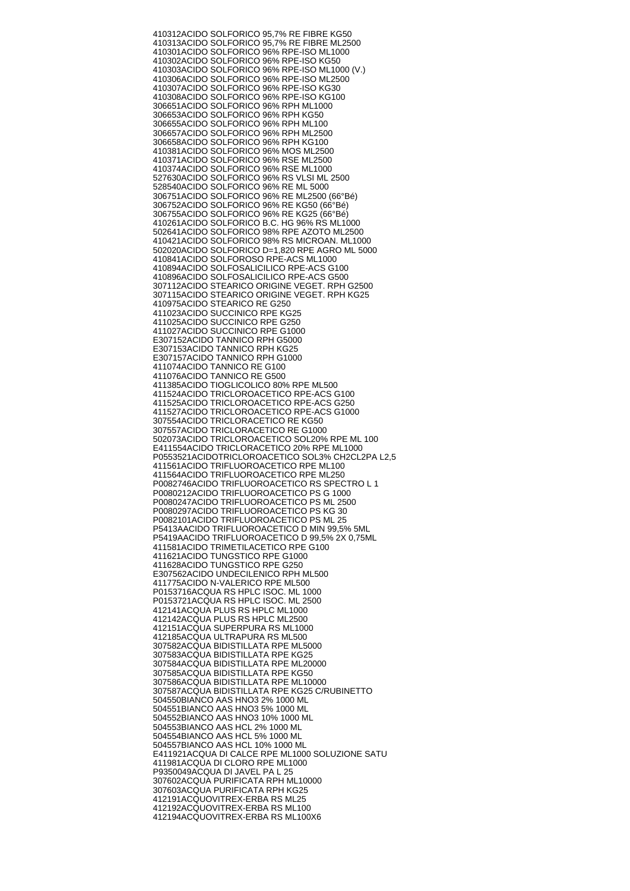410312ACIDO SOLFORICO 95,7% RE FIBRE KG50
410313ACIDO SOLFORICO 95,7% RE FIBRE ML2500
410301ACIDO SOLFORICO 96% RPE-ISO ML1000
410302ACIDO SOLFORICO 96% RPE-ISO KG50
410303ACIDO SOLFORICO 96% RPE-ISO ML1000 (V.)
410306ACIDO SOLFORICO 96% RPE-ISO ML2500
410307ACIDO SOLFORICO 96% RPE-ISO KG30
410308ACIDO SOLFORICO 96% RPE-ISO KG100
306651ACIDO SOLFORICO 96% RPH ML1000
306653ACIDO SOLFORICO 96% RPH KG50
306655ACIDO SOLFORICO 96% RPH ML100
306657ACIDO SOLFORICO 96% RPH ML2500
306658ACIDO SOLFORICO 96% RPH KG100
410381ACIDO SOLFORICO 96% MOS ML2500
410371ACIDO SOLFORICO 96% RSE ML2500
410374ACIDO SOLFORICO 96% RSE ML1000
527630ACIDO SOLFORICO 96% RS VLSI ML 2500
528540ACIDO SOLFORICO 96% RE ML 5000
306751ACIDO SOLFORICO 96% RE ML2500 (66°Bé)
306752ACIDO SOLFORICO 96% RE KG50 (66°Bé)
306755ACIDO SOLFORICO 96% RE KG25 (66°Bé)
410261ACIDO SOLFORICO B.C. HG 96% RS ML1000
502641ACIDO SOLFORICO 98% RPE AZOTO ML2500
410421ACIDO SOLFORICO 98% RS MICROAN. ML1000
502020ACIDO SOLFORICO D=1,820 RPE AGRO ML 5000
410841ACIDO SOLFOROSO RPE-ACS ML1000
410894ACIDO SOLFOSALICILICO RPE-ACS G100
410896ACIDO SOLFOSALICILICO RPE-ACS G500
307112ACIDO STEARICO ORIGINE VEGET. RPH G2500
307115ACIDO STEARICO ORIGINE VEGET. RPH KG25
410975ACIDO STEARICO RE G250
411023ACIDO SUCCINICO RPE KG25
411025ACIDO SUCCINICO RPE G250
411027ACIDO SUCCINICO RPE G1000
E307152ACIDO TANNICO RPH G5000
E307153ACIDO TANNICO RPH KG25
E307157ACIDO TANNICO RPH G1000
411074ACIDO TANNICO RE G100
411076ACIDO TANNICO RE G500
411385ACIDO TIOGLICOLICO 80% RPE ML500
411524ACIDO TRICLOROACETICO RPE-ACS G100
411525ACIDO TRICLOROACETICO RPE-ACS G250
411527ACIDO TRICLOROACETICO RPE-ACS G1000
307554ACIDO TRICLORACETICO RE KG50
307557ACIDO TRICLORACETICO RE G1000
502073ACIDO TRICLOROACETICO SOL20% RPE ML 100
E411554ACIDO TRICLORACETICO 20% RPE ML1000
P0553521ACIDOTRICLOROACETICO SOL3% CH2CL2PA L2,5
411561ACIDO TRIFLUOROACETICO RPE ML100
411564ACIDO TRIFLUOROACETICO RPE ML250
P0082746ACIDO TRIFLUOROACETICO RS SPECTRO L 1
P0080212ACIDO TRIFLUOROACETICO PS G 1000
P0080247ACIDO TRIFLUOROACETICO PS ML 2500
P0080297ACIDO TRIFLUOROACETICO PS KG 30
P0082101ACIDO TRIFLUOROACETICO PS ML 25
P5413AACIDO TRIFLUOROACETICO D MIN 99,5% 5ML
P5419AACIDO TRIFLUOROACETICO D 99,5% 2X 0,75ML
411581ACIDO TRIMETILACETICO RPE G100
411621ACIDO TUNGSTICO RPE G1000
411628ACIDO TUNGSTICO RPE G250
E307562ACIDO UNDECILENICO RPH ML500
411775ACIDO N-VALERICO RPE ML500
P0153716ACQUA RS HPLC ISOC. ML 1000
P0153721ACQUA RS HPLC ISOC. ML 2500
412141ACQUA PLUS RS HPLC ML1000
412142ACQUA PLUS RS HPLC ML2500
412151ACQUA SUPERPURA RS ML1000
412185ACQUA ULTRAPURA RS ML500
307582ACQUA BIDISTILLATA RPE ML5000
307583ACQUA BIDISTILLATA RPE KG25
307584ACQUA BIDISTILLATA RPE ML20000
307585ACQUA BIDISTILLATA RPE KG50
307586ACQUA BIDISTILLATA RPE ML10000
307587ACQUA BIDISTILLATA RPE KG25 C/RUBINETTO
504550BIANCO AAS HNO3 2% 1000 ML
504551BIANCO AAS HNO3 5% 1000 ML
504552BIANCO AAS HNO3 10% 1000 ML
504553BIANCO AAS HCL 2% 1000 ML
504554BIANCO AAS HCL 5% 1000 ML
504557BIANCO AAS HCL 10% 1000 ML
E411921ACQUA DI CALCE RPE ML1000 SOLUZIONE SATU
411981ACQUA DI CLORO RPE ML1000
P9350049ACQUA DI JAVEL PA L 25
307602ACQUA PURIFICATA RPH ML10000
307603ACQUA PURIFICATA RPH KG25
412191ACQUOVITREX-ERBA RS ML25
412192ACQUOVITREX-ERBA RS ML100
412194ACQUOVITREX-ERBA RS ML100X6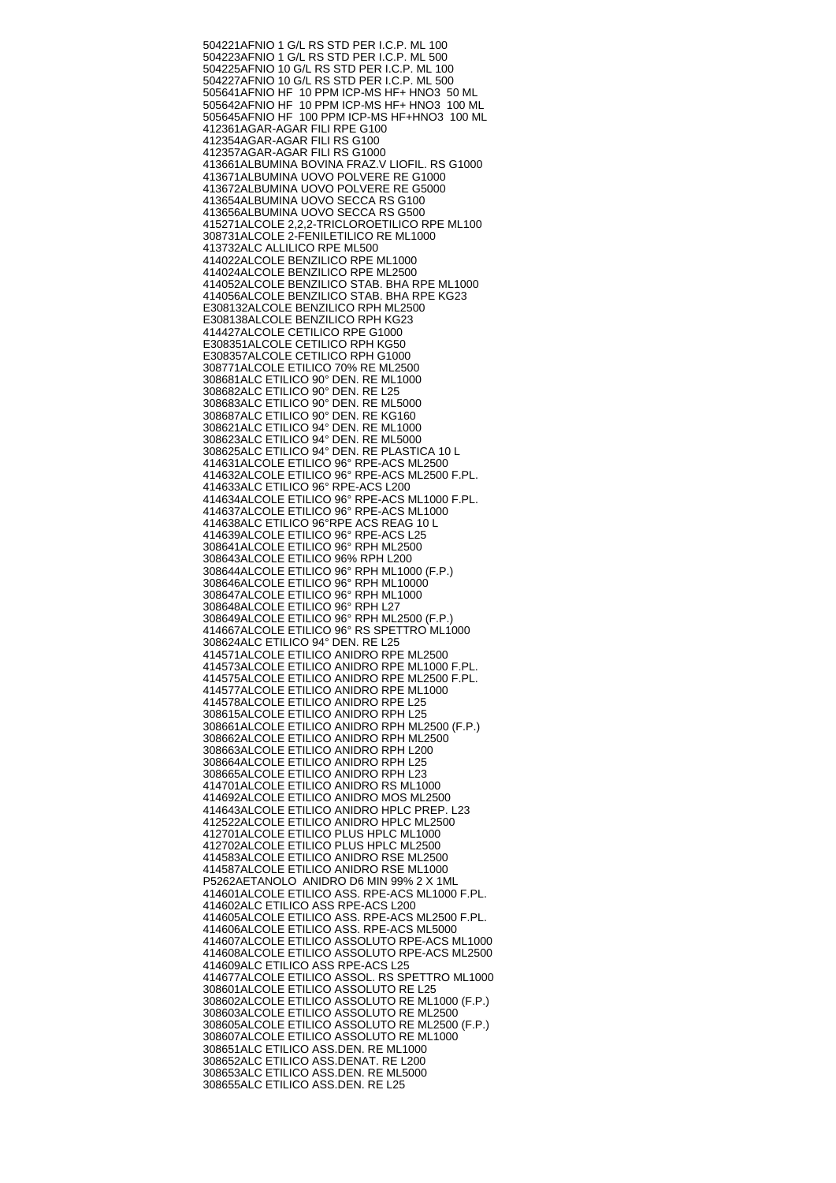504221AFNIO 1 G/L RS STD PER I.C.P. ML 100
504223AFNIO 1 G/L RS STD PER I.C.P. ML 500
504225AFNIO 10 G/L RS STD PER I.C.P. ML 100
504227AFNIO 10 G/L RS STD PER I.C.P. ML 500
505641AFNIO HF 10 PPM ICP-MS HF+ HNO3 50 ML
505642AFNIO HF 10 PPM ICP-MS HF+ HNO3 100 ML
505645AFNIO HF 100 PPM ICP-MS HF+HNO3 100 ML
412361AGAR-AGAR FILI RPE G100
412354AGAR-AGAR FILI RS G100
412357AGAR-AGAR FILI RS G1000
413661ALBUMINA BOVINA FRAZ.V LIOFIL. RS G1000
413671ALBUMINA UOVO POLVERE RE G1000
413672ALBUMINA UOVO POLVERE RE G5000
413654ALBUMINA UOVO SECCA RS G100
413656ALBUMINA UOVO SECCA RS G500
415271ALCOLE 2,2,2-TRICLOROETILICO RPE ML100
308731ALCOLE 2-FENILETILICO RE ML1000
413732ALC ALLILICO RPE ML500
414022ALCOLE BENZILICO RPE ML1000
414024ALCOLE BENZILICO RPE ML2500
414052ALCOLE BENZILICO STAB. BHA RPE ML1000
414056ALCOLE BENZILICO STAB. BHA RPE KG23
E308132ALCOLE BENZILICO RPH ML2500
E308138ALCOLE BENZILICO RPH KG23
414427ALCOLE CETILICO RPE G1000
E308351ALCOLE CETILICO RPH KG50
E308357ALCOLE CETILICO RPH G1000
308771ALCOLE ETILICO 70% RE ML2500
308681ALC ETILICO 90° DEN. RE ML1000
308682ALC ETILICO 90° DEN. RE L25
308683ALC ETILICO 90° DEN. RE ML5000
308687ALC ETILICO 90° DEN. RE KG160
308621ALC ETILICO 94° DEN. RE ML1000
308623ALC ETILICO 94° DEN. RE ML5000
308625ALC ETILICO 94° DEN. RE PLASTICA 10 L
414631ALCOLE ETILICO 96° RPE-ACS ML2500
414632ALCOLE ETILICO 96° RPE-ACS ML2500 F.PL.
414633ALC ETILICO 96° RPE-ACS L200
414634ALCOLE ETILICO 96° RPE-ACS ML1000 F.PL.
414637ALCOLE ETILICO 96° RPE-ACS ML1000
414638ALC ETILICO 96°RPE ACS REAG 10 L
414639ALCOLE ETILICO 96° RPE-ACS L25
308641ALCOLE ETILICO 96° RPH ML2500
308643ALCOLE ETILICO 96% RPH L200
308644ALCOLE ETILICO 96° RPH ML1000 (F.P.)
308646ALCOLE ETILICO 96° RPH ML10000
308647ALCOLE ETILICO 96° RPH ML1000
308648ALCOLE ETILICO 96° RPH L27
308649ALCOLE ETILICO 96° RPH ML2500 (F.P.)
414667ALCOLE ETILICO 96° RS SPETTRO ML1000
308624ALC ETILICO 94° DEN. RE L25
414571ALCOLE ETILICO ANIDRO RPE ML2500
414573ALCOLE ETILICO ANIDRO RPE ML1000 F.PL.
414575ALCOLE ETILICO ANIDRO RPE ML2500 F.PL.
414577ALCOLE ETILICO ANIDRO RPE ML1000
414578ALCOLE ETILICO ANIDRO RPE L25
308615ALCOLE ETILICO ANIDRO RPH L25
308661ALCOLE ETILICO ANIDRO RPH ML2500 (F.P.)
308662ALCOLE ETILICO ANIDRO RPH ML2500
308663ALCOLE ETILICO ANIDRO RPH L200
308664ALCOLE ETILICO ANIDRO RPH L25
308665ALCOLE ETILICO ANIDRO RPH L23
414701ALCOLE ETILICO ANIDRO RS ML1000
414692ALCOLE ETILICO ANIDRO MOS ML2500
414643ALCOLE ETILICO ANIDRO HPLC PREP. L23
412522ALCOLE ETILICO ANIDRO HPLC ML2500
412701ALCOLE ETILICO PLUS HPLC ML1000
412702ALCOLE ETILICO PLUS HPLC ML2500
414583ALCOLE ETILICO ANIDRO RSE ML2500
414587ALCOLE ETILICO ANIDRO RSE ML1000
P5262AETANOLO ANIDRO D6 MIN 99% 2 X 1ML
414601ALCOLE ETILICO ASS. RPE-ACS ML1000 F.PL.
414602ALC ETILICO ASS RPE-ACS L200
414605ALCOLE ETILICO ASS. RPE-ACS ML2500 F.PL.
414606ALCOLE ETILICO ASS. RPE-ACS ML5000
414607ALCOLE ETILICO ASSOLUTO RPE-ACS ML1000
414608ALCOLE ETILICO ASSOLUTO RPE-ACS ML2500
414609ALC ETILICO ASS RPE-ACS L25
414677ALCOLE ETILICO ASSOL. RS SPETTRO ML1000
308601ALCOLE ETILICO ASSOLUTO RE L25
308602ALCOLE ETILICO ASSOLUTO RE ML1000 (F.P.)
308603ALCOLE ETILICO ASSOLUTO RE ML2500
308605ALCOLE ETILICO ASSOLUTO RE ML2500 (F.P.)
308607ALCOLE ETILICO ASSOLUTO RE ML1000
308651ALC ETILICO ASS.DEN. RE ML1000
308652ALC ETILICO ASS.DENAT. RE L200
308653ALC ETILICO ASS.DEN. RE ML5000
308655ALC ETILICO ASS.DEN. RE L25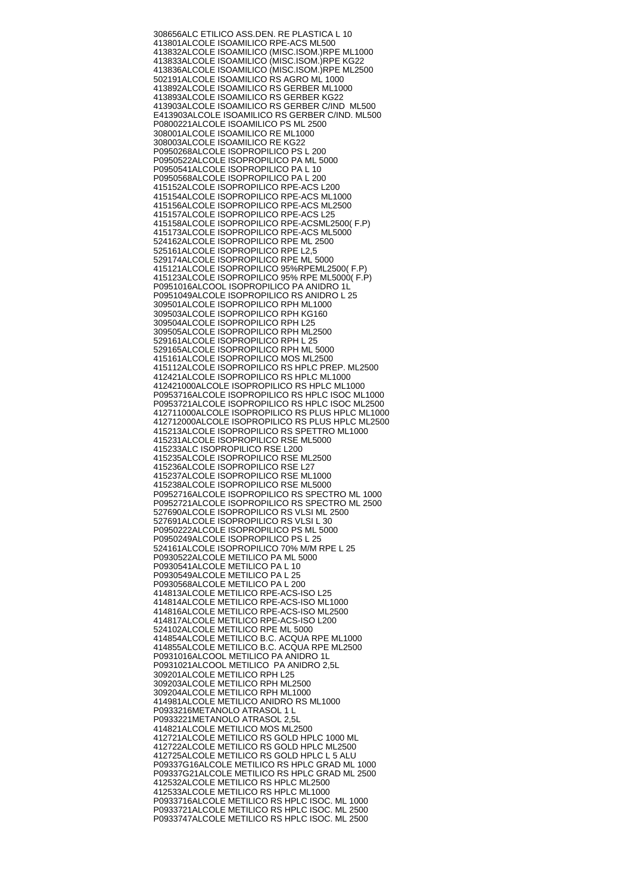308656ALC ETILICO ASS.DEN. RE PLASTICA L 10
413801ALCOLE ISOAMILICO RPE-ACS ML500
413832ALCOLE ISOAMILICO (MISC.ISOM.)RPE ML1000
413833ALCOLE ISOAMILICO (MISC.ISOM.)RPE KG22
413836ALCOLE ISOAMILICO (MISC.ISOM.)RPE ML2500
502191ALCOLE ISOAMILICO RS AGRO ML 1000
413892ALCOLE ISOAMILICO RS GERBER ML1000
413893ALCOLE ISOAMILICO RS GERBER KG22
413903ALCOLE ISOAMILICO RS GERBER C/IND ML500
E413903ALCOLE ISOAMILICO RS GERBER C/IND. ML500
P0800221ALCOLE ISOAMILICO PS ML 2500
308001ALCOLE ISOAMILICO RE ML1000
308003ALCOLE ISOAMILICO RE KG22
P0950268ALCOLE ISOPROPILICO PS L 200
P0950522ALCOLE ISOPROPILICO PA ML 5000
P0950541ALCOLE ISOPROPILICO PA L 10
P0950568ALCOLE ISOPROPILICO PA L 200
415152ALCOLE ISOPROPILICO RPE-ACS L200
415154ALCOLE ISOPROPILICO RPE-ACS ML1000
415156ALCOLE ISOPROPILICO RPE-ACS ML2500
415157ALCOLE ISOPROPILICO RPE-ACS L25
415158ALCOLE ISOPROPILICO RPE-ACSML2500( F.P)
415173ALCOLE ISOPROPILICO RPE-ACS ML5000
524162ALCOLE ISOPROPILICO RPE ML 2500
525161ALCOLE ISOPROPILICO RPE L2,5
529174ALCOLE ISOPROPILICO RPE ML 5000
415121ALCOLE ISOPROPILICO 95%RPEML2500( F.P)
415123ALCOLE ISOPROPILICO 95% RPE ML5000( F.P)
P0951016ALCOOL ISOPROPILICO PA ANIDRO 1L
P0951049ALCOLE ISOPROPILICO RS ANIDRO L 25
309501ALCOLE ISOPROPILICO RPH ML1000
309503ALCOLE ISOPROPILICO RPH KG160
309504ALCOLE ISOPROPILICO RPH L25
309505ALCOLE ISOPROPILICO RPH ML2500
529161ALCOLE ISOPROPILICO RPH L 25
529165ALCOLE ISOPROPILICO RPH ML 5000
415161ALCOLE ISOPROPILICO MOS ML2500
415112ALCOLE ISOPROPILICO RS HPLC PREP. ML2500
412421ALCOLE ISOPROPILICO RS HPLC ML1000
412421000ALCOLE ISOPROPILICO RS HPLC ML1000
P0953716ALCOLE ISOPROPILICO RS HPLC ISOC ML1000
P0953721ALCOLE ISOPROPILICO RS HPLC ISOC ML2500
412711000ALCOLE ISOPROPILICO RS PLUS HPLC ML1000
412712000ALCOLE ISOPROPILICO RS PLUS HPLC ML2500
415213ALCOLE ISOPROPILICO RS SPETTRO ML1000
415231ALCOLE ISOPROPILICO RSE ML5000
415233ALC ISOPROPILICO RSE L200
415235ALCOLE ISOPROPILICO RSE ML2500
415236ALCOLE ISOPROPILICO RSE L27
415237ALCOLE ISOPROPILICO RSE ML1000
415238ALCOLE ISOPROPILICO RSE ML5000
P0952716ALCOLE ISOPROPILICO RS SPECTRO ML 1000
P0952721ALCOLE ISOPROPILICO RS SPECTRO ML 2500
527690ALCOLE ISOPROPILICO RS VLSI ML 2500
527691ALCOLE ISOPROPILICO RS VLSI L 30
P0950222ALCOLE ISOPROPILICO PS ML 5000
P0950249ALCOLE ISOPROPILICO PS L 25
524161ALCOLE ISOPROPILICO 70% M/M RPE L 25
P0930522ALCOLE METILICO PA ML 5000
P0930541ALCOLE METILICO PA L 10
P0930549ALCOLE METILICO PA L 25
P0930568ALCOLE METILICO PA L 200
414813ALCOLE METILICO RPE-ACS-ISO L25
414814ALCOLE METILICO RPE-ACS-ISO ML1000
414816ALCOLE METILICO RPE-ACS-ISO ML2500
414817ALCOLE METILICO RPE-ACS-ISO L200
524102ALCOLE METILICO RPE ML 5000
414854ALCOLE METILICO B.C. ACQUA RPE ML1000
414855ALCOLE METILICO B.C. ACQUA RPE ML2500
P0931016ALCOOL METILICO PA ANIDRO 1L
P0931021ALCOOL METILICO PA ANIDRO 2,5L
309201ALCOLE METILICO RPH L25
309203ALCOLE METILICO RPH ML2500
309204ALCOLE METILICO RPH ML1000
414981ALCOLE METILICO ANIDRO RS ML1000
P0933216METANOLO ATRASOL 1 L
P0933221METANOLO ATRASOL 2,5L
414821ALCOLE METILICO MOS ML2500
412721ALCOLE METILICO RS GOLD HPLC 1000 ML
412722ALCOLE METILICO RS GOLD HPLC ML2500
412725ALCOLE METILICO RS GOLD HPLC L 5 ALU
P09337G16ALCOLE METILICO RS HPLC GRAD ML 1000
P09337G21ALCOLE METILICO RS HPLC GRAD ML 2500
412532ALCOLE METILICO RS HPLC ML2500
412533ALCOLE METILICO RS HPLC ML1000
P0933716ALCOLE METILICO RS HPLC ISOC. ML 1000
P0933721ALCOLE METILICO RS HPLC ISOC. ML 2500
P0933747ALCOLE METILICO RS HPLC ISOC. ML 2500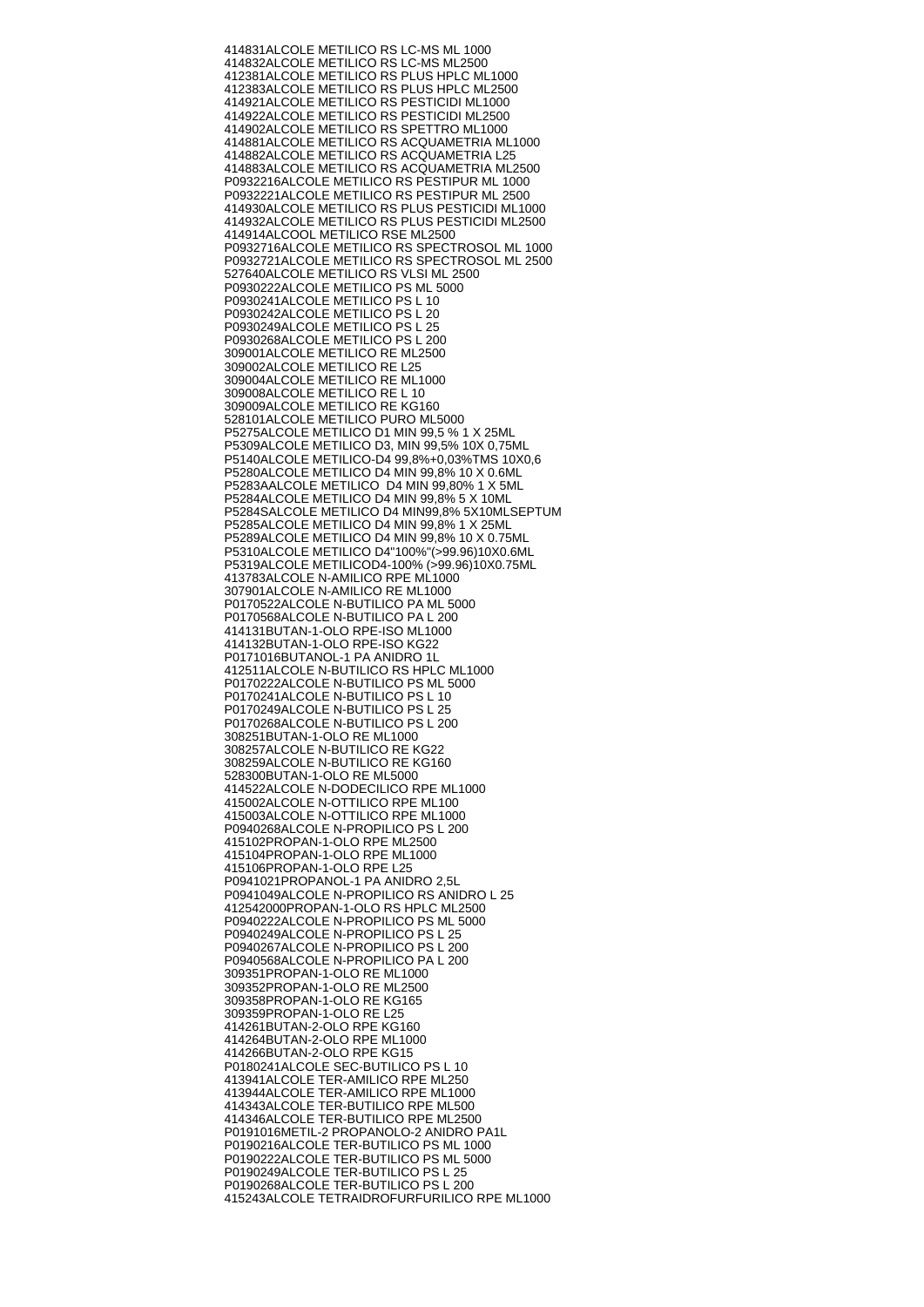414831ALCOLE METILICO RS LC-MS ML 1000
414832ALCOLE METILICO RS LC-MS ML2500
412381ALCOLE METILICO RS PLUS HPLC ML1000
412383ALCOLE METILICO RS PLUS HPLC ML2500
414921ALCOLE METILICO RS PESTICIDI ML1000
414922ALCOLE METILICO RS PESTICIDI ML2500
414902ALCOLE METILICO RS SPETTRO ML1000
414881ALCOLE METILICO RS ACQUAMETRIA ML1000
414882ALCOLE METILICO RS ACQUAMETRIA L25
414883ALCOLE METILICO RS ACQUAMETRIA ML2500
P0932216ALCOLE METILICO RS PESTIPUR ML 1000
P0932221ALCOLE METILICO RS PESTIPUR ML 2500
414930ALCOLE METILICO RS PLUS PESTICIDI ML1000
414932ALCOLE METILICO RS PLUS PESTICIDI ML2500
414914ALCOOL METILICO RSE ML2500
P0932716ALCOLE METILICO RS SPECTROSOL ML 1000
P0932721ALCOLE METILICO RS SPECTROSOL ML 2500
527640ALCOLE METILICO RS VLSI ML 2500
P0930222ALCOLE METILICO PS ML 5000
P0930241ALCOLE METILICO PS L 10
P0930242ALCOLE METILICO PS L 20
P0930249ALCOLE METILICO PS L 25
P0930268ALCOLE METILICO PS L 200
309001ALCOLE METILICO RE ML2500
309002ALCOLE METILICO RE L25
309004ALCOLE METILICO RE ML1000
309008ALCOLE METILICO RE L 10
309009ALCOLE METILICO RE KG160
528101ALCOLE METILICO PURO ML5000
P5275ALCOLE METILICO D1 MIN 99,5 % 1 X 25ML
P5309ALCOLE METILICO D3, MIN 99,5% 10X 0,75ML
P5140ALCOLE METILICO-D4 99,8%+0,03%TMS 10X0,6
P5280ALCOLE METILICO D4 MIN 99,8% 10 X 0.6ML
P5283AALCOLE METILICO  D4 MIN 99,80% 1 X 5ML
P5284ALCOLE METILICO D4 MIN 99,8% 5 X 10ML
P5284SALCOLE METILICO D4 MIN99,8% 5X10MLSEPTUM
P5285ALCOLE METILICO D4 MIN 99,8% 1 X 25ML
P5289ALCOLE METILICO D4 MIN 99,8% 10 X 0.75ML
P5310ALCOLE METILICO D4"100%"(>99.96)10X0.6ML
P5319ALCOLE METILICOD4-100% (>99.96)10X0.75ML
413783ALCOLE N-AMILICO RPE ML1000
307901ALCOLE N-AMILICO RE ML1000
P0170522ALCOLE N-BUTILICO PA ML 5000
P0170568ALCOLE N-BUTILICO PA L 200
414131BUTAN-1-OLO RPE-ISO ML1000
414132BUTAN-1-OLO RPE-ISO KG22
P0171016BUTANOL-1 PA ANIDRO 1L
412511ALCOLE N-BUTILICO RS HPLC ML1000
P0170222ALCOLE N-BUTILICO PS ML 5000
P0170241ALCOLE N-BUTILICO PS L 10
P0170249ALCOLE N-BUTILICO PS L 25
P0170268ALCOLE N-BUTILICO PS L 200
308251BUTAN-1-OLO RE ML1000
308257ALCOLE N-BUTILICO RE KG22
308259ALCOLE N-BUTILICO RE KG160
528300BUTAN-1-OLO RE ML5000
414522ALCOLE N-DODECILICO RPE ML1000
415002ALCOLE N-OTTILICO RPE ML100
415003ALCOLE N-OTTILICO RPE ML1000
P0940268ALCOLE N-PROPILICO PS L 200
415102PROPAN-1-OLO RPE ML2500
415104PROPAN-1-OLO RPE ML1000
415106PROPAN-1-OLO RPE L25
P0941021PROPANOL-1 PA ANIDRO 2,5L
P0941049ALCOLE N-PROPILICO RS ANIDRO L 25
412542000PROPAN-1-OLO RS HPLC ML2500
P0940222ALCOLE N-PROPILICO PS ML 5000
P0940249ALCOLE N-PROPILICO PS L 25
P0940267ALCOLE N-PROPILICO PS L 200
P0940568ALCOLE N-PROPILICO PA L 200
309351PROPAN-1-OLO RE ML1000
309352PROPAN-1-OLO RE ML2500
309358PROPAN-1-OLO RE KG165
309359PROPAN-1-OLO RE L25
414261BUTAN-2-OLO RPE KG160
414264BUTAN-2-OLO RPE ML1000
414266BUTAN-2-OLO RPE KG15
P0180241ALCOLE SEC-BUTILICO PS L 10
413941ALCOLE TER-AMILICO RPE ML250
413944ALCOLE TER-AMILICO RPE ML1000
414343ALCOLE TER-BUTILICO RPE ML500
414346ALCOLE TER-BUTILICO RPE ML2500
P0191016METIL-2 PROPANOLO-2 ANIDRO PA1L
P0190216ALCOLE TER-BUTILICO PS ML 1000
P0190222ALCOLE TER-BUTILICO PS ML 5000
P0190249ALCOLE TER-BUTILICO PS L 25
P0190268ALCOLE TER-BUTILICO PS L 200
415243ALCOLE TETRAIDROFURFURILICO RPE ML1000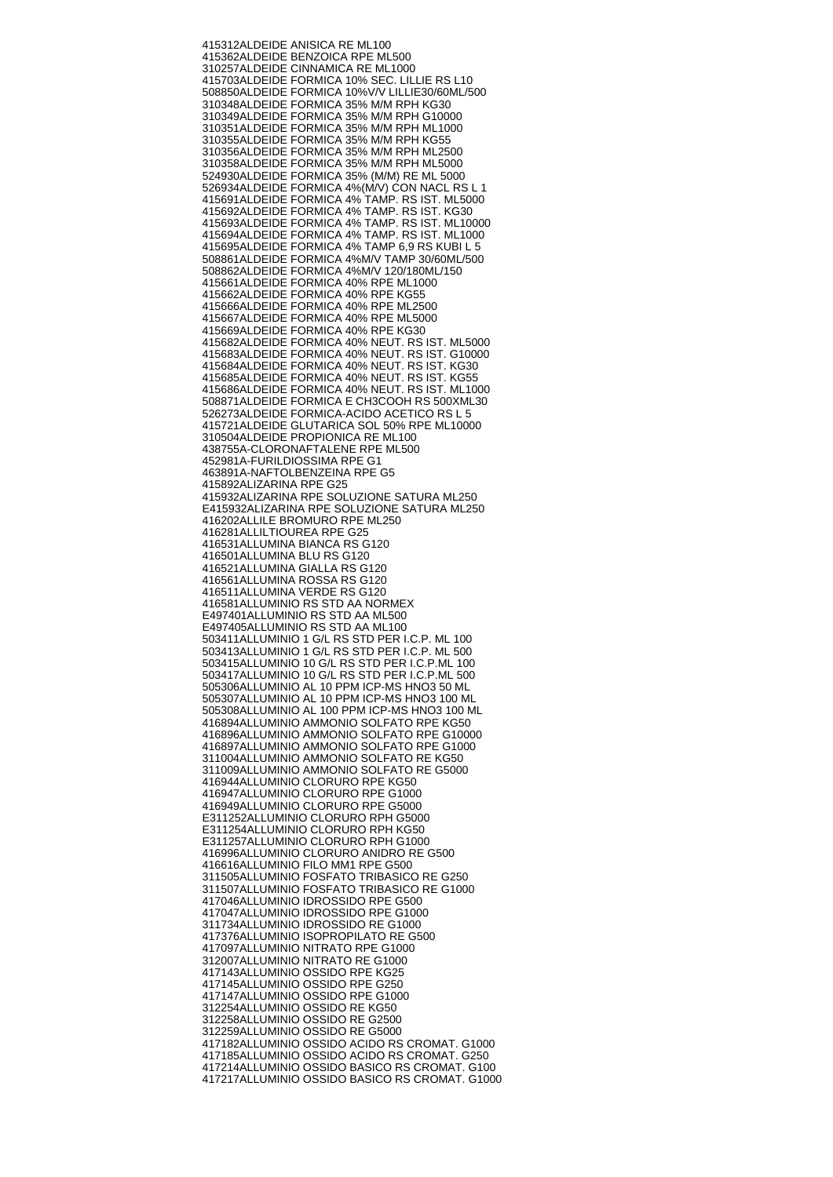415312ALDEIDE ANISICA RE ML100
415362ALDEIDE BENZOICA RPE ML500
310257ALDEIDE CINNAMICA RE ML1000
415703ALDEIDE FORMICA 10% SEC. LILLIE RS L10
508850ALDEIDE FORMICA 10%V/V LILLIE30/60ML/500
310348ALDEIDE FORMICA 35% M/M RPH KG30
310349ALDEIDE FORMICA 35% M/M RPH G10000
310351ALDEIDE FORMICA 35% M/M RPH ML1000
310355ALDEIDE FORMICA 35% M/M RPH KG55
310356ALDEIDE FORMICA 35% M/M RPH ML2500
310358ALDEIDE FORMICA 35% M/M RPH ML5000
524930ALDEIDE FORMICA 35% (M/M) RE ML 5000
526934ALDEIDE FORMICA 4%(M/V) CON NACL RS L 1
415691ALDEIDE FORMICA 4% TAMP. RS IST. ML5000
415692ALDEIDE FORMICA 4% TAMP. RS IST. KG30
415693ALDEIDE FORMICA 4% TAMP. RS IST. ML10000
415694ALDEIDE FORMICA 4% TAMP. RS IST. ML1000
415695ALDEIDE FORMICA 4% TAMP 6,9 RS KUBI L 5
508861ALDEIDE FORMICA 4%M/V TAMP 30/60ML/500
508862ALDEIDE FORMICA 4%M/V 120/180ML/150
415661ALDEIDE FORMICA 40% RPE ML1000
415662ALDEIDE FORMICA 40% RPE KG55
415666ALDEIDE FORMICA 40% RPE ML2500
415667ALDEIDE FORMICA 40% RPE ML5000
415669ALDEIDE FORMICA 40% RPE KG30
415682ALDEIDE FORMICA 40% NEUT. RS IST. ML5000
415683ALDEIDE FORMICA 40% NEUT. RS IST. G10000
415684ALDEIDE FORMICA 40% NEUT. RS IST. KG30
415685ALDEIDE FORMICA 40% NEUT. RS IST. KG55
415686ALDEIDE FORMICA 40% NEUT. RS IST. ML1000
508871ALDEIDE FORMICA E CH3COOH RS 500XML30
526273ALDEIDE FORMICA-ACIDO ACETICO RS L 5
415721ALDEIDE GLUTARICA SOL 50% RPE ML10000
310504ALDEIDE PROPIONICA RE ML100
438755A-CLORONAFTALENE RPE ML500
452981A-FURILDIOSSIMA RPE G1
463891A-NAFTOLBENZEINA RPE G5
415892ALIZARINA RPE G25
415932ALIZARINA RPE SOLUZIONE SATURA ML250
E415932ALIZARINA RPE SOLUZIONE SATURA ML250
416202ALLILE BROMURO RPE ML250
416281ALLILTIOUREA RPE G25
416531ALLUMINA BIANCA RS G120
416501ALLUMINA BLU RS G120
416521ALLUMINA GIALLA RS G120
416561ALLUMINA ROSSA RS G120
416511ALLUMINA VERDE RS G120
416581ALLUMINIO RS STD AA NORMEX
E497401ALLUMINIO RS STD AA ML500
E497405ALLUMINIO RS STD AA ML100
503411ALLUMINIO 1 G/L RS STD PER I.C.P. ML 100
503413ALLUMINIO 1 G/L RS STD PER I.C.P. ML 500
503415ALLUMINIO 10 G/L RS STD PER I.C.P.ML 100
503417ALLUMINIO 10 G/L RS STD PER I.C.P.ML 500
505306ALLUMINIO AL 10 PPM ICP-MS HNO3 50 ML
505307ALLUMINIO AL 10 PPM ICP-MS HNO3 100 ML
505308ALLUMINIO AL 100 PPM ICP-MS HNO3 100 ML
416894ALLUMINIO AMMONIO SOLFATO RPE KG50
416896ALLUMINIO AMMONIO SOLFATO RPE G10000
416897ALLUMINIO AMMONIO SOLFATO RPE G1000
311004ALLUMINIO AMMONIO SOLFATO RE KG50
311009ALLUMINIO AMMONIO SOLFATO RE G5000
416944ALLUMINIO CLORURO RPE KG50
416947ALLUMINIO CLORURO RPE G1000
416949ALLUMINIO CLORURO RPE G5000
E311252ALLUMINIO CLORURO RPH G5000
E311254ALLUMINIO CLORURO RPH KG50
E311257ALLUMINIO CLORURO RPH G1000
416996ALLUMINIO CLORURO ANIDRO RE G500
416616ALLUMINIO FILO MM1 RPE G500
311505ALLUMINIO FOSFATO TRIBASICO RE G250
311507ALLUMINIO FOSFATO TRIBASICO RE G1000
417046ALLUMINIO IDROSSIDO RPE G500
417047ALLUMINIO IDROSSIDO RPE G1000
311734ALLUMINIO IDROSSIDO RE G1000
417376ALLUMINIO ISOPROPILATO RE G500
417097ALLUMINIO NITRATO RPE G1000
312007ALLUMINIO NITRATO RE G1000
417143ALLUMINIO OSSIDO RPE KG25
417145ALLUMINIO OSSIDO RPE G250
417147ALLUMINIO OSSIDO RPE G1000
312254ALLUMINIO OSSIDO RE KG50
312258ALLUMINIO OSSIDO RE G2500
312259ALLUMINIO OSSIDO RE G5000
417182ALLUMINIO OSSIDO ACIDO RS CROMAT. G1000
417185ALLUMINIO OSSIDO ACIDO RS CROMAT. G250
417214ALLUMINIO OSSIDO BASICO RS CROMAT. G100
417217ALLUMINIO OSSIDO BASICO RS CROMAT. G1000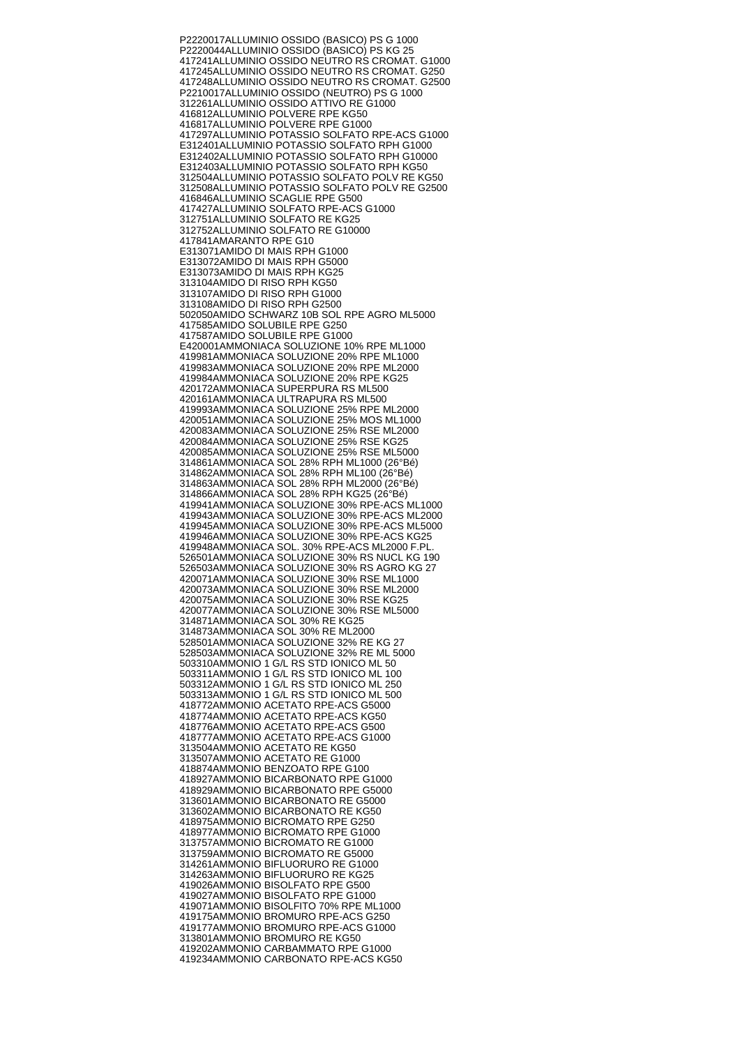P2220017ALLUMINIO OSSIDO (BASICO) PS G 1000
P2220044ALLUMINIO OSSIDO (BASICO) PS KG 25
417241ALLUMINIO OSSIDO NEUTRO RS CROMAT. G1000
417245ALLUMINIO OSSIDO NEUTRO RS CROMAT. G250
417248ALLUMINIO OSSIDO NEUTRO RS CROMAT. G2500
P2210017ALLUMINIO OSSIDO (NEUTRO) PS G 1000
312261ALLUMINIO OSSIDO ATTIVO RE G1000
416812ALLUMINIO POLVERE RPE KG50
416817ALLUMINIO POLVERE RPE G1000
417297ALLUMINIO POTASSIO SOLFATO RPE-ACS G1000
E312401ALLUMINIO POTASSIO SOLFATO RPH G1000
E312402ALLUMINIO POTASSIO SOLFATO RPH G10000
E312403ALLUMINIO POTASSIO SOLFATO RPH KG50
312504ALLUMINIO POTASSIO SOLFATO POLV RE KG50
312508ALLUMINIO POTASSIO SOLFATO POLV RE G2500
416846ALLUMINIO SCAGLIE RPE G500
417427ALLUMINIO SOLFATO RPE-ACS G1000
312751ALLUMINIO SOLFATO RE KG25
312752ALLUMINIO SOLFATO RE G10000
417841AMARANTO RPE G10
E313071AMIDO DI MAIS RPH G1000
E313072AMIDO DI MAIS RPH G5000
E313073AMIDO DI MAIS RPH KG25
313104AMIDO DI RISO RPH KG50
313107AMIDO DI RISO RPH G1000
313108AMIDO DI RISO RPH G2500
502050AMIDO SCHWARZ 10B SOL RPE AGRO ML5000
417585AMIDO SOLUBILE RPE G250
417587AMIDO SOLUBILE RPE G1000
E420001AMMONIACA SOLUZIONE 10% RPE ML1000
419981AMMONIACA SOLUZIONE 20% RPE ML1000
419983AMMONIACA SOLUZIONE 20% RPE ML2000
419984AMMONIACA SOLUZIONE 20% RPE KG25
420172AMMONIACA SUPERPURA RS ML500
420161AMMONIACA ULTRAPURA RS ML500
419993AMMONIACA SOLUZIONE 25% RPE ML2000
420051AMMONIACA SOLUZIONE 25% MOS ML1000
420083AMMONIACA SOLUZIONE 25% RSE ML2000
420084AMMONIACA SOLUZIONE 25% RSE KG25
420085AMMONIACA SOLUZIONE 25% RSE ML5000
314861AMMONIACA SOL 28% RPH ML1000 (26°Bé)
314862AMMONIACA SOL 28% RPH ML100 (26°Bé)
314863AMMONIACA SOL 28% RPH ML2000 (26°Bé)
314866AMMONIACA SOL 28% RPH KG25 (26°Bé)
419941AMMONIACA SOLUZIONE 30% RPE-ACS ML1000
419943AMMONIACA SOLUZIONE 30% RPE-ACS ML2000
419945AMMONIACA SOLUZIONE 30% RPE-ACS ML5000
419946AMMONIACA SOLUZIONE 30% RPE-ACS KG25
419948AMMONIACA SOL. 30% RPE-ACS ML2000 F.PL.
526501AMMONIACA SOLUZIONE 30% RS NUCL KG 190
526503AMMONIACA SOLUZIONE 30% RS AGRO KG 27
420071AMMONIACA SOLUZIONE 30% RSE ML1000
420073AMMONIACA SOLUZIONE 30% RSE ML2000
420075AMMONIACA SOLUZIONE 30% RSE KG25
420077AMMONIACA SOLUZIONE 30% RSE ML5000
314871AMMONIACA SOL 30% RE KG25
314873AMMONIACA SOL 30% RE ML2000
528501AMMONIACA SOLUZIONE 32% RE KG 27
528503AMMONIACA SOLUZIONE 32% RE ML 5000
503310AMMONIO 1 G/L RS STD IONICO ML 50
503311AMMONIO 1 G/L RS STD IONICO ML 100
503312AMMONIO 1 G/L RS STD IONICO ML 250
503313AMMONIO 1 G/L RS STD IONICO ML 500
418772AMMONIO ACETATO RPE-ACS G5000
418774AMMONIO ACETATO RPE-ACS KG50
418776AMMONIO ACETATO RPE-ACS G500
418777AMMONIO ACETATO RPE-ACS G1000
313504AMMONIO ACETATO RE KG50
313507AMMONIO ACETATO RE G1000
418874AMMONIO BENZOATO RPE G100
418927AMMONIO BICARBONATO RPE G1000
418929AMMONIO BICARBONATO RPE G5000
313601AMMONIO BICARBONATO RE G5000
313602AMMONIO BICARBONATO RE KG50
418975AMMONIO BICROMATO RPE G250
418977AMMONIO BICROMATO RPE G1000
313757AMMONIO BICROMATO RE G1000
313759AMMONIO BICROMATO RE G5000
314261AMMONIO BIFLUORURO RE G1000
314263AMMONIO BIFLUORURO RE KG25
419026AMMONIO BISOLFATO RPE G500
419027AMMONIO BISOLFATO RPE G1000
419071AMMONIO BISOLFITO 70% RPE ML1000
419175AMMONIO BROMURO RPE-ACS G250
419177AMMONIO BROMURO RPE-ACS G1000
313801AMMONIO BROMURO RE KG50
419202AMMONIO CARBAMMATO RPE G1000
419234AMMONIO CARBONATO RPE-ACS KG50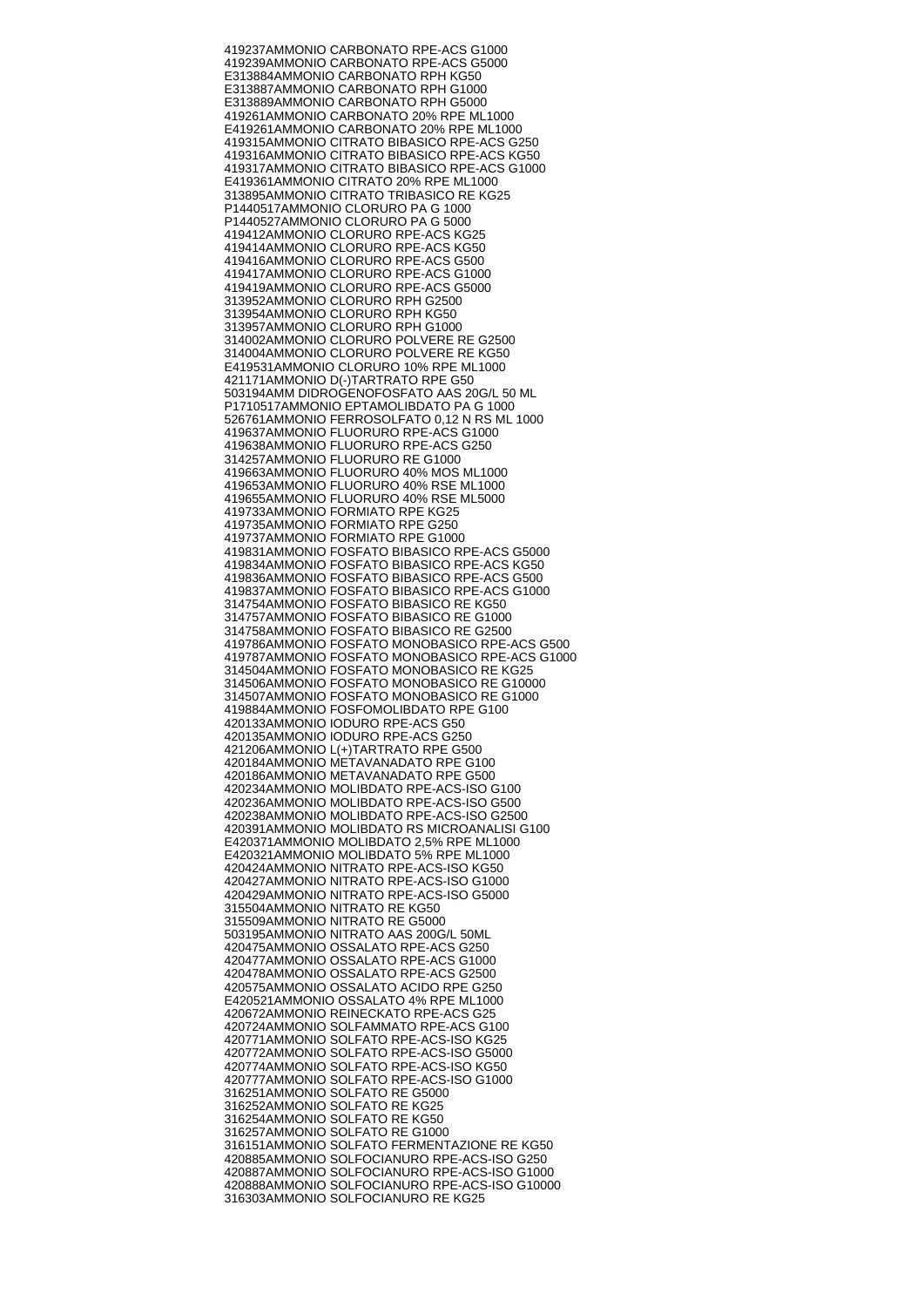419237AMMONIO CARBONATO RPE-ACS G1000
419239AMMONIO CARBONATO RPE-ACS G5000
E313884AMMONIO CARBONATO RPH KG50
E313887AMMONIO CARBONATO RPH G1000
E313889AMMONIO CARBONATO RPH G5000
419261AMMONIO CARBONATO 20% RPE ML1000
E419261AMMONIO CARBONATO 20% RPE ML1000
419315AMMONIO CITRATO BIBASICO RPE-ACS G250
419316AMMONIO CITRATO BIBASICO RPE-ACS KG50
419317AMMONIO CITRATO BIBASICO RPE-ACS G1000
E419361AMMONIO CITRATO 20% RPE ML1000
313895AMMONIO CITRATO TRIBASICO RE KG25
P1440517AMMONIO CLORURO PA G 1000
P1440527AMMONIO CLORURO PA G 5000
419412AMMONIO CLORURO RPE-ACS KG25
419414AMMONIO CLORURO RPE-ACS KG50
419416AMMONIO CLORURO RPE-ACS G500
419417AMMONIO CLORURO RPE-ACS G1000
419419AMMONIO CLORURO RPE-ACS G5000
313952AMMONIO CLORURO RPH G2500
313954AMMONIO CLORURO RPH KG50
313957AMMONIO CLORURO RPH G1000
314002AMMONIO CLORURO POLVERE RE G2500
314004AMMONIO CLORURO POLVERE RE KG50
E419531AMMONIO CLORURO 10% RPE ML1000
421171AMMONIO D(-)TARTRATO RPE G50
503194AMM DIDROGENOFOSFATO AAS 20G/L 50 ML
P1710517AMMONIO EPTAMOLIBDATO PA G 1000
526761AMMONIO FERROSOLFATO 0,12 N RS ML 1000
419637AMMONIO FLUORURO RPE-ACS G1000
419638AMMONIO FLUORURO RPE-ACS G250
314257AMMONIO FLUORURO RE G1000
419663AMMONIO FLUORURO 40% MOS ML1000
419653AMMONIO FLUORURO 40% RSE ML1000
419655AMMONIO FLUORURO 40% RSE ML5000
419733AMMONIO FORMIATO RPE KG25
419735AMMONIO FORMIATO RPE G250
419737AMMONIO FORMIATO RPE G1000
419831AMMONIO FOSFATO BIBASICO RPE-ACS G5000
419834AMMONIO FOSFATO BIBASICO RPE-ACS KG50
419836AMMONIO FOSFATO BIBASICO RPE-ACS G500
419837AMMONIO FOSFATO BIBASICO RPE-ACS G1000
314754AMMONIO FOSFATO BIBASICO RE KG50
314757AMMONIO FOSFATO BIBASICO RE G1000
314758AMMONIO FOSFATO BIBASICO RE G2500
419786AMMONIO FOSFATO MONOBASICO RPE-ACS G500
419787AMMONIO FOSFATO MONOBASICO RPE-ACS G1000
314504AMMONIO FOSFATO MONOBASICO RE KG25
314506AMMONIO FOSFATO MONOBASICO RE G10000
314507AMMONIO FOSFATO MONOBASICO RE G1000
419884AMMONIO FOSFOMOLIBDATO RPE G100
420133AMMONIO IODURO RPE-ACS G50
420135AMMONIO IODURO RPE-ACS G250
421206AMMONIO L(+)TARTRATO RPE G500
420184AMMONIO METAVANADATO RPE G100
420186AMMONIO METAVANADATO RPE G500
420234AMMONIO MOLIBDATO RPE-ACS-ISO G100
420236AMMONIO MOLIBDATO RPE-ACS-ISO G500
420238AMMONIO MOLIBDATO RPE-ACS-ISO G2500
420391AMMONIO MOLIBDATO RS MICROANALISI G100
E420371AMMONIO MOLIBDATO 2,5% RPE ML1000
E420321AMMONIO MOLIBDATO 5% RPE ML1000
420424AMMONIO NITRATO RPE-ACS-ISO KG50
420427AMMONIO NITRATO RPE-ACS-ISO G1000
420429AMMONIO NITRATO RPE-ACS-ISO G5000
315504AMMONIO NITRATO RE KG50
315509AMMONIO NITRATO RE G5000
503195AMMONIO NITRATO AAS 200G/L 50ML
420475AMMONIO OSSALATO RPE-ACS G250
420477AMMONIO OSSALATO RPE-ACS G1000
420478AMMONIO OSSALATO RPE-ACS G2500
420575AMMONIO OSSALATO ACIDO RPE G250
E420521AMMONIO OSSALATO 4% RPE ML1000
420672AMMONIO REINECKATO RPE-ACS G25
420724AMMONIO SOLFAMMATO RPE-ACS G100
420771AMMONIO SOLFATO RPE-ACS-ISO KG25
420772AMMONIO SOLFATO RPE-ACS-ISO G5000
420774AMMONIO SOLFATO RPE-ACS-ISO KG50
420777AMMONIO SOLFATO RPE-ACS-ISO G1000
316251AMMONIO SOLFATO RE G5000
316252AMMONIO SOLFATO RE KG25
316254AMMONIO SOLFATO RE KG50
316257AMMONIO SOLFATO RE G1000
316151AMMONIO SOLFATO FERMENTAZIONE RE KG50
420885AMMONIO SOLFOCIANURO RPE-ACS-ISO G250
420887AMMONIO SOLFOCIANURO RPE-ACS-ISO G1000
420888AMMONIO SOLFOCIANURO RPE-ACS-ISO G10000
316303AMMONIO SOLFOCIANURO RE KG25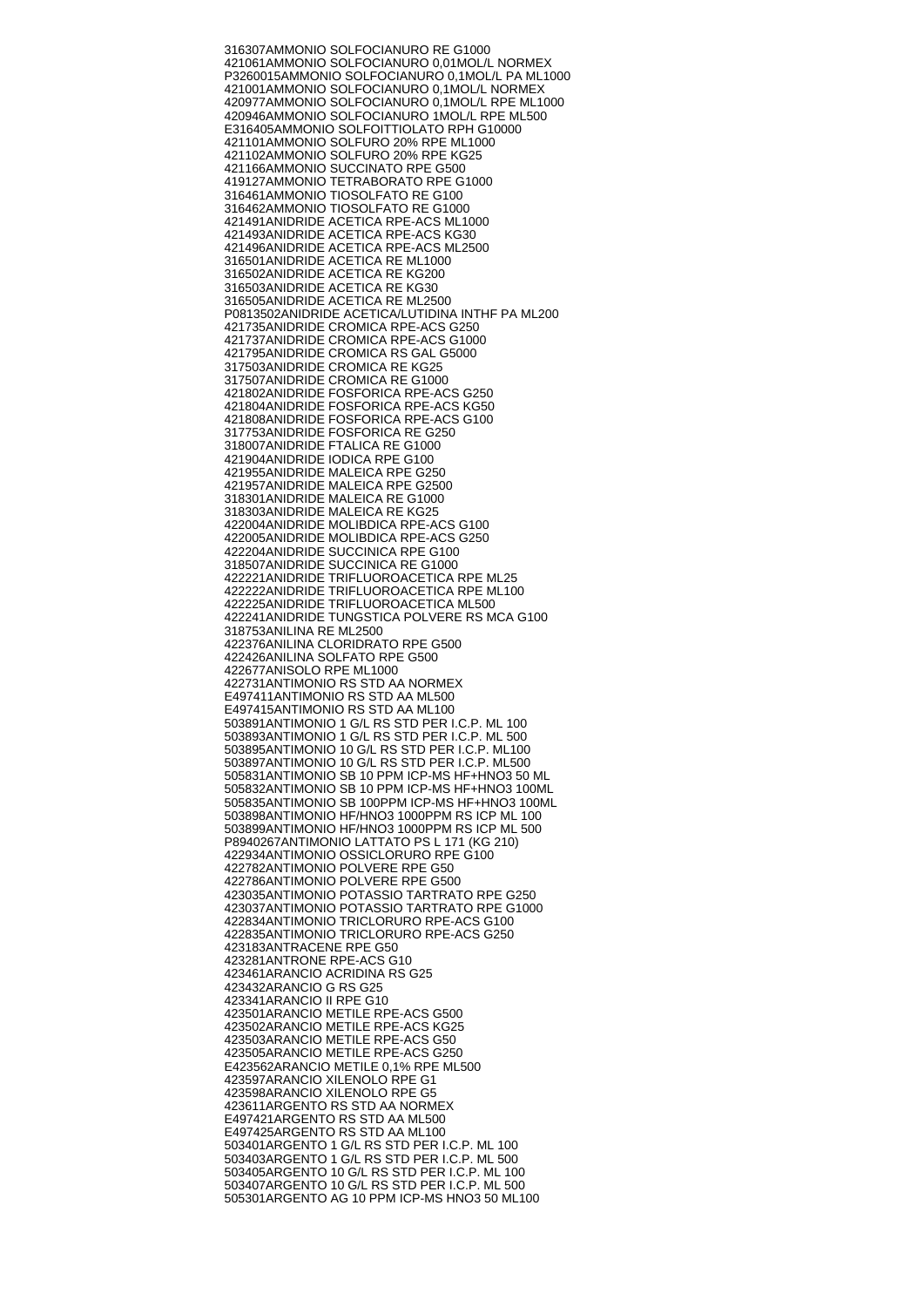316307AMMONIO SOLFOCIANURO RE G1000
421061AMMONIO SOLFOCIANURO 0,01MOL/L NORMEX
P3260015AMMONIO SOLFOCIANURO 0,1MOL/L PA ML1000
421001AMMONIO SOLFOCIANURO 0,1MOL/L NORMEX
420977AMMONIO SOLFOCIANURO 0,1MOL/L RPE ML1000
420946AMMONIO SOLFOCIANURO 1MOL/L RPE ML500
E316405AMMONIO SOLFOITTIOLATO RPH G10000
421101AMMONIO SOLFURO 20% RPE ML1000
421102AMMONIO SOLFURO 20% RPE KG25
421166AMMONIO SUCCINATO RPE G500
419127AMMONIO TETRABORATO RPE G1000
316461AMMONIO TIOSOLFATO RE G100
316462AMMONIO TIOSOLFATO RE G1000
421491ANIDRIDE ACETICA RPE-ACS ML1000
421493ANIDRIDE ACETICA RPE-ACS KG30
421496ANIDRIDE ACETICA RPE-ACS ML2500
316501ANIDRIDE ACETICA RE ML1000
316502ANIDRIDE ACETICA RE KG200
316503ANIDRIDE ACETICA RE KG30
316505ANIDRIDE ACETICA RE ML2500
P0813502ANIDRIDE ACETICA/LUTIDINA INTHF PA ML200
421735ANIDRIDE CROMICA RPE-ACS G250
421737ANIDRIDE CROMICA RPE-ACS G1000
421795ANIDRIDE CROMICA RS GAL G5000
317503ANIDRIDE CROMICA RE KG25
317507ANIDRIDE CROMICA RE G1000
421802ANIDRIDE FOSFORICA RPE-ACS G250
421804ANIDRIDE FOSFORICA RPE-ACS KG50
421808ANIDRIDE FOSFORICA RPE-ACS G100
317753ANIDRIDE FOSFORICA RE G250
318007ANIDRIDE FTALICA RE G1000
421904ANIDRIDE IODICA RPE G100
421955ANIDRIDE MALEICA RPE G250
421957ANIDRIDE MALEICA RPE G2500
318301ANIDRIDE MALEICA RE G1000
318303ANIDRIDE MALEICA RE KG25
422004ANIDRIDE MOLIBDICA RPE-ACS G100
422005ANIDRIDE MOLIBDICA RPE-ACS G250
422204ANIDRIDE SUCCINICA RPE G100
318507ANIDRIDE SUCCINICA RE G1000
422221ANIDRIDE TRIFLUOROACETICA RPE ML25
422222ANIDRIDE TRIFLUOROACETICA RPE ML100
422225ANIDRIDE TRIFLUOROACETICA ML500
422241ANIDRIDE TUNGSTICA POLVERE RS MCA G100
318753ANILINA RE ML2500
422376ANILINA CLORIDRATO RPE G500
422426ANILINA SOLFATO RPE G500
422677ANISOLO RPE ML1000
422731ANTIMONIO RS STD AA NORMEX
E497411ANTIMONIO RS STD AA ML500
E497415ANTIMONIO RS STD AA ML100
503891ANTIMONIO 1 G/L RS STD PER I.C.P. ML 100
503893ANTIMONIO 1 G/L RS STD PER I.C.P. ML 500
503895ANTIMONIO 10 G/L RS STD PER I.C.P. ML100
503897ANTIMONIO 10 G/L RS STD PER I.C.P. ML500
505831ANTIMONIO SB 10 PPM ICP-MS HF+HNO3 50 ML
505832ANTIMONIO SB 10 PPM ICP-MS HF+HNO3 100ML
505835ANTIMONIO SB 100PPM ICP-MS HF+HNO3 100ML
503898ANTIMONIO HF/HNO3 1000PPM RS ICP ML 100
503899ANTIMONIO HF/HNO3 1000PPM RS ICP ML 500
P8940267ANTIMONIO LATTATO PS L 171 (KG 210)
422934ANTIMONIO OSSICLORURO RPE G100
422782ANTIMONIO POLVERE RPE G50
422786ANTIMONIO POLVERE RPE G500
423035ANTIMONIO POTASSIO TARTRATO RPE G250
423037ANTIMONIO POTASSIO TARTRATO RPE G1000
422834ANTIMONIO TRICLORURO RPE-ACS G100
422835ANTIMONIO TRICLORURO RPE-ACS G250
423183ANTRACENE RPE G50
423281ANTRONE RPE-ACS G10
423461ARANCIO ACRIDINA RS G25
423432ARANCIO G RS G25
423341ARANCIO II RPE G10
423501ARANCIO METILE RPE-ACS G500
423502ARANCIO METILE RPE-ACS KG25
423503ARANCIO METILE RPE-ACS G50
423505ARANCIO METILE RPE-ACS G250
E423562ARANCIO METILE 0,1% RPE ML500
423597ARANCIO XILENOLO RPE G1
423598ARANCIO XILENOLO RPE G5
423611ARGENTO RS STD AA NORMEX
E497421ARGENTO RS STD AA ML500
E497425ARGENTO RS STD AA ML100
503401ARGENTO 1 G/L RS STD PER I.C.P. ML 100
503403ARGENTO 1 G/L RS STD PER I.C.P. ML 500
503405ARGENTO 10 G/L RS STD PER I.C.P. ML 100
503407ARGENTO 10 G/L RS STD PER I.C.P. ML 500
505301ARGENTO AG 10 PPM ICP-MS HNO3 50 ML100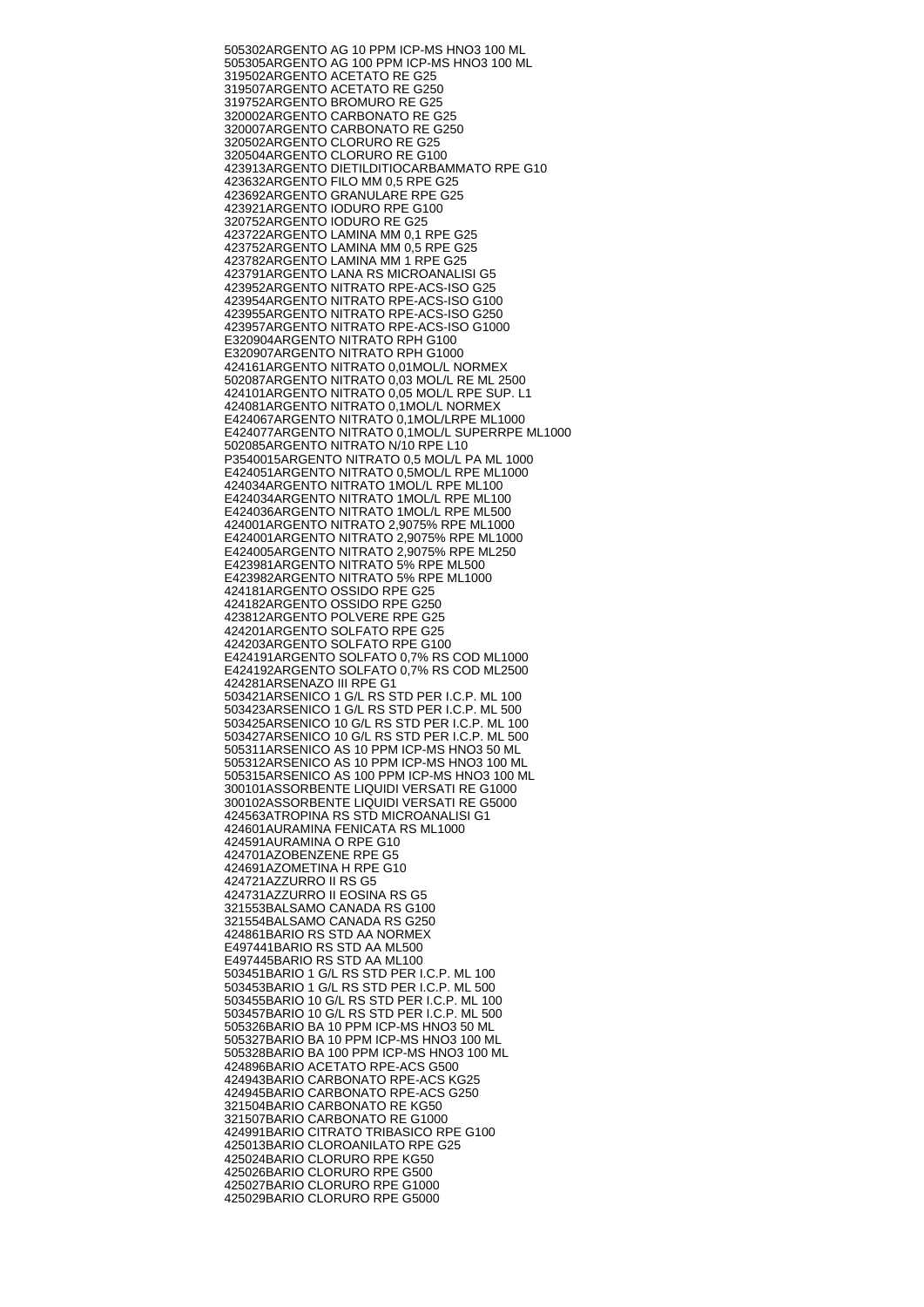505302ARGENTO AG 10 PPM ICP-MS HNO3 100 ML
505305ARGENTO AG 100 PPM ICP-MS HNO3 100 ML
319502ARGENTO ACETATO RE G25
319507ARGENTO ACETATO RE G250
319752ARGENTO BROMURO RE G25
320002ARGENTO CARBONATO RE G25
320007ARGENTO CARBONATO RE G250
320502ARGENTO CLORURO RE G25
320504ARGENTO CLORURO RE G100
423913ARGENTO DIETILDITIOCARBAMMATO RPE G10
423632ARGENTO FILO MM 0,5 RPE G25
423692ARGENTO GRANULARE RPE G25
423921ARGENTO IODURO RPE G100
320752ARGENTO IODURO RE G25
423722ARGENTO LAMINA MM 0,1 RPE G25
423752ARGENTO LAMINA MM 0,5 RPE G25
423782ARGENTO LAMINA MM 1 RPE G25
423791ARGENTO LANA RS MICROANALISI G5
423952ARGENTO NITRATO RPE-ACS-ISO G25
423954ARGENTO NITRATO RPE-ACS-ISO G100
423955ARGENTO NITRATO RPE-ACS-ISO G250
423957ARGENTO NITRATO RPE-ACS-ISO G1000
E320904ARGENTO NITRATO RPH G100
E320907ARGENTO NITRATO RPH G1000
424161ARGENTO NITRATO 0,01MOL/L NORMEX
502087ARGENTO NITRATO 0,03 MOL/L RE ML 2500
424101ARGENTO NITRATO 0,05 MOL/L RPE SUP. L1
424081ARGENTO NITRATO 0,1MOL/L NORMEX
E424067ARGENTO NITRATO 0,1MOL/LRPE ML1000
E424077ARGENTO NITRATO 0,1MOL/L SUPERRPE ML1000
502085ARGENTO NITRATO N/10 RPE L10
P3540015ARGENTO NITRATO 0,5 MOL/L PA ML 1000
E424051ARGENTO NITRATO 0,5MOL/L RPE ML1000
424034ARGENTO NITRATO 1MOL/L RPE ML100
E424034ARGENTO NITRATO 1MOL/L RPE ML100
E424036ARGENTO NITRATO 1MOL/L RPE ML500
424001ARGENTO NITRATO 2,9075% RPE ML1000
E424001ARGENTO NITRATO 2,9075% RPE ML1000
E424005ARGENTO NITRATO 2,9075% RPE ML250
E423981ARGENTO NITRATO 5% RPE ML500
E423982ARGENTO NITRATO 5% RPE ML1000
424181ARGENTO OSSIDO RPE G25
424182ARGENTO OSSIDO RPE G250
423812ARGENTO POLVERE RPE G25
424201ARGENTO SOLFATO RPE G25
424203ARGENTO SOLFATO RPE G100
E424191ARGENTO SOLFATO 0,7% RS COD ML1000
E424192ARGENTO SOLFATO 0,7% RS COD ML2500
424281ARSENAZO III RPE G1
503421ARSENICO 1 G/L RS STD PER I.C.P. ML 100
503423ARSENICO 1 G/L RS STD PER I.C.P. ML 500
503425ARSENICO 10 G/L RS STD PER I.C.P. ML 100
503427ARSENICO 10 G/L RS STD PER I.C.P. ML 500
505311ARSENICO AS 10 PPM ICP-MS HNO3 50 ML
505312ARSENICO AS 10 PPM ICP-MS HNO3 100 ML
505315ARSENICO AS 100 PPM ICP-MS HNO3 100 ML
300101ASSORBENTE LIQUIDI VERSATI RE G1000
300102ASSORBENTE LIQUIDI VERSATI RE G5000
424563ATROPINA RS STD MICROANALISI G1
424601AURAMINA FENICATA RS ML1000
424591AURAMINA O RPE G10
424701AZOBENZENE RPE G5
424691AZOMETINA H RPE G10
424721AZZURRO II RS G5
424731AZZURRO II EOSINA RS G5
321553BALSAMO CANADA RS G100
321554BALSAMO CANADA RS G250
424861BARIO RS STD AA NORMEX
E497441BARIO RS STD AA ML500
E497445BARIO RS STD AA ML100
503451BARIO 1 G/L RS STD PER I.C.P. ML 100
503453BARIO 1 G/L RS STD PER I.C.P. ML 500
503455BARIO 10 G/L RS STD PER I.C.P. ML 100
503457BARIO 10 G/L RS STD PER I.C.P. ML 500
505326BARIO BA 10 PPM ICP-MS HNO3 50 ML
505327BARIO BA 10 PPM ICP-MS HNO3 100 ML
505328BARIO BA 100 PPM ICP-MS HNO3 100 ML
424896BARIO ACETATO RPE-ACS G500
424943BARIO CARBONATO RPE-ACS KG25
424945BARIO CARBONATO RPE-ACS G250
321504BARIO CARBONATO RE KG50
321507BARIO CARBONATO RE G1000
424991BARIO CITRATO TRIBASICO RPE G100
425013BARIO CLOROANILATO RPE G25
425024BARIO CLORURO RPE KG50
425026BARIO CLORURO RPE G500
425027BARIO CLORURO RPE G1000
425029BARIO CLORURO RPE G5000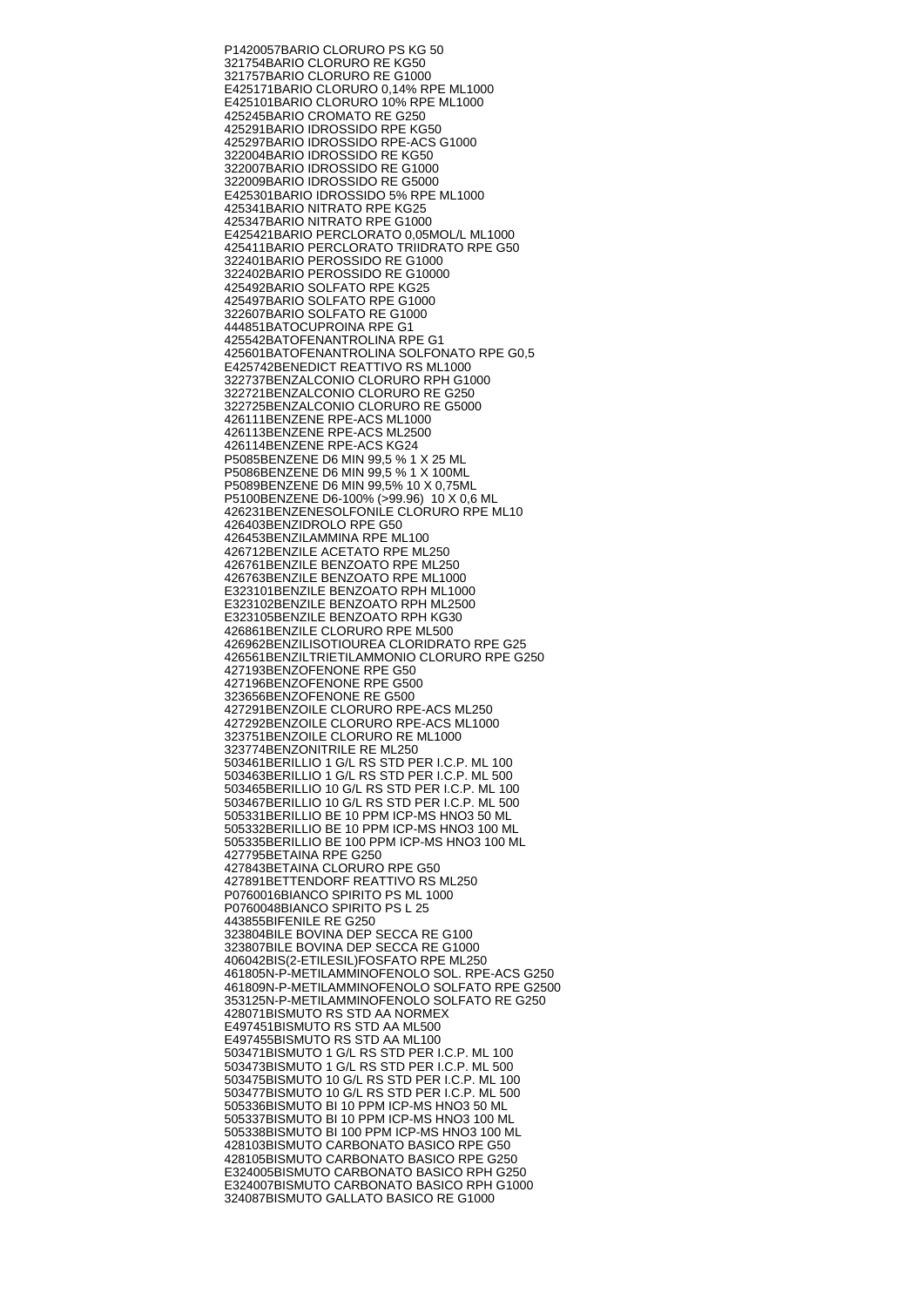P1420057BARIO CLORURO PS KG 50
321754BARIO CLORURO RE KG50
321757BARIO CLORURO RE G1000
E425171BARIO CLORURO 0,14% RPE ML1000
E425101BARIO CLORURO 10% RPE ML1000
425245BARIO CROMATO RE G250
425291BARIO IDROSSIDO RPE KG50
425297BARIO IDROSSIDO RPE-ACS G1000
322004BARIO IDROSSIDO RE KG50
322007BARIO IDROSSIDO RE G1000
322009BARIO IDROSSIDO RE G5000
E425301BARIO IDROSSIDO 5% RPE ML1000
425341BARIO NITRATO RPE KG25
425347BARIO NITRATO RPE G1000
E425421BARIO PERCLORATO 0,05MOL/L ML1000
425411BARIO PERCLORATO TRIIDRATO RPE G50
322401BARIO PEROSSIDO RE G1000
322402BARIO PEROSSIDO RE G10000
425492BARIO SOLFATO RPE KG25
425497BARIO SOLFATO RPE G1000
322607BARIO SOLFATO RE G1000
444851BATOCUPROINA RPE G1
425542BATOFENANTROLINA RPE G1
425601BATOFENANTROLINA SOLFONATO RPE G0,5
E425742BENEDICT REATTIVO RS ML1000
322737BENZALCONIO CLORURO RPH G1000
322721BENZALCONIO CLORURO RE G250
322725BENZALCONIO CLORURO RE G5000
426111BENZENE RPE-ACS ML1000
426113BENZENE RPE-ACS ML2500
426114BENZENE RPE-ACS KG24
P5085BENZENE D6 MIN 99,5 % 1 X 25 ML
P5086BENZENE D6 MIN 99,5 % 1 X 100ML
P5089BENZENE D6 MIN 99,5% 10 X 0,75ML
P5100BENZENE D6-100% (>99.96) 10 X 0,6 ML
426231BENZENESOLFONILE CLORURO RPE ML10
426403BENZIDROLO RPE G50
426453BENZILAMMINA RPE ML100
426712BENZILE ACETATO RPE ML250
426761BENZILE BENZOATO RPE ML250
426763BENZILE BENZOATO RPE ML1000
E323101BENZILE BENZOATO RPH ML1000
E323102BENZILE BENZOATO RPH ML2500
E323105BENZILE BENZOATO RPH KG30
426861BENZILE CLORURO RPE ML500
426962BENZILISOTIOUREA CLORIDRATO RPE G25
426561BENZILTRIETILAMMONIO CLORURO RPE G250
427193BENZOFENONE RPE G50
427196BENZOFENONE RPE G500
323656BENZOFENONE RE G500
427291BENZOILE CLORURO RPE-ACS ML250
427292BENZOILE CLORURO RPE-ACS ML1000
323751BENZOILE CLORURO RE ML1000
323774BENZONITRILE RE ML250
503461BERILLIO 1 G/L RS STD PER I.C.P. ML 100
503463BERILLIO 1 G/L RS STD PER I.C.P. ML 500
503465BERILLIO 10 G/L RS STD PER I.C.P. ML 100
503467BERILLIO 10 G/L RS STD PER I.C.P. ML 500
505331BERILLIO BE 10 PPM ICP-MS HNO3 50 ML
505332BERILLIO BE 10 PPM ICP-MS HNO3 100 ML
505335BERILLIO BE 100 PPM ICP-MS HNO3 100 ML
427795BETAINA RPE G250
427843BETAINA CLORURO RPE G50
427891BETTENDORF REATTIVO RS ML250
P0760016BIANCO SPIRITO PS ML 1000
P0760048BIANCO SPIRITO PS L 25
443855BIFENILE RE G250
323804BILE BOVINA DEP SECCA RE G100
323807BILE BOVINA DEP SECCA RE G1000
406042BIS(2-ETILESIL)FOSFATO RPE ML250
461805N-P-METILAMMINOFENOLO SOL. RPE-ACS G250
461809N-P-METILAMMINOFENOLO SOLFATO RPE G2500
353125N-P-METILAMMINOFENOLO SOLFATO RE G250
428071BISMUTO RS STD AA NORMEX
E497451BISMUTO RS STD AA ML500
E497455BISMUTO RS STD AA ML100
503471BISMUTO 1 G/L RS STD PER I.C.P. ML 100
503473BISMUTO 1 G/L RS STD PER I.C.P. ML 500
503475BISMUTO 10 G/L RS STD PER I.C.P. ML 100
503477BISMUTO 10 G/L RS STD PER I.C.P. ML 500
505336BISMUTO BI 10 PPM ICP-MS HNO3 50 ML
505337BISMUTO BI 10 PPM ICP-MS HNO3 100 ML
505338BISMUTO BI 100 PPM ICP-MS HNO3 100 ML
428103BISMUTO CARBONATO BASICO RPE G50
428105BISMUTO CARBONATO BASICO RPE G250
E324005BISMUTO CARBONATO BASICO RPH G250
E324007BISMUTO CARBONATO BASICO RPH G1000
324087BISMUTO GALLATO BASICO RE G1000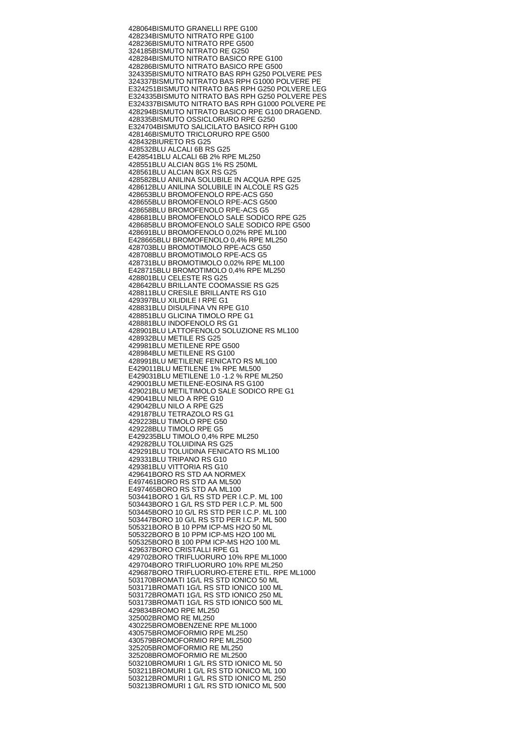428064BISMUTO GRANELLI RPE G100
428234BISMUTO NITRATO RPE G100
428236BISMUTO NITRATO RPE G500
324185BISMUTO NITRATO RE G250
428284BISMUTO NITRATO BASICO RPE G100
428286BISMUTO NITRATO BASICO RPE G500
324335BISMUTO NITRATO BAS RPH G250 POLVERE PES
324337BISMUTO NITRATO BAS RPH G1000 POLVERE PE
E324251BISMUTO NITRATO BAS RPH G250 POLVERE LEG
E324335BISMUTO NITRATO BAS RPH G250 POLVERE PES
E324337BISMUTO NITRATO BAS RPH G1000 POLVERE PE
428294BISMUTO NITRATO BASICO RPE G100 DRAGEND.
428335BISMUTO OSSICLORURO RPE G250
E324704BISMUTO SALICILATO BASICO RPH G100
428146BISMUTO TRICLORURO RPE G500
428432BIURETO RS G25
428532BLU ALCALI 6B RS G25
E428541BLU ALCALI 6B 2% RPE ML250
428551BLU ALCIAN 8GS 1% RS 250ML
428561BLU ALCIAN 8GX RS G25
428582BLU ANILINA SOLUBILE IN ACQUA RPE G25
428612BLU ANILINA SOLUBILE IN ALCOLE RS G25
428653BLU BROMOFENOLO RPE-ACS G50
428655BLU BROMOFENOLO RPE-ACS G500
428658BLU BROMOFENOLO RPE-ACS G5
428681BLU BROMOFENOLO SALE SODICO RPE G25
428685BLU BROMOFENOLO SALE SODICO RPE G500
428691BLU BROMOFENOLO 0,02% RPE ML100
E428665BLU BROMOFENOLO 0,4% RPE ML250
428703BLU BROMOTIMOLO RPE-ACS G50
428708BLU BROMOTIMOLO RPE-ACS G5
428731BLU BROMOTIMOLO 0,02% RPE ML100
E428715BLU BROMOTIMOLO 0,4% RPE ML250
428801BLU CELESTE RS G25
428642BLU BRILLANTE COOMASSIE RS G25
428811BLU CRESILE BRILLANTE RS G10
429397BLU XILIDILE I RPE G1
428831BLU DISULFINA VN RPE G10
428851BLU GLICINA TIMOLO RPE G1
428881BLU INDOFENOLO RS G1
428901BLU LATTOFENOLO SOLUZIONE RS ML100
428932BLU METILE RS G25
429981BLU METILENE RPE G500
428984BLU METILENE RS G100
428991BLU METILENE FENICATO RS ML100
E429011BLU METILENE 1% RPE ML500
E429031BLU METILENE 1.0 -1.2 % RPE ML250
429001BLU METILENE-EOSINA RS G100
429021BLU METILTIMOLO SALE SODICO RPE G1
429041BLU NILO A RPE G10
429042BLU NILO A RPE G25
429187BLU TETRAZOLO RS G1
429223BLU TIMOLO RPE G50
429228BLU TIMOLO RPE G5
E429235BLU TIMOLO 0,4% RPE ML250
429282BLU TOLUIDINA RS G25
429291BLU TOLUIDINA FENICATO RS ML100
429331BLU TRIPANO RS G10
429381BLU VITTORIA RS G10
429641BORO RS STD AA NORMEX
E497461BORO RS STD AA ML500
E497465BORO RS STD AA ML100
503441BORO 1 G/L RS STD PER I.C.P. ML 100
503443BORO 1 G/L RS STD PER I.C.P. ML 500
503445BORO 10 G/L RS STD PER I.C.P. ML 100
503447BORO 10 G/L RS STD PER I.C.P. ML 500
505321BORO B 10 PPM ICP-MS H2O 50 ML
505322BORO B 10 PPM ICP-MS H2O 100 ML
505325BORO B 100 PPM ICP-MS H2O 100 ML
429637BORO CRISTALLI RPE G1
429702BORO TRIFLUORURO 10% RPE ML1000
429704BORO TRIFLUORURO 10% RPE ML250
429687BORO TRIFLUORURO-ETERE ETIL. RPE ML1000
503170BROMATI 1G/L RS STD IONICO 50 ML
503171BROMATI 1G/L RS STD IONICO 100 ML
503172BROMATI 1G/L RS STD IONICO 250 ML
503173BROMATI 1G/L RS STD IONICO 500 ML
429834BROMO RPE ML250
325002BROMO RE ML250
430225BROMOBENZENE RPE ML1000
430575BROMOFORMIO RPE ML250
430579BROMOFORMIO RPE ML2500
325205BROMOFORMIO RE ML250
325208BROMOFORMIO RE ML2500
503210BROMURI 1 G/L RS STD IONICO ML 50
503211BROMURI 1 G/L RS STD IONICO ML 100
503212BROMURI 1 G/L RS STD IONICO ML 250
503213BROMURI 1 G/L RS STD IONICO ML 500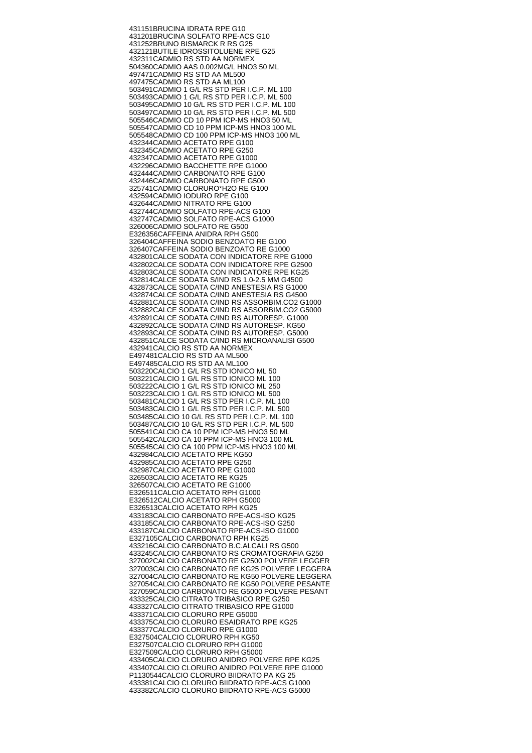431151BRUCINA IDRATA RPE G10
431201BRUCINA SOLFATO RPE-ACS G10
431252BRUNO BISMARCK R RS G25
432121BUTILE IDROSSITOLUENE RPE G25
432311CADMIO RS STD AA NORMEX
504360CADMIO AAS 0.002MG/L HNO3 50 ML
497471CADMIO RS STD AA ML500
497475CADMIO RS STD AA ML100
503491CADMIO 1 G/L RS STD PER I.C.P. ML 100
503493CADMIO 1 G/L RS STD PER I.C.P. ML 500
503495CADMIO 10 G/L RS STD PER I.C.P. ML 100
503497CADMIO 10 G/L RS STD PER I.C.P. ML 500
505546CADMIO CD 10 PPM ICP-MS HNO3 50 ML
505547CADMIO CD 10 PPM ICP-MS HNO3 100 ML
505548CADMIO CD 100 PPM ICP-MS HNO3 100 ML
432344CADMIO ACETATO RPE G100
432345CADMIO ACETATO RPE G250
432347CADMIO ACETATO RPE G1000
432296CADMIO BACCHETTE RPE G1000
432444CADMIO CARBONATO RPE G100
432446CADMIO CARBONATO RPE G500
325741CADMIO CLORURO*H2O RE G100
432594CADMIO IODURO RPE G100
432644CADMIO NITRATO RPE G100
432744CADMIO SOLFATO RPE-ACS G100
432747CADMIO SOLFATO RPE-ACS G1000
326006CADMIO SOLFATO RE G500
E326356CAFFEINA ANIDRA RPH G500
326404CAFFEINA SODIO BENZOATO RE G100
326407CAFFEINA SODIO BENZOATO RE G1000
432801CALCE SODATA CON INDICATORE RPE G1000
432802CALCE SODATA CON INDICATORE RPE G2500
432803CALCE SODATA CON INDICATORE RPE KG25
432814CALCE SODATA S/IND RS 1.0-2.5 MM G4500
432873CALCE SODATA C/IND ANESTESIA RS G1000
432874CALCE SODATA C/IND ANESTESIA RS G4500
432881CALCE SODATA C/IND RS ASSORBIM.CO2 G1000
432882CALCE SODATA C/IND RS ASSORBIM.CO2 G5000
432891CALCE SODATA C/IND RS AUTORESP. G1000
432892CALCE SODATA C/IND RS AUTORESP. KG50
432893CALCE SODATA C/IND RS AUTORESP. G5000
432851CALCE SODATA C/IND RS MICROANALISI G500
432941CALCIO RS STD AA NORMEX
E497481CALCIO RS STD AA ML500
E497485CALCIO RS STD AA ML100
503220CALCIO 1 G/L RS STD IONICO ML 50
503221CALCIO 1 G/L RS STD IONICO ML 100
503222CALCIO 1 G/L RS STD IONICO ML 250
503223CALCIO 1 G/L RS STD IONICO ML 500
503481CALCIO 1 G/L RS STD PER I.C.P. ML 100
503483CALCIO 1 G/L RS STD PER I.C.P. ML 500
503485CALCIO 10 G/L RS STD PER I.C.P. ML 100
503487CALCIO 10 G/L RS STD PER I.C.P. ML 500
505541CALCIO CA 10 PPM ICP-MS HNO3 50 ML
505542CALCIO CA 10 PPM ICP-MS HNO3 100 ML
505545CALCIO CA 100 PPM ICP-MS HNO3 100 ML
432984CALCIO ACETATO RPE KG50
432985CALCIO ACETATO RPE G250
432987CALCIO ACETATO RPE G1000
326503CALCIO ACETATO RE KG25
326507CALCIO ACETATO RE G1000
E326511CALCIO ACETATO RPH G1000
E326512CALCIO ACETATO RPH G5000
E326513CALCIO ACETATO RPH KG25
433183CALCIO CARBONATO RPE-ACS-ISO KG25
433185CALCIO CARBONATO RPE-ACS-ISO G250
433187CALCIO CARBONATO RPE-ACS-ISO G1000
E327105CALCIO CARBONATO RPH KG25
433216CALCIO CARBONATO B.C.ALCALI RS G500
433245CALCIO CARBONATO RS CROMATOGRAFIA G250
327002CALCIO CARBONATO RE G2500 POLVERE LEGGER
327003CALCIO CARBONATO RE KG25 POLVERE LEGGERA
327004CALCIO CARBONATO RE KG50 POLVERE LEGGERA
327054CALCIO CARBONATO RE KG50 POLVERE PESANTE
327059CALCIO CARBONATO RE G5000 POLVERE PESANT
433325CALCIO CITRATO TRIBASICO RPE G250
433327CALCIO CITRATO TRIBASICO RPE G1000
433371CALCIO CLORURO RPE G5000
433375CALCIO CLORURO ESAIDRATO RPE KG25
433377CALCIO CLORURO RPE G1000
E327504CALCIO CLORURO RPH KG50
E327507CALCIO CLORURO RPH G1000
E327509CALCIO CLORURO RPH G5000
433405CALCIO CLORURO ANIDRO POLVERE RPE KG25
433407CALCIO CLORURO ANIDRO POLVERE RPE G1000
P1130544CALCIO CLORURO BIIDRATO PA KG 25
433381CALCIO CLORURO BIIDRATO RPE-ACS G1000
433382CALCIO CLORURO BIIDRATO RPE-ACS G5000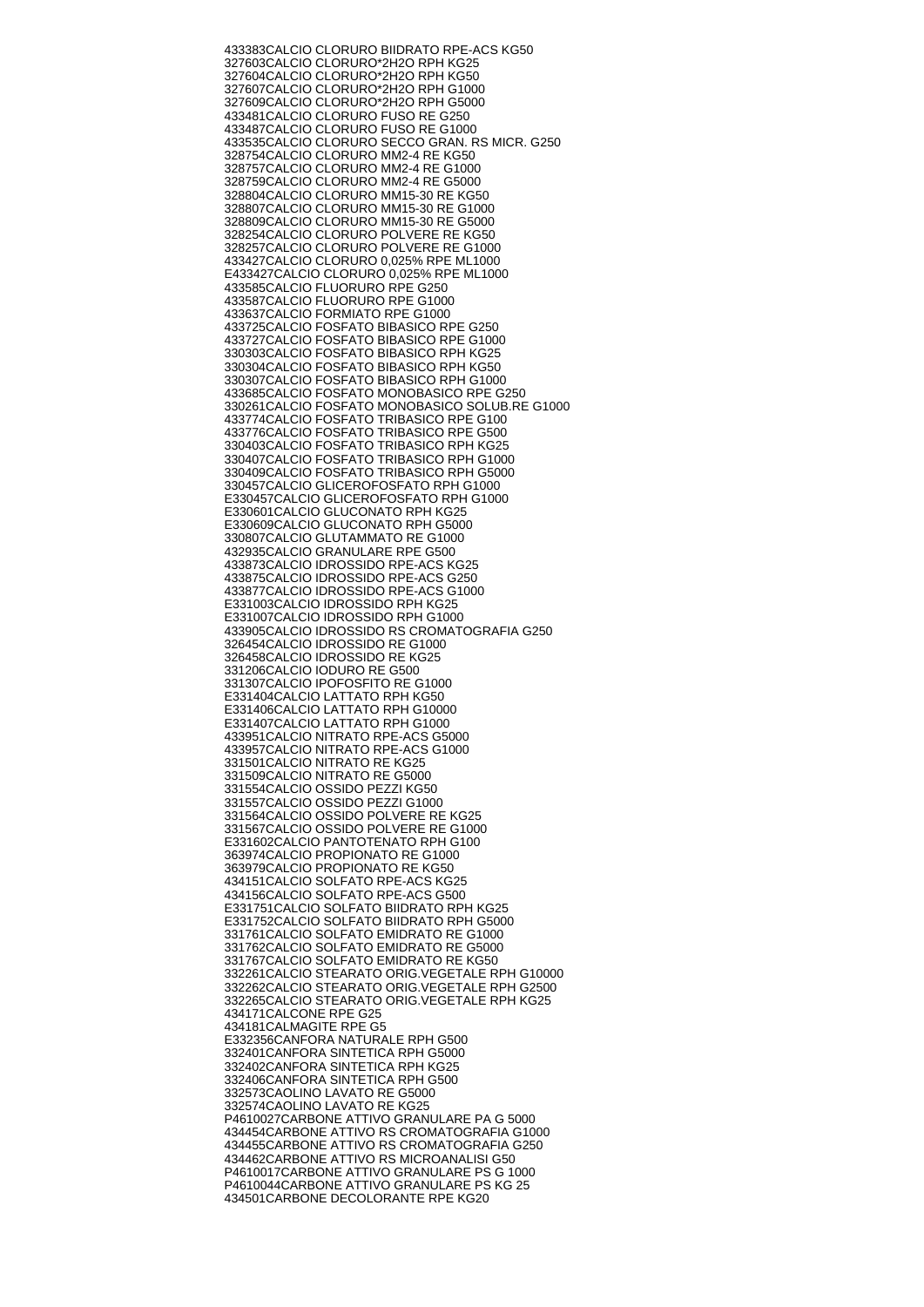433383CALCIO CLORURO BIIDRATO RPE-ACS KG50
327603CALCIO CLORURO*2H2O RPH KG25
327604CALCIO CLORURO*2H2O RPH KG50
327607CALCIO CLORURO*2H2O RPH G1000
327609CALCIO CLORURO*2H2O RPH G5000
433481CALCIO CLORURO FUSO RE G250
433487CALCIO CLORURO FUSO RE G1000
433535CALCIO CLORURO SECCO GRAN. RS MICR. G250
328754CALCIO CLORURO MM2-4 RE KG50
328757CALCIO CLORURO MM2-4 RE G1000
328759CALCIO CLORURO MM2-4 RE G5000
328804CALCIO CLORURO MM15-30 RE KG50
328807CALCIO CLORURO MM15-30 RE G1000
328809CALCIO CLORURO MM15-30 RE G5000
328254CALCIO CLORURO POLVERE RE KG50
328257CALCIO CLORURO POLVERE RE G1000
433427CALCIO CLORURO 0,025% RPE ML1000
E433427CALCIO CLORURO 0,025% RPE ML1000
433585CALCIO FLUORURO RPE G250
433587CALCIO FLUORURO RPE G1000
433637CALCIO FORMIATO RPE G1000
433725CALCIO FOSFATO BIBASICO RPE G250
433727CALCIO FOSFATO BIBASICO RPE G1000
330303CALCIO FOSFATO BIBASICO RPH KG25
330304CALCIO FOSFATO BIBASICO RPH KG50
330307CALCIO FOSFATO BIBASICO RPH G1000
433685CALCIO FOSFATO MONOBASICO RPE G250
330261CALCIO FOSFATO MONOBASICO SOLUB.RE G1000
433774CALCIO FOSFATO TRIBASICO RPE G100
433776CALCIO FOSFATO TRIBASICO RPE G500
330403CALCIO FOSFATO TRIBASICO RPH KG25
330407CALCIO FOSFATO TRIBASICO RPH G1000
330409CALCIO FOSFATO TRIBASICO RPH G5000
330457CALCIO GLICEROFOSFATO RPH G1000
E330457CALCIO GLICEROFOSFATO RPH G1000
E330601CALCIO GLUCONATO RPH KG25
E330609CALCIO GLUCONATO RPH G5000
330807CALCIO GLUTAMMATO RE G1000
432935CALCIO GRANULARE RPE G500
433873CALCIO IDROSSIDO RPE-ACS KG25
433875CALCIO IDROSSIDO RPE-ACS G250
433877CALCIO IDROSSIDO RPE-ACS G1000
E331003CALCIO IDROSSIDO RPH KG25
E331007CALCIO IDROSSIDO RPH G1000
433905CALCIO IDROSSIDO RS CROMATOGRAFIA G250
326454CALCIO IDROSSIDO RE G1000
326458CALCIO IDROSSIDO RE KG25
331206CALCIO IODURO RE G500
331307CALCIO IPOFOSFITO RE G1000
E331404CALCIO LATTATO RPH KG50
E331406CALCIO LATTATO RPH G10000
E331407CALCIO LATTATO RPH G1000
433951CALCIO NITRATO RPE-ACS G5000
433957CALCIO NITRATO RPE-ACS G1000
331501CALCIO NITRATO RE KG25
331509CALCIO NITRATO RE G5000
331554CALCIO OSSIDO PEZZI KG50
331557CALCIO OSSIDO PEZZI G1000
331564CALCIO OSSIDO POLVERE RE KG25
331567CALCIO OSSIDO POLVERE RE G1000
E331602CALCIO PANTOTENATO RPH G100
363974CALCIO PROPIONATO RE G1000
363979CALCIO PROPIONATO RE KG50
434151CALCIO SOLFATO RPE-ACS KG25
434156CALCIO SOLFATO RPE-ACS G500
E331751CALCIO SOLFATO BIIDRATO RPH KG25
E331752CALCIO SOLFATO BIIDRATO RPH G5000
331761CALCIO SOLFATO EMIDRATO RE G1000
331762CALCIO SOLFATO EMIDRATO RE G5000
331767CALCIO SOLFATO EMIDRATO RE KG50
332261CALCIO STEARATO ORIG.VEGETALE RPH G10000
332262CALCIO STEARATO ORIG.VEGETALE RPH G2500
332265CALCIO STEARATO ORIG.VEGETALE RPH KG25
434171CALCONE RPE G25
434181CALMAGITE RPE G5
E332356CANFORA NATURALE RPH G500
332401CANFORA SINTETICA RPH G5000
332402CANFORA SINTETICA RPH KG25
332406CANFORA SINTETICA RPH G500
332573CAOLINO LAVATO RE G5000
332574CAOLINO LAVATO RE KG25
P4610027CARBONE ATTIVO GRANULARE PA G 5000
434454CARBONE ATTIVO RS CROMATOGRAFIA G1000
434455CARBONE ATTIVO RS CROMATOGRAFIA G250
434462CARBONE ATTIVO RS MICROANALISI G50
P4610017CARBONE ATTIVO GRANULARE PS G 1000
P4610044CARBONE ATTIVO GRANULARE PS KG 25
434501CARBONE DECOLORANTE RPE KG20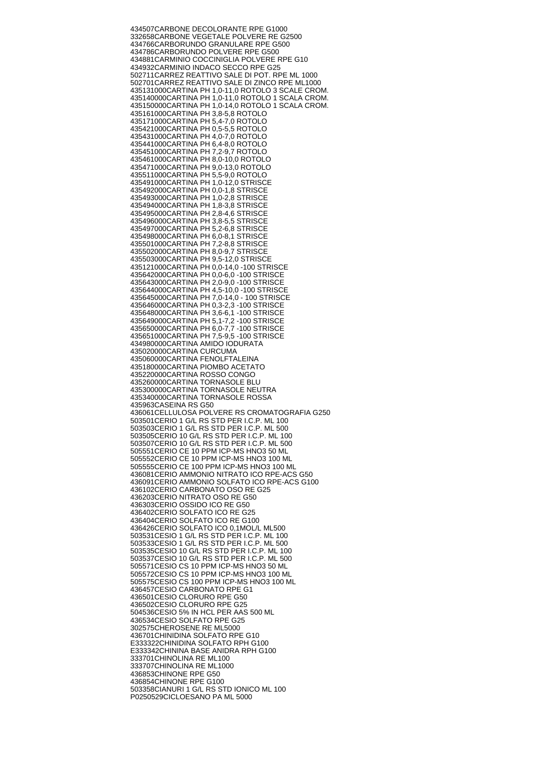434507CARBONE DECOLORANTE RPE G1000
332658CARBONE VEGETALE POLVERE RE G2500
434766CARBORUNDO GRANULARE RPE G500
434786CARBORUNDO POLVERE RPE G500
434881CARMINIO COCCINIGLIA POLVERE RPE G10
434932CARMINIO INDACO SECCO RPE G25
502711CARREZ REATTIVO SALE DI POT. RPE ML 1000
502701CARREZ REATTIVO SALE DI ZINCO RPE ML1000
435131000CARTINA PH 1,0-11,0 ROTOLO 3 SCALE CROM.
435140000CARTINA PH 1,0-11,0 ROTOLO 1 SCALA CROM.
435150000CARTINA PH 1,0-14,0 ROTOLO 1 SCALA CROM.
435161000CARTINA PH 3,8-5,8 ROTOLO
435171000CARTINA PH 5,4-7,0 ROTOLO
435421000CARTINA PH 0,5-5,5 ROTOLO
435431000CARTINA PH 4,0-7,0 ROTOLO
435441000CARTINA PH 6,4-8,0 ROTOLO
435451000CARTINA PH 7,2-9,7 ROTOLO
435461000CARTINA PH 8,0-10,0 ROTOLO
435471000CARTINA PH 9,0-13,0 ROTOLO
435511000CARTINA PH 5,5-9,0 ROTOLO
435491000CARTINA PH 1,0-12,0 STRISCE
435492000CARTINA PH 0,0-1,8 STRISCE
435493000CARTINA PH 1,0-2,8 STRISCE
435494000CARTINA PH 1,8-3,8 STRISCE
435495000CARTINA PH 2,8-4,6 STRISCE
435496000CARTINA PH 3,8-5,5 STRISCE
435497000CARTINA PH 5,2-6,8 STRISCE
435498000CARTINA PH 6,0-8,1 STRISCE
435501000CARTINA PH 7,2-8,8 STRISCE
435502000CARTINA PH 8,0-9,7 STRISCE
435503000CARTINA PH 9,5-12,0 STRISCE
435121000CARTINA PH 0,0-14,0 -100 STRISCE
435642000CARTINA PH 0,0-6,0 -100 STRISCE
435643000CARTINA PH 2,0-9,0 -100 STRISCE
435644000CARTINA PH 4,5-10,0 -100 STRISCE
435645000CARTINA PH 7,0-14,0 - 100 STRISCE
435646000CARTINA PH 0,3-2,3 -100 STRISCE
435648000CARTINA PH 3,6-6,1 -100 STRISCE
435649000CARTINA PH 5,1-7,2 -100 STRISCE
435650000CARTINA PH 6,0-7,7 -100 STRISCE
435651000CARTINA PH 7,5-9,5 -100 STRISCE
434980000CARTINA AMIDO IODURATA
435020000CARTINA CURCUMA
435060000CARTINA FENOLFTALEINA
435180000CARTINA PIOMBO ACETATO
435220000CARTINA ROSSO CONGO
435260000CARTINA TORNASOLE BLU
435300000CARTINA TORNASOLE NEUTRA
435340000CARTINA TORNASOLE ROSSA
435963CASEINA RS G50
436061CELLULOSA POLVERE RS CROMATOGRAFIA G250
503501CERIO 1 G/L RS STD PER I.C.P. ML 100
503503CERIO 1 G/L RS STD PER I.C.P. ML 500
503505CERIO 10 G/L RS STD PER I.C.P. ML 100
503507CERIO 10 G/L RS STD PER I.C.P. ML 500
505551CERIO CE 10 PPM ICP-MS HNO3 50 ML
505552CERIO CE 10 PPM ICP-MS HNO3 100 ML
505555CERIO CE 100 PPM ICP-MS HNO3 100 ML
436081CERIO AMMONIO NITRATO ICO RPE-ACS G50
436091CERIO AMMONIO SOLFATO ICO RPE-ACS G100
436102CERIO CARBONATO OSO RE G25
436203CERIO NITRATO OSO RE G50
436303CERIO OSSIDO ICO RE G50
436402CERIO SOLFATO ICO RE G25
436404CERIO SOLFATO ICO RE G100
436426CERIO SOLFATO ICO 0,1MOL/L ML500
503531CESIO 1 G/L RS STD PER I.C.P. ML 100
503533CESIO 1 G/L RS STD PER I.C.P. ML 500
503535CESIO 10 G/L RS STD PER I.C.P. ML 100
503537CESIO 10 G/L RS STD PER I.C.P. ML 500
505571CESIO CS 10 PPM ICP-MS HNO3 50 ML
505572CESIO CS 10 PPM ICP-MS HNO3 100 ML
505575CESIO CS 100 PPM ICP-MS HNO3 100 ML
436457CESIO CARBONATO RPE G1
436501CESIO CLORURO RPE G50
436502CESIO CLORURO RPE G25
504536CESIO 5% IN HCL PER AAS 500 ML
436534CESIO SOLFATO RPE G25
302575CHEROSENE RE ML5000
436701CHINIDINA SOLFATO RPE G10
E333322CHINIDINA SOLFATO RPH G100
E333342CHININA BASE ANIDRA RPH G100
333701CHINOLINA RE ML100
333707CHINOLINA RE ML1000
436853CHINONE RPE G50
436854CHINONE RPE G100
503358CIANURI 1 G/L RS STD IONICO ML 100
P0250529CICLOESANO PA ML 5000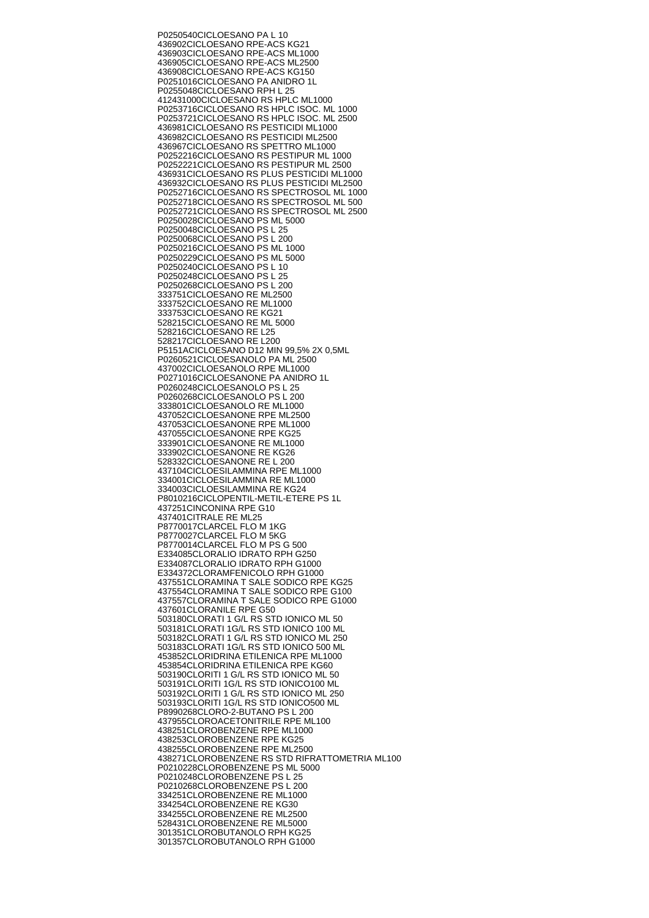P0250540CICLOESANO PA L 10
436902CICLOESANO RPE-ACS KG21
436903CICLOESANO RPE-ACS ML1000
436905CICLOESANO RPE-ACS ML2500
436908CICLOESANO RPE-ACS KG150
P0251016CICLOESANO PA ANIDRO 1L
P0255048CICLOESANO RPH L 25
412431000CICLOESANO RS HPLC ML1000
P0253716CICLOESANO RS HPLC ISOC. ML 1000
P0253721CICLOESANO RS HPLC ISOC. ML 2500
436981CICLOESANO RS PESTICIDI ML1000
436982CICLOESANO RS PESTICIDI ML2500
436967CICLOESANO RS SPETTRO ML1000
P0252216CICLOESANO RS PESTIPUR ML 1000
P0252221CICLOESANO RS PESTIPUR ML 2500
436931CICLOESANO RS PLUS PESTICIDI ML1000
436932CICLOESANO RS PLUS PESTICIDI ML2500
P0252716CICLOESANO RS SPECTROSOL ML 1000
P0252718CICLOESANO RS SPECTROSOL ML 500
P0252721CICLOESANO RS SPECTROSOL ML 2500
P0250028CICLOESANO PS ML 5000
P0250048CICLOESANO PS L 25
P0250068CICLOESANO PS L 200
P0250216CICLOESANO PS ML 1000
P0250229CICLOESANO PS ML 5000
P0250240CICLOESANO PS L 10
P0250248CICLOESANO PS L 25
P0250268CICLOESANO PS L 200
333751CICLOESANO RE ML2500
333752CICLOESANO RE ML1000
333753CICLOESANO RE KG21
528215CICLOESANO RE ML 5000
528216CICLOESANO RE L25
528217CICLOESANO RE L200
P5151ACICLOESANO D12 MIN 99,5% 2X 0,5ML
P0260521CICLOESANOLO PA ML 2500
437002CICLOESANOLO RPE ML1000
P0271016CICLOESANONE PA ANIDRO 1L
P0260248CICLOESANOLO PS L 25
P0260268CICLOESANOLO PS L 200
333801CICLOESANOLO RE ML1000
437052CICLOESANONE RPE ML2500
437053CICLOESANONE RPE ML1000
437055CICLOESANONE RPE KG25
333901CICLOESANONE RE ML1000
333902CICLOESANONE RE KG26
528332CICLOESANONE RE L 200
437104CICLOESILAMMINA RPE ML1000
334001CICLOESILAMMINA RE ML1000
334003CICLOESILAMMINA RE KG24
P8010216CICLOPENTIL-METIL-ETERE PS 1L
437251CINCONINA RPE G10
437401CITRALE RE ML25
P8770017CLARCEL FLO M 1KG
P8770027CLARCEL FLO M 5KG
P8770014CLARCEL FLO M PS G 500
E334085CLORALIO IDRATO RPH G250
E334087CLORALIO IDRATO RPH G1000
E334372CLORAMFENICOLO RPH G1000
437551CLORAMINA T SALE SODICO RPE KG25
437554CLORAMINA T SALE SODICO RPE G100
437557CLORAMINA T SALE SODICO RPE G1000
437601CLORANILE RPE G50
503180CLORATI 1 G/L RS STD IONICO ML 50
503181CLORATI 1G/L RS STD IONICO 100 ML
503182CLORATI 1 G/L RS STD IONICO ML 250
503183CLORATI 1G/L RS STD IONICO 500 ML
453852CLORIDRINA ETILENICA RPE ML1000
453854CLORIDRINA ETILENICA RPE KG60
503190CLORITI 1 G/L RS STD IONICO ML 50
503191CLORITI 1G/L RS STD IONICO100 ML
503192CLORITI 1 G/L RS STD IONICO ML 250
503193CLORITI 1G/L RS STD IONICO500 ML
P8990268CLORO-2-BUTANO PS L 200
437955CLOROACETONITRILE RPE ML100
438251CLOROBENZENE RPE ML1000
438253CLOROBENZENE RPE KG25
438255CLOROBENZENE RPE ML2500
438271CLOROBENZENE RS STD RIFRATTOMETRIA ML100
P0210228CLOROBENZENE PS ML 5000
P0210248CLOROBENZENE PS L 25
P0210268CLOROBENZENE PS L 200
334251CLOROBENZENE RE ML1000
334254CLOROBENZENE RE KG30
334255CLOROBENZENE RE ML2500
528431CLOROBENZENE RE ML5000
301351CLOROBUTANOLO RPH KG25
301357CLOROBUTANOLO RPH G1000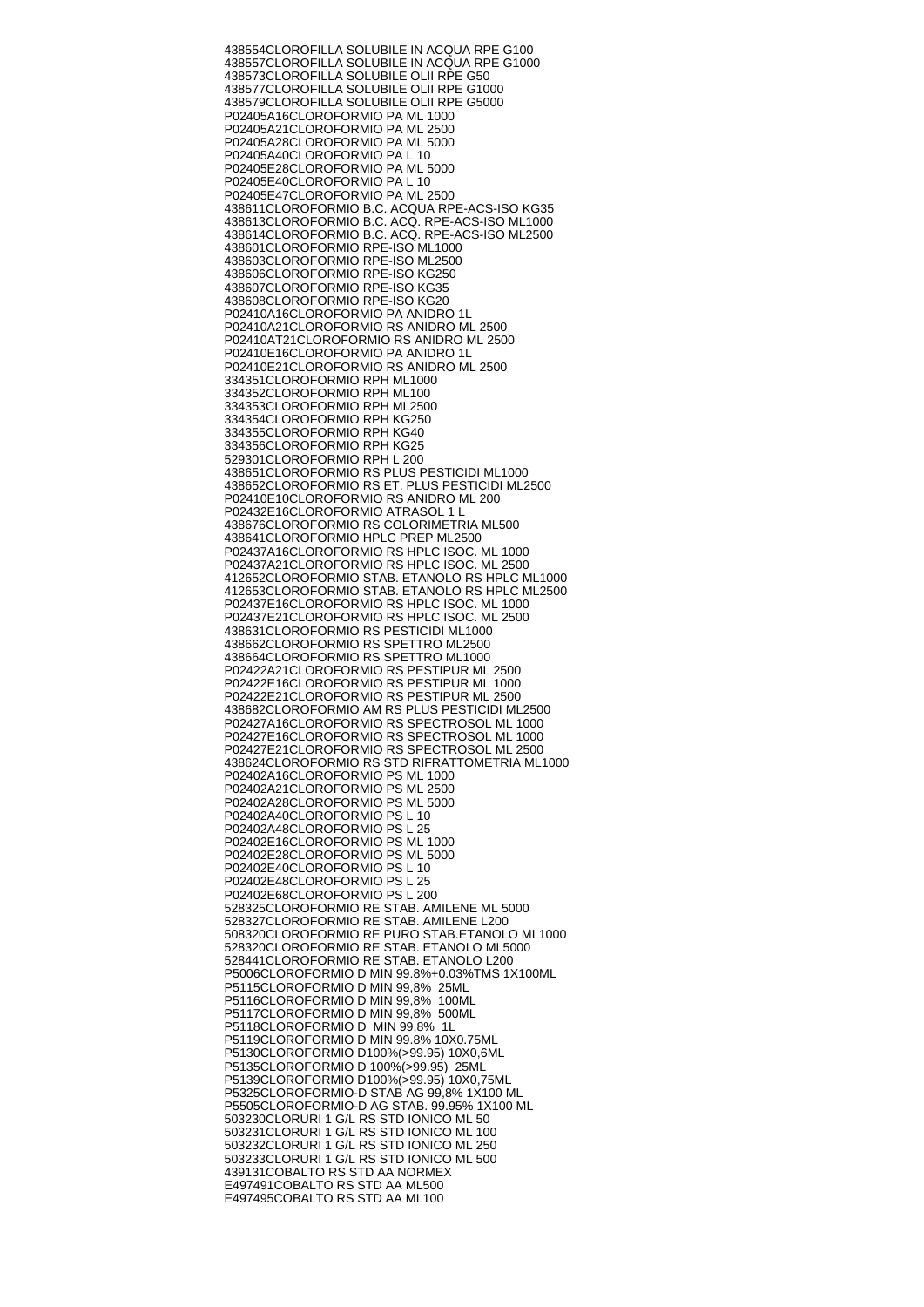438554CLOROFILLA SOLUBILE IN ACQUA RPE G100
438557CLOROFILLA SOLUBILE IN ACQUA RPE G1000
438573CLOROFILLA SOLUBILE OLII RPE G50
438577CLOROFILLA SOLUBILE OLII RPE G1000
438579CLOROFILLA SOLUBILE OLII RPE G5000
P02405A16CLOROFORMIO PA ML 1000
P02405A21CLOROFORMIO PA ML 2500
P02405A28CLOROFORMIO PA ML 5000
P02405A40CLOROFORMIO PA L 10
P02405E28CLOROFORMIO PA ML 5000
P02405E40CLOROFORMIO PA L 10
P02405E47CLOROFORMIO PA ML 2500
438611CLOROFORMIO B.C. ACQUA RPE-ACS-ISO KG35
438613CLOROFORMIO B.C. ACQ. RPE-ACS-ISO ML1000
438614CLOROFORMIO B.C. ACQ. RPE-ACS-ISO ML2500
438601CLOROFORMIO RPE-ISO ML1000
438603CLOROFORMIO RPE-ISO ML2500
438606CLOROFORMIO RPE-ISO KG250
438607CLOROFORMIO RPE-ISO KG35
438608CLOROFORMIO RPE-ISO KG20
P02410A16CLOROFORMIO PA ANIDRO 1L
P02410A21CLOROFORMIO RS ANIDRO ML 2500
P02410AT21CLOROFORMIO RS ANIDRO ML 2500
P02410E16CLOROFORMIO PA ANIDRO 1L
P02410E21CLOROFORMIO RS ANIDRO ML 2500
334351CLOROFORMIO RPH ML1000
334352CLOROFORMIO RPH ML100
334353CLOROFORMIO RPH ML2500
334354CLOROFORMIO RPH KG250
334355CLOROFORMIO RPH KG40
334356CLOROFORMIO RPH KG25
529301CLOROFORMIO RPH L 200
438651CLOROFORMIO RS PLUS PESTICIDI ML1000
438652CLOROFORMIO RS ET. PLUS PESTICIDI ML2500
P02410E10CLOROFORMIO RS ANIDRO ML 200
P02432E16CLOROFORMIO ATRASOL 1 L
438676CLOROFORMIO RS COLORIMETRIA ML500
438641CLOROFORMIO HPLC PREP ML2500
P02437A16CLOROFORMIO RS HPLC ISOC. ML 1000
P02437A21CLOROFORMIO RS HPLC ISOC. ML 2500
412652CLOROFORMIO STAB. ETANOLO RS HPLC ML1000
412653CLOROFORMIO STAB. ETANOLO RS HPLC ML2500
P02437E16CLOROFORMIO RS HPLC ISOC. ML 1000
P02437E21CLOROFORMIO RS HPLC ISOC. ML 2500
438631CLOROFORMIO RS PESTICIDI ML1000
438662CLOROFORMIO RS SPETTRO ML2500
438664CLOROFORMIO RS SPETTRO ML1000
P02422A21CLOROFORMIO RS PESTIPUR ML 2500
P02422E16CLOROFORMIO RS PESTIPUR ML 1000
P02422E21CLOROFORMIO RS PESTIPUR ML 2500
438682CLOROFORMIO AM RS PLUS PESTICIDI ML2500
P02427A16CLOROFORMIO RS SPECTROSOL ML 1000
P02427E16CLOROFORMIO RS SPECTROSOL ML 1000
P02427E21CLOROFORMIO RS SPECTROSOL ML 2500
438624CLOROFORMIO RS STD RIFRATTOMETRIA ML1000
P02402A16CLOROFORMIO PS ML 1000
P02402A21CLOROFORMIO PS ML 2500
P02402A28CLOROFORMIO PS ML 5000
P02402A40CLOROFORMIO PS L 10
P02402A48CLOROFORMIO PS L 25
P02402E16CLOROFORMIO PS ML 1000
P02402E28CLOROFORMIO PS ML 5000
P02402E40CLOROFORMIO PS L 10
P02402E48CLOROFORMIO PS L 25
P02402E68CLOROFORMIO PS L 200
528325CLOROFORMIO RE STAB. AMILENE ML 5000
528327CLOROFORMIO RE STAB. AMILENE L200
508320CLOROFORMIO RE PURO STAB.ETANOLO ML1000
528320CLOROFORMIO RE STAB. ETANOLO ML5000
528441CLOROFORMIO RE STAB. ETANOLO L200
P5006CLOROFORMIO D MIN 99.8%+0.03%TMS 1X100ML
P5115CLOROFORMIO D MIN 99,8%  25ML
P5116CLOROFORMIO D MIN 99,8%  100ML
P5117CLOROFORMIO D MIN 99,8%  500ML
P5118CLOROFORMIO D  MIN 99,8%  1L
P5119CLOROFORMIO D MIN 99.8% 10X0.75ML
P5130CLOROFORMIO D100%(>99.95) 10X0,6ML
P5135CLOROFORMIO D 100%(>99.95)  25ML
P5139CLOROFORMIO D100%(>99.95) 10X0,75ML
P5325CLOROFORMIO-D STAB AG 99,8% 1X100 ML
P5505CLOROFORMIO-D AG STAB. 99.95% 1X100 ML
503230CLORURI 1 G/L RS STD IONICO ML 50
503231CLORURI 1 G/L RS STD IONICO ML 100
503232CLORURI 1 G/L RS STD IONICO ML 250
503233CLORURI 1 G/L RS STD IONICO ML 500
439131COBALTO RS STD AA NORMEX
E497491COBALTO RS STD AA ML500
E497495COBALTO RS STD AA ML100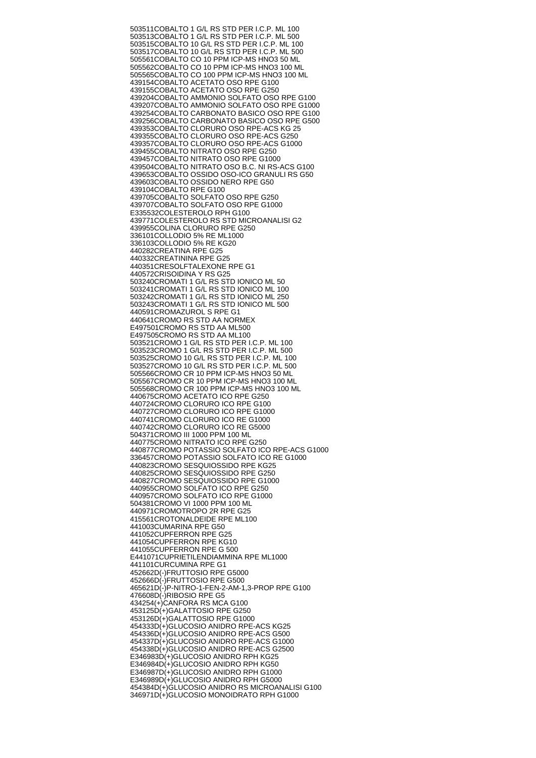503511COBALTO 1 G/L RS STD PER I.C.P. ML 100
503513COBALTO 1 G/L RS STD PER I.C.P. ML 500
503515COBALTO 10 G/L RS STD PER I.C.P. ML 100
503517COBALTO 10 G/L RS STD PER I.C.P. ML 500
505561COBALTO CO 10 PPM ICP-MS HNO3 50 ML
505562COBALTO CO 10 PPM ICP-MS HNO3 100 ML
505565COBALTO CO 100 PPM ICP-MS HNO3 100 ML
439154COBALTO ACETATO OSO RPE G100
439155COBALTO ACETATO OSO RPE G250
439204COBALTO AMMONIO SOLFATO OSO RPE G100
439207COBALTO AMMONIO SOLFATO OSO RPE G1000
439254COBALTO CARBONATO BASICO OSO RPE G100
439256COBALTO CARBONATO BASICO OSO RPE G500
439353COBALTO CLORURO OSO RPE-ACS KG 25
439355COBALTO CLORURO OSO RPE-ACS G250
439357COBALTO CLORURO OSO RPE-ACS G1000
439455COBALTO NITRATO OSO RPE G250
439457COBALTO NITRATO OSO RPE G1000
439504COBALTO NITRATO OSO B.C. NI RS-ACS G100
439653COBALTO OSSIDO OSO-ICO GRANULI RS G50
439603COBALTO OSSIDO NERO RPE G50
439104COBALTO RPE G100
439705COBALTO SOLFATO OSO RPE G250
439707COBALTO SOLFATO OSO RPE G1000
E335532COLESTEROLO RPH G100
439771COLESTEROLO RS STD MICROANALISI G2
439955COLINA CLORURO RPE G250
336101COLLODIO 5% RE ML1000
336103COLLODIO 5% RE KG20
440282CREATINA RPE G25
440332CREATININA RPE G25
440351CRESOLFTALEXONE RPE G1
440572CRISOIDINA Y RS G25
503240CROMATI 1 G/L RS STD IONICO ML 50
503241CROMATI 1 G/L RS STD IONICO ML 100
503242CROMATI 1 G/L RS STD IONICO ML 250
503243CROMATI 1 G/L RS STD IONICO ML 500
440591CROMAZUROL S RPE G1
440641CROMO RS STD AA NORMEX
E497501CROMO RS STD AA ML500
E497505CROMO RS STD AA ML100
503521CROMO 1 G/L RS STD PER I.C.P. ML 100
503523CROMO 1 G/L RS STD PER I.C.P. ML 500
503525CROMO 10 G/L RS STD PER I.C.P. ML 100
503527CROMO 10 G/L RS STD PER I.C.P. ML 500
505566CROMO CR 10 PPM ICP-MS HNO3 50 ML
505567CROMO CR 10 PPM ICP-MS HNO3 100 ML
505568CROMO CR 100 PPM ICP-MS HNO3 100 ML
440675CROMO ACETATO ICO RPE G250
440724CROMO CLORURO ICO RPE G100
440727CROMO CLORURO ICO RPE G1000
440741CROMO CLORURO ICO RE G1000
440742CROMO CLORURO ICO RE G5000
504371CROMO III 1000 PPM 100 ML
440775CROMO NITRATO ICO RPE G250
440877CROMO POTASSIO SOLFATO ICO RPE-ACS G1000
336457CROMO POTASSIO SOLFATO ICO RE G1000
440823CROMO SESQUIOSSIDO RPE KG25
440825CROMO SESQUIOSSIDO RPE G250
440827CROMO SESQUIOSSIDO RPE G1000
440955CROMO SOLFATO ICO RPE G250
440957CROMO SOLFATO ICO RPE G1000
504381CROMO VI 1000 PPM 100 ML
440971CROMOTROPO 2R RPE G25
415561CROTONALDEIDE RPE ML100
441003CUMARINA RPE G50
441052CUPFERRON RPE G25
441054CUPFERRON RPE KG10
441055CUPFERRON RPE G 500
E441071CUPRIETILENDIAMMINA RPE ML1000
441101CURCUMINA RPE G1
452662D(-)FRUTTOSIO RPE G5000
452666D(-)FRUTTOSIO RPE G500
465621D(-)P-NITRO-1-FEN-2-AM-1,3-PROP RPE G100
476608D(-)RIBOSIO RPE G5
434254(+)CANFORA RS MCA G100
453125D(+)GALATTOSIO RPE G250
453126D(+)GALATTOSIO RPE G1000
454333D(+)GLUCOSIO ANIDRO RPE-ACS KG25
454336D(+)GLUCOSIO ANIDRO RPE-ACS G500
454337D(+)GLUCOSIO ANIDRO RPE-ACS G1000
454338D(+)GLUCOSIO ANIDRO RPE-ACS G2500
E346983D(+)GLUCOSIO ANIDRO RPH KG25
E346984D(+)GLUCOSIO ANIDRO RPH KG50
E346987D(+)GLUCOSIO ANIDRO RPH G1000
E346989D(+)GLUCOSIO ANIDRO RPH G5000
454384D(+)GLUCOSIO ANIDRO RS MICROANALISI G100
346971D(+)GLUCOSIO MONOIDRATO RPH G1000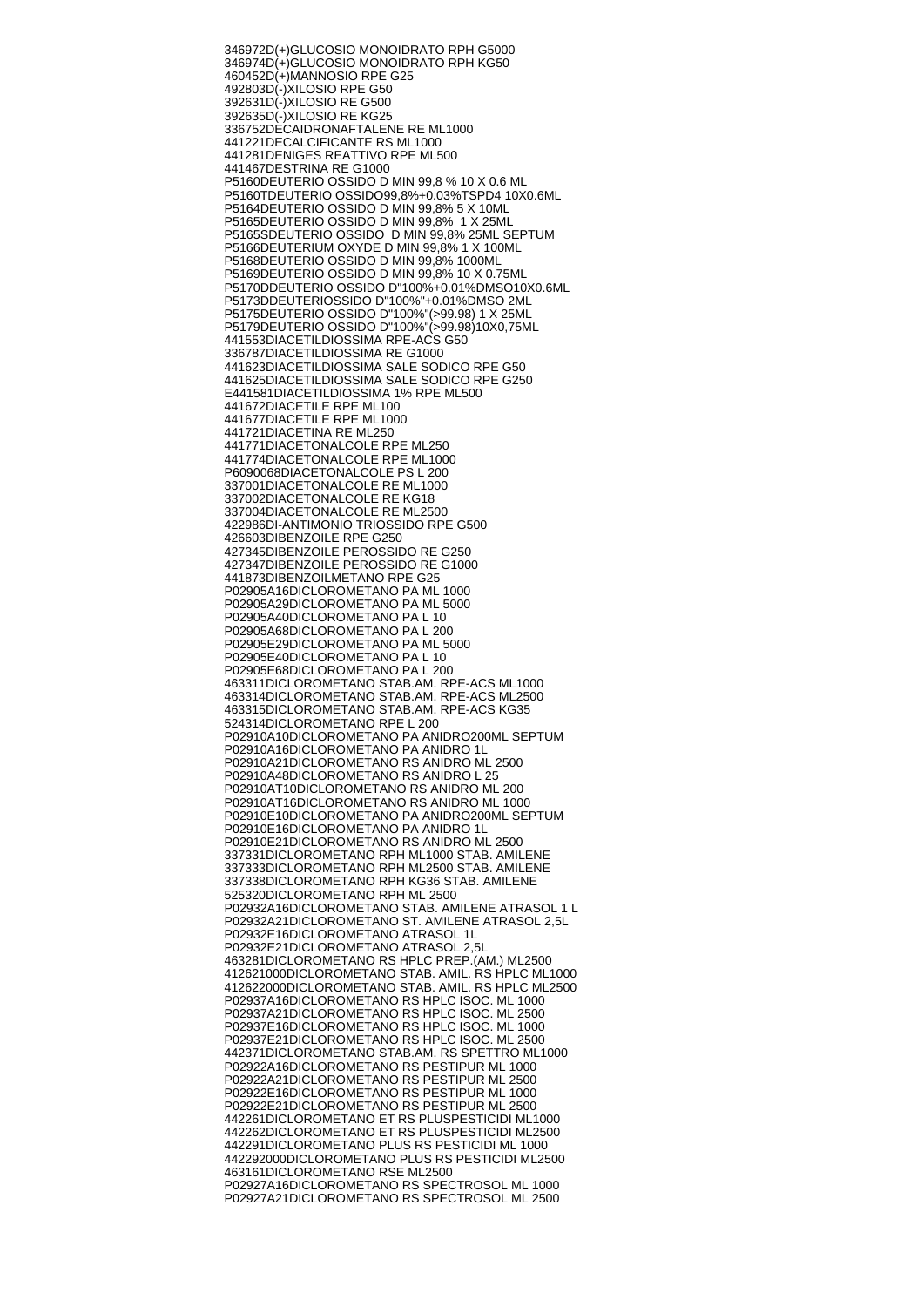346972D(+)GLUCOSIO MONOIDRATO RPH G5000
346974D(+)GLUCOSIO MONOIDRATO RPH KG50
460452D(+)MANNOSIO RPE G25
492803D(-)XILOSIO RPE G50
392631D(-)XILOSIO RE G500
392635D(-)XILOSIO RE KG25
336752DECAIDRONAFTALENE RE ML1000
441221DECALCIFICANTE RS ML1000
441281DENIGES REATTIVO RPE ML500
441467DESTRINA RE G1000
P5160DEUTERIO OSSIDO D MIN 99,8 % 10 X 0.6 ML
P5160TDEUTERIO OSSIDO99,8%+0.03%TSPD4 10X0.6ML
P5164DEUTERIO OSSIDO D MIN 99,8% 5 X 10ML
P5165DEUTERIO OSSIDO D MIN 99,8% 1 X 25ML
P5165SDEUTERIO OSSIDO D MIN 99,8% 25ML SEPTUM
P5166DEUTERIUM OXYDE D MIN 99,8% 1 X 100ML
P5168DEUTERIO OSSIDO D MIN 99,8% 1000ML
P5169DEUTERIO OSSIDO D MIN 99,8% 10 X 0.75ML
P5170DDEUTERIO OSSIDO D"100%+0.01%DMSO10X0.6ML
P5173DDEUTERIOSSIDO D"100%"+0.01%DMSO 2ML
P5175DEUTERIO OSSIDO D"100%"(>99.98) 1 X 25ML
P5179DEUTERIO OSSIDO D"100%"(>99.98)10X0,75ML
441553DIACETILDIOSSIMA RPE-ACS G50
336787DIACETILDIOSSIMA RE G1000
441623DIACETILDIOSSIMA SALE SODICO RPE G50
441625DIACETILDIOSSIMA SALE SODICO RPE G250
E441581DIACETILDIOSSIMA 1% RPE ML500
441672DIACETILE RPE ML100
441677DIACETILE RPE ML1000
441721DIACETINA RE ML250
441771DIACETONALCOLE RPE ML250
441774DIACETONALCOLE RPE ML1000
P6090068DIACETONALCOLE PS L 200
337001DIACETONALCOLE RE ML1000
337002DIACETONALCOLE RE KG18
337004DIACETONALCOLE RE ML2500
422986DI-ANTIMONIO TRIOSSIDO RPE G500
426603DIBENZOILE RPE G250
427345DIBENZOILE PEROSSIDO RE G250
427347DIBENZOILE PEROSSIDO RE G1000
441873DIBENZOILMETANO RPE G25
P02905A16DICLOROMETANO PA ML 1000
P02905A29DICLOROMETANO PA ML 5000
P02905A40DICLOROMETANO PA L 10
P02905A68DICLOROMETANO PA L 200
P02905E29DICLOROMETANO PA ML 5000
P02905E40DICLOROMETANO PA L 10
P02905E68DICLOROMETANO PA L 200
463311DICLOROMETANO STAB.AM. RPE-ACS ML1000
463314DICLOROMETANO STAB.AM. RPE-ACS ML2500
463315DICLOROMETANO STAB.AM. RPE-ACS KG35
524314DICLOROMETANO RPE L 200
P02910A10DICLOROMETANO PA ANIDRO200ML SEPTUM
P02910A16DICLOROMETANO PA ANIDRO 1L
P02910A21DICLOROMETANO RS ANIDRO ML 2500
P02910A48DICLOROMETANO RS ANIDRO L 25
P02910AT10DICLOROMETANO RS ANIDRO ML 200
P02910AT16DICLOROMETANO RS ANIDRO ML 1000
P02910E10DICLOROMETANO PA ANIDRO200ML SEPTUM
P02910E16DICLOROMETANO PA ANIDRO 1L
P02910E21DICLOROMETANO RS ANIDRO ML 2500
337331DICLOROMETANO RPH ML1000 STAB. AMILENE
337333DICLOROMETANO RPH ML2500 STAB. AMILENE
337338DICLOROMETANO RPH KG36 STAB. AMILENE
525320DICLOROMETANO RPH ML 2500
P02932A16DICLOROMETANO STAB. AMILENE ATRASOL 1 L
P02932A21DICLOROMETANO ST. AMILENE ATRASOL 2,5L
P02932E16DICLOROMETANO ATRASOL 1L
P02932E21DICLOROMETANO ATRASOL 2,5L
463281DICLOROMETANO RS HPLC PREP.(AM.) ML2500
412621000DICLOROMETANO STAB. AMIL. RS HPLC ML1000
412622000DICLOROMETANO STAB. AMIL. RS HPLC ML2500
P02937A16DICLOROMETANO RS HPLC ISOC. ML 1000
P02937A21DICLOROMETANO RS HPLC ISOC. ML 2500
P02937E16DICLOROMETANO RS HPLC ISOC. ML 1000
P02937E21DICLOROMETANO RS HPLC ISOC. ML 2500
442371DICLOROMETANO STAB.AM. RS SPETTRO ML1000
P02922A16DICLOROMETANO RS PESTIPUR ML 1000
P02922A21DICLOROMETANO RS PESTIPUR ML 2500
P02922E16DICLOROMETANO RS PESTIPUR ML 1000
P02922E21DICLOROMETANO RS PESTIPUR ML 2500
442261DICLOROMETANO ET RS PLUSPESTICIDI ML1000
442262DICLOROMETANO ET RS PLUSPESTICIDI ML2500
442291DICLOROMETANO PLUS RS PESTICIDI ML 1000
442292000DICLOROMETANO PLUS RS PESTICIDI ML2500
463161DICLOROMETANO RSE ML2500
P02927A16DICLOROMETANO RS SPECTROSOL ML 1000
P02927A21DICLOROMETANO RS SPECTROSOL ML 2500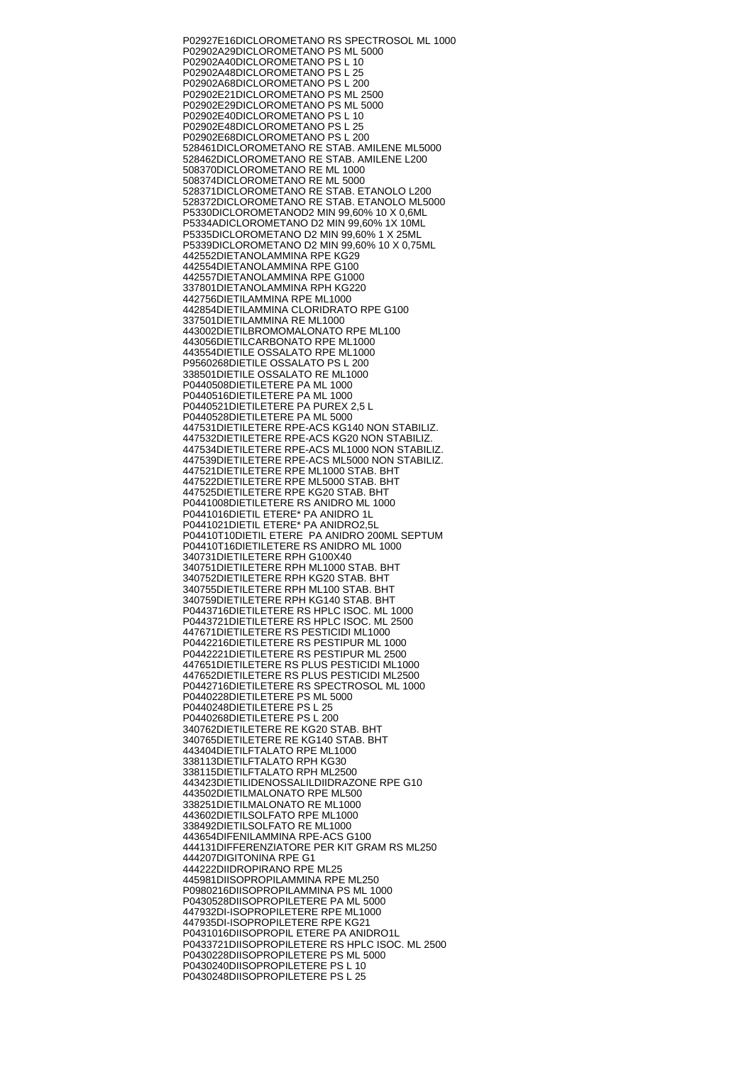P02927E16DICLOROMETANO RS SPECTROSOL ML 1000
P02902A29DICLOROMETANO PS ML 5000
P02902A40DICLOROMETANO PS L 10
P02902A48DICLOROMETANO PS L 25
P02902A68DICLOROMETANO PS L 200
P02902E21DICLOROMETANO PS ML 2500
P02902E29DICLOROMETANO PS ML 5000
P02902E40DICLOROMETANO PS L 10
P02902E48DICLOROMETANO PS L 25
P02902E68DICLOROMETANO PS L 200
528461DICLOROMETANO RE STAB. AMILENE ML5000
528462DICLOROMETANO RE STAB. AMILENE L200
508370DICLOROMETANO RE ML 1000
508374DICLOROMETANO RE ML 5000
528371DICLOROMETANO RE STAB. ETANOLO L200
528372DICLOROMETANO RE STAB. ETANOLO ML5000
P5330DICLOROMETANOD2 MIN 99,60% 10 X 0,6ML
P5334ADICLOROMETANO D2 MIN 99,60% 1X 10ML
P5335DICLOROMETANO D2 MIN 99,60% 1 X 25ML
P5339DICLOROMETANO D2 MIN 99,60% 10 X 0,75ML
442552DIETANOLAMMINA RPE KG29
442554DIETANOLAMMINA RPE G100
442557DIETANOLAMMINA RPE G1000
337801DIETANOLAMMINA RPH KG220
442756DIETILAMMINA RPE ML1000
442854DIETILAMMINA CLORIDRATO RPE G100
337501DIETILAMMINA RE ML1000
443002DIETILBROMOMALONATO RPE ML100
443056DIETILCARBONATO RPE ML1000
443554DIETILE OSSALATO RPE ML1000
P9560268DIETILE OSSALATO PS L 200
338501DIETILE OSSALATO RE ML1000
P0440508DIETILETERE PA ML 1000
P0440516DIETILETERE PA ML 1000
P0440521DIETILETERE PA PUREX 2,5 L
P0440528DIETILETERE PA ML 5000
447531DIETILETERE RPE-ACS KG140 NON STABILIZ.
447532DIETILETERE RPE-ACS KG20 NON STABILIZ.
447534DIETILETERE RPE-ACS ML1000 NON STABILIZ.
447539DIETILETERE RPE-ACS ML5000 NON STABILIZ.
447521DIETILETERE RPE ML1000 STAB. BHT
447522DIETILETERE RPE ML5000 STAB. BHT
447525DIETILETERE RPE KG20 STAB. BHT
P0441008DIETILETERE RS ANIDRO ML 1000
P0441016DIETIL ETERE* PA ANIDRO 1L
P0441021DIETIL ETERE* PA ANIDRO2,5L
P04410T10DIETIL ETERE PA ANIDRO 200ML SEPTUM
P04410T16DIETILETERE RS ANIDRO ML 1000
340731DIETILETERE RPH G100X40
340751DIETILETERE RPH ML1000 STAB. BHT
340752DIETILETERE RPH KG20 STAB. BHT
340755DIETILETERE RPH ML100 STAB. BHT
340759DIETILETERE RPH KG140 STAB. BHT
P0443716DIETILETERE RS HPLC ISOC. ML 1000
P0443721DIETILETERE RS HPLC ISOC. ML 2500
447671DIETILETERE RS PESTICIDI ML1000
P0442216DIETILETERE RS PESTIPUR ML 1000
P0442221DIETILETERE RS PESTIPUR ML 2500
447651DIETILETERE RS PLUS PESTICIDI ML1000
447652DIETILETERE RS PLUS PESTICIDI ML2500
P0442716DIETILETERE RS SPECTROSOL ML 1000
P0440228DIETILETERE PS ML 5000
P0440248DIETILETERE PS L 25
P0440268DIETILETERE PS L 200
340762DIETILETERE RE KG20 STAB. BHT
340765DIETILETERE RE KG140 STAB. BHT
443404DIETILFTALATO RPE ML1000
338113DIETILFTALATO RPH KG30
338115DIETILFTALATO RPH ML2500
443423DIETILIDENOSSALILDIIDRAZONE RPE G10
443502DIETILMALONATO RPE ML500
338251DIETILMALONATO RE ML1000
443602DIETILSOLFATO RPE ML1000
338492DIETILSOLFATO RE ML1000
443654DIFENILAMMINA RPE-ACS G100
444131DIFFERENZIATORE PER KIT GRAM RS ML250
444207DIGITONINA RPE G1
444222DIIDROPIRANO RPE ML25
445981DIISOPROPILAMMINA RPE ML250
P0980216DIISOPROPILAMMINA PS ML 1000
P0430528DIISOPROPILETERE PA ML 5000
447932DI-ISOPROPILETERE RPE ML1000
447935DI-ISOPROPILETERE RPE KG21
P0431016DIISOPROPIL ETERE PA ANIDRO1L
P0433721DIISOPROPILETERE RS HPLC ISOC. ML 2500
P0430228DIISOPROPILETERE PS ML 5000
P0430240DIISOPROPILETERE PS L 10
P0430248DIISOPROPILETERE PS L 25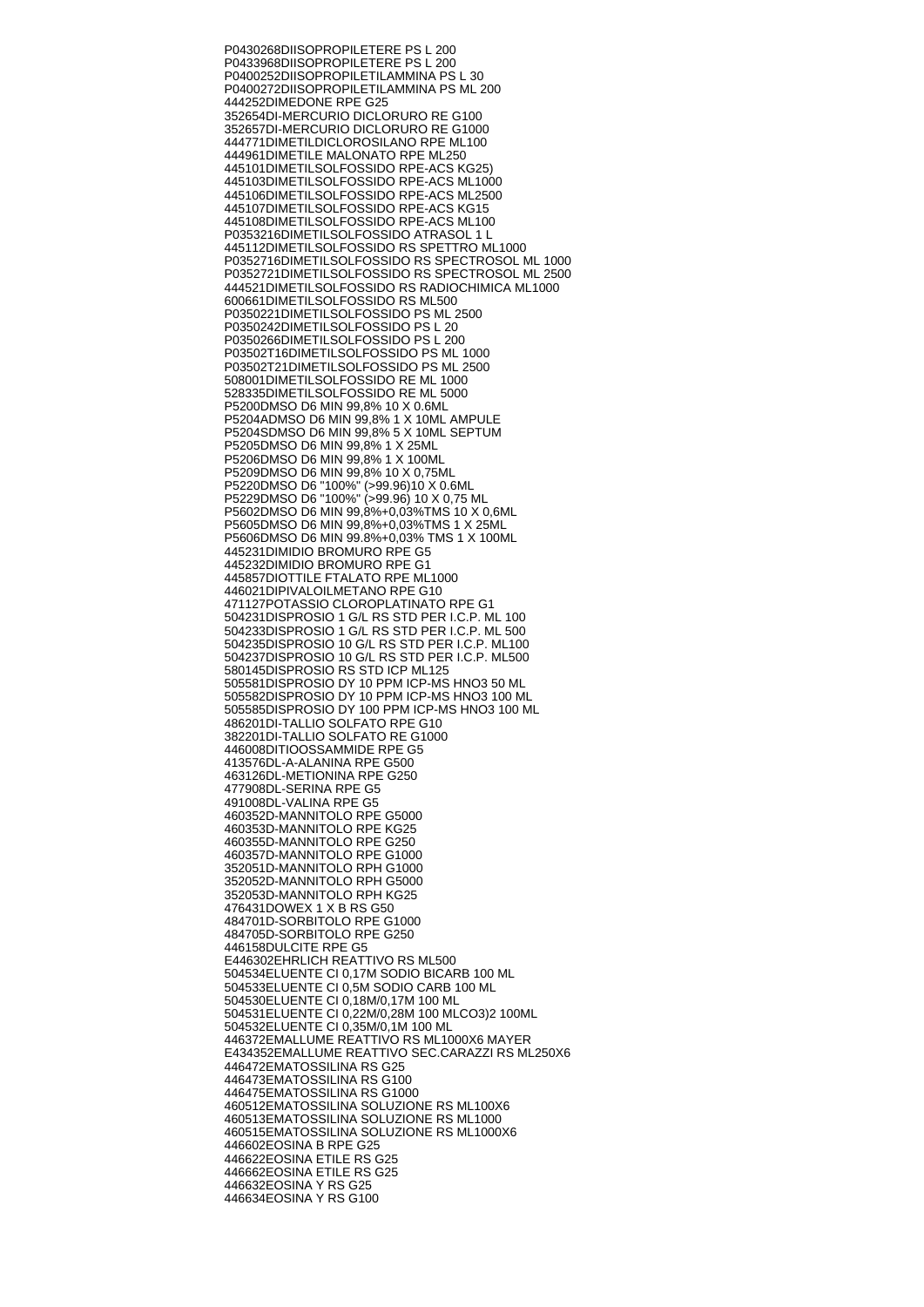P0430268DIISOPROPILETERE PS L 200
P0433968DIISOPROPILETERE PS L 200
P0400252DIISOPROPILETILAMMINA PS L 30
P0400272DIISOPROPILETILAMMINA PS ML 200
444252DIMEDONE RPE G25
352654DI-MERCURIO DICLORURO RE G100
352657DI-MERCURIO DICLORURO RE G1000
444771DIMETILDICLOROSILANO RPE ML100
444961DIMETILE MALONATO RPE ML250
445101DIMETILSOLFOSSIDO RPE-ACS KG25)
445103DIMETILSOLFOSSIDO RPE-ACS ML1000
445106DIMETILSOLFOSSIDO RPE-ACS ML2500
445107DIMETILSOLFOSSIDO RPE-ACS KG15
445108DIMETILSOLFOSSIDO RPE-ACS ML100
P0353216DIMETILSOLFOSSIDO ATRASOL 1 L
445112DIMETILSOLFOSSIDO RS SPETTRO ML1000
P0352716DIMETILSOLFOSSIDO RS SPECTROSOL ML 1000
P0352721DIMETILSOLFOSSIDO RS SPECTROSOL ML 2500
444521DIMETILSOLFOSSIDO RS RADIOCHIMICA ML1000
600661DIMETILSOLFOSSIDO RS ML500
P0350221DIMETILSOLFOSSIDO PS ML 2500
P0350242DIMETILSOLFOSSIDO PS L 20
P0350266DIMETILSOLFOSSIDO PS L 200
P03502T16DIMETILSOLFOSSIDO PS ML 1000
P03502T21DIMETILSOLFOSSIDO PS ML 2500
508001DIMETILSOLFOSSIDO RE ML 1000
528335DIMETILSOLFOSSIDO RE ML 5000
P5200DMSO D6 MIN 99,8% 10 X 0.6ML
P5204ADMSO D6 MIN 99,8% 1 X 10ML AMPULE
P5204SDMSO D6 MIN 99,8% 5 X 10ML SEPTUM
P5205DMSO D6 MIN 99,8% 1 X 25ML
P5206DMSO D6 MIN 99,8% 1 X 100ML
P5209DMSO D6 MIN 99,8% 10 X 0,75ML
P5220DMSO D6 "100%" (>99.96)10 X 0.6ML
P5229DMSO D6 "100%" (>99.96) 10 X 0,75 ML
P5602DMSO D6 MIN 99,8%+0,03%TMS 10 X 0,6ML
P5605DMSO D6 MIN 99,8%+0,03%TMS 1 X 25ML
P5606DMSO D6 MIN 99.8%+0,03% TMS 1 X 100ML
445231DIMIDIO BROMURO RPE G5
445232DIMIDIO BROMURO RPE G1
445857DIOTTILE FTALATO RPE ML1000
446021DIPIVALOILMETANO RPE G10
471127POTASSIO CLOROPLATINATO RPE G1
504231DISPROSIO 1 G/L RS STD PER I.C.P. ML 100
504233DISPROSIO 1 G/L RS STD PER I.C.P. ML 500
504235DISPROSIO 10 G/L RS STD PER I.C.P. ML100
504237DISPROSIO 10 G/L RS STD PER I.C.P. ML500
580145DISPROSIO RS STD ICP ML125
505581DISPROSIO DY 10 PPM ICP-MS HNO3 50 ML
505582DISPROSIO DY 10 PPM ICP-MS HNO3 100 ML
505585DISPROSIO DY 100 PPM ICP-MS HNO3 100 ML
486201DI-TALLIO SOLFATO RPE G10
382201DI-TALLIO SOLFATO RE G1000
446008DITIOOSSAMMIDE RPE G5
413576DL-A-ALANINA RPE G500
463126DL-METIONINA RPE G250
477908DL-SERINA RPE G5
491008DL-VALINA RPE G5
460352D-MANNITOLO RPE G5000
460353D-MANNITOLO RPE KG25
460355D-MANNITOLO RPE G250
460357D-MANNITOLO RPE G1000
352051D-MANNITOLO RPH G1000
352052D-MANNITOLO RPH G5000
352053D-MANNITOLO RPH KG25
476431DOWEX 1 X B RS G50
484701D-SORBITOLO RPE G1000
484705D-SORBITOLO RPE G250
446158DULCITE RPE G5
E446302EHRLICH REATTIVO RS ML500
504534ELUENTE CI 0,17M SODIO BICARB 100 ML
504533ELUENTE CI 0,5M SODIO CARB 100 ML
504530ELUENTE CI 0,18M/0,17M 100 ML
504531ELUENTE CI 0,22M/0,28M 100 MLCO3)2 100ML
504532ELUENTE CI 0,35M/0,1M 100 ML
446372EMALLUME REATTIVO RS ML1000X6 MAYER
E434352EMALLUME REATTIVO SEC.CARAZZI RS ML250X6
446472EMATOSSILINA RS G25
446473EMATOSSILINA RS G100
446475EMATOSSILINA RS G1000
460512EMATOSSILINA SOLUZIONE RS ML100X6
460513EMATOSSILINA SOLUZIONE RS ML1000
460515EMATOSSILINA SOLUZIONE RS ML1000X6
446602EOSINA B RPE G25
446622EOSINA ETILE RS G25
446662EOSINA ETILE RS G25
446632EOSINA Y RS G25
446634EOSINA Y RS G100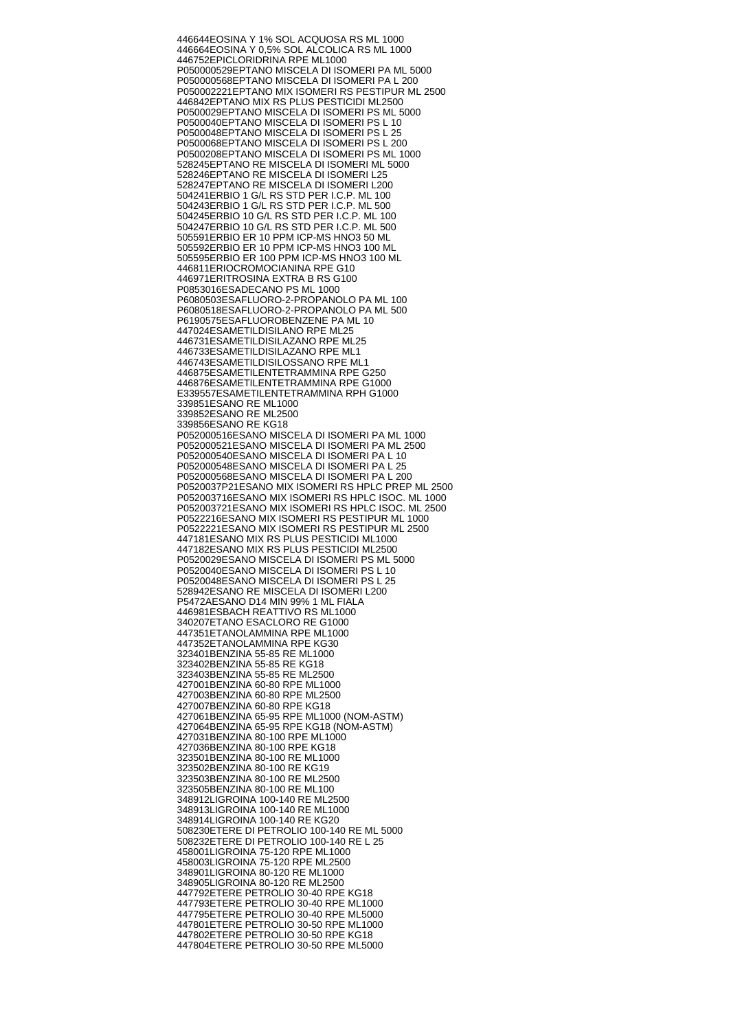446644EOSINA Y 1% SOL ACQUOSA RS ML 1000
446664EOSINA Y 0,5% SOL ALCOLICA RS ML 1000
446752EPICLORIDRINA RPE ML1000
P050000529EPTANO MISCELA DI ISOMERI PA ML 5000
P050000568EPTANO MISCELA DI ISOMERI PA L 200
P050002221EPTANO MIX ISOMERI RS PESTIPUR ML 2500
446842EPTANO MIX RS PLUS PESTICIDI ML2500
P0500029EPTANO MISCELA DI ISOMERI PS ML 5000
P0500040EPTANO MISCELA DI ISOMERI PS L 10
P0500048EPTANO MISCELA DI ISOMERI PS L 25
P0500068EPTANO MISCELA DI ISOMERI PS L 200
P0500208EPTANO MISCELA DI ISOMERI PS ML 1000
528245EPTANO RE MISCELA DI ISOMERI ML 5000
528246EPTANO RE MISCELA DI ISOMERI L25
528247EPTANO RE MISCELA DI ISOMERI L200
504241ERBIO 1 G/L RS STD PER I.C.P. ML 100
504243ERBIO 1 G/L RS STD PER I.C.P. ML 500
504245ERBIO 10 G/L RS STD PER I.C.P. ML 100
504247ERBIO 10 G/L RS STD PER I.C.P. ML 500
505591ERBIO ER 10 PPM ICP-MS HNO3 50 ML
505592ERBIO ER 10 PPM ICP-MS HNO3 100 ML
505595ERBIO ER 100 PPM ICP-MS HNO3 100 ML
446811ERIOCROMOCIANINA RPE G10
446971ERITROSINA EXTRA B RS G100
P0853016ESADECANO PS ML 1000
P6080503ESAFLUORO-2-PROPANOLO PA ML 100
P6080518ESAFLUORO-2-PROPANOLO PA ML 500
P6190575ESAFLUOROBENZENE PA ML 10
447024ESAMETILDISILANO RPE ML25
446731ESAMETILDISILAZANO RPE ML25
446733ESAMETILDISILAZANO RPE ML1
446743ESAMETILDISILOSSANO RPE ML1
446875ESAMETILENTETRAMMINA RPE G250
446876ESAMETILENTETRAMMINA RPE G1000
E339557ESAMETILENTETRAMMINA RPH G1000
339851ESANO RE ML1000
339852ESANO RE ML2500
339856ESANO RE KG18
P052000516ESANO MISCELA DI ISOMERI PA ML 1000
P052000521ESANO MISCELA DI ISOMERI PA ML 2500
P052000540ESANO MISCELA DI ISOMERI PA L 10
P052000548ESANO MISCELA DI ISOMERI PA L 25
P052000568ESANO MISCELA DI ISOMERI PA L 200
P0520037P21ESANO MIX ISOMERI RS HPLC PREP ML 2500
P052003716ESANO MIX ISOMERI RS HPLC ISOC. ML 1000
P052003721ESANO MIX ISOMERI RS HPLC ISOC. ML 2500
P0522216ESANO MIX ISOMERI RS PESTIPUR ML 1000
P0522221ESANO MIX ISOMERI RS PESTIPUR ML 2500
447181ESANO MIX RS PLUS PESTICIDI ML1000
447182ESANO MIX RS PLUS PESTICIDI ML2500
P0520029ESANO MISCELA DI ISOMERI PS ML 5000
P0520040ESANO MISCELA DI ISOMERI PS L 10
P0520048ESANO MISCELA DI ISOMERI PS L 25
528942ESANO RE MISCELA DI ISOMERI L200
P5472AESANO D14 MIN 99% 1 ML FIALA
446981ESBACH REATTIVO RS ML1000
340207ETANO ESACLORO RE G1000
447351ETANOLAMMINA RPE ML1000
447352ETANOLAMMINA RPE KG30
323401BENZINA 55-85 RE ML1000
323402BENZINA 55-85 RE KG18
323403BENZINA 55-85 RE ML2500
427001BENZINA 60-80 RPE ML1000
427003BENZINA 60-80 RPE ML2500
427007BENZINA 60-80 RPE KG18
427061BENZINA 65-95 RPE ML1000 (NOM-ASTM)
427064BENZINA 65-95 RPE KG18 (NOM-ASTM)
427031BENZINA 80-100 RPE ML1000
427036BENZINA 80-100 RPE KG18
323501BENZINA 80-100 RE ML1000
323502BENZINA 80-100 RE KG19
323503BENZINA 80-100 RE ML2500
323505BENZINA 80-100 RE ML100
348912LIGROINA 100-140 RE ML2500
348913LIGROINA 100-140 RE ML1000
348914LIGROINA 100-140 RE KG20
508230ETERE DI PETROLIO 100-140 RE ML 5000
508232ETERE DI PETROLIO 100-140 RE L 25
458001LIGROINA 75-120 RPE ML1000
458003LIGROINA 75-120 RPE ML2500
348901LIGROINA 80-120 RE ML1000
348905LIGROINA 80-120 RE ML2500
447792ETERE PETROLIO 30-40 RPE KG18
447793ETERE PETROLIO 30-40 RPE ML1000
447795ETERE PETROLIO 30-40 RPE ML5000
447801ETERE PETROLIO 30-50 RPE ML1000
447802ETERE PETROLIO 30-50 RPE KG18
447804ETERE PETROLIO 30-50 RPE ML5000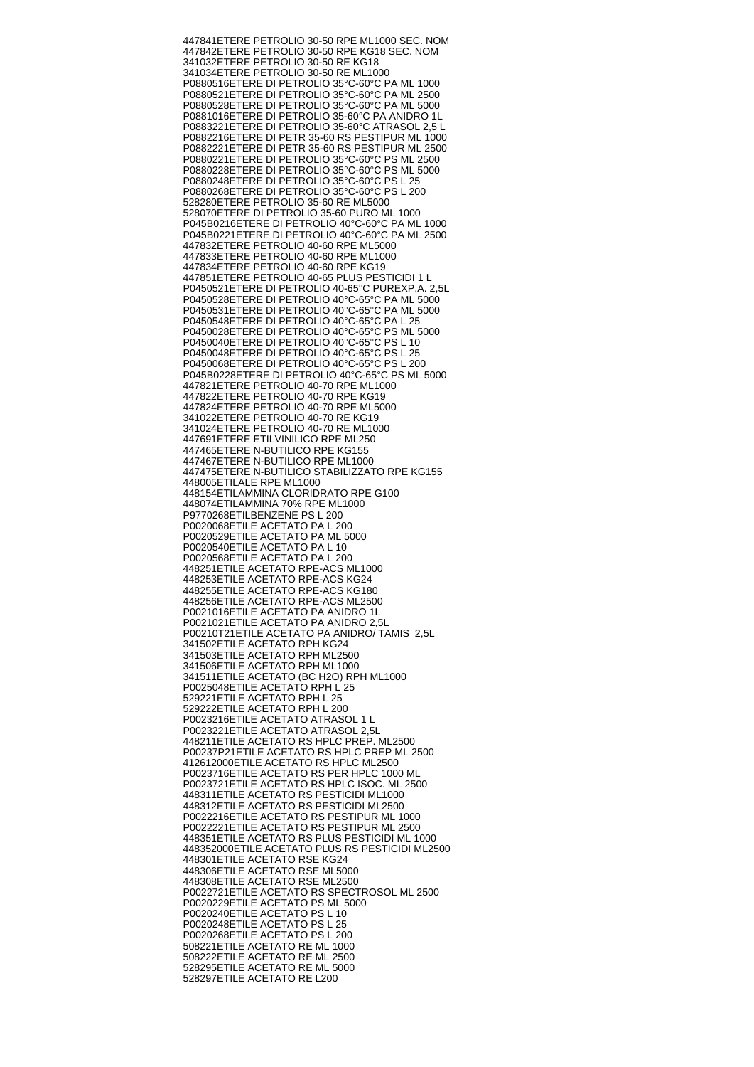447841ETERE PETROLIO 30-50 RPE ML1000 SEC. NOM
447842ETERE PETROLIO 30-50 RPE KG18 SEC. NOM
341032ETERE PETROLIO 30-50 RE KG18
341034ETERE PETROLIO 30-50 RE ML1000
P0880516ETERE DI PETROLIO 35°C-60°C PA ML 1000
P0880521ETERE DI PETROLIO 35°C-60°C PA ML 2500
P0880528ETERE DI PETROLIO 35°C-60°C PA ML 5000
P0881016ETERE DI PETROLIO 35-60°C PA ANIDRO 1L
P0883221ETERE DI PETROLIO 35-60°C ATRASOL 2,5 L
P0882216ETERE DI PETR 35-60 RS PESTIPUR ML 1000
P0882221ETERE DI PETR 35-60 RS PESTIPUR ML 2500
P0880221ETERE DI PETROLIO 35°C-60°C PS ML 2500
P0880228ETERE DI PETROLIO 35°C-60°C PS ML 5000
P0880248ETERE DI PETROLIO 35°C-60°C PS L 25
P0880268ETERE DI PETROLIO 35°C-60°C PS L 200
528280ETERE PETROLIO 35-60 RE ML5000
528070ETERE DI PETROLIO 35-60 PURO ML 1000
P045B0216ETERE DI PETROLIO 40°C-60°C PA ML 1000
P045B0221ETERE DI PETROLIO 40°C-60°C PA ML 2500
447832ETERE PETROLIO 40-60 RPE ML5000
447833ETERE PETROLIO 40-60 RPE ML1000
447834ETERE PETROLIO 40-60 RPE KG19
447851ETERE PETROLIO 40-65 PLUS PESTICIDI 1 L
P0450521ETERE DI PETROLIO 40-65°C PUREXP.A. 2,5L
P0450528ETERE DI PETROLIO 40°C-65°C PA ML 5000
P0450531ETERE DI PETROLIO 40°C-65°C PA ML 5000
P0450548ETERE DI PETROLIO 40°C-65°C PA L 25
P0450028ETERE DI PETROLIO 40°C-65°C PS ML 5000
P0450040ETERE DI PETROLIO 40°C-65°C PS L 10
P0450048ETERE DI PETROLIO 40°C-65°C PS L 25
P0450068ETERE DI PETROLIO 40°C-65°C PS L 200
P045B0228ETERE DI PETROLIO 40°C-65°C PS ML 5000
447821ETERE PETROLIO 40-70 RPE ML1000
447822ETERE PETROLIO 40-70 RPE KG19
447824ETERE PETROLIO 40-70 RPE ML5000
341022ETERE PETROLIO 40-70 RE KG19
341024ETERE PETROLIO 40-70 RE ML1000
447691ETERE ETILVINILICO RPE ML250
447465ETERE N-BUTILICO RPE KG155
447467ETERE N-BUTILICO RPE ML1000
447475ETERE N-BUTILICO STABILIZZATO RPE KG155
448005ETILALE RPE ML1000
448154ETILAMMINA CLORIDRATO RPE G100
448074ETILAMMINA 70% RPE ML1000
P9770268ETILBENZENE PS L 200
P0020068ETILE ACETATO PA L 200
P0020529ETILE ACETATO PA ML 5000
P0020540ETILE ACETATO PA L 10
P0020568ETILE ACETATO PA L 200
448251ETILE ACETATO RPE-ACS ML1000
448253ETILE ACETATO RPE-ACS KG24
448255ETILE ACETATO RPE-ACS KG180
448256ETILE ACETATO RPE-ACS ML2500
P0021016ETILE ACETATO PA ANIDRO 1L
P0021021ETILE ACETATO PA ANIDRO 2,5L
P00210T21ETILE ACETATO PA ANIDRO/ TAMIS 2,5L
341502ETILE ACETATO RPH KG24
341503ETILE ACETATO RPH ML2500
341506ETILE ACETATO RPH ML1000
341511ETILE ACETATO (BC H2O) RPH ML1000
P0025048ETILE ACETATO RPH L 25
529221ETILE ACETATO RPH L 25
529222ETILE ACETATO RPH L 200
P0023216ETILE ACETATO ATRASOL 1 L
P0023221ETILE ACETATO ATRASOL 2,5L
448211ETILE ACETATO RS HPLC PREP. ML2500
P00237P21ETILE ACETATO RS HPLC PREP ML 2500
412612000ETILE ACETATO RS HPLC ML2500
P0023716ETILE ACETATO RS PER HPLC 1000 ML
P0023721ETILE ACETATO RS HPLC ISOC. ML 2500
448311ETILE ACETATO RS PESTICIDI ML1000
448312ETILE ACETATO RS PESTICIDI ML2500
P0022216ETILE ACETATO RS PESTIPUR ML 1000
P0022221ETILE ACETATO RS PESTIPUR ML 2500
448351ETILE ACETATO RS PLUS PESTICIDI ML 1000
448352000ETILE ACETATO PLUS RS PESTICIDI ML2500
448301ETILE ACETATO RSE KG24
448306ETILE ACETATO RSE ML5000
448308ETILE ACETATO RSE ML2500
P0022721ETILE ACETATO RS SPECTROSOL ML 2500
P0020229ETILE ACETATO PS ML 5000
P0020240ETILE ACETATO PS L 10
P0020248ETILE ACETATO PS L 25
P0020268ETILE ACETATO PS L 200
508221ETILE ACETATO RE ML 1000
508222ETILE ACETATO RE ML 2500
528295ETILE ACETATO RE ML 5000
528297ETILE ACETATO RE L200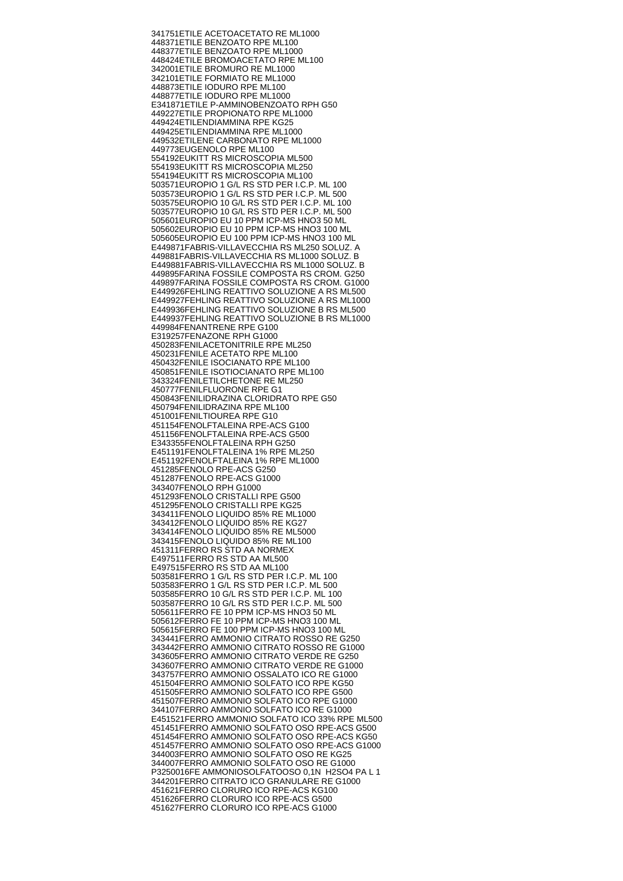341751ETILE ACETOACETATO RE ML1000
448371ETILE BENZOATO RPE ML100
448377ETILE BENZOATO RPE ML1000
448424ETILE BROMOACETATO RPE ML100
342001ETILE BROMURO RE ML1000
342101ETILE FORMIATO RE ML1000
448873ETILE IODURO RPE ML100
448877ETILE IODURO RPE ML1000
E341871ETILE P-AMMINOBENZOATO RPH G50
449227ETILE PROPIONATO RPE ML1000
449424ETILENDIAMMINA RPE KG25
449425ETILENDIAMMINA RPE ML1000
449532ETILENE CARBONATO RPE ML1000
449773EUGENOLO RPE ML100
554192EUKITT RS MICROSCOPIA ML500
554193EUKITT RS MICROSCOPIA ML250
554194EUKITT RS MICROSCOPIA ML100
503571EUROPIO 1 G/L RS STD PER I.C.P. ML 100
503573EUROPIO 1 G/L RS STD PER I.C.P. ML 500
503575EUROPIO 10 G/L RS STD PER I.C.P. ML 100
503577EUROPIO 10 G/L RS STD PER I.C.P. ML 500
505601EUROPIO EU 10 PPM ICP-MS HNO3 50 ML
505602EUROPIO EU 10 PPM ICP-MS HNO3 100 ML
505605EUROPIO EU 100 PPM ICP-MS HNO3 100 ML
E449871FABRIS-VILLAVECCHIA RS ML250 SOLUZ. A
449881FABRIS-VILLAVECCHIA RS ML1000 SOLUZ. B
E449881FABRIS-VILLAVECCHIA RS ML1000 SOLUZ. B
449895FARINA FOSSILE COMPOSTA RS CROM. G250
449897FARINA FOSSILE COMPOSTA RS CROM. G1000
E449926FEHLING REATTIVO SOLUZIONE A RS ML500
E449927FEHLING REATTIVO SOLUZIONE A RS ML1000
E449936FEHLING REATTIVO SOLUZIONE B RS ML500
E449937FEHLING REATTIVO SOLUZIONE B RS ML1000
449984FENANTRENE RPE G100
E319257FENAZONE RPH G1000
450283FENILACETONITRILE RPE ML250
450231FENILE ACETATO RPE ML100
450432FENILE ISOCIANATO RPE ML100
450851FENILE ISOTIOCIANATO RPE ML100
343324FENILETILCHETONE RE ML250
450777FENILFLUORONE RPE G1
450843FENILIDRAZINA CLORIDRATO RPE G50
450794FENILIDRAZINA RPE ML100
451001FENILTIOUREA RPE G10
451154FENOLFTALEINA RPE-ACS G100
451156FENOLFTALEINA RPE-ACS G500
E343355FENOLFTALEINA RPH G250
E451191FENOLFTALEINA 1% RPE ML250
E451192FENOLFTALEINA 1% RPE ML1000
451285FENOLO RPE-ACS G250
451287FENOLO RPE-ACS G1000
343407FENOLO RPH G1000
451293FENOLO CRISTALLI RPE G500
451295FENOLO CRISTALLI RPE KG25
343411FENOLO LIQUIDO 85% RE ML1000
343412FENOLO LIQUIDO 85% RE KG27
343414FENOLO LIQUIDO 85% RE ML5000
343415FENOLO LIQUIDO 85% RE ML100
451311FERRO RS STD AA NORMEX
E497511FERRO RS STD AA ML500
E497515FERRO RS STD AA ML100
503581FERRO 1 G/L RS STD PER I.C.P. ML 100
503583FERRO 1 G/L RS STD PER I.C.P. ML 500
503585FERRO 10 G/L RS STD PER I.C.P. ML 100
503587FERRO 10 G/L RS STD PER I.C.P. ML 500
505611FERRO FE 10 PPM ICP-MS HNO3 50 ML
505612FERRO FE 10 PPM ICP-MS HNO3 100 ML
505615FERRO FE 100 PPM ICP-MS HNO3 100 ML
343441FERRO AMMONIO CITRATO ROSSO RE G250
343442FERRO AMMONIO CITRATO ROSSO RE G1000
343605FERRO AMMONIO CITRATO VERDE RE G250
343607FERRO AMMONIO CITRATO VERDE RE G1000
343757FERRO AMMONIO OSSALATO ICO RE G1000
451504FERRO AMMONIO SOLFATO ICO RPE KG50
451505FERRO AMMONIO SOLFATO ICO RPE G500
451507FERRO AMMONIO SOLFATO ICO RPE G1000
344107FERRO AMMONIO SOLFATO ICO RE G1000
E451521FERRO AMMONIO SOLFATO ICO 33% RPE ML500
451451FERRO AMMONIO SOLFATO OSO RPE-ACS G500
451454FERRO AMMONIO SOLFATO OSO RPE-ACS KG50
451457FERRO AMMONIO SOLFATO OSO RPE-ACS G1000
344003FERRO AMMONIO SOLFATO OSO RE KG25
344007FERRO AMMONIO SOLFATO OSO RE G1000
P3250016FE AMMONIOSOLFATOOSO 0,1N H2SO4 PA L 1
344201FERRO CITRATO ICO GRANULARE RE G1000
451621FERRO CLORURO ICO RPE-ACS KG100
451626FERRO CLORURO ICO RPE-ACS G500
451627FERRO CLORURO ICO RPE-ACS G1000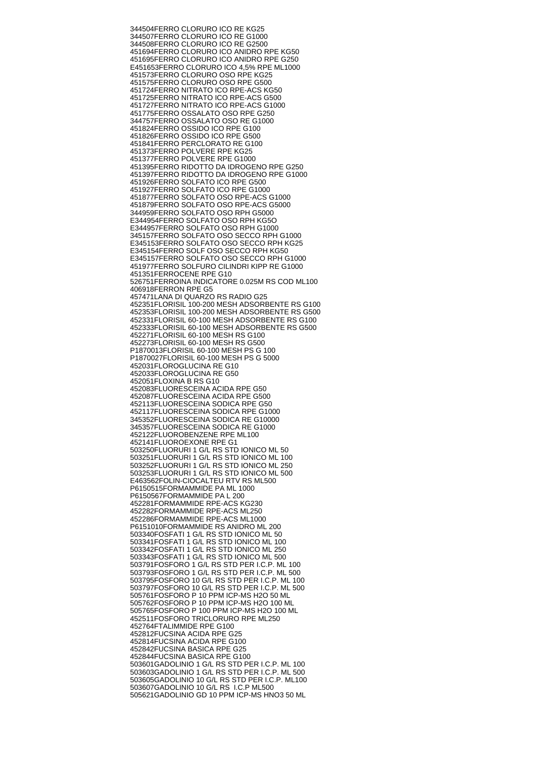344504FERRO CLORURO ICO RE KG25
344507FERRO CLORURO ICO RE G1000
344508FERRO CLORURO ICO RE G2500
451694FERRO CLORURO ICO ANIDRO RPE KG50
451695FERRO CLORURO ICO ANIDRO RPE G250
E451653FERRO CLORURO ICO 4,5% RPE ML1000
451573FERRO CLORURO OSO RPE KG25
451575FERRO CLORURO OSO RPE G500
451724FERRO NITRATO ICO RPE-ACS KG50
451725FERRO NITRATO ICO RPE-ACS G500
451727FERRO NITRATO ICO RPE-ACS G1000
451775FERRO OSSALATO OSO RPE G250
344757FERRO OSSALATO OSO RE G1000
451824FERRO OSSIDO ICO RPE G100
451826FERRO OSSIDO ICO RPE G500
451841FERRO PERCLORATO RE G100
451373FERRO POLVERE RPE KG25
451377FERRO POLVERE RPE G1000
451395FERRO RIDOTTO DA IDROGENO RPE G250
451397FERRO RIDOTTO DA IDROGENO RPE G1000
451926FERRO SOLFATO ICO RPE G500
451927FERRO SOLFATO ICO RPE G1000
451877FERRO SOLFATO OSO RPE-ACS G1000
451879FERRO SOLFATO OSO RPE-ACS G5000
344959FERRO SOLFATO OSO RPH G5000
E344954FERRO SOLFATO OSO RPH KG5O
E344957FERRO SOLFATO OSO RPH G1000
345157FERRO SOLFATO OSO SECCO RPH G1000
E345153FERRO SOLFATO OSO SECCO RPH KG25
E345154FERRO SOLF OSO SECCO RPH KG50
E345157FERRO SOLFATO OSO SECCO RPH G1000
451977FERRO SOLFURO CILINDRI KIPP RE G1000
451351FERROCENE RPE G10
526751FERROINA INDICATORE 0.025M RS COD ML100
406918FERRON RPE G5
457471LANA DI QUARZO RS RADIO G25
452351FLORISIL 100-200 MESH ADSORBENTE RS G100
452353FLORISIL 100-200 MESH ADSORBENTE RS G500
452331FLORISIL 60-100 MESH ADSORBENTE RS G100
452333FLORISIL 60-100 MESH ADSORBENTE RS G500
452271FLORISIL 60-100 MESH RS G100
452273FLORISIL 60-100 MESH RS G500
P1870013FLORISIL 60-100 MESH PS G 100
P1870027FLORISIL 60-100 MESH PS G 5000
452031FLOROGLUCINA RE G10
452033FLOROGLUCINA RE G50
452051FLOXINA B RS G10
452083FLUORESCEINA ACIDA RPE G50
452087FLUORESCEINA ACIDA RPE G500
452113FLUORESCEINA SODICA RPE G50
452117FLUORESCEINA SODICA RPE G1000
345352FLUORESCEINA SODICA RE G10000
345357FLUORESCEINA SODICA RE G1000
452122FLUOROBENZENE RPE ML100
452141FLUOROEXONE RPE G1
503250FLUORURI 1 G/L RS STD IONICO ML 50
503251FLUORURI 1 G/L RS STD IONICO ML 100
503252FLUORURI 1 G/L RS STD IONICO ML 250
503253FLUORURI 1 G/L RS STD IONICO ML 500
E463562FOLIN-CIOCALTEU RTV RS ML500
P6150515FORMAMMIDE PA ML 1000
P6150567FORMAMMIDE PA L 200
452281FORMAMMIDE RPE-ACS KG230
452282FORMAMMIDE RPE-ACS ML250
452286FORMAMMIDE RPE-ACS ML1000
P6151010FORMAMMIDE RS ANIDRO ML 200
503340FOSFATI 1 G/L RS STD IONICO ML 50
503341FOSFATI 1 G/L RS STD IONICO ML 100
503342FOSFATI 1 G/L RS STD IONICO ML 250
503343FOSFATI 1 G/L RS STD IONICO ML 500
503791FOSFORO 1 G/L RS STD PER I.C.P. ML 100
503793FOSFORO 1 G/L RS STD PER I.C.P. ML 500
503795FOSFORO 10 G/L RS STD PER I.C.P. ML 100
503797FOSFORO 10 G/L RS STD PER I.C.P. ML 500
505761FOSFORO P 10 PPM ICP-MS H2O 50 ML
505762FOSFORO P 10 PPM ICP-MS H2O 100 ML
505765FOSFORO P 100 PPM ICP-MS H2O 100 ML
452511FOSFORO TRICLORURO RPE ML250
452764FTALIMMIDE RPE G100
452812FUCSINA ACIDA RPE G25
452814FUCSINA ACIDA RPE G100
452842FUCSINA BASICA RPE G25
452844FUCSINA BASICA RPE G100
503601GADOLINIO 1 G/L RS STD PER I.C.P. ML 100
503603GADOLINIO 1 G/L RS STD PER I.C.P. ML 500
503605GADOLINIO 10 G/L RS STD PER I.C.P. ML100
503607GADOLINIO 10 G/L RS I.C.P ML500
505621GADOLINIO GD 10 PPM ICP-MS HNO3 50 ML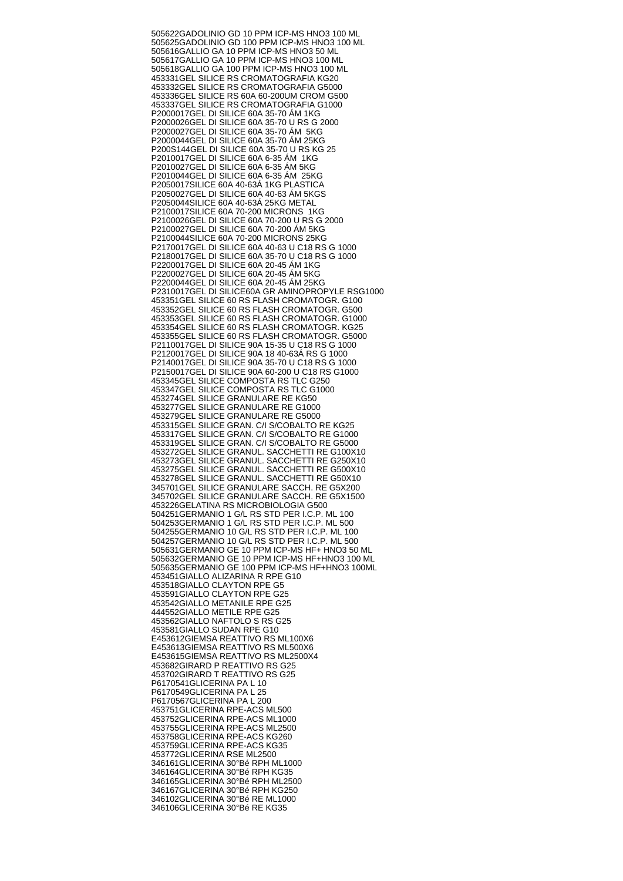505622GADOLINIO GD 10 PPM ICP-MS HNO3 100 ML
505625GADOLINIO GD 100 PPM ICP-MS HNO3 100 ML
505616GALLIO GA 10 PPM ICP-MS HNO3 50 ML
505617GALLIO GA 10 PPM ICP-MS HNO3 100 ML
505618GALLIO GA 100 PPM ICP-MS HNO3 100 ML
453331GEL SILICE RS CROMATOGRAFIA KG20
453332GEL SILICE RS CROMATOGRAFIA G5000
453336GEL SILICE RS 60A 60-200UM CROM G500
453337GEL SILICE RS CROMATOGRAFIA G1000
P2000017GEL DI SILICE 60A 35-70 ÁM 1KG
P2000026GEL DI SILICE 60A 35-70 U RS G 2000
P2000027GEL DI SILICE 60A 35-70 ÁM  5KG
P2000044GEL DI SILICE 60A 35-70 ÁM 25KG
P200S144GEL DI SILICE 60A 35-70 U RS KG 25
P2010017GEL DI SILICE 60A 6-35 ÁM  1KG
P2010027GEL DI SILICE 60A 6-35 ÁM 5KG
P2010044GEL DI SILICE 60A 6-35 ÁM  25KG
P2050017SILICE 60A 40-63Á 1KG PLASTICA
P2050027GEL DI SILICE 60A 40-63 ÁM 5KGS
P2050044SILICE 60A 40-63Á 25KG METAL
P2100017SILICE 60A 70-200 MICRONS  1KG
P2100026GEL DI SILICE 60A 70-200 U RS G 2000
P2100027GEL DI SILICE 60A 70-200 ÁM 5KG
P2100044SILICE 60A 70-200 MICRONS 25KG
P2170017GEL DI SILICE 60A 40-63 U C18 RS G 1000
P2180017GEL DI SILICE 60A 35-70 U C18 RS G 1000
P2200017GEL DI SILICE 60A 20-45 ÁM 1KG
P2200027GEL DI SILICE 60A 20-45 ÁM 5KG
P2200044GEL DI SILICE 60A 20-45 ÁM 25KG
P2310017GEL DI SILICE60A GR AMINOPROPYLE RSG1000
453351GEL SILICE 60 RS FLASH CROMATOGR. G100
453352GEL SILICE 60 RS FLASH CROMATOGR. G500
453353GEL SILICE 60 RS FLASH CROMATOGR. G1000
453354GEL SILICE 60 RS FLASH CROMATOGR. KG25
453355GEL SILICE 60 RS FLASH CROMATOGR. G5000
P2110017GEL DI SILICE 90A 15-35 U C18 RS G 1000
P2120017GEL DI SILICE 90A 18 40-63Á RS G 1000
P2140017GEL DI SILICE 90A 35-70 U C18 RS G 1000
P2150017GEL DI SILICE 90A 60-200 U C18 RS G1000
453345GEL SILICE COMPOSTA RS TLC G250
453347GEL SILICE COMPOSTA RS TLC G1000
453274GEL SILICE GRANULARE RE KG50
453277GEL SILICE GRANULARE RE G1000
453279GEL SILICE GRANULARE RE G5000
453315GEL SILICE GRAN. C/I S/COBALTO RE KG25
453317GEL SILICE GRAN. C/I S/COBALTO RE G1000
453319GEL SILICE GRAN. C/I S/COBALTO RE G5000
453272GEL SILICE GRANUL. SACCHETTI RE G100X10
453273GEL SILICE GRANUL. SACCHETTI RE G250X10
453275GEL SILICE GRANUL. SACCHETTI RE G500X10
453278GEL SILICE GRANUL. SACCHETTI RE G50X10
345701GEL SILICE GRANULARE SACCH. RE G5X200
345702GEL SILICE GRANULARE SACCH. RE G5X1500
453226GELATINA RS MICROBIOLOGIA G500
504251GERMANIO 1 G/L RS STD PER I.C.P. ML 100
504253GERMANIO 1 G/L RS STD PER I.C.P. ML 500
504255GERMANIO 10 G/L RS STD PER I.C.P. ML 100
504257GERMANIO 10 G/L RS STD PER I.C.P. ML 500
505631GERMANIO GE 10 PPM ICP-MS HF+ HNO3 50 ML
505632GERMANIO GE 10 PPM ICP-MS HF+HNO3 100 ML
505635GERMANIO GE 100 PPM ICP-MS HF+HNO3 100ML
453451GIALLO ALIZARINA R RPE G10
453518GIALLO CLAYTON RPE G5
453591GIALLO CLAYTON RPE G25
453542GIALLO METANILE RPE G25
444552GIALLO METILE RPE G25
453562GIALLO NAFTOLO S RS G25
453581GIALLO SUDAN RPE G10
E453612GIEMSA REATTIVO RS ML100X6
E453613GIEMSA REATTIVO RS ML500X6
E453615GIEMSA REATTIVO RS ML2500X4
453682GIRARD P REATTIVO RS G25
453702GIRARD T REATTIVO RS G25
P6170541GLICERINA PA L 10
P6170549GLICERINA PA L 25
P6170567GLICERINA PA L 200
453751GLICERINA RPE-ACS ML500
453752GLICERINA RPE-ACS ML1000
453755GLICERINA RPE-ACS ML2500
453758GLICERINA RPE-ACS KG260
453759GLICERINA RPE-ACS KG35
453772GLICERINA RSE ML2500
346161GLICERINA 30°Bé RPH ML1000
346164GLICERINA 30°Bé RPH KG35
346165GLICERINA 30°Bé RPH ML2500
346167GLICERINA 30°Bé RPH KG250
346102GLICERINA 30°Bé RE ML1000
346106GLICERINA 30°Bé RE KG35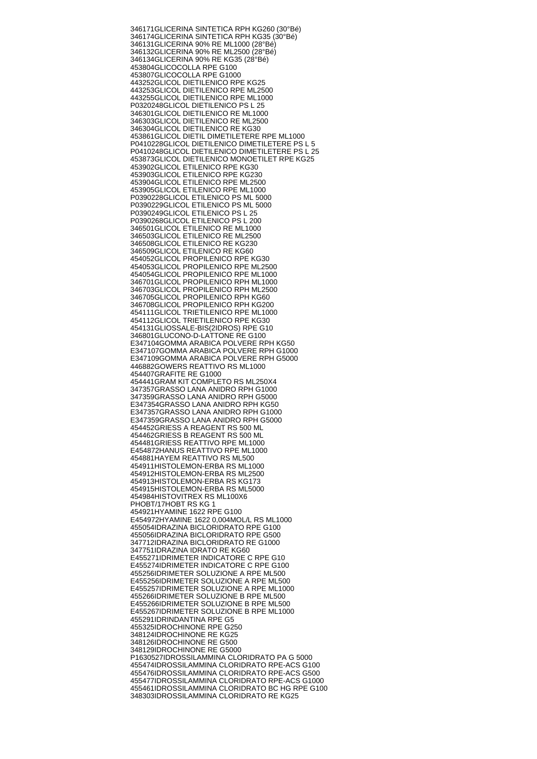346171GLICERINA SINTETICA RPH KG260 (30°Bé)
346174GLICERINA SINTETICA RPH KG35 (30°Bé)
346131GLICERINA 90% RE ML1000 (28°Bé)
346132GLICERINA 90% RE ML2500 (28°Bé)
346134GLICERINA 90% RE KG35 (28°Bé)
453804GLICOCOLLA RPE G100
453807GLICOCOLLA RPE G1000
443252GLICOL DIETILENICO RPE KG25
443253GLICOL DIETILENICO RPE ML2500
443255GLICOL DIETILENICO RPE ML1000
P0320248GLICOL DIETILENICO PS L 25
346301GLICOL DIETILENICO RE ML1000
346303GLICOL DIETILENICO RE ML2500
346304GLICOL DIETILENICO RE KG30
453861GLICOL DIETIL DIMETILETERE RPE ML1000
P0410228GLICOL DIETILENICO DIMETILETERE PS L 5
P0410248GLICOL DIETILENICO DIMETILETERE PS L 25
453873GLICOL DIETILENICO MONOETILET RPE KG25
453902GLICOL ETILENICO RPE KG30
453903GLICOL ETILENICO RPE KG230
453904GLICOL ETILENICO RPE ML2500
453905GLICOL ETILENICO RPE ML1000
P0390228GLICOL ETILENICO PS ML 5000
P0390229GLICOL ETILENICO PS ML 5000
P0390249GLICOL ETILENICO PS L 25
P0390268GLICOL ETILENICO PS L 200
346501GLICOL ETILENICO RE ML1000
346503GLICOL ETILENICO RE ML2500
346508GLICOL ETILENICO RE KG230
346509GLICOL ETILENICO RE KG60
454052GLICOL PROPILENICO RPE KG30
454053GLICOL PROPILENICO RPE ML2500
454054GLICOL PROPILENICO RPE ML1000
346701GLICOL PROPILENICO RPH ML1000
346703GLICOL PROPILENICO RPH ML2500
346705GLICOL PROPILENICO RPH KG60
346708GLICOL PROPILENICO RPH KG200
454111GLICOL TRIETILENICO RPE ML1000
454112GLICOL TRIETILENICO RPE KG30
454131GLIOSSALE-BIS(2IDROS) RPE G10
346801GLUCONO-D-LATTONE RE G100
E347104GOMMA ARABICA POLVERE RPH KG50
E347107GOMMA ARABICA POLVERE RPH G1000
E347109GOMMA ARABICA POLVERE RPH G5000
446882GOWERS REATTIVO RS ML1000
454407GRAFITE RE G1000
454441GRAM KIT COMPLETO RS ML250X4
347357GRASSO LANA ANIDRO RPH G1000
347359GRASSO LANA ANIDRO RPH G5000
E347354GRASSO LANA ANIDRO RPH KG50
E347357GRASSO LANA ANIDRO RPH G1000
E347359GRASSO LANA ANIDRO RPH G5000
454452GRIESS A REAGENT RS 500 ML
454462GRIESS B REAGENT RS 500 ML
454481GRIESS REATTIVO RPE ML1000
E454872HANUS REATTIVO RPE ML1000
454881HAYEM REATTIVO RS ML500
454911HISTOLEMON-ERBA RS ML1000
454912HISTOLEMON-ERBA RS ML2500
454913HISTOLEMON-ERBA RS KG173
454915HISTOLEMON-ERBA RS ML5000
454984HISTOVITREX RS ML100X6
PHOBT/17HOBT RS KG 1
454921HYAMINE 1622 RPE G100
E454972HYAMINE 1622 0,004MOL/L RS ML1000
455054IDRAZINA BICLORIDRATO RPE G100
455056IDRAZINA BICLORIDRATO RPE G500
347712IDRAZINA BICLORIDRATO RE G1000
347751IDRAZINA IDRATO RE KG60
E455271IDRIMETER INDICATORE C RPE G10
E455274IDRIMETER INDICATORE C RPE G100
455256IDRIMETER SOLUZIONE A RPE ML500
E455256IDRIMETER SOLUZIONE A RPE ML500
E455257IDRIMETER SOLUZIONE A RPE ML1000
455266IDRIMETER SOLUZIONE B RPE ML500
E455266IDRIMETER SOLUZIONE B RPE ML500
E455267IDRIMETER SOLUZIONE B RPE ML1000
455291IDRINDANTINA RPE G5
455325IDROCHINONE RPE G250
348124IDROCHINONE RE KG25
348126IDROCHINONE RE G500
348129IDROCHINONE RE G5000
P1630527IDROSSILAMMINA CLORIDRATO PA G 5000
455474IDROSSILAMMINA CLORIDRATO RPE-ACS G100
455476IDROSSILAMMINA CLORIDRATO RPE-ACS G500
455477IDROSSILAMMINA CLORIDRATO RPE-ACS G1000
455461IDROSSILAMMINA CLORIDRATO BC HG RPE G100
348303IDROSSILAMMINA CLORIDRATO RE KG25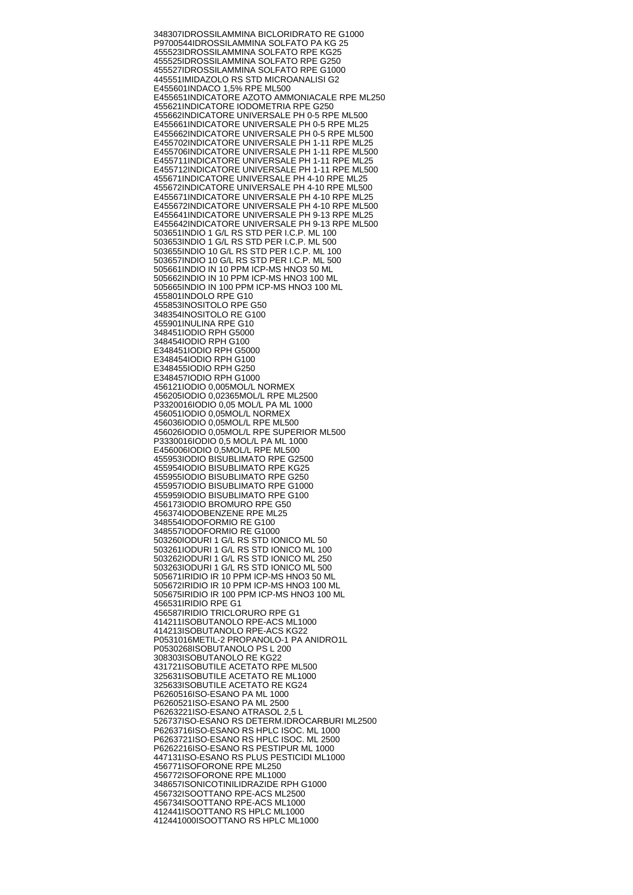348307IDROSSILAMMINA BICLORIDRATO RE G1000
P9700544IDROSSILAMMINA SOLFATO PA KG 25
455523IDROSSILAMMINA SOLFATO RPE KG25
455525IDROSSILAMMINA SOLFATO RPE G250
455527IDROSSILAMMINA SOLFATO RPE G1000
445551IMIDAZOLO RS STD MICROANALISI G2
E455601INDACO 1,5% RPE ML500
E455651INDICATORE AZOTO AMMONIACALE RPE ML250
455621INDICATORE IODOMETRIA RPE G250
455662INDICATORE UNIVERSALE PH 0-5 RPE ML500
E455661INDICATORE UNIVERSALE PH 0-5 RPE ML25
E455662INDICATORE UNIVERSALE PH 0-5 RPE ML500
E455702INDICATORE UNIVERSALE PH 1-11 RPE ML25
E455706INDICATORE UNIVERSALE PH 1-11 RPE ML500
E455711INDICATORE UNIVERSALE PH 1-11 RPE ML25
E455712INDICATORE UNIVERSALE PH 1-11 RPE ML500
455671INDICATORE UNIVERSALE PH 4-10 RPE ML25
455672INDICATORE UNIVERSALE PH 4-10 RPE ML500
E455671INDICATORE UNIVERSALE PH 4-10 RPE ML25
E455672INDICATORE UNIVERSALE PH 4-10 RPE ML500
E455641INDICATORE UNIVERSALE PH 9-13 RPE ML25
E455642INDICATORE UNIVERSALE PH 9-13 RPE ML500
503651INDIO 1 G/L RS STD PER I.C.P. ML 100
503653INDIO 1 G/L RS STD PER I.C.P. ML 500
503655INDIO 10 G/L RS STD PER I.C.P. ML 100
503657INDIO 10 G/L RS STD PER I.C.P. ML 500
505661INDIO IN 10 PPM ICP-MS HNO3 50 ML
505662INDIO IN 10 PPM ICP-MS HNO3 100 ML
505665INDIO IN 100 PPM ICP-MS HNO3 100 ML
455801INDOLO RPE G10
455853INOSITOLO RPE G50
348354INOSITOLO RE G100
455901INULINA RPE G10
348451IODIO RPH G5000
348454IODIO RPH G100
E348451IODIO RPH G5000
E348454IODIO RPH G100
E348455IODIO RPH G250
E348457IODIO RPH G1000
456121IODIO 0,005MOL/L NORMEX
456205IODIO 0,02365MOL/L RPE ML2500
P3320016IODIO 0,05 MOL/L PA ML 1000
456051IODIO 0,05MOL/L NORMEX
456036IODIO 0,05MOL/L RPE ML500
456026IODIO 0,05MOL/L RPE SUPERIOR ML500
P3330016IODIO 0,5 MOL/L PA ML 1000
E456006IODIO 0,5MOL/L RPE ML500
455953IODIO BISUBLIMATO RPE G2500
455954IODIO BISUBLIMATO RPE KG25
455955IODIO BISUBLIMATO RPE G250
455957IODIO BISUBLIMATO RPE G1000
455959IODIO BISUBLIMATO RPE G100
456173IODIO BROMURO RPE G50
456374IODOBENZENE RPE ML25
348554IODOFORMIO RE G100
348557IODOFORMIO RE G1000
503260IODURI 1 G/L RS STD IONICO ML 50
503261IODURI 1 G/L RS STD IONICO ML 100
503262IODURI 1 G/L RS STD IONICO ML 250
503263IODURI 1 G/L RS STD IONICO ML 500
505671IRIDIO IR 10 PPM ICP-MS HNO3 50 ML
505672IRIDIO IR 10 PPM ICP-MS HNO3 100 ML
505675IRIDIO IR 100 PPM ICP-MS HNO3 100 ML
456531IRIDIO RPE G1
456587IRIDIO TRICLORURO RPE G1
414211ISOBUTANOLO RPE-ACS ML1000
414213ISOBUTANOLO RPE-ACS KG22
P0531016METIL-2 PROPANOLO-1 PA ANIDRO1L
P0530268ISOBUTANOLO PS L 200
308303ISOBUTANOLO RE KG22
431721ISOBUTILE ACETATO RPE ML500
325631ISOBUTILE ACETATO RE ML1000
325633ISOBUTILE ACETATO RE KG24
P6260516ISO-ESANO PA ML 1000
P6260521ISO-ESANO PA ML 2500
P6263221ISO-ESANO ATRASOL 2,5 L
526737ISO-ESANO RS DETERM.IDROCARBURI ML2500
P6263716ISO-ESANO RS HPLC ISOC. ML 1000
P6263721ISO-ESANO RS HPLC ISOC. ML 2500
P6262216ISO-ESANO RS PESTIPUR ML 1000
447131ISO-ESANO RS PLUS PESTICIDI ML1000
456771ISOFORONE RPE ML250
456772ISOFORONE RPE ML1000
348657ISONICOTINILIDRAZIDE RPH G1000
456732ISOOTTANO RPE-ACS ML2500
456734ISOOTTANO RPE-ACS ML1000
412441ISOOTTANO RS HPLC ML1000
412441000ISOOTTANO RS HPLC ML1000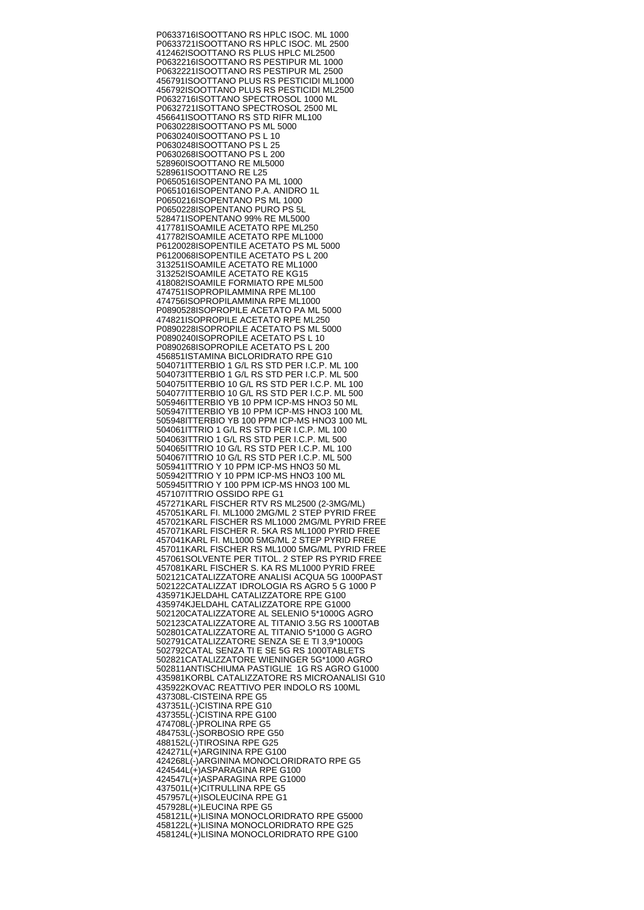P0633716ISOOTTANO RS HPLC ISOC. ML 1000
P0633721ISOOTTANO RS HPLC ISOC. ML 2500
412462ISOOTTANO RS PLUS HPLC ML2500
P0632216ISOOTTANO RS PESTIPUR ML 1000
P0632221ISOOTTANO RS PESTIPUR ML 2500
456791ISOOTTANO PLUS RS PESTICIDI ML1000
456792ISOOTTANO PLUS RS PESTICIDI ML2500
P0632716ISOTTANO SPECTROSOL 1000 ML
P0632721ISOTTANO SPECTROSOL 2500 ML
456641ISOOTTANO RS STD RIFR ML100
P0630228ISOOTTANO PS ML 5000
P0630240ISOOTTANO PS L 10
P0630248ISOOTTANO PS L 25
P0630268ISOOTTANO PS L 200
528960ISOOTTANO RE ML5000
528961ISOOTTANO RE L25
P0650516ISOPENTANO PA ML 1000
P0651016ISOPENTANO P.A. ANIDRO 1L
P0650216ISOPENTANO PS ML 1000
P0650228ISOPENTANO PURO PS 5L
528471ISOPENTANO 99% RE ML5000
417781ISOAMILE ACETATO RPE ML250
417782ISOAMILE ACETATO RPE ML1000
P6120028ISOPENTILE ACETATO PS ML 5000
P6120068ISOPENTILE ACETATO PS L 200
313251ISOAMILE ACETATO RE ML1000
313252ISOAMILE ACETATO RE KG15
418082ISOAMILE FORMIATO RPE ML500
474751ISOPROPILAMMINA RPE ML100
474756ISOPROPILAMMINA RPE ML1000
P0890528ISOPROPILE ACETATO PA ML 5000
474821ISOPROPILE ACETATO RPE ML250
P0890228ISOPROPILE ACETATO PS ML 5000
P0890240ISOPROPILE ACETATO PS L 10
P0890268ISOPROPILE ACETATO PS L 200
456851ISTAMINA BICLORIDRATO RPE G10
504071ITTERBIO 1 G/L RS STD PER I.C.P. ML 100
504073ITTERBIO 1 G/L RS STD PER I.C.P. ML 500
504075ITTERBIO 10 G/L RS STD PER I.C.P. ML 100
504077ITTERBIO 10 G/L RS STD PER I.C.P. ML 500
505946ITTERBIO YB 10 PPM ICP-MS HNO3 50 ML
505947ITTERBIO YB 10 PPM ICP-MS HNO3 100 ML
505948ITTERBIO YB 100 PPM ICP-MS HNO3 100 ML
504061ITTRIO 1 G/L RS STD PER I.C.P. ML 100
504063ITTRIO 1 G/L RS STD PER I.C.P. ML 500
504065ITTRIO 10 G/L RS STD PER I.C.P. ML 100
504067ITTRIO 10 G/L RS STD PER I.C.P. ML 500
505941ITTRIO Y 10 PPM ICP-MS HNO3 50 ML
505942ITTRIO Y 10 PPM ICP-MS HNO3 100 ML
505945ITTRIO Y 100 PPM ICP-MS HNO3 100 ML
457107ITTRIO OSSIDO RPE G1
457271KARL FISCHER RTV RS ML2500 (2-3MG/ML)
457051KARL FI. ML1000 2MG/ML 2 STEP PYRID FREE
457021KARL FISCHER RS ML1000 2MG/ML PYRID FREE
457071KARL FISCHER R. 5KA RS ML1000 PYRID FREE
457041KARL FI. ML1000 5MG/ML 2 STEP PYRID FREE
457011KARL FISCHER RS ML1000 5MG/ML PYRID FREE
457061SOLVENTE PER TITOL. 2 STEP RS PYRID FREE
457081KARL FISCHER S. KA RS ML1000 PYRID FREE
502121CATALIZZATORE ANALISI ACQUA 5G 1000PAST
502122CATALIZZAT IDROLOGIA RS AGRO 5 G 1000 P
435971KJELDAHL CATALIZZATORE RPE G100
435974KJELDAHL CATALIZZATORE RPE G1000
502120CATALIZZATORE AL SELENIO 5*1000G AGRO
502123CATALIZZATORE AL TITANIO 3.5G RS 1000TAB
502801CATALIZZATORE AL TITANIO 5*1000 G AGRO
502791CATALIZZATORE SENZA SE E TI 3,9*1000G
502792CATAL SENZA TI E SE 5G RS 1000TABLETS
502821CATALIZZATORE WIENINGER 5G*1000 AGRO
502811ANTISCHIUMA PASTIGLIE 1G RS AGRO G1000
435981KORBL CATALIZZATORE RS MICROANALISI G10
435922KOVAC REATTIVO PER INDOLO RS 100ML
437308L-CISTEINA RPE G5
437351L(-)CISTINA RPE G10
437355L(-)CISTINA RPE G100
474708L(-)PROLINA RPE G5
484753L(-)SORBOSIO RPE G50
488152L(-)TIROSINA RPE G25
424271L(+)ARGININA RPE G100
424268L(-)ARGININA MONOCLORIDRATO RPE G5
424544L(+)ASPARAGINA RPE G100
424547L(+)ASPARAGINA RPE G1000
437501L(+)CITRULLINA RPE G5
457957L(+)ISOLEUCINA RPE G1
457928L(+)LEUCINA RPE G5
458121L(+)LISINA MONOCLORIDRATO RPE G5000
458122L(+)LISINA MONOCLORIDRATO RPE G25
458124L(+)LISINA MONOCLORIDRATO RPE G100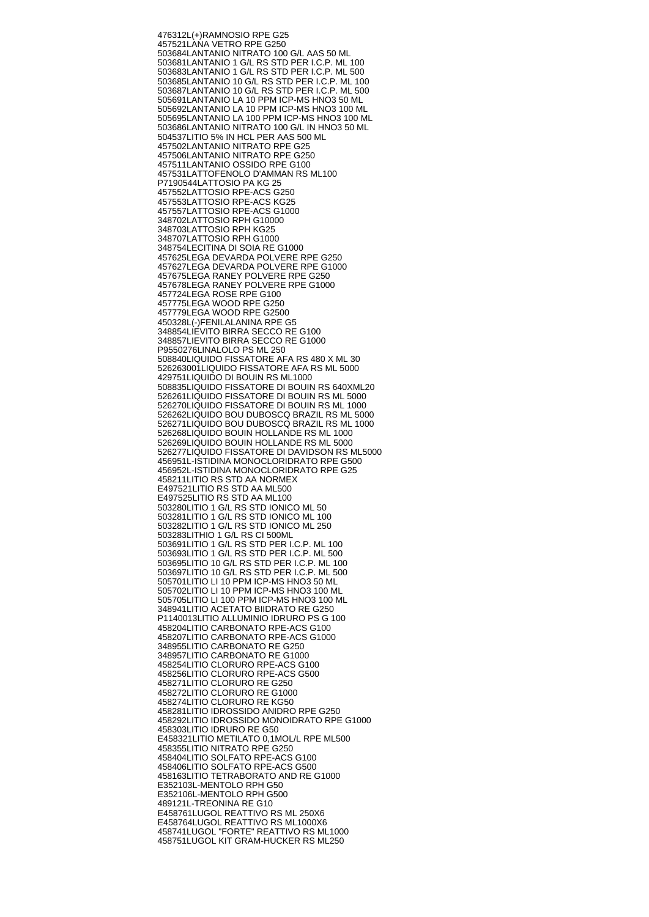476312L(+)RAMNOSIO RPE G25
457521LANA VETRO RPE G250
503684LANTANIO NITRATO 100 G/L AAS 50 ML
503681LANTANIO 1 G/L RS STD PER I.C.P. ML 100
503683LANTANIO 1 G/L RS STD PER I.C.P. ML 500
503685LANTANIO 10 G/L RS STD PER I.C.P. ML 100
503687LANTANIO 10 G/L RS STD PER I.C.P. ML 500
505691LANTANIO LA 10 PPM ICP-MS HNO3 50 ML
505692LANTANIO LA 10 PPM ICP-MS HNO3 100 ML
505695LANTANIO LA 100 PPM ICP-MS HNO3 100 ML
503686LANTANIO NITRATO 100 G/L IN HNO3 50 ML
504537LITIO 5% IN HCL PER AAS 500 ML
457502LANTANIO NITRATO RPE G25
457506LANTANIO NITRATO RPE G250
457511LANTANIO OSSIDO RPE G100
457531LATTOFENOLO D'AMMAN RS ML100
P7190544LATTOSIO PA KG 25
457552LATTOSIO RPE-ACS G250
457553LATTOSIO RPE-ACS KG25
457557LATTOSIO RPE-ACS G1000
348702LATTOSIO RPH G10000
348703LATTOSIO RPH KG25
348707LATTOSIO RPH G1000
348754LECITINA DI SOIA RE G1000
457625LEGA DEVARDA POLVERE RPE G250
457627LEGA DEVARDA POLVERE RPE G1000
457675LEGA RANEY POLVERE RPE G250
457678LEGA RANEY POLVERE RPE G1000
457724LEGA ROSE RPE G100
457775LEGA WOOD RPE G250
457779LEGA WOOD RPE G2500
450328L(-)FENILALANINA RPE G5
348854LIEVITO BIRRA SECCO RE G100
348857LIEVITO BIRRA SECCO RE G1000
P9550276LINALOLO PS ML 250
508840LIQUIDO FISSATORE AFA RS 480 X ML 30
526263001LIQUIDO FISSATORE AFA RS ML 5000
429751LIQUIDO DI BOUIN RS ML1000
508835LIQUIDO FISSATORE DI BOUIN RS 640XML20
526261LIQUIDO FISSATORE DI BOUIN RS ML 5000
526270LIQUIDO FISSATORE DI BOUIN RS ML 1000
526262LIQUIDO BOU DUBOSCQ BRAZIL RS ML 5000
526271LIQUIDO BOU DUBOSCQ BRAZIL RS ML 1000
526268LIQUIDO BOUIN HOLLANDE RS ML 1000
526269LIQUIDO BOUIN HOLLANDE RS ML 5000
526277LIQUIDO FISSATORE DI DAVIDSON RS ML5000
456951L-ISTIDINA MONOCLORIDRATO RPE G500
456952L-ISTIDINA MONOCLORIDRATO RPE G25
458211LITIO RS STD AA NORMEX
E497521LITIO RS STD AA ML500
E497525LITIO RS STD AA ML100
503280LITIO 1 G/L RS STD IONICO ML 50
503281LITIO 1 G/L RS STD IONICO ML 100
503282LITIO 1 G/L RS STD IONICO ML 250
503283LITHIO 1 G/L RS CI 500ML
503691LITIO 1 G/L RS STD PER I.C.P. ML 100
503693LITIO 1 G/L RS STD PER I.C.P. ML 500
503695LITIO 10 G/L RS STD PER I.C.P. ML 100
503697LITIO 10 G/L RS STD PER I.C.P. ML 500
505701LITIO LI 10 PPM ICP-MS HNO3 50 ML
505702LITIO LI 10 PPM ICP-MS HNO3 100 ML
505705LITIO LI 100 PPM ICP-MS HNO3 100 ML
348941LITIO ACETATO BIIDRATO RE G250
P1140013LITIO ALLUMINIO IDRURO PS G 100
458204LITIO CARBONATO RPE-ACS G100
458207LITIO CARBONATO RPE-ACS G1000
348955LITIO CARBONATO RE G250
348957LITIO CARBONATO RE G1000
458254LITIO CLORURO RPE-ACS G100
458256LITIO CLORURO RPE-ACS G500
458271LITIO CLORURO RE G250
458272LITIO CLORURO RE G1000
458274LITIO CLORURO RE KG50
458281LITIO IDROSSIDO ANIDRO RPE G250
458292LITIO IDROSSIDO MONOIDRATO RPE G1000
458303LITIO IDRURO RE G50
E458321LITIO METILATO 0,1MOL/L RPE ML500
458355LITIO NITRATO RPE G250
458404LITIO SOLFATO RPE-ACS G100
458406LITIO SOLFATO RPE-ACS G500
458163LITIO TETRABORATO AND RE G1000
E352103L-MENTOLO RPH G50
E352106L-MENTOLO RPH G500
489121L-TREONINA RE G10
E458761LUGOL REATTIVO RS ML 250X6
E458764LUGOL REATTIVO RS ML1000X6
458741LUGOL "FORTE" REATTIVO RS ML1000
458751LUGOL KIT GRAM-HUCKER RS ML250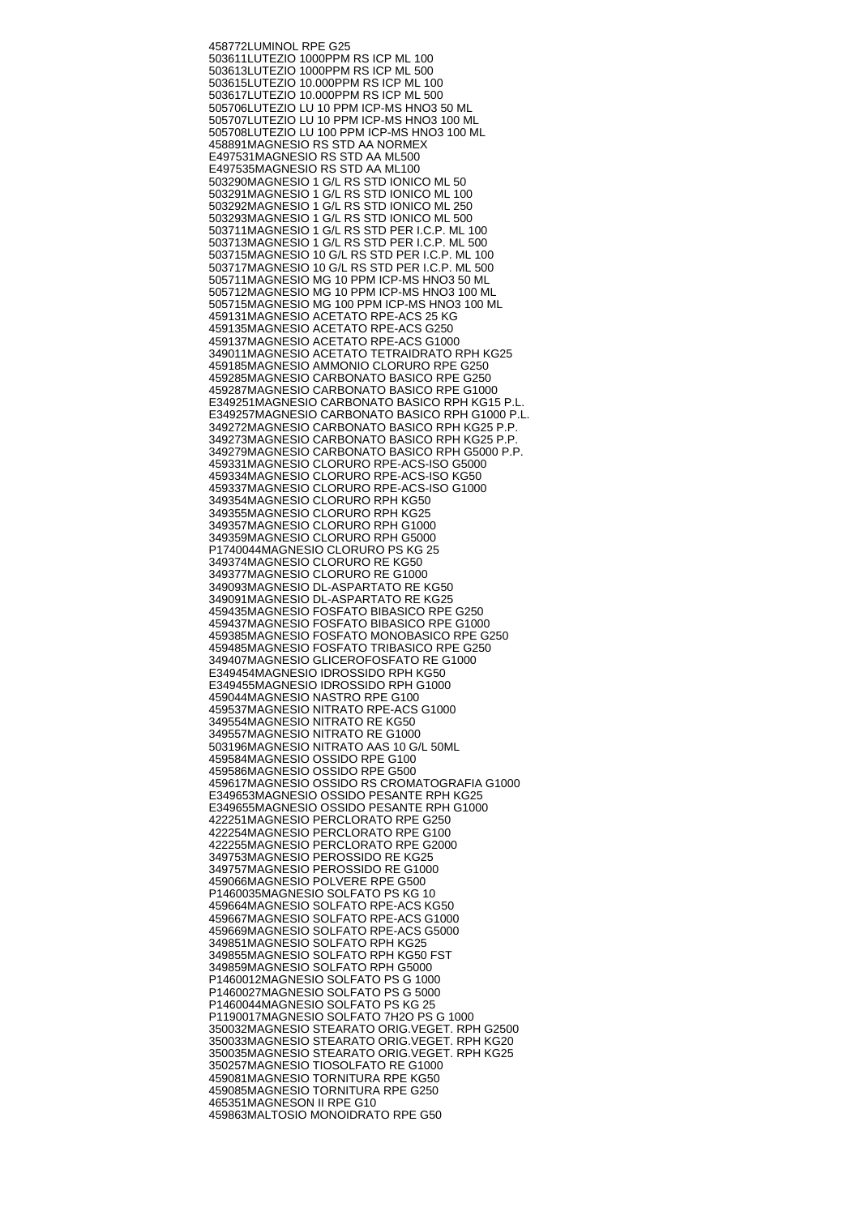458772LUMINOL RPE G25
503611LUTEZIO 1000PPM RS ICP ML 100
503613LUTEZIO 1000PPM RS ICP ML 500
503615LUTEZIO 10.000PPM RS ICP ML 100
503617LUTEZIO 10.000PPM RS ICP ML 500
505706LUTEZIO LU 10 PPM ICP-MS HNO3 50 ML
505707LUTEZIO LU 10 PPM ICP-MS HNO3 100 ML
505708LUTEZIO LU 100 PPM ICP-MS HNO3 100 ML
458891MAGNESIO RS STD AA NORMEX
E497531MAGNESIO RS STD AA ML500
E497535MAGNESIO RS STD AA ML100
503290MAGNESIO 1 G/L RS STD IONICO ML 50
503291MAGNESIO 1 G/L RS STD IONICO ML 100
503292MAGNESIO 1 G/L RS STD IONICO ML 250
503293MAGNESIO 1 G/L RS STD IONICO ML 500
503711MAGNESIO 1 G/L RS STD PER I.C.P. ML 100
503713MAGNESIO 1 G/L RS STD PER I.C.P. ML 500
503715MAGNESIO 10 G/L RS STD PER I.C.P. ML 100
503717MAGNESIO 10 G/L RS STD PER I.C.P. ML 500
505711MAGNESIO MG 10 PPM ICP-MS HNO3 50 ML
505712MAGNESIO MG 10 PPM ICP-MS HNO3 100 ML
505715MAGNESIO MG 100 PPM ICP-MS HNO3 100 ML
459131MAGNESIO ACETATO RPE-ACS 25 KG
459135MAGNESIO ACETATO RPE-ACS G250
459137MAGNESIO ACETATO RPE-ACS G1000
349011MAGNESIO ACETATO TETRAIDRATO RPH KG25
459185MAGNESIO AMMONIO CLORURO RPE G250
459285MAGNESIO CARBONATO BASICO RPE G250
459287MAGNESIO CARBONATO BASICO RPE G1000
E349251MAGNESIO CARBONATO BASICO RPH KG15 P.L.
E349257MAGNESIO CARBONATO BASICO RPH G1000 P.L.
349272MAGNESIO CARBONATO BASICO RPH KG25 P.P.
349273MAGNESIO CARBONATO BASICO RPH KG25 P.P.
349279MAGNESIO CARBONATO BASICO RPH G5000 P.P.
459331MAGNESIO CLORURO RPE-ACS-ISO G5000
459334MAGNESIO CLORURO RPE-ACS-ISO KG50
459337MAGNESIO CLORURO RPE-ACS-ISO G1000
349354MAGNESIO CLORURO RPH KG50
349355MAGNESIO CLORURO RPH KG25
349357MAGNESIO CLORURO RPH G1000
349359MAGNESIO CLORURO RPH G5000
P1740044MAGNESIO CLORURO PS KG 25
349374MAGNESIO CLORURO RE KG50
349377MAGNESIO CLORURO RE G1000
349093MAGNESIO DL-ASPARTATO RE KG50
349091MAGNESIO DL-ASPARTATO RE KG25
459435MAGNESIO FOSFATO BIBASICO RPE G250
459437MAGNESIO FOSFATO BIBASICO RPE G1000
459385MAGNESIO FOSFATO MONOBASICO RPE G250
459485MAGNESIO FOSFATO TRIBASICO RPE G250
349407MAGNESIO GLICEROFOSFATO RE G1000
E349454MAGNESIO IDROSSIDO RPH KG50
E349455MAGNESIO IDROSSIDO RPH G1000
459044MAGNESIO NASTRO RPE G100
459537MAGNESIO NITRATO RPE-ACS G1000
349554MAGNESIO NITRATO RE KG50
349557MAGNESIO NITRATO RE G1000
503196MAGNESIO NITRATO AAS 10 G/L 50ML
459584MAGNESIO OSSIDO RPE G100
459586MAGNESIO OSSIDO RPE G500
459617MAGNESIO OSSIDO RS CROMATOGRAFIA G1000
E349653MAGNESIO OSSIDO PESANTE RPH KG25
E349655MAGNESIO OSSIDO PESANTE RPH G1000
422251MAGNESIO PERCLORATO RPE G250
422254MAGNESIO PERCLORATO RPE G100
422255MAGNESIO PERCLORATO RPE G2000
349753MAGNESIO PEROSSIDO RE KG25
349757MAGNESIO PEROSSIDO RE G1000
459066MAGNESIO POLVERE RPE G500
P1460035MAGNESIO SOLFATO PS KG 10
459664MAGNESIO SOLFATO RPE-ACS KG50
459667MAGNESIO SOLFATO RPE-ACS G1000
459669MAGNESIO SOLFATO RPE-ACS G5000
349851MAGNESIO SOLFATO RPH KG25
349855MAGNESIO SOLFATO RPH KG50 FST
349859MAGNESIO SOLFATO RPH G5000
P1460012MAGNESIO SOLFATO PS G 1000
P1460027MAGNESIO SOLFATO PS G 5000
P1460044MAGNESIO SOLFATO PS KG 25
P1190017MAGNESIO SOLFATO 7H2O PS G 1000
350032MAGNESIO STEARATO ORIG.VEGET. RPH G2500
350033MAGNESIO STEARATO ORIG.VEGET. RPH KG20
350035MAGNESIO STEARATO ORIG.VEGET. RPH KG25
350257MAGNESIO TIOSOLFATO RE G1000
459081MAGNESIO TORNITURA RPE KG50
459085MAGNESIO TORNITURA RPE G250
465351MAGNESON II RPE G10
459863MALTOSIO MONOIDRATO RPE G50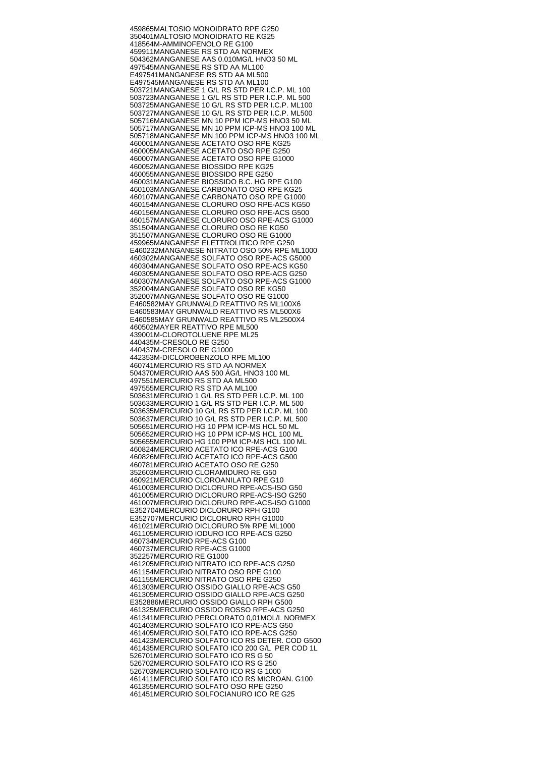459865MALTOSIO MONOIDRATO RPE G250
350401MALTOSIO MONOIDRATO RE KG25
418564M-AMMINOFENOLO RE G100
459911MANGANESE RS STD AA NORMEX
504362MANGANESE AAS 0.010MG/L HNO3 50 ML
497545MANGANESE RS STD AA ML100
E497541MANGANESE RS STD AA ML500
E497545MANGANESE RS STD AA ML100
503721MANGANESE 1 G/L RS STD PER I.C.P. ML 100
503723MANGANESE 1 G/L RS STD PER I.C.P. ML 500
503725MANGANESE 10 G/L RS STD PER I.C.P. ML100
503727MANGANESE 10 G/L RS STD PER I.C.P. ML500
505716MANGANESE MN 10 PPM ICP-MS HNO3 50 ML
505717MANGANESE MN 10 PPM ICP-MS HNO3 100 ML
505718MANGANESE MN 100 PPM ICP-MS HNO3 100 ML
460001MANGANESE ACETATO OSO RPE KG25
460005MANGANESE ACETATO OSO RPE G250
460007MANGANESE ACETATO OSO RPE G1000
460052MANGANESE BIOSSIDO RPE KG25
460055MANGANESE BIOSSIDO RPE G250
460031MANGANESE BIOSSIDO B.C. HG RPE G100
460103MANGANESE CARBONATO OSO RPE KG25
460107MANGANESE CARBONATO OSO RPE G1000
460154MANGANESE CLORURO OSO RPE-ACS KG50
460156MANGANESE CLORURO OSO RPE-ACS G500
460157MANGANESE CLORURO OSO RPE-ACS G1000
351504MANGANESE CLORURO OSO RE KG50
351507MANGANESE CLORURO OSO RE G1000
459965MANGANESE ELETTROLITICO RPE G250
E460232MANGANESE NITRATO OSO 50% RPE ML1000
460302MANGANESE SOLFATO OSO RPE-ACS G5000
460304MANGANESE SOLFATO OSO RPE-ACS KG50
460305MANGANESE SOLFATO OSO RPE-ACS G250
460307MANGANESE SOLFATO OSO RPE-ACS G1000
352004MANGANESE SOLFATO OSO RE KG50
352007MANGANESE SOLFATO OSO RE G1000
E460582MAY GRUNWALD REATTIVO RS ML100X6
E460583MAY GRUNWALD REATTIVO RS ML500X6
E460585MAY GRUNWALD REATTIVO RS ML2500X4
460502MAYER REATTIVO RPE ML500
439001M-CLOROTOLUENE RPE ML25
440435M-CRESOLO RE G250
440437M-CRESOLO RE G1000
442353M-DICLOROBENZOLO RPE ML100
460741MERCURIO RS STD AA NORMEX
504370MERCURIO AAS 500 ÁG/L HNO3 100 ML
497551MERCURIO RS STD AA ML500
497555MERCURIO RS STD AA ML100
503631MERCURIO 1 G/L RS STD PER I.C.P. ML 100
503633MERCURIO 1 G/L RS STD PER I.C.P. ML 500
503635MERCURIO 10 G/L RS STD PER I.C.P. ML 100
503637MERCURIO 10 G/L RS STD PER I.C.P. ML 500
505651MERCURIO HG 10 PPM ICP-MS HCL 50 ML
505652MERCURIO HG 10 PPM ICP-MS HCL 100 ML
505655MERCURIO HG 100 PPM ICP-MS HCL 100 ML
460824MERCURIO ACETATO ICO RPE-ACS G100
460826MERCURIO ACETATO ICO RPE-ACS G500
460781MERCURIO ACETATO OSO RE G250
352603MERCURIO CLORAMIDURO RE G50
460921MERCURIO CLOROANILATO RPE G10
461003MERCURIO DICLORURO RPE-ACS-ISO G50
461005MERCURIO DICLORURO RPE-ACS-ISO G250
461007MERCURIO DICLORURO RPE-ACS-ISO G1000
E352704MERCURIO DICLORURO RPH G100
E352707MERCURIO DICLORURO RPH G1000
461021MERCURIO DICLORURO 5% RPE ML1000
461105MERCURIO IODURO ICO RPE-ACS G250
460734MERCURIO RPE-ACS G100
460737MERCURIO RPE-ACS G1000
352257MERCURIO RE G1000
461205MERCURIO NITRATO ICO RPE-ACS G250
461154MERCURIO NITRATO OSO RPE G100
461155MERCURIO NITRATO OSO RPE G250
461303MERCURIO OSSIDO GIALLO RPE-ACS G50
461305MERCURIO OSSIDO GIALLO RPE-ACS G250
E352886MERCURIO OSSIDO GIALLO RPH G500
461325MERCURIO OSSIDO ROSSO RPE-ACS G250
461341MERCURIO PERCLORATO 0,01MOL/L NORMEX
461403MERCURIO SOLFATO ICO RPE-ACS G50
461405MERCURIO SOLFATO ICO RPE-ACS G250
461423MERCURIO SOLFATO ICO RS DETER. COD G500
461435MERCURIO SOLFATO ICO 200 G/L PER COD 1L
526701MERCURIO SOLFATO ICO RS G 50
526702MERCURIO SOLFATO ICO RS G 250
526703MERCURIO SOLFATO ICO RS G 1000
461411MERCURIO SOLFATO ICO RS MICROAN. G100
461355MERCURIO SOLFATO OSO RPE G250
461451MERCURIO SOLFOCIANURO ICO RE G25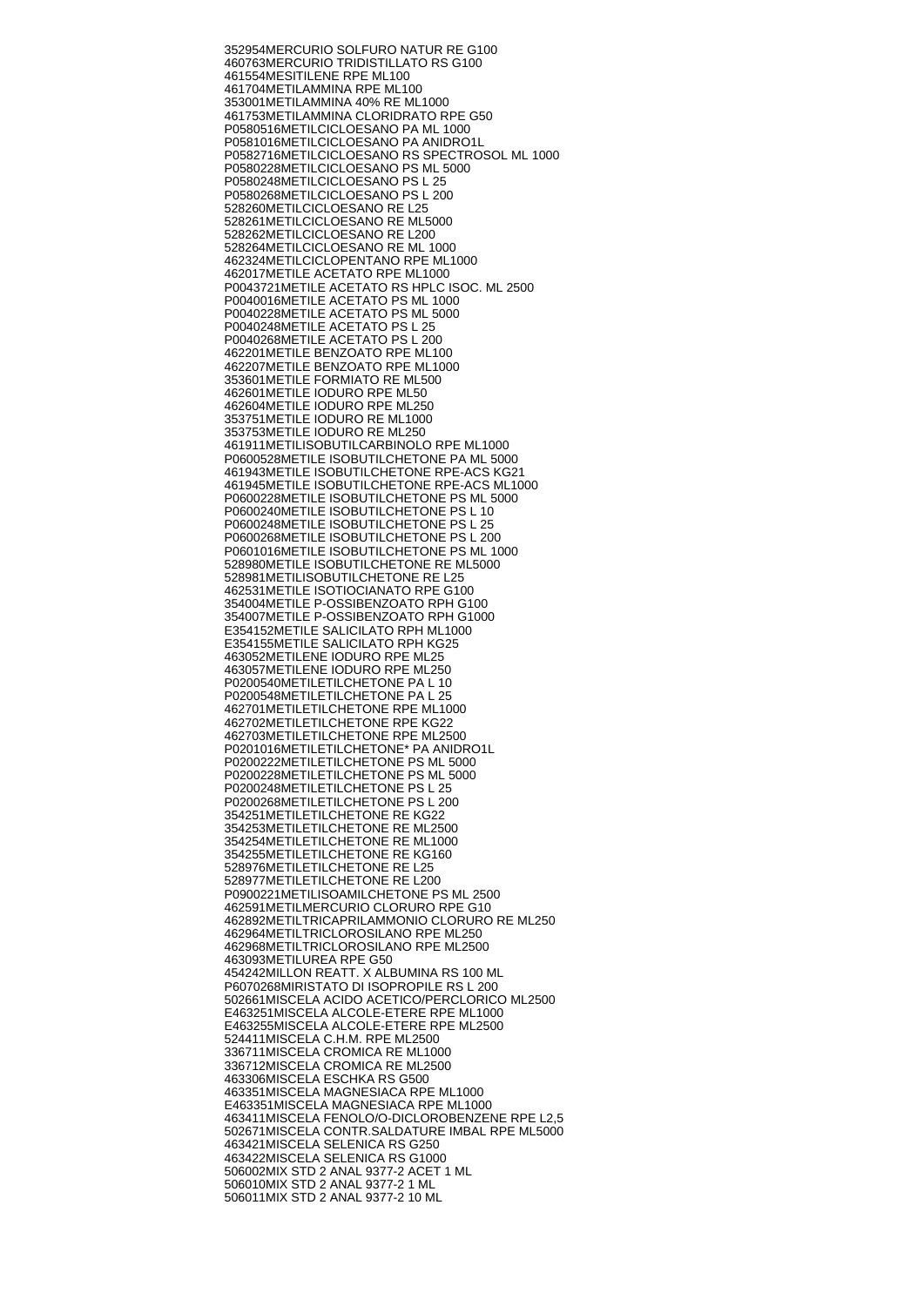352954MERCURIO SOLFURO NATUR RE G100
460763MERCURIO TRIDISTILLATO RS G100
461554MESITILENE RPE ML100
461704METILAMMINA RPE ML100
353001METILAMMINA 40% RE ML1000
461753METILAMMINA CLORIDRATO RPE G50
P0580516METILCICLOESANO PA ML 1000
P0581016METILCICLOESANO PA ANIDRO1L
P0582716METILCICLOESANO RS SPECTROSOL ML 1000
P0580228METILCICLOESANO PS ML 5000
P0580248METILCICLOESANO PS L 25
P0580268METILCICLOESANO PS L 200
528260METILCICLOESANO RE L25
528261METILCICLOESANO RE ML5000
528262METILCICLOESANO RE L200
528264METILCICLOESANO RE ML 1000
462324METILCICLOPENTANO RPE ML1000
462017METILE ACETATO RPE ML1000
P0043721METILE ACETATO RS HPLC ISOC. ML 2500
P0040016METILE ACETATO PS ML 1000
P0040228METILE ACETATO PS ML 5000
P0040248METILE ACETATO PS L 25
P0040268METILE ACETATO PS L 200
462201METILE BENZOATO RPE ML100
462207METILE BENZOATO RPE ML1000
353601METILE FORMIATO RE ML500
462601METILE IODURO RPE ML50
462604METILE IODURO RPE ML250
353751METILE IODURO RE ML1000
353753METILE IODURO RE ML250
461911METILISOBUTILCARBINOLO RPE ML1000
P0600528METILE ISOBUTILCHETONE PA ML 5000
461943METILE ISOBUTILCHETONE RPE-ACS KG21
461945METILE ISOBUTILCHETONE RPE-ACS ML1000
P0600228METILE ISOBUTILCHETONE PS ML 5000
P0600240METILE ISOBUTILCHETONE PS L 10
P0600248METILE ISOBUTILCHETONE PS L 25
P0600268METILE ISOBUTILCHETONE PS L 200
P0601016METILE ISOBUTILCHETONE PS ML 1000
528980METILE ISOBUTILCHETONE RE ML5000
528981METILISOBUTILCHETONE RE L25
462531METILE ISOTIOCIANATO RPE G100
354004METILE P-OSSIBENZOATO RPH G100
354007METILE P-OSSIBENZOATO RPH G1000
E354152METILE SALICILATO RPH ML1000
E354155METILE SALICILATO RPH KG25
463052METILENE IODURO RPE ML25
463057METILENE IODURO RPE ML250
P0200540METILETILCHETONE PA L 10
P0200548METILETILCHETONE PA L 25
462701METILETILCHETONE RPE ML1000
462702METILETILCHETONE RPE KG22
462703METILETILCHETONE RPE ML2500
P0201016METILETILCHETONE* PA ANIDRO1L
P0200222METILETILCHETONE PS ML 5000
P0200228METILETILCHETONE PS ML 5000
P0200248METILETILCHETONE PS L 25
P0200268METILETILCHETONE PS L 200
354251METILETILCHETONE RE KG22
354253METILETILCHETONE RE ML2500
354254METILETILCHETONE RE ML1000
354255METILETILCHETONE RE KG160
528976METILETILCHETONE RE L25
528977METILETILCHETONE RE L200
P0900221METILISOAMILCHETONE PS ML 2500
462591METILMERCURIO CLORURO RPE G10
462892METILTRICAPRILAMMONIO CLORURO RE ML250
462964METILTRICLOROSILANO RPE ML250
462968METILTRICLOROSILANO RPE ML2500
463093METILUREA RPE G50
454242MILLON REATT. X ALBUMINA RS 100 ML
P6070268MIRISTATO DI ISOPROPILE RS L 200
502661MISCELA ACIDO ACETICO/PERCLORICO ML2500
E463251MISCELA ALCOLE-ETERE RPE ML1000
E463255MISCELA ALCOLE-ETERE RPE ML2500
524411MISCELA C.H.M. RPE ML2500
336711MISCELA CROMICA RE ML1000
336712MISCELA CROMICA RE ML2500
463306MISCELA ESCHKA RS G500
463351MISCELA MAGNESIACA RPE ML1000
E463351MISCELA MAGNESIACA RPE ML1000
463411MISCELA FENOLO/O-DICLOROBENZENE RPE L2,5
502671MISCELA CONTR.SALDATURE IMBAL RPE ML5000
463421MISCELA SELENICA RS G250
463422MISCELA SELENICA RS G1000
506002MIX STD 2 ANAL 9377-2 ACET 1 ML
506010MIX STD 2 ANAL 9377-2 1 ML
506011MIX STD 2 ANAL 9377-2 10 ML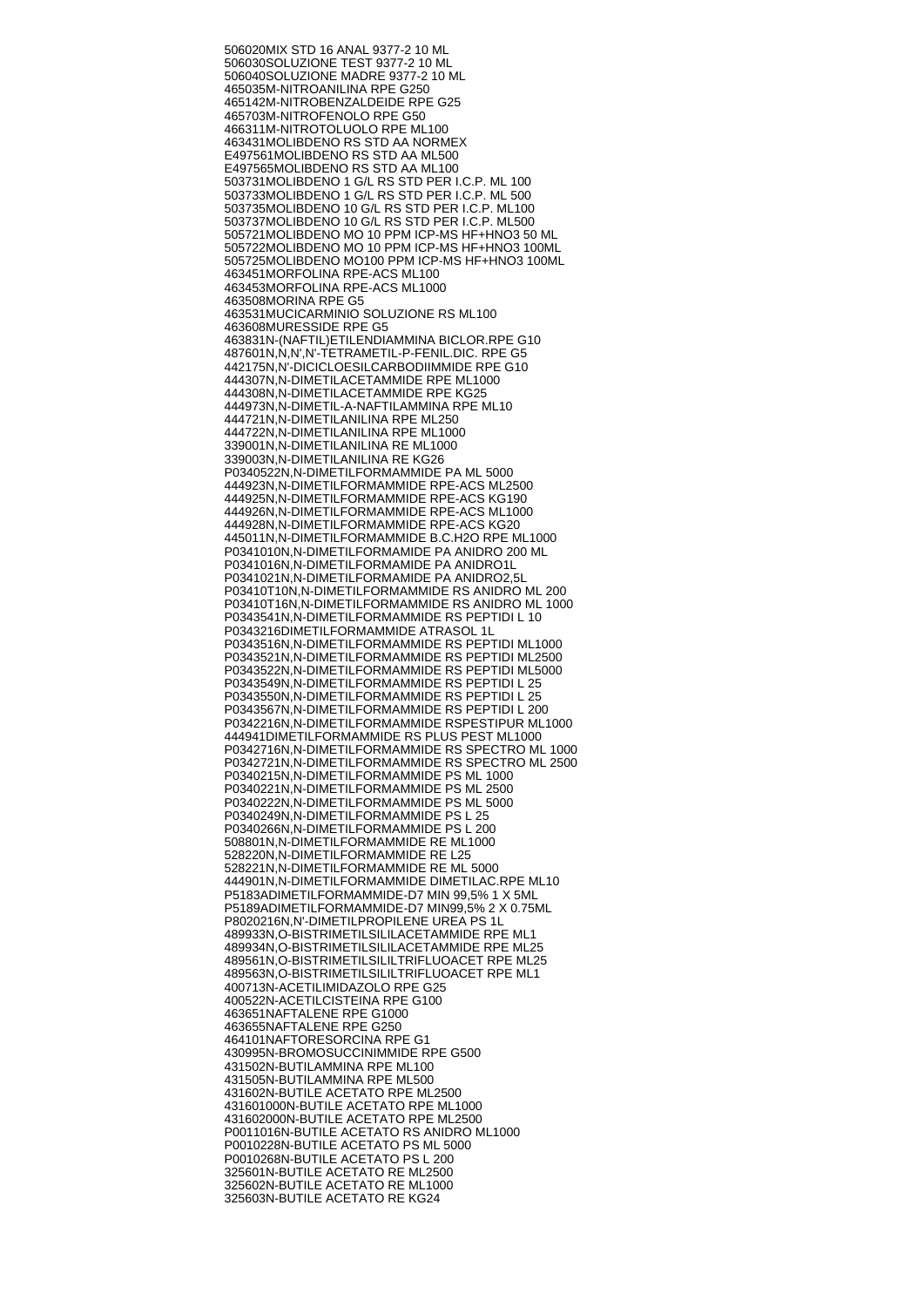506020MIX STD 16 ANAL 9377-2 10 ML
506030SOLUZIONE TEST 9377-2 10 ML
506040SOLUZIONE MADRE 9377-2 10 ML
465035M-NITROANILINA RPE G250
465142M-NITROBENZALDEIDE RPE G25
465703M-NITROFENOLO RPE G50
466311M-NITROTOLUOLO RPE ML100
463431MOLIBDENO RS STD AA NORMEX
E497561MOLIBDENO RS STD AA ML500
E497565MOLIBDENO RS STD AA ML100
503731MOLIBDENO 1 G/L RS STD PER I.C.P. ML 100
503733MOLIBDENO 1 G/L RS STD PER I.C.P. ML 500
503735MOLIBDENO 10 G/L RS STD PER I.C.P. ML100
503737MOLIBDENO 10 G/L RS STD PER I.C.P. ML500
505721MOLIBDENO MO 10 PPM ICP-MS HF+HNO3 50 ML
505722MOLIBDENO MO 10 PPM ICP-MS HF+HNO3 100ML
505725MOLIBDENO MO100 PPM ICP-MS HF+HNO3 100ML
463451MORFOLINA RPE-ACS ML100
463453MORFOLINA RPE-ACS ML1000
463508MORINA RPE G5
463531MUCICARMINIO SOLUZIONE RS ML100
463608MURESSIDE RPE G5
463831N-(NAFTIL)ETILENDIAMMINA BICLOR.RPE G10
487601N,N,N',N'-TETRAMETIL-P-FENIL.DIC. RPE G5
442175N,N'-DICICLOESILCARBODIIMMIDE RPE G10
444307N,N-DIMETILACETAMMIDE RPE ML1000
444308N,N-DIMETILACETAMMIDE RPE KG25
444973N,N-DIMETIL-A-NAFTILAMMINA RPE ML10
444721N,N-DIMETILANILINA RPE ML250
444722N,N-DIMETILANILINA RPE ML1000
339001N,N-DIMETILANILINA RE ML1000
339003N,N-DIMETILANILINA RE KG26
P0340522N,N-DIMETILFORMAMMIDE PA ML 5000
444923N,N-DIMETILFORMAMMIDE RPE-ACS ML2500
444925N,N-DIMETILFORMAMMIDE RPE-ACS KG190
444926N,N-DIMETILFORMAMMIDE RPE-ACS ML1000
444928N,N-DIMETILFORMAMMIDE RPE-ACS KG20
445011N,N-DIMETILFORMAMMIDE B.C.H2O RPE ML1000
P0341010N,N-DIMETILFORMAMIDE PA ANIDRO 200 ML
P0341016N,N-DIMETILFORMAMIDE PA ANIDRO1L
P0341021N,N-DIMETILFORMAMIDE PA ANIDRO2,5L
P03410T10N,N-DIMETILFORMAMMIDE RS ANIDRO ML 200
P03410T16N,N-DIMETILFORMAMMIDE RS ANIDRO ML 1000
P0343541N,N-DIMETILFORMAMMIDE RS PEPTIDI L 10
P0343216DIMETILFORMAMMIDE ATRASOL 1L
P0343516N,N-DIMETILFORMAMMIDE RS PEPTIDI ML1000
P0343521N,N-DIMETILFORMAMMIDE RS PEPTIDI ML2500
P0343522N,N-DIMETILFORMAMMIDE RS PEPTIDI ML5000
P0343549N,N-DIMETILFORMAMMIDE RS PEPTIDI L 25
P0343550N,N-DIMETILFORMAMMIDE RS PEPTIDI L 25
P0343567N,N-DIMETILFORMAMMIDE RS PEPTIDI L 200
P0342216N,N-DIMETILFORMAMMIDE RSPESTIPUR ML1000
444941DIMETILFORMAMMIDE RS PLUS PEST ML1000
P0342716N,N-DIMETILFORMAMMIDE RS SPECTRO ML 1000
P0342721N,N-DIMETILFORMAMMIDE RS SPECTRO ML 2500
P0340215N,N-DIMETILFORMAMMIDE PS ML 1000
P0340221N,N-DIMETILFORMAMMIDE PS ML 2500
P0340222N,N-DIMETILFORMAMMIDE PS ML 5000
P0340249N,N-DIMETILFORMAMMIDE PS L 25
P0340266N,N-DIMETILFORMAMMIDE PS L 200
508801N,N-DIMETILFORMAMMIDE RE ML1000
528220N,N-DIMETILFORMAMMIDE RE L25
528221N,N-DIMETILFORMAMMIDE RE ML 5000
444901N,N-DIMETILFORMAMMIDE DIMETILAC.RPE ML10
P5183ADIMETILFORMAMMIDE-D7 MIN 99,5% 1 X 5ML
P5189ADIMETILFORMAMMIDE-D7 MIN99,5% 2 X 0.75ML
P8020216N,N'-DIMETILPROPILENE UREA PS 1L
489933N,O-BISTRIMETILSILILACETAMMIDE RPE ML1
489934N,O-BISTRIMETILSILILACETAMMIDE RPE ML25
489561N,O-BISTRIMETILSILILTRIFLUOACET RPE ML25
489563N,O-BISTRIMETILSILILTRIFLUOACET RPE ML1
400713N-ACETILIMIDAZOLO RPE G25
400522N-ACETILCISTEINA RPE G100
463651NAFTALENE RPE G1000
463655NAFTALENE RPE G250
464101NAFTORESORCINA RPE G1
430995N-BROMOSUCCINIMMIDE RPE G500
431502N-BUTILAMMINA RPE ML100
431505N-BUTILAMMINA RPE ML500
431602N-BUTILE ACETATO RPE ML2500
431601000N-BUTILE ACETATO RPE ML1000
431602000N-BUTILE ACETATO RPE ML2500
P0011016N-BUTILE ACETATO RS ANIDRO ML1000
P0010228N-BUTILE ACETATO PS ML 5000
P0010268N-BUTILE ACETATO PS L 200
325601N-BUTILE ACETATO RE ML2500
325602N-BUTILE ACETATO RE ML1000
325603N-BUTILE ACETATO RE KG24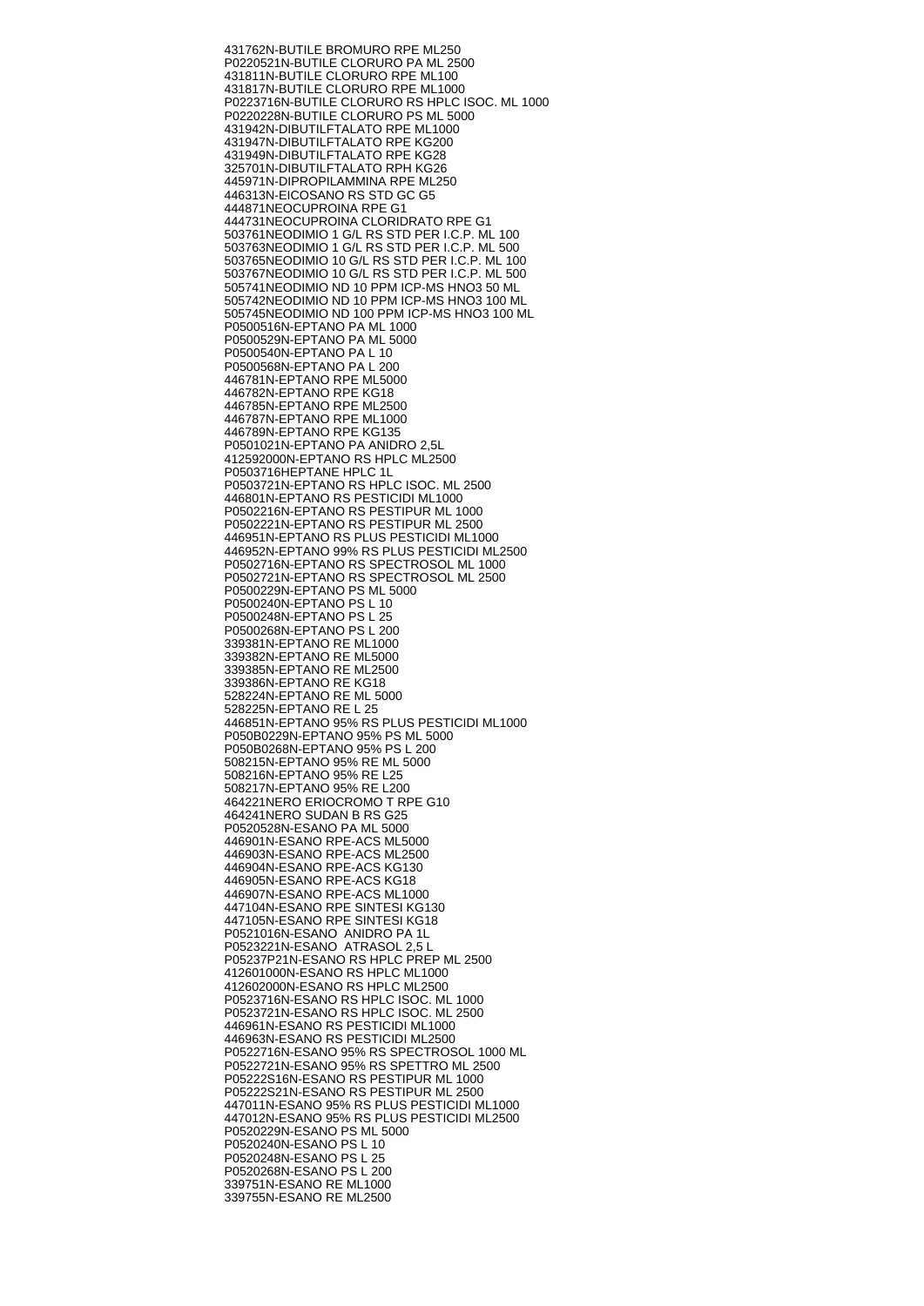431762N-BUTILE BROMURO RPE ML250
P0220521N-BUTILE CLORURO PA ML 2500
431811N-BUTILE CLORURO RPE ML100
431817N-BUTILE CLORURO RPE ML1000
P0223716N-BUTILE CLORURO RS HPLC ISOC. ML 1000
P0220228N-BUTILE CLORURO PS ML 5000
431942N-DIBUTILFTALATO RPE ML1000
431947N-DIBUTILFTALATO RPE KG200
431949N-DIBUTILFTALATO RPE KG28
325701N-DIBUTILFTALATO RPH KG26
445971N-DIPROPILAMMINA RPE ML250
446313N-EICOSANO RS STD GC G5
444871NEOCUPROINA RPE G1
444731NEOCUPROINA CLORIDRATO RPE G1
503761NEODIMIO 1 G/L RS STD PER I.C.P. ML 100
503763NEODIMIO 1 G/L RS STD PER I.C.P. ML 500
503765NEODIMIO 10 G/L RS STD PER I.C.P. ML 100
503767NEODIMIO 10 G/L RS STD PER I.C.P. ML 500
505741NEODIMIO ND 10 PPM ICP-MS HNO3 50 ML
505742NEODIMIO ND 10 PPM ICP-MS HNO3 100 ML
505745NEODIMIO ND 100 PPM ICP-MS HNO3 100 ML
P0500516N-EPTANO PA ML 1000
P0500529N-EPTANO PA ML 5000
P0500540N-EPTANO PA L 10
P0500568N-EPTANO PA L 200
446781N-EPTANO RPE ML5000
446782N-EPTANO RPE KG18
446785N-EPTANO RPE ML2500
446787N-EPTANO RPE ML1000
446789N-EPTANO RPE KG135
P0501021N-EPTANO PA ANIDRO 2,5L
412592000N-EPTANO RS HPLC ML2500
P0503716HEPTANE HPLC 1L
P0503721N-EPTANO RS HPLC ISOC. ML 2500
446801N-EPTANO RS PESTICIDI ML1000
P0502216N-EPTANO RS PESTIPUR ML 1000
P0502221N-EPTANO RS PESTIPUR ML 2500
446951N-EPTANO RS PLUS PESTICIDI ML1000
446952N-EPTANO 99% RS PLUS PESTICIDI ML2500
P0502716N-EPTANO RS SPECTROSOL ML 1000
P0502721N-EPTANO RS SPECTROSOL ML 2500
P0500229N-EPTANO PS ML 5000
P0500240N-EPTANO PS L 10
P0500248N-EPTANO PS L 25
P0500268N-EPTANO PS L 200
339381N-EPTANO RE ML1000
339382N-EPTANO RE ML5000
339385N-EPTANO RE ML2500
339386N-EPTANO RE KG18
528224N-EPTANO RE ML 5000
528225N-EPTANO RE L 25
446851N-EPTANO 95% RS PLUS PESTICIDI ML1000
P050B0229N-EPTANO 95% PS ML 5000
P050B0268N-EPTANO 95% PS L 200
508215N-EPTANO 95% RE ML 5000
508216N-EPTANO 95% RE L25
508217N-EPTANO 95% RE L200
464221NERO ERIOCROMO T RPE G10
464241NERO SUDAN B RS G25
P0520528N-ESANO PA ML 5000
446901N-ESANO RPE-ACS ML5000
446903N-ESANO RPE-ACS ML2500
446904N-ESANO RPE-ACS KG130
446905N-ESANO RPE-ACS KG18
446907N-ESANO RPE-ACS ML1000
447104N-ESANO RPE SINTESI KG130
447105N-ESANO RPE SINTESI KG18
P0521016N-ESANO ANIDRO PA 1L
P0523221N-ESANO ATRASOL 2,5 L
P05237P21N-ESANO RS HPLC PREP ML 2500
412601000N-ESANO RS HPLC ML1000
412602000N-ESANO RS HPLC ML2500
P0523716N-ESANO RS HPLC ISOC. ML 1000
P0523721N-ESANO RS HPLC ISOC. ML 2500
446961N-ESANO RS PESTICIDI ML1000
446963N-ESANO RS PESTICIDI ML2500
P0522716N-ESANO 95% RS SPECTROSOL 1000 ML
P0522721N-ESANO 95% RS SPETTRO ML 2500
P05222S16N-ESANO RS PESTIPUR ML 1000
P05222S21N-ESANO RS PESTIPUR ML 2500
447011N-ESANO 95% RS PLUS PESTICIDI ML1000
447012N-ESANO 95% RS PLUS PESTICIDI ML2500
P0520229N-ESANO PS ML 5000
P0520240N-ESANO PS L 10
P0520248N-ESANO PS L 25
P0520268N-ESANO PS L 200
339751N-ESANO RE ML1000
339755N-ESANO RE ML2500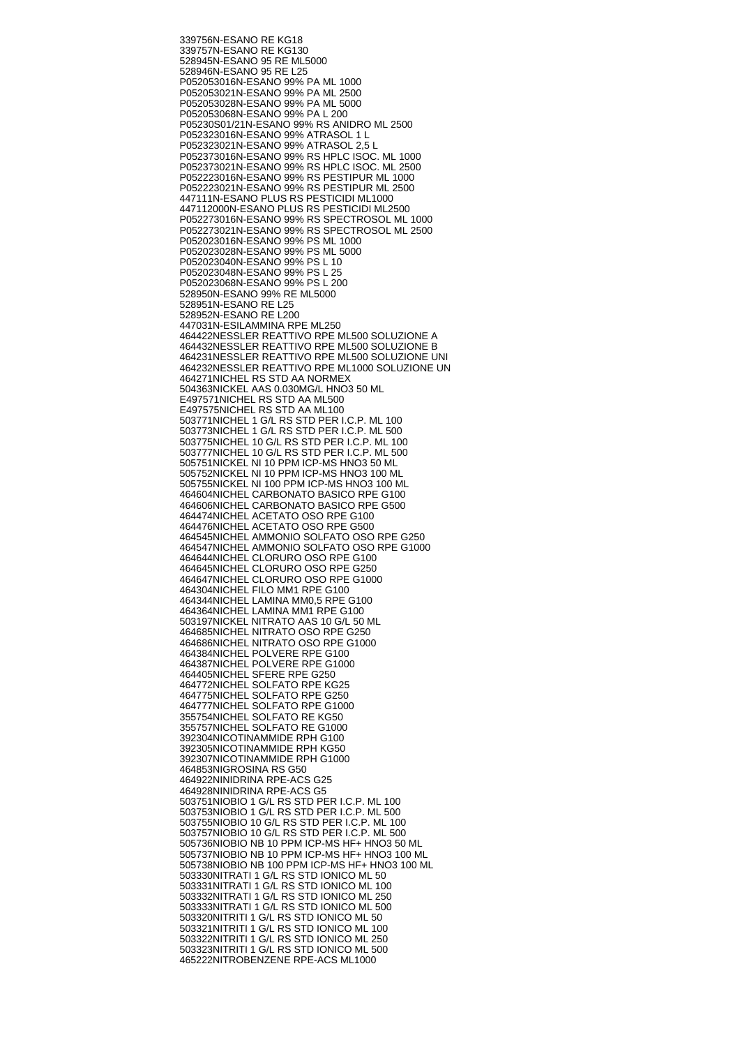339756N-ESANO RE KG18
339757N-ESANO RE KG130
528945N-ESANO 95 RE ML5000
528946N-ESANO 95 RE L25
P052053016N-ESANO 99% PA ML 1000
P052053021N-ESANO 99% PA ML 2500
P052053028N-ESANO 99% PA ML 5000
P052053068N-ESANO 99% PA L 200
P05230S01/21N-ESANO 99% RS ANIDRO ML 2500
P052323016N-ESANO 99% ATRASOL 1 L
P052323021N-ESANO 99% ATRASOL 2,5 L
P052373016N-ESANO 99% RS HPLC ISOC. ML 1000
P052373021N-ESANO 99% RS HPLC ISOC. ML 2500
P052223016N-ESANO 99% RS PESTIPUR ML 1000
P052223021N-ESANO 99% RS PESTIPUR ML 2500
447111N-ESANO PLUS RS PESTICIDI ML1000
447112000N-ESANO PLUS RS PESTICIDI ML2500
P052273016N-ESANO 99% RS SPECTROSOL ML 1000
P052273021N-ESANO 99% RS SPECTROSOL ML 2500
P052023016N-ESANO 99% PS ML 1000
P052023028N-ESANO 99% PS ML 5000
P052023040N-ESANO 99% PS L 10
P052023048N-ESANO 99% PS L 25
P052023068N-ESANO 99% PS L 200
528950N-ESANO 99% RE ML5000
528951N-ESANO RE L25
528952N-ESANO RE L200
447031N-ESILAMMINA RPE ML250
464422NESSLER REATTIVO RPE ML500 SOLUZIONE A
464432NESSLER REATTIVO RPE ML500 SOLUZIONE B
464231NESSLER REATTIVO RPE ML500 SOLUZIONE UNI
464232NESSLER REATTIVO RPE ML1000 SOLUZIONE UN
464271NICHEL RS STD AA NORMEX
504363NICKEL AAS 0.030MG/L HNO3 50 ML
E497571NICHEL RS STD AA ML500
E497575NICHEL RS STD AA ML100
503771NICHEL 1 G/L RS STD PER I.C.P. ML 100
503773NICHEL 1 G/L RS STD PER I.C.P. ML 500
503775NICHEL 10 G/L RS STD PER I.C.P. ML 100
503777NICHEL 10 G/L RS STD PER I.C.P. ML 500
505751NICKEL NI 10 PPM ICP-MS HNO3 50 ML
505752NICKEL NI 10 PPM ICP-MS HNO3 100 ML
505755NICKEL NI 100 PPM ICP-MS HNO3 100 ML
464604NICHEL CARBONATO BASICO RPE G100
464606NICHEL CARBONATO BASICO RPE G500
464474NICHEL ACETATO OSO RPE G100
464476NICHEL ACETATO OSO RPE G500
464545NICHEL AMMONIO SOLFATO OSO RPE G250
464547NICHEL AMMONIO SOLFATO OSO RPE G1000
464644NICHEL CLORURO OSO RPE G100
464645NICHEL CLORURO OSO RPE G250
464647NICHEL CLORURO OSO RPE G1000
464304NICHEL FILO MM1 RPE G100
464344NICHEL LAMINA MM0,5 RPE G100
464364NICHEL LAMINA MM1 RPE G100
503197NICKEL NITRATO AAS 10 G/L 50 ML
464685NICHEL NITRATO OSO RPE G250
464686NICHEL NITRATO OSO RPE G1000
464384NICHEL POLVERE RPE G100
464387NICHEL POLVERE RPE G1000
464405NICHEL SFERE RPE G250
464772NICHEL SOLFATO RPE KG25
464775NICHEL SOLFATO RPE G250
464777NICHEL SOLFATO RPE G1000
355754NICHEL SOLFATO RE KG50
355757NICHEL SOLFATO RE G1000
392304NICOTINAMMIDE RPH G100
392305NICOTINAMMIDE RPH KG50
392307NICOTINAMMIDE RPH G1000
464853NIGROSINA RS G50
464922NINIDRINA RPE-ACS G25
464928NINIDRINA RPE-ACS G5
503751NIOBIO 1 G/L RS STD PER I.C.P. ML 100
503753NIOBIO 1 G/L RS STD PER I.C.P. ML 500
503755NIOBIO 10 G/L RS STD PER I.C.P. ML 100
503757NIOBIO 10 G/L RS STD PER I.C.P. ML 500
505736NIOBIO NB 10 PPM ICP-MS HF+ HNO3 50 ML
505737NIOBIO NB 10 PPM ICP-MS HF+ HNO3 100 ML
505738NIOBIO NB 100 PPM ICP-MS HF+ HNO3 100 ML
503330NITRATI 1 G/L RS STD IONICO ML 50
503331NITRATI 1 G/L RS STD IONICO ML 100
503332NITRATI 1 G/L RS STD IONICO ML 250
503333NITRATI 1 G/L RS STD IONICO ML 500
503320NITRITI 1 G/L RS STD IONICO ML 50
503321NITRITI 1 G/L RS STD IONICO ML 100
503322NITRITI 1 G/L RS STD IONICO ML 250
503323NITRITI 1 G/L RS STD IONICO ML 500
465222NITROBENZENE RPE-ACS ML1000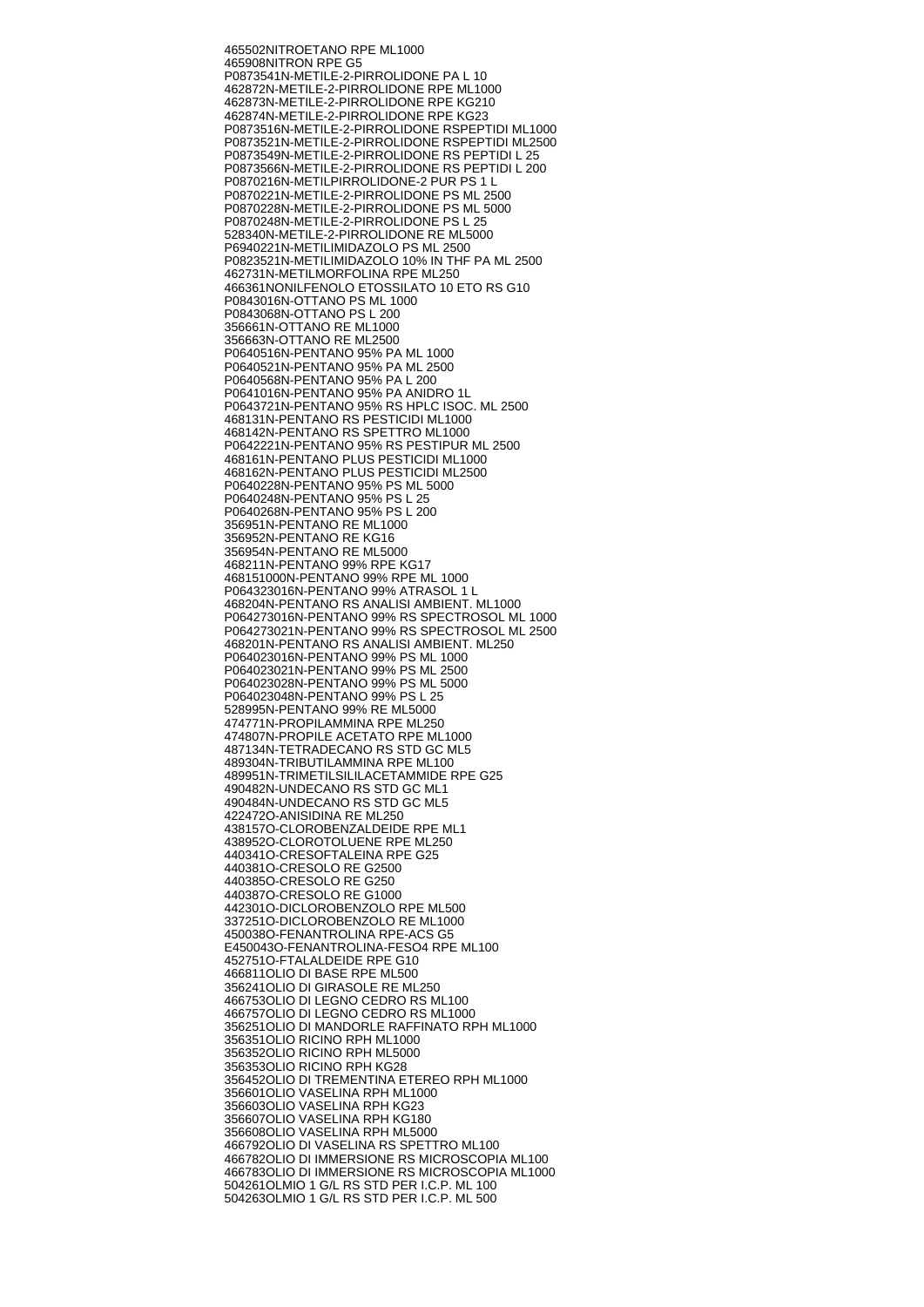465502NITROETANO RPE ML1000
465908NITRON RPE G5
P0873541N-METILE-2-PIRROLIDONE PA L 10
462872N-METILE-2-PIRROLIDONE RPE ML1000
462873N-METILE-2-PIRROLIDONE RPE KG210
462874N-METILE-2-PIRROLIDONE RPE KG23
P0873516N-METILE-2-PIRROLIDONE RSPEPTIDI ML1000
P0873521N-METILE-2-PIRROLIDONE RSPEPTIDI ML2500
P0873549N-METILE-2-PIRROLIDONE RS PEPTIDI L 25
P0873566N-METILE-2-PIRROLIDONE RS PEPTIDI L 200
P0870216N-METILPIRROLIDONE-2 PUR PS 1 L
P0870221N-METILE-2-PIRROLIDONE PS ML 2500
P0870228N-METILE-2-PIRROLIDONE PS ML 5000
P0870248N-METILE-2-PIRROLIDONE PS L 25
528340N-METILE-2-PIRROLIDONE RE ML5000
P6940221N-METILIMIDAZOLO PS ML 2500
P0823521N-METILIMIDAZOLO 10% IN THF PA ML 2500
462731N-METILMORFOLINA RPE ML250
466361NONILFENOLO ETOSSILATO 10 ETO RS G10
P0843016N-OTTANO PS ML 1000
P0843068N-OTTANO PS L 200
356661N-OTTANO RE ML1000
356663N-OTTANO RE ML2500
P0640516N-PENTANO 95% PA ML 1000
P0640521N-PENTANO 95% PA ML 2500
P0640568N-PENTANO 95% PA L 200
P0641016N-PENTANO 95% PA ANIDRO 1L
P0643721N-PENTANO 95% RS HPLC ISOC. ML 2500
468131N-PENTANO RS PESTICIDI ML1000
468142N-PENTANO RS SPETTRO ML1000
P0642221N-PENTANO 95% RS PESTIPUR ML 2500
468161N-PENTANO PLUS PESTICIDI ML1000
468162N-PENTANO PLUS PESTICIDI ML2500
P0640228N-PENTANO 95% PS ML 5000
P0640248N-PENTANO 95% PS L 25
P0640268N-PENTANO 95% PS L 200
356951N-PENTANO RE ML1000
356952N-PENTANO RE KG16
356954N-PENTANO RE ML5000
468211N-PENTANO 99% RPE KG17
468151000N-PENTANO 99% RPE ML 1000
P064323016N-PENTANO 99% ATRASOL 1 L
468204N-PENTANO RS ANALISI AMBIENT. ML1000
P064273016N-PENTANO 99% RS SPECTROSOL ML 1000
P064273021N-PENTANO 99% RS SPECTROSOL ML 2500
468201N-PENTANO RS ANALISI AMBIENT. ML250
P064023016N-PENTANO 99% PS ML 1000
P064023021N-PENTANO 99% PS ML 2500
P064023028N-PENTANO 99% PS ML 5000
P064023048N-PENTANO 99% PS L 25
528995N-PENTANO 99% RE ML5000
474771N-PROPILAMMINA RPE ML250
474807N-PROPILE ACETATO RPE ML1000
487134N-TETRADECANO RS STD GC ML5
489304N-TRIBUTILAMMINA RPE ML100
489951N-TRIMETILSILILACETAMMIDE RPE G25
490482N-UNDECANO RS STD GC ML1
490484N-UNDECANO RS STD GC ML5
422472O-ANISIDINA RE ML250
438157O-CLOROBENZALDEIDE RPE ML1
438952O-CLOROTOLUENE RPE ML250
440341O-CRESOFTALEINA RPE G25
440381O-CRESOLO RE G2500
440385O-CRESOLO RE G250
440387O-CRESOLO RE G1000
442301O-DICLOROBENZOLO RPE ML500
337251O-DICLOROBENZOLO RE ML1000
450038O-FENANTROLINA RPE-ACS G5
E450043O-FENANTROLINA-FESO4 RPE ML100
452751O-FTALALDEIDE RPE G10
466811OLIO DI BASE RPE ML500
356241OLIO DI GIRASOLE RE ML250
466753OLIO DI LEGNO CEDRO RS ML100
466757OLIO DI LEGNO CEDRO RS ML1000
356251OLIO DI MANDORLE RAFFINATO RPH ML1000
356351OLIO RICINO RPH ML1000
356352OLIO RICINO RPH ML5000
356353OLIO RICINO RPH KG28
356452OLIO DI TREMENTINA ETEREO RPH ML1000
356601OLIO VASELINA RPH ML1000
356603OLIO VASELINA RPH KG23
356607OLIO VASELINA RPH KG180
356608OLIO VASELINA RPH ML5000
466792OLIO DI VASELINA RS SPETTRO ML100
466782OLIO DI IMMERSIONE RS MICROSCOPIA ML100
466783OLIO DI IMMERSIONE RS MICROSCOPIA ML1000
504261OLMIO 1 G/L RS STD PER I.C.P. ML 100
504263OLMIO 1 G/L RS STD PER I.C.P. ML 500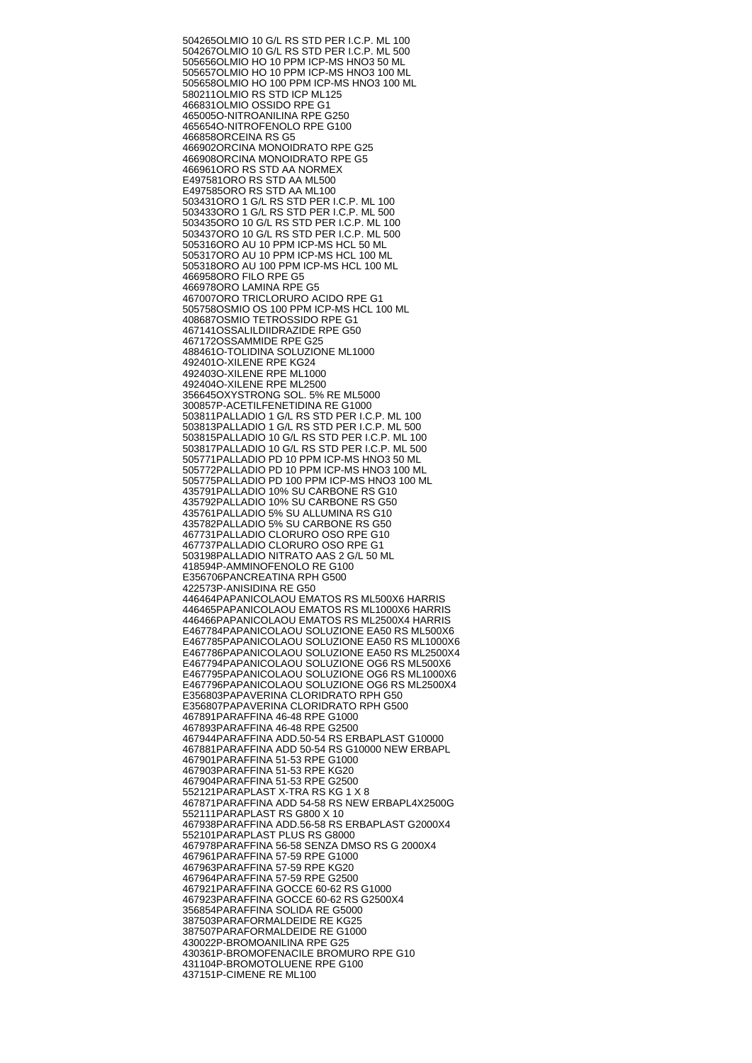504265OLMIO 10 G/L RS STD PER I.C.P. ML 100
504267OLMIO 10 G/L RS STD PER I.C.P. ML 500
505656OLMIO HO 10 PPM ICP-MS HNO3 50 ML
505657OLMIO HO 10 PPM ICP-MS HNO3 100 ML
505658OLMIO HO 100 PPM ICP-MS HNO3 100 ML
580211OLMIO RS STD ICP ML125
466831OLMIO OSSIDO RPE G1
465005O-NITROANILINA RPE G250
465654O-NITROFENOLO RPE G100
466858ORCEINA RS G5
466902ORCINA MONOIDRATO RPE G25
466908ORCINA MONOIDRATO RPE G5
466961ORO RS STD AA NORMEX
E497581ORO RS STD AA ML500
E497585ORO RS STD AA ML100
503431ORO 1 G/L RS STD PER I.C.P. ML 100
503433ORO 1 G/L RS STD PER I.C.P. ML 500
503435ORO 10 G/L RS STD PER I.C.P. ML 100
503437ORO 10 G/L RS STD PER I.C.P. ML 500
505316ORO AU 10 PPM ICP-MS HCL 50 ML
505317ORO AU 10 PPM ICP-MS HCL 100 ML
505318ORO AU 100 PPM ICP-MS HCL 100 ML
466958ORO FILO RPE G5
466978ORO LAMINA RPE G5
467007ORO TRICLORURO ACIDO RPE G1
505758OSMIO OS 100 PPM ICP-MS HCL 100 ML
408687OSMIO TETROSSIDO RPE G1
467141OSSALILDIIDRAZIDE RPE G50
467172OSSAMMIDE RPE G25
488461O-TOLIDINA SOLUZIONE ML1000
492401O-XILENE RPE KG24
492403O-XILENE RPE ML1000
492404O-XILENE RPE ML2500
356645OXYSTRONG SOL. 5% RE ML5000
300857P-ACETILFENETIDINA RE G1000
503811PALLADIO 1 G/L RS STD PER I.C.P. ML 100
503813PALLADIO 1 G/L RS STD PER I.C.P. ML 500
503815PALLADIO 10 G/L RS STD PER I.C.P. ML 100
503817PALLADIO 10 G/L RS STD PER I.C.P. ML 500
505771PALLADIO PD 10 PPM ICP-MS HNO3 50 ML
505772PALLADIO PD 10 PPM ICP-MS HNO3 100 ML
505775PALLADIO PD 100 PPM ICP-MS HNO3 100 ML
435791PALLADIO 10% SU CARBONE RS G10
435792PALLADIO 10% SU CARBONE RS G50
435761PALLADIO 5% SU ALLUMINA RS G10
435782PALLADIO 5% SU CARBONE RS G50
467731PALLADIO CLORURO OSO RPE G10
467737PALLADIO CLORURO OSO RPE G1
503198PALLADIO NITRATO AAS 2 G/L 50 ML
418594P-AMMINOFENOLO RE G100
E356706PANCREATINA RPH G500
422573P-ANISIDINA RE G50
446464PAPANICOLAOU EMATOS RS ML500X6 HARRIS
446465PAPANICOLAOU EMATOS RS ML1000X6 HARRIS
446466PAPANICOLAOU EMATOS RS ML2500X4 HARRIS
E467784PAPANICOLAOU SOLUZIONE EA50 RS ML500X6
E467785PAPANICOLAOU SOLUZIONE EA50 RS ML1000X6
E467786PAPANICOLAOU SOLUZIONE EA50 RS ML2500X4
E467794PAPANICOLAOU SOLUZIONE OG6 RS ML500X6
E467795PAPANICOLAOU SOLUZIONE OG6 RS ML1000X6
E467796PAPANICOLAOU SOLUZIONE OG6 RS ML2500X4
E356803PAPAVERINA CLORIDRATO RPH G50
E356807PAPAVERINA CLORIDRATO RPH G500
467891PARAFFINA 46-48 RPE G1000
467893PARAFFINA 46-48 RPE G2500
467944PARAFFINA ADD.50-54 RS ERBAPLAST G10000
467881PARAFFINA ADD 50-54 RS G10000 NEW ERBAPL
467901PARAFFINA 51-53 RPE G1000
467903PARAFFINA 51-53 RPE KG20
467904PARAFFINA 51-53 RPE G2500
552121PARAPLAST X-TRA RS KG 1 X 8
467871PARAFFINA ADD 54-58 RS NEW ERBAPL4X2500G
552111PARAPLAST RS G800 X 10
467938PARAFFINA ADD.56-58 RS ERBAPLAST G2000X4
552101PARAPLAST PLUS RS G8000
467978PARAFFINA 56-58 SENZA DMSO RS G 2000X4
467961PARAFFINA 57-59 RPE G1000
467963PARAFFINA 57-59 RPE KG20
467964PARAFFINA 57-59 RPE G2500
467921PARAFFINA GOCCE 60-62 RS G1000
467923PARAFFINA GOCCE 60-62 RS G2500X4
356854PARAFFINA SOLIDA RE G5000
387503PARAFORMALDEIDE RE KG25
387507PARAFORMALDEIDE RE G1000
430022P-BROMOANILINA RPE G25
430361P-BROMOFENACILE BROMURO RPE G10
431104P-BROMOTOLUENE RPE G100
437151P-CIMENE RE ML100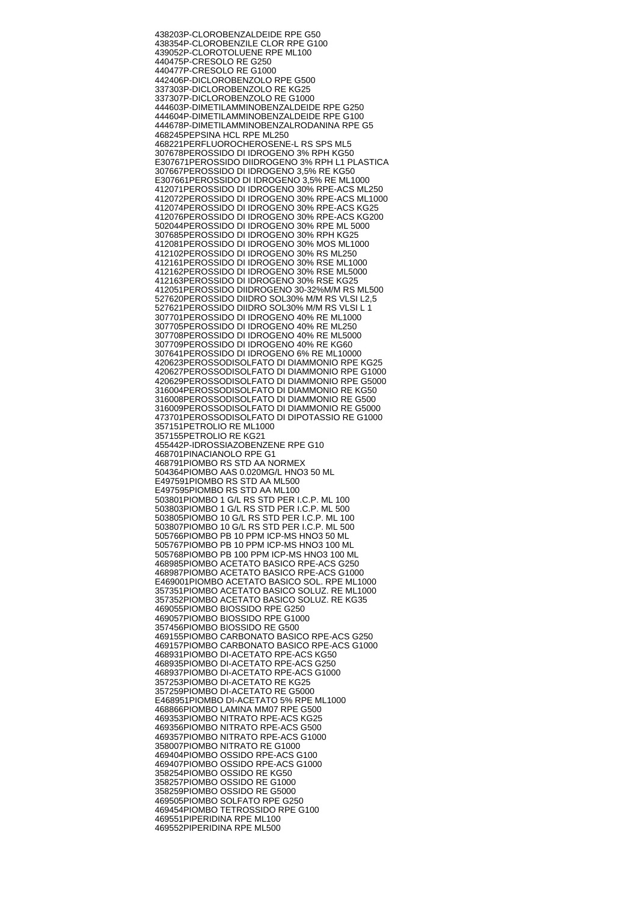438203P-CLOROBENZALDEIDE RPE G50
438354P-CLOROBENZILE CLOR RPE G100
439052P-CLOROTOLUENE RPE ML100
440475P-CRESOLO RE G250
440477P-CRESOLO RE G1000
442406P-DICLOROBENZOLO RPE G500
337303P-DICLOROBENZOLO RE KG25
337307P-DICLOROBENZOLO RE G1000
444603P-DIMETILAMMINOBENZALDEIDE RPE G250
444604P-DIMETILAMMINOBENZALDEIDE RPE G100
444678P-DIMETILAMMINOBENZALRODANINA RPE G5
468245PEPSINA HCL RPE ML250
468221PERFLUOROCHEROSENE-L RS SPS ML5
307678PEROSSIDO DI IDROGENO 3% RPH KG50
E307671PEROSSIDO DIIDROGENO 3% RPH L1 PLASTICA
307667PEROSSIDO DI IDROGENO 3,5% RE KG50
E307661PEROSSIDO DI IDROGENO 3,5% RE ML1000
412071PEROSSIDO DI IDROGENO 30% RPE-ACS ML250
412072PEROSSIDO DI IDROGENO 30% RPE-ACS ML1000
412074PEROSSIDO DI IDROGENO 30% RPE-ACS KG25
412076PEROSSIDO DI IDROGENO 30% RPE-ACS KG200
502044PEROSSIDO DI IDROGENO 30% RPE ML 5000
307685PEROSSIDO DI IDROGENO 30% RPH KG25
412081PEROSSIDO DI IDROGENO 30% MOS ML1000
412102PEROSSIDO DI IDROGENO 30% RS ML250
412161PEROSSIDO DI IDROGENO 30% RSE ML1000
412162PEROSSIDO DI IDROGENO 30% RSE ML5000
412163PEROSSIDO DI IDROGENO 30% RSE KG25
412051PEROSSIDO DIIDROGENO 30-32%M/M RS ML500
527620PEROSSIDO DIIDRO SOL30% M/M RS VLSI L2,5
527621PEROSSIDO DIIDRO SOL30% M/M RS VLSI L 1
307701PEROSSIDO DI IDROGENO 40% RE ML1000
307705PEROSSIDO DI IDROGENO 40% RE ML250
307708PEROSSIDO DI IDROGENO 40% RE ML5000
307709PEROSSIDO DI IDROGENO 40% RE KG60
307641PEROSSIDO DI IDROGENO 6% RE ML10000
420623PEROSSODISOLFATO DI DIAMMONIO RPE KG25
420627PEROSSODISOLFATO DI DIAMMONIO RPE G1000
420629PEROSSODISOLFATO DI DIAMMONIO RPE G5000
316004PEROSSODISOLFATO DI DIAMMONIO RE KG50
316008PEROSSODISOLFATO DI DIAMMONIO RE G500
316009PEROSSODISOLFATO DI DIAMMONIO RE G5000
473701PEROSSODISOLFATO DI DIPOTASSIO RE G1000
357151PETROLIO RE ML1000
357155PETROLIO RE KG21
455442P-IDROSSIAZOBENZENE RPE G10
468701PINACIANOLO RPE G1
468791PIOMBO RS STD AA NORMEX
504364PIOMBO AAS 0.020MG/L HNO3 50 ML
E497591PIOMBO RS STD AA ML500
E497595PIOMBO RS STD AA ML100
503801PIOMBO 1 G/L RS STD PER I.C.P. ML 100
503803PIOMBO 1 G/L RS STD PER I.C.P. ML 500
503805PIOMBO 10 G/L RS STD PER I.C.P. ML 100
503807PIOMBO 10 G/L RS STD PER I.C.P. ML 500
505766PIOMBO PB 10 PPM ICP-MS HNO3 50 ML
505767PIOMBO PB 10 PPM ICP-MS HNO3 100 ML
505768PIOMBO PB 100 PPM ICP-MS HNO3 100 ML
468985PIOMBO ACETATO BASICO RPE-ACS G250
468987PIOMBO ACETATO BASICO RPE-ACS G1000
E469001PIOMBO ACETATO BASICO SOL. RPE ML1000
357351PIOMBO ACETATO BASICO SOLUZ. RE ML1000
357352PIOMBO ACETATO BASICO SOLUZ. RE KG35
469055PIOMBO BIOSSIDO RPE G250
469057PIOMBO BIOSSIDO RPE G1000
357456PIOMBO BIOSSIDO RE G500
469155PIOMBO CARBONATO BASICO RPE-ACS G250
469157PIOMBO CARBONATO BASICO RPE-ACS G1000
468931PIOMBO DI-ACETATO RPE-ACS KG50
468935PIOMBO DI-ACETATO RPE-ACS G250
468937PIOMBO DI-ACETATO RPE-ACS G1000
357253PIOMBO DI-ACETATO RE KG25
357259PIOMBO DI-ACETATO RE G5000
E468951PIOMBO DI-ACETATO 5% RPE ML1000
468866PIOMBO LAMINA MM07 RPE G500
469353PIOMBO NITRATO RPE-ACS KG25
469356PIOMBO NITRATO RPE-ACS G500
469357PIOMBO NITRATO RPE-ACS G1000
358007PIOMBO NITRATO RE G1000
469404PIOMBO OSSIDO RPE-ACS G100
469407PIOMBO OSSIDO RPE-ACS G1000
358254PIOMBO OSSIDO RE KG50
358257PIOMBO OSSIDO RE G1000
358259PIOMBO OSSIDO RE G5000
469505PIOMBO SOLFATO RPE G250
469454PIOMBO TETROSSIDO RPE G100
469551PIPERIDINA RPE ML100
469552PIPERIDINA RPE ML500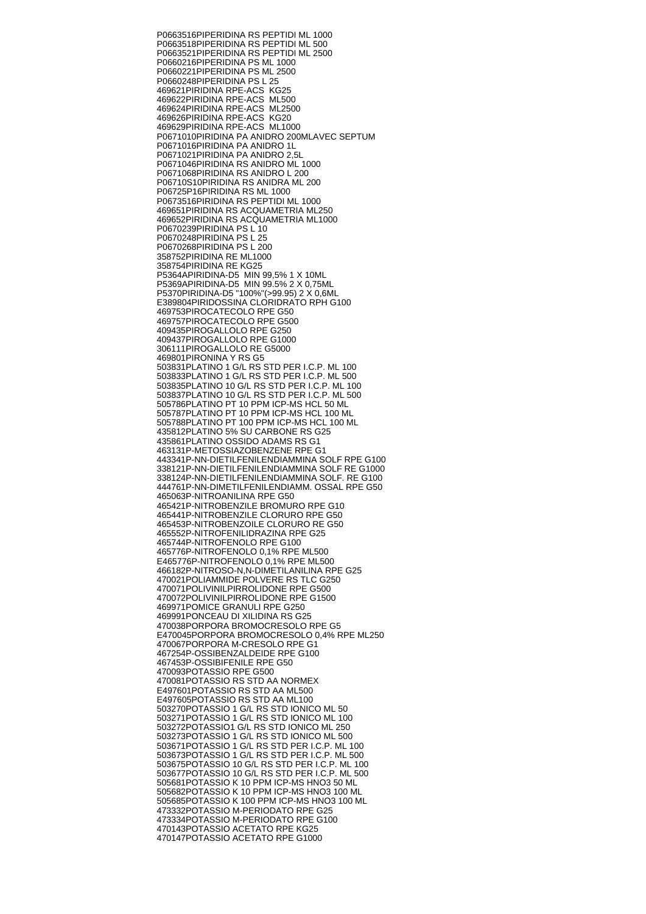P0663516PIPERIDINA RS PEPTIDI ML 1000
P0663518PIPERIDINA RS PEPTIDI ML 500
P0663521PIPERIDINA RS PEPTIDI ML 2500
P0660216PIPERIDINA PS ML 1000
P0660221PIPERIDINA PS ML 2500
P0660248PIPERIDINA PS L 25
469621PIRIDINA RPE-ACS KG25
469622PIRIDINA RPE-ACS ML500
469624PIRIDINA RPE-ACS ML2500
469626PIRIDINA RPE-ACS KG20
469629PIRIDINA RPE-ACS ML1000
P0671010PIRIDINA PA ANIDRO 200MLAVEC SEPTUM
P0671016PIRIDINA PA ANIDRO 1L
P0671021PIRIDINA PA ANIDRO 2,5L
P0671046PIRIDINA RS ANIDRO ML 1000
P0671068PIRIDINA RS ANIDRO L 200
P06710S10PIRIDINA RS ANIDRA ML 200
P06725P16PIRIDINA RS ML 1000
P0673516PIRIDINA RS PEPTIDI ML 1000
469651PIRIDINA RS ACQUAMETRIA ML250
469652PIRIDINA RS ACQUAMETRIA ML1000
P0670239PIRIDINA PS L 10
P0670248PIRIDINA PS L 25
P0670268PIRIDINA PS L 200
358752PIRIDINA RE ML1000
358754PIRIDINA RE KG25
P5364APIRIDINA-D5 MIN 99,5% 1 X 10ML
P5369APIRIDINA-D5 MIN 99.5% 2 X 0,75ML
P5370PIRIDINA-D5 "100%"(>99.95) 2 X 0,6ML
E389804PIRIDOSSINA CLORIDRATO RPH G100
469753PIROCATECOLO RPE G50
469757PIROCATECOLO RPE G500
409435PIROGALLOLO RPE G250
409437PIROGALLOLO RPE G1000
306111PIROGALLOLO RE G5000
469801PIRONINA Y RS G5
503831PLATINO 1 G/L RS STD PER I.C.P. ML 100
503833PLATINO 1 G/L RS STD PER I.C.P. ML 500
503835PLATINO 10 G/L RS STD PER I.C.P. ML 100
503837PLATINO 10 G/L RS STD PER I.C.P. ML 500
505786PLATINO PT 10 PPM ICP-MS HCL 50 ML
505787PLATINO PT 10 PPM ICP-MS HCL 100 ML
505788PLATINO PT 100 PPM ICP-MS HCL 100 ML
435812PLATINO 5% SU CARBONE RS G25
435861PLATINO OSSIDO ADAMS RS G1
463131P-METOSSIAZOBENZENE RPE G1
443341P-NN-DIETILFENILENDIAMMINA SOLF RPE G100
338121P-NN-DIETILFENILENDIAMMINA SOLF RE G1000
338124P-NN-DIETILFENILENDIAMMINA SOLF. RE G100
444761P-NN-DIMETILFENILENDIAMM. OSSAL RPE G50
465063P-NITROANILINA RPE G50
465421P-NITROBENZILE BROMURO RPE G10
465441P-NITROBENZILE CLORURO RPE G50
465453P-NITROBENZOILE CLORURO RE G50
465552P-NITROFENILIDRAZINA RPE G25
465744P-NITROFENOLO RPE G100
465776P-NITROFENOLO 0,1% RPE ML500
E465776P-NITROFENOLO 0,1% RPE ML500
466182P-NITROSO-N,N-DIMETILANILINA RPE G25
470021POLIAMMIDE POLVERE RS TLC G250
470071POLIVINILPIRROLIDONE RPE G500
470072POLIVINILPIRROLIDONE RPE G1500
469971POMICE GRANULI RPE G250
469991PONCEAU DI XILIDINA RS G25
470038PORPORA BROMOCRESOLO RPE G5
E470045PORPORA BROMOCRESOLO 0,4% RPE ML250
470067PORPORA M-CRESOLO RPE G1
467254P-OSSIBENZALDEIDE RPE G100
467453P-OSSIBIFENILE RPE G50
470093POTASSIO RPE G500
470081POTASSIO RS STD AA NORMEX
E497601POTASSIO RS STD AA ML500
E497605POTASSIO RS STD AA ML100
503270POTASSIO 1 G/L RS STD IONICO ML 50
503271POTASSIO 1 G/L RS STD IONICO ML 100
503272POTASSIO1 G/L RS STD IONICO ML 250
503273POTASSIO 1 G/L RS STD IONICO ML 500
503671POTASSIO 1 G/L RS STD PER I.C.P. ML 100
503673POTASSIO 1 G/L RS STD PER I.C.P. ML 500
503675POTASSIO 10 G/L RS STD PER I.C.P. ML 100
503677POTASSIO 10 G/L RS STD PER I.C.P. ML 500
505681POTASSIO K 10 PPM ICP-MS HNO3 50 ML
505682POTASSIO K 10 PPM ICP-MS HNO3 100 ML
505685POTASSIO K 100 PPM ICP-MS HNO3 100 ML
473332POTASSIO M-PERIODATO RPE G25
473334POTASSIO M-PERIODATO RPE G100
470143POTASSIO ACETATO RPE KG25
470147POTASSIO ACETATO RPE G1000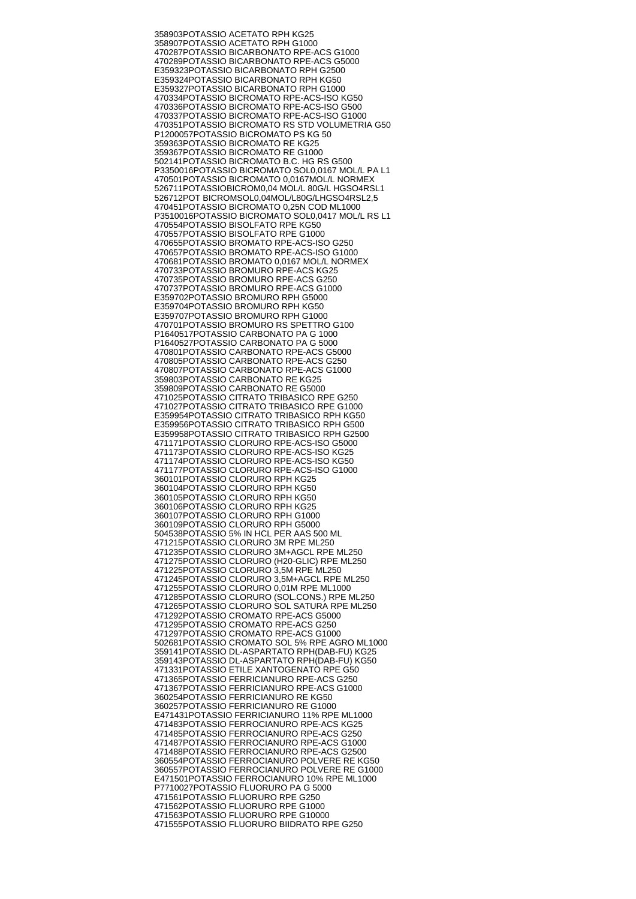358903POTASSIO ACETATO RPH KG25
358907POTASSIO ACETATO RPH G1000
470287POTASSIO BICARBONATO RPE-ACS G1000
470289POTASSIO BICARBONATO RPE-ACS G5000
E359323POTASSIO BICARBONATO RPH G2500
E359324POTASSIO BICARBONATO RPH KG50
E359327POTASSIO BICARBONATO RPH G1000
470334POTASSIO BICROMATO RPE-ACS-ISO KG50
470336POTASSIO BICROMATO RPE-ACS-ISO G500
470337POTASSIO BICROMATO RPE-ACS-ISO G1000
470351POTASSIO BICROMATO RS STD VOLUMETRIA G50
P1200057POTASSIO BICROMATO PS KG 50
359363POTASSIO BICROMATO RE KG25
359367POTASSIO BICROMATO RE G1000
502141POTASSIO BICROMATO B.C. HG RS G500
P3350016POTASSIO BICROMATO SOL0,0167 MOL/L PA L1
470501POTASSIO BICROMATO 0,0167MOL/L NORMEX
526711POTASSIOBICROM0,04 MOL/L 80G/L HGSO4RSL1
526712POT BICROMSOL0,04MOL/L80G/LHGSO4RSL2,5
470451POTASSIO BICROMATO 0,25N COD ML1000
P3510016POTASSIO BICROMATO SOL0,0417 MOL/L RS L1
470554POTASSIO BISOLFATO RPE KG50
470557POTASSIO BISOLFATO RPE G1000
470655POTASSIO BROMATO RPE-ACS-ISO G250
470657POTASSIO BROMATO RPE-ACS-ISO G1000
470681POTASSIO BROMATO 0,0167 MOL/L NORMEX
470733POTASSIO BROMURO RPE-ACS KG25
470735POTASSIO BROMURO RPE-ACS G250
470737POTASSIO BROMURO RPE-ACS G1000
E359702POTASSIO BROMURO RPH G5000
E359704POTASSIO BROMURO RPH KG50
E359707POTASSIO BROMURO RPH G1000
470701POTASSIO BROMURO RS SPETTRO G100
P1640517POTASSIO CARBONATO PA G 1000
P1640527POTASSIO CARBONATO PA G 5000
470801POTASSIO CARBONATO RPE-ACS G5000
470805POTASSIO CARBONATO RPE-ACS G250
470807POTASSIO CARBONATO RPE-ACS G1000
359803POTASSIO CARBONATO RE KG25
359809POTASSIO CARBONATO RE G5000
471025POTASSIO CITRATO TRIBASICO RPE G250
471027POTASSIO CITRATO TRIBASICO RPE G1000
E359954POTASSIO CITRATO TRIBASICO RPH KG50
E359956POTASSIO CITRATO TRIBASICO RPH G500
E359958POTASSIO CITRATO TRIBASICO RPH G2500
471171POTASSIO CLORURO RPE-ACS-ISO G5000
471173POTASSIO CLORURO RPE-ACS-ISO KG25
471174POTASSIO CLORURO RPE-ACS-ISO KG50
471177POTASSIO CLORURO RPE-ACS-ISO G1000
360101POTASSIO CLORURO RPH KG25
360104POTASSIO CLORURO RPH KG50
360105POTASSIO CLORURO RPH KG50
360106POTASSIO CLORURO RPH KG25
360107POTASSIO CLORURO RPH G1000
360109POTASSIO CLORURO RPH G5000
504538POTASSIO 5% IN HCL PER AAS 500 ML
471215POTASSIO CLORURO 3M RPE ML250
471235POTASSIO CLORURO 3M+AGCL RPE ML250
471275POTASSIO CLORURO (H20-GLIC) RPE ML250
471225POTASSIO CLORURO 3,5M RPE ML250
471245POTASSIO CLORURO 3,5M+AGCL RPE ML250
471255POTASSIO CLORURO 0,01M RPE ML1000
471285POTASSIO CLORURO (SOL.CONS.) RPE ML250
471265POTASSIO CLORURO SOL SATURA RPE ML250
471292POTASSIO CROMATO RPE-ACS G5000
471295POTASSIO CROMATO RPE-ACS G250
471297POTASSIO CROMATO RPE-ACS G1000
502681POTASSIO CROMATO SOL 5% RPE AGRO ML1000
359141POTASSIO DL-ASPARTATO RPH(DAB-FU) KG25
359143POTASSIO DL-ASPARTATO RPH(DAB-FU) KG50
471331POTASSIO ETILE XANTOGENATO RPE G50
471365POTASSIO FERRICIANURO RPE-ACS G250
471367POTASSIO FERRICIANURO RPE-ACS G1000
360254POTASSIO FERRICIANURO RE KG50
360257POTASSIO FERRICIANURO RE G1000
E471431POTASSIO FERRICIANURO 11% RPE ML1000
471483POTASSIO FERROCIANURO RPE-ACS KG25
471485POTASSIO FERROCIANURO RPE-ACS G250
471487POTASSIO FERROCIANURO RPE-ACS G1000
471488POTASSIO FERROCIANURO RPE-ACS G2500
360554POTASSIO FERROCIANURO POLVERE RE KG50
360557POTASSIO FERROCIANURO POLVERE RE G1000
E471501POTASSIO FERROCIANURO 10% RPE ML1000
P7710027POTASSIO FLUORURO PA G 5000
471561POTASSIO FLUORURO RPE G250
471562POTASSIO FLUORURO RPE G1000
471563POTASSIO FLUORURO RPE G10000
471555POTASSIO FLUORURO BIIDRATO RPE G250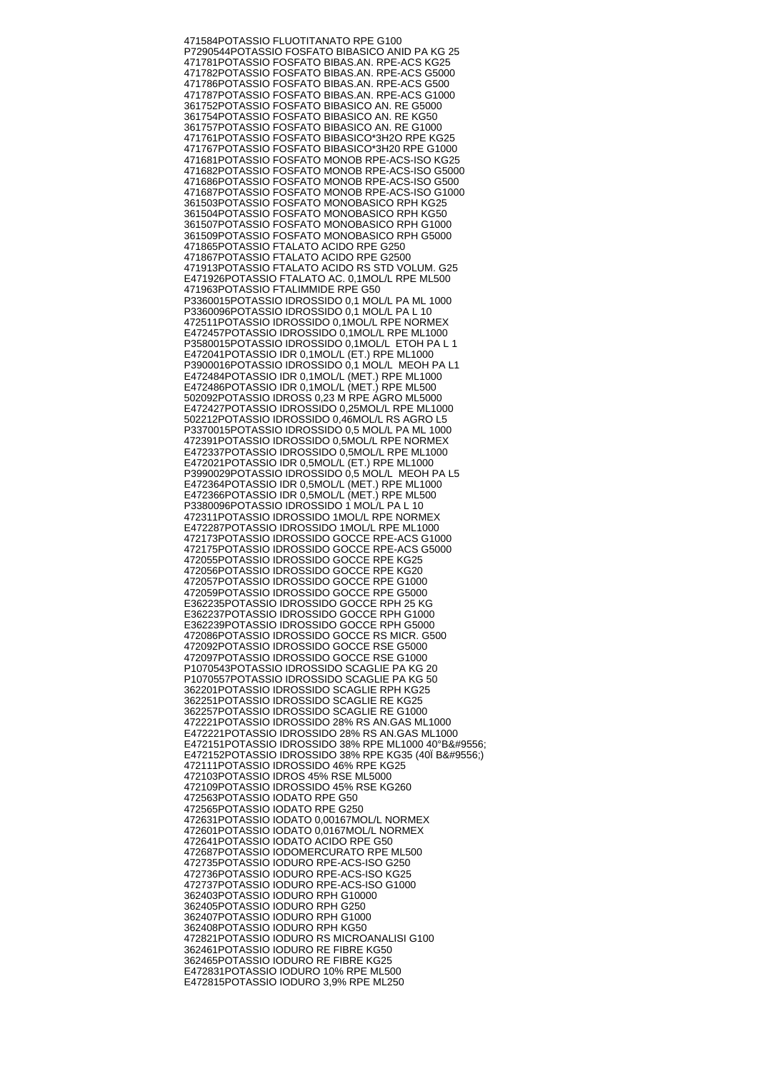471584POTASSIO FLUOTITANATO RPE G100
P7290544POTASSIO FOSFATO BIBASICO ANID PA KG 25
471781POTASSIO FOSFATO BIBAS.AN. RPE-ACS KG25
471782POTASSIO FOSFATO BIBAS.AN. RPE-ACS G5000
471786POTASSIO FOSFATO BIBAS.AN. RPE-ACS G500
471787POTASSIO FOSFATO BIBAS.AN. RPE-ACS G1000
361752POTASSIO FOSFATO BIBASICO AN. RE G5000
361754POTASSIO FOSFATO BIBASICO AN. RE KG50
361757POTASSIO FOSFATO BIBASICO AN. RE G1000
471761POTASSIO FOSFATO BIBASICO*3H2O RPE KG25
471767POTASSIO FOSFATO BIBASICO*3H20 RPE G1000
471681POTASSIO FOSFATO MONOB RPE-ACS-ISO KG25
471682POTASSIO FOSFATO MONOB RPE-ACS-ISO G5000
471686POTASSIO FOSFATO MONOB RPE-ACS-ISO G500
471687POTASSIO FOSFATO MONOB RPE-ACS-ISO G1000
361503POTASSIO FOSFATO MONOBASICO RPH KG25
361504POTASSIO FOSFATO MONOBASICO RPH KG50
361507POTASSIO FOSFATO MONOBASICO RPH G1000
361509POTASSIO FOSFATO MONOBASICO RPH G5000
471865POTASSIO FTALATO ACIDO RPE G250
471867POTASSIO FTALATO ACIDO RPE G2500
471913POTASSIO FTALATO ACIDO RS STD VOLUM. G25
E471926POTASSIO FTALATO AC. 0,1MOL/L RPE ML500
471963POTASSIO FTALIMMIDE RPE G50
P3360015POTASSIO IDROSSIDO 0,1 MOL/L PA ML 1000
P3360096POTASSIO IDROSSIDO 0,1 MOL/L PA L 10
472511POTASSIO IDROSSIDO 0,1MOL/L RPE NORMEX
E472457POTASSIO IDROSSIDO 0,1MOL/L RPE ML1000
P3580015POTASSIO IDROSSIDO 0,1MOL/L ETOH PA L 1
E472041POTASSIO IDR 0,1MOL/L (ET.) RPE ML1000
P3900016POTASSIO IDROSSIDO 0,1 MOL/L MEOH PA L1
E472484POTASSIO IDR 0,1MOL/L (MET.) RPE ML1000
E472486POTASSIO IDR 0,1MOL/L (MET.) RPE ML500
502092POTASSIO IDROSS 0,23 M RPE AGRO ML5000
E472427POTASSIO IDROSSIDO 0,25MOL/L RPE ML1000
502212POTASSIO IDROSSIDO 0,46MOL/L RS AGRO L5
P3370015POTASSIO IDROSSIDO 0,5 MOL/L PA ML 1000
472391POTASSIO IDROSSIDO 0,5MOL/L RPE NORMEX
E472337POTASSIO IDROSSIDO 0,5MOL/L RPE ML1000
E472021POTASSIO IDR 0,5MOL/L (ET.) RPE ML1000
P3990029POTASSIO IDROSSIDO 0,5 MOL/L MEOH PA L5
E472364POTASSIO IDR 0,5MOL/L (MET.) RPE ML1000
E472366POTASSIO IDR 0,5MOL/L (MET.) RPE ML500
P3380096POTASSIO IDROSSIDO 1 MOL/L PA L 10
472311POTASSIO IDROSSIDO 1MOL/L RPE NORMEX
E472287POTASSIO IDROSSIDO 1MOL/L RPE ML1000
472173POTASSIO IDROSSIDO GOCCE RPE-ACS G1000
472175POTASSIO IDROSSIDO GOCCE RPE-ACS G5000
472055POTASSIO IDROSSIDO GOCCE RPE KG25
472056POTASSIO IDROSSIDO GOCCE RPE KG20
472057POTASSIO IDROSSIDO GOCCE RPE G1000
472059POTASSIO IDROSSIDO GOCCE RPE G5000
E362235POTASSIO IDROSSIDO GOCCE RPH 25 KG
E362237POTASSIO IDROSSIDO GOCCE RPH G1000
E362239POTASSIO IDROSSIDO GOCCE RPH G5000
472086POTASSIO IDROSSIDO GOCCE RS MICR. G500
472092POTASSIO IDROSSIDO GOCCE RSE G5000
472097POTASSIO IDROSSIDO GOCCE RSE G1000
P1070543POTASSIO IDROSSIDO SCAGLIE PA KG 20
P1070557POTASSIO IDROSSIDO SCAGLIE PA KG 50
362201POTASSIO IDROSSIDO SCAGLIE RPH KG25
362251POTASSIO IDROSSIDO SCAGLIE RE KG25
362257POTASSIO IDROSSIDO SCAGLIE RE G1000
472221POTASSIO IDROSSIDO 28% RS AN.GAS ML1000
E472221POTASSIO IDROSSIDO 28% RS AN.GAS ML1000
E472151POTASSIO IDROSSIDO 38% RPE ML1000 40°B&#9556;
E472152POTASSIO IDROSSIDO 38% RPE KG35 (40Ï B&#9556;)
472111POTASSIO IDROSSIDO 46% RPE KG25
472103POTASSIO IDROS 45% RSE ML5000
472109POTASSIO IDROSSIDO 45% RSE KG260
472563POTASSIO IODATO RPE G50
472565POTASSIO IODATO RPE G250
472631POTASSIO IODATO 0,00167MOL/L NORMEX
472601POTASSIO IODATO 0,0167MOL/L NORMEX
472641POTASSIO IODATO ACIDO RPE G50
472687POTASSIO IODOMERCURATO RPE ML500
472735POTASSIO IODURO RPE-ACS-ISO G250
472736POTASSIO IODURO RPE-ACS-ISO KG25
472737POTASSIO IODURO RPE-ACS-ISO G1000
362403POTASSIO IODURO RPH G10000
362405POTASSIO IODURO RPH G250
362407POTASSIO IODURO RPH G1000
362408POTASSIO IODURO RPH KG50
472821POTASSIO IODURO RS MICROANALISI G100
362461POTASSIO IODURO RE FIBRE KG50
362465POTASSIO IODURO RE FIBRE KG25
E472831POTASSIO IODURO 10% RPE ML500
E472815POTASSIO IODURO 3,9% RPE ML250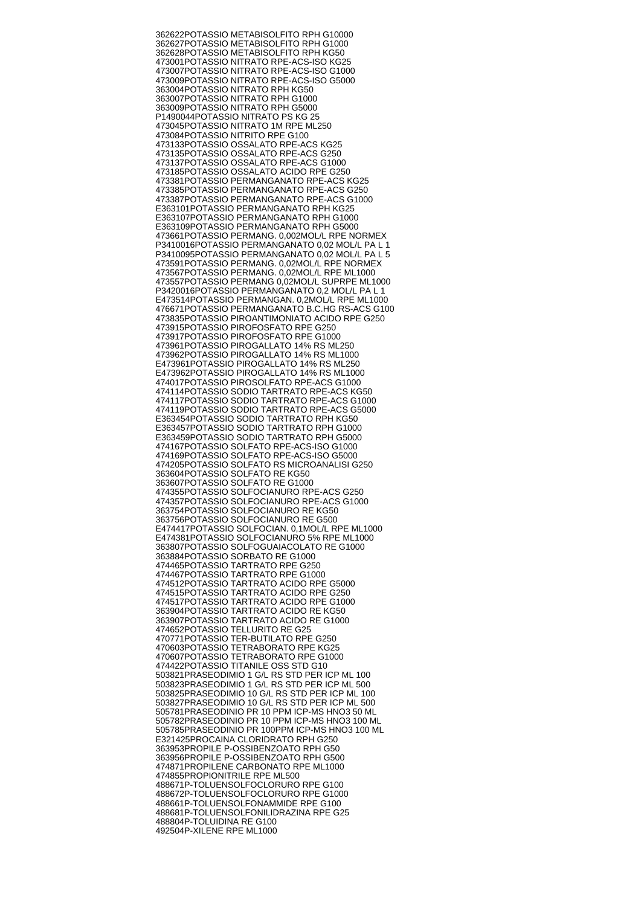362622POTASSIO METABISOLFITO RPH G10000
362627POTASSIO METABISOLFITO RPH G1000
362628POTASSIO METABISOLFITO RPH KG50
473001POTASSIO NITRATO RPE-ACS-ISO KG25
473007POTASSIO NITRATO RPE-ACS-ISO G1000
473009POTASSIO NITRATO RPE-ACS-ISO G5000
363004POTASSIO NITRATO RPH KG50
363007POTASSIO NITRATO RPH G1000
363009POTASSIO NITRATO RPH G5000
P1490044POTASSIO NITRATO PS KG 25
473045POTASSIO NITRATO 1M RPE ML250
473084POTASSIO NITRITO RPE G100
473133POTASSIO OSSALATO RPE-ACS KG25
473135POTASSIO OSSALATO RPE-ACS G250
473137POTASSIO OSSALATO RPE-ACS G1000
473185POTASSIO OSSALATO ACIDO RPE G250
473381POTASSIO PERMANGANATO RPE-ACS KG25
473385POTASSIO PERMANGANATO RPE-ACS G250
473387POTASSIO PERMANGANATO RPE-ACS G1000
E363101POTASSIO PERMANGANATO RPH KG25
E363107POTASSIO PERMANGANATO RPH G1000
E363109POTASSIO PERMANGANATO RPH G5000
473661POTASSIO PERMANG. 0,002MOL/L RPE NORMEX
P3410016POTASSIO PERMANGANATO 0,02 MOL/L PA L 1
P3410095POTASSIO PERMANGANATO 0,02 MOL/L PA L 5
473591POTASSIO PERMANG. 0,02MOL/L RPE NORMEX
473567POTASSIO PERMANG. 0,02MOL/L RPE ML1000
473557POTASSIO PERMANG 0,02MOL/L SUPRPE ML1000
P3420016POTASSIO PERMANGANATO 0,2 MOL/L PA L 1
E473514POTASSIO PERMANGAN. 0,2MOL/L RPE ML1000
476671POTASSIO PERMANGANATO B.C.HG RS-ACS G100
473835POTASSIO PIROANTIMONIATO ACIDO RPE G250
473915POTASSIO PIROFOSFATO RPE G250
473917POTASSIO PIROFOSFATO RPE G1000
473961POTASSIO PIROGALLATO 14% RS ML250
473962POTASSIO PIROGALLATO 14% RS ML1000
E473961POTASSIO PIROGALLATO 14% RS ML250
E473962POTASSIO PIROGALLATO 14% RS ML1000
474017POTASSIO PIROSOLFATO RPE-ACS G1000
474114POTASSIO SODIO TARTRATO RPE-ACS KG50
474117POTASSIO SODIO TARTRATO RPE-ACS G1000
474119POTASSIO SODIO TARTRATO RPE-ACS G5000
E363454POTASSIO SODIO TARTRATO RPH KG50
E363457POTASSIO SODIO TARTRATO RPH G1000
E363459POTASSIO SODIO TARTRATO RPH G5000
474167POTASSIO SOLFATO RPE-ACS-ISO G1000
474169POTASSIO SOLFATO RPE-ACS-ISO G5000
474205POTASSIO SOLFATO RS MICROANALISI G250
363604POTASSIO SOLFATO RE KG50
363607POTASSIO SOLFATO RE G1000
474355POTASSIO SOLFOCIANURO RPE-ACS G250
474357POTASSIO SOLFOCIANURO RPE-ACS G1000
363754POTASSIO SOLFOCIANURO RE KG50
363756POTASSIO SOLFOCIANURO RE G500
E474417POTASSIO SOLFOCIAN. 0,1MOL/L RPE ML1000
E474381POTASSIO SOLFOCIANURO 5% RPE ML1000
363807POTASSIO SOLFOGUAIACOLATO RE G1000
363884POTASSIO SORBATO RE G1000
474465POTASSIO TARTRATO RPE G250
474467POTASSIO TARTRATO RPE G1000
474512POTASSIO TARTRATO ACIDO RPE G5000
474515POTASSIO TARTRATO ACIDO RPE G250
474517POTASSIO TARTRATO ACIDO RPE G1000
363904POTASSIO TARTRATO ACIDO RE KG50
363907POTASSIO TARTRATO ACIDO RE G1000
474652POTASSIO TELLURITO RE G25
470771POTASSIO TER-BUTILATO RPE G250
470603POTASSIO TETRABORATO RPE KG25
470607POTASSIO TETRABORATO RPE G1000
474422POTASSIO TITANILE OSS STD G10
503821PRASEODIMIO 1 G/L RS STD PER ICP ML 100
503823PRASEODIMIO 1 G/L RS STD PER ICP ML 500
503825PRASEODIMIO 10 G/L RS STD PER ICP ML 100
503827PRASEODIMIO 10 G/L RS STD PER ICP ML 500
505781PRASEODINIO PR 10 PPM ICP-MS HNO3 50 ML
505782PRASEODINIO PR 10 PPM ICP-MS HNO3 100 ML
505785PRASEODINIO PR 100PPM ICP-MS HNO3 100 ML
E321425PROCAINA CLORIDRATO RPH G250
363953PROPILE P-OSSIBENZOATO RPH G50
363956PROPILE P-OSSIBENZOATO RPH G500
474871PROPILENE CARBONATO RPE ML1000
474855PROPIONITRILE RPE ML500
488671P-TOLUENSOLFOCLORURO RPE G100
488672P-TOLUENSOLFOCLORURO RPE G1000
488661P-TOLUENSOLFONAMMIDE RPE G100
488681P-TOLUENSOLFONILIDRAZINA RPE G25
488804P-TOLUIDINA RE G100
492504P-XILENE RPE ML1000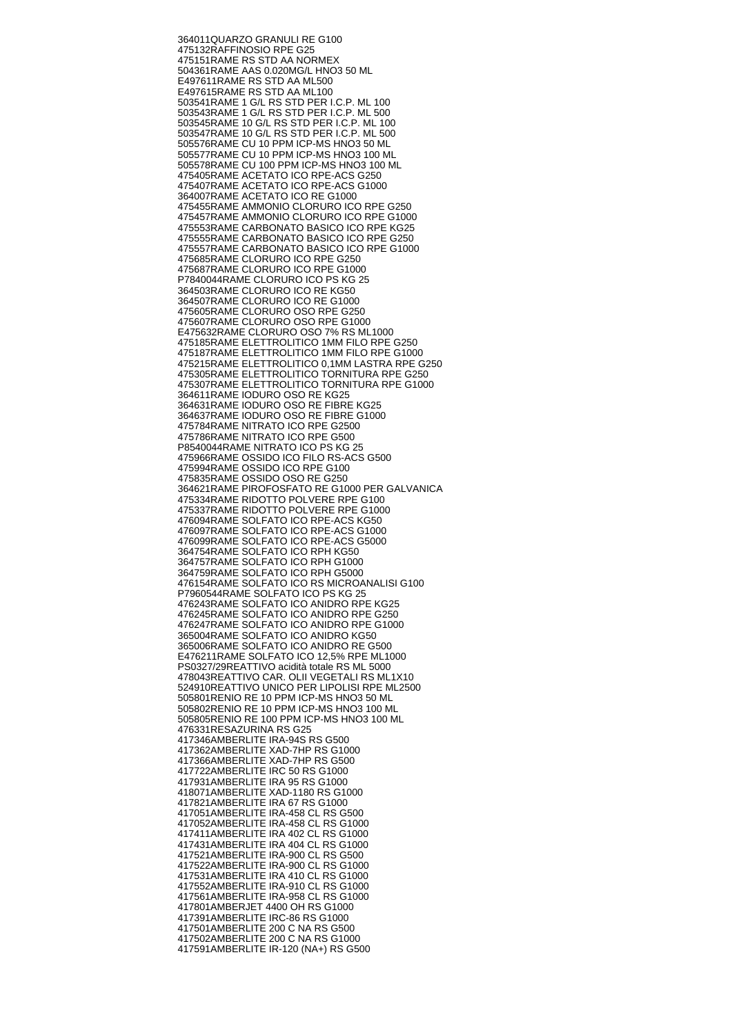364011QUARZO GRANULI RE G100
475132RAFFINOSIO RPE G25
475151RAME RS STD AA NORMEX
504361RAME AAS 0.020MG/L HNO3 50 ML
E497611RAME RS STD AA ML500
E497615RAME RS STD AA ML100
503541RAME 1 G/L RS STD PER I.C.P. ML 100
503543RAME 1 G/L RS STD PER I.C.P. ML 500
503545RAME 10 G/L RS STD PER I.C.P. ML 100
503547RAME 10 G/L RS STD PER I.C.P. ML 500
505576RAME CU 10 PPM ICP-MS HNO3 50 ML
505577RAME CU 10 PPM ICP-MS HNO3 100 ML
505578RAME CU 100 PPM ICP-MS HNO3 100 ML
475405RAME ACETATO ICO RPE-ACS G250
475407RAME ACETATO ICO RPE-ACS G1000
364007RAME ACETATO ICO RE G1000
475455RAME AMMONIO CLORURO ICO RPE G250
475457RAME AMMONIO CLORURO ICO RPE G1000
475553RAME CARBONATO BASICO ICO RPE KG25
475555RAME CARBONATO BASICO ICO RPE G250
475557RAME CARBONATO BASICO ICO RPE G1000
475685RAME CLORURO ICO RPE G250
475687RAME CLORURO ICO RPE G1000
P7840044RAME CLORURO ICO PS KG 25
364503RAME CLORURO ICO RE KG50
364507RAME CLORURO ICO RE G1000
475605RAME CLORURO OSO RPE G250
475607RAME CLORURO OSO RPE G1000
E475632RAME CLORURO OSO 7% RS ML1000
475185RAME ELETTROLITICO 1MM FILO RPE G250
475187RAME ELETTROLITICO 1MM FILO RPE G1000
475215RAME ELETTROLITICO 0,1MM LASTRA RPE G250
475305RAME ELETTROLITICO TORNITURA RPE G250
475307RAME ELETTROLITICO TORNITURA RPE G1000
364611RAME IODURO OSO RE KG25
364631RAME IODURO OSO RE FIBRE KG25
364637RAME IODURO OSO RE FIBRE G1000
475784RAME NITRATO ICO RPE G2500
475786RAME NITRATO ICO RPE G500
P8540044RAME NITRATO ICO PS KG 25
475966RAME OSSIDO ICO FILO RS-ACS G500
475994RAME OSSIDO ICO RPE G100
475835RAME OSSIDO OSO RE G250
364621RAME PIROFOSFATO RE G1000 PER GALVANICA
475334RAME RIDOTTO POLVERE RPE G100
475337RAME RIDOTTO POLVERE RPE G1000
476094RAME SOLFATO ICO RPE-ACS KG50
476097RAME SOLFATO ICO RPE-ACS G1000
476099RAME SOLFATO ICO RPE-ACS G5000
364754RAME SOLFATO ICO RPH KG50
364757RAME SOLFATO ICO RPH G1000
364759RAME SOLFATO ICO RPH G5000
476154RAME SOLFATO ICO RS MICROANALISI G100
P7960544RAME SOLFATO ICO PS KG 25
476243RAME SOLFATO ICO ANIDRO RPE KG25
476245RAME SOLFATO ICO ANIDRO RPE G250
476247RAME SOLFATO ICO ANIDRO RPE G1000
365004RAME SOLFATO ICO ANIDRO KG50
365006RAME SOLFATO ICO ANIDRO RE G500
E476211RAME SOLFATO ICO 12,5% RPE ML1000
PS0327/29REATTIVO acidità totale RS ML 5000
478043REATTIVO CAR. OLII VEGETALI RS ML1X10
524910REATTIVO UNICO PER LIPOLISI RPE ML2500
505801RENIO RE 10 PPM ICP-MS HNO3 50 ML
505802RENIO RE 10 PPM ICP-MS HNO3 100 ML
505805RENIO RE 100 PPM ICP-MS HNO3 100 ML
476331RESAZURINA RS G25
417346AMBERLITE IRA-94S RS G500
417362AMBERLITE XAD-7HP RS G1000
417366AMBERLITE XAD-7HP RS G500
417722AMBERLITE IRC 50 RS G1000
417931AMBERLITE IRA 95 RS G1000
418071AMBERLITE XAD-1180 RS G1000
417821AMBERLITE IRA 67 RS G1000
417051AMBERLITE IRA-458 CL RS G500
417052AMBERLITE IRA-458 CL RS G1000
417411AMBERLITE IRA 402 CL RS G1000
417431AMBERLITE IRA 404 CL RS G1000
417521AMBERLITE IRA-900 CL RS G500
417522AMBERLITE IRA-900 CL RS G1000
417531AMBERLITE IRA 410 CL RS G1000
417552AMBERLITE IRA-910 CL RS G1000
417561AMBERLITE IRA-958 CL RS G1000
417801AMBERJET 4400 OH RS G1000
417391AMBERLITE IRC-86 RS G1000
417501AMBERLITE 200 C NA RS G500
417502AMBERLITE 200 C NA RS G1000
417591AMBERLITE IR-120 (NA+) RS G500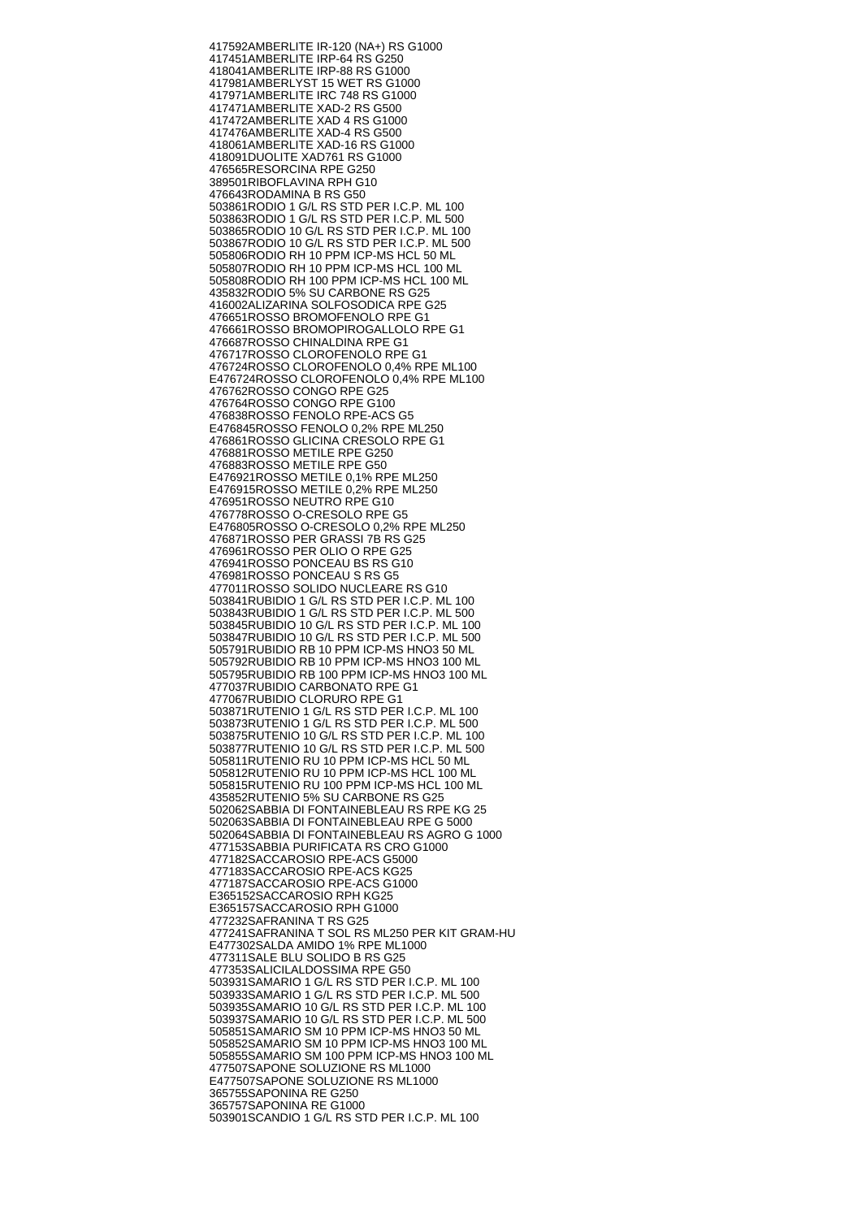417592AMBERLITE IR-120 (NA+) RS G1000
417451AMBERLITE IRP-64 RS G250
418041AMBERLITE IRP-88 RS G1000
417981AMBERLYST 15 WET RS G1000
417971AMBERLITE IRC 748 RS G1000
417471AMBERLITE XAD-2 RS G500
417472AMBERLITE XAD 4 RS G1000
417476AMBERLITE XAD-4 RS G500
418061AMBERLITE XAD-16 RS G1000
418091DUOLITE XAD761 RS G1000
476565RESORCINA RPE G250
389501RIBOFLAVINA RPH G10
476643RODAMINA B RS G50
503861RODIO 1 G/L RS STD PER I.C.P. ML 100
503863RODIO 1 G/L RS STD PER I.C.P. ML 500
503865RODIO 10 G/L RS STD PER I.C.P. ML 100
503867RODIO 10 G/L RS STD PER I.C.P. ML 500
505806RODIO RH 10 PPM ICP-MS HCL 50 ML
505807RODIO RH 10 PPM ICP-MS HCL 100 ML
505808RODIO RH 100 PPM ICP-MS HCL 100 ML
435832RODIO 5% SU CARBONE RS G25
416002ALIZARINA SOLFOSODICA RPE G25
476651ROSSO BROMOFENOLO RPE G1
476661ROSSO BROMOPIROGALLOLO RPE G1
476687ROSSO CHINALDINA RPE G1
476717ROSSO CLOROFENOLO RPE G1
476724ROSSO CLOROFENOLO 0,4% RPE ML100
E476724ROSSO CLOROFENOLO 0,4% RPE ML100
476762ROSSO CONGO RPE G25
476764ROSSO CONGO RPE G100
476838ROSSO FENOLO RPE-ACS G5
E476845ROSSO FENOLO 0,2% RPE ML250
476861ROSSO GLICINA CRESOLO RPE G1
476881ROSSO METILE RPE G250
476883ROSSO METILE RPE G50
E476921ROSSO METILE 0,1% RPE ML250
E476915ROSSO METILE 0,2% RPE ML250
476951ROSSO NEUTRO RPE G10
476778ROSSO O-CRESOLO RPE G5
E476805ROSSO O-CRESOLO 0,2% RPE ML250
476871ROSSO PER GRASSI 7B RS G25
476961ROSSO PER OLIO O RPE G25
476941ROSSO PONCEAU BS RS G10
476981ROSSO PONCEAU S RS G5
477011ROSSO SOLIDO NUCLEARE RS G10
503841RUBIDIO 1 G/L RS STD PER I.C.P. ML 100
503843RUBIDIO 1 G/L RS STD PER I.C.P. ML 500
503845RUBIDIO 10 G/L RS STD PER I.C.P. ML 100
503847RUBIDIO 10 G/L RS STD PER I.C.P. ML 500
505791RUBIDIO RB 10 PPM ICP-MS HNO3 50 ML
505792RUBIDIO RB 10 PPM ICP-MS HNO3 100 ML
505795RUBIDIO RB 100 PPM ICP-MS HNO3 100 ML
477037RUBIDIO CARBONATO RPE G1
477067RUBIDIO CLORURO RPE G1
503871RUTENIO 1 G/L RS STD PER I.C.P. ML 100
503873RUTENIO 1 G/L RS STD PER I.C.P. ML 500
503875RUTENIO 10 G/L RS STD PER I.C.P. ML 100
503877RUTENIO 10 G/L RS STD PER I.C.P. ML 500
505811RUTENIO RU 10 PPM ICP-MS HCL 50 ML
505812RUTENIO RU 10 PPM ICP-MS HCL 100 ML
505815RUTENIO RU 100 PPM ICP-MS HCL 100 ML
435852RUTENIO 5% SU CARBONE RS G25
502062SABBIA DI FONTAINEBLEAU RS RPE KG 25
502063SABBIA DI FONTAINEBLEAU RPE G 5000
502064SABBIA DI FONTAINEBLEAU RS AGRO G 1000
477153SABBIA PURIFICATA RS CRO G1000
477182SACCAROSIO RPE-ACS G5000
477183SACCAROSIO RPE-ACS KG25
477187SACCAROSIO RPE-ACS G1000
E365152SACCAROSIO RPH KG25
E365157SACCAROSIO RPH G1000
477232SAFRANINA T RS G25
477241SAFRANINA T SOL RS ML250 PER KIT GRAM-HU
E477302SALDA AMIDO 1% RPE ML1000
477311SALE BLU SOLIDO B RS G25
477353SALICILALDOSSIMA RPE G50
503931SAMARIO 1 G/L RS STD PER I.C.P. ML 100
503933SAMARIO 1 G/L RS STD PER I.C.P. ML 500
503935SAMARIO 10 G/L RS STD PER I.C.P. ML 100
503937SAMARIO 10 G/L RS STD PER I.C.P. ML 500
505851SAMARIO SM 10 PPM ICP-MS HNO3 50 ML
505852SAMARIO SM 10 PPM ICP-MS HNO3 100 ML
505855SAMARIO SM 100 PPM ICP-MS HNO3 100 ML
477507SAPONE SOLUZIONE RS ML1000
E477507SAPONE SOLUZIONE RS ML1000
365755SAPONINA RE G250
365757SAPONINA RE G1000
503901SCANDIO 1 G/L RS STD PER I.C.P. ML 100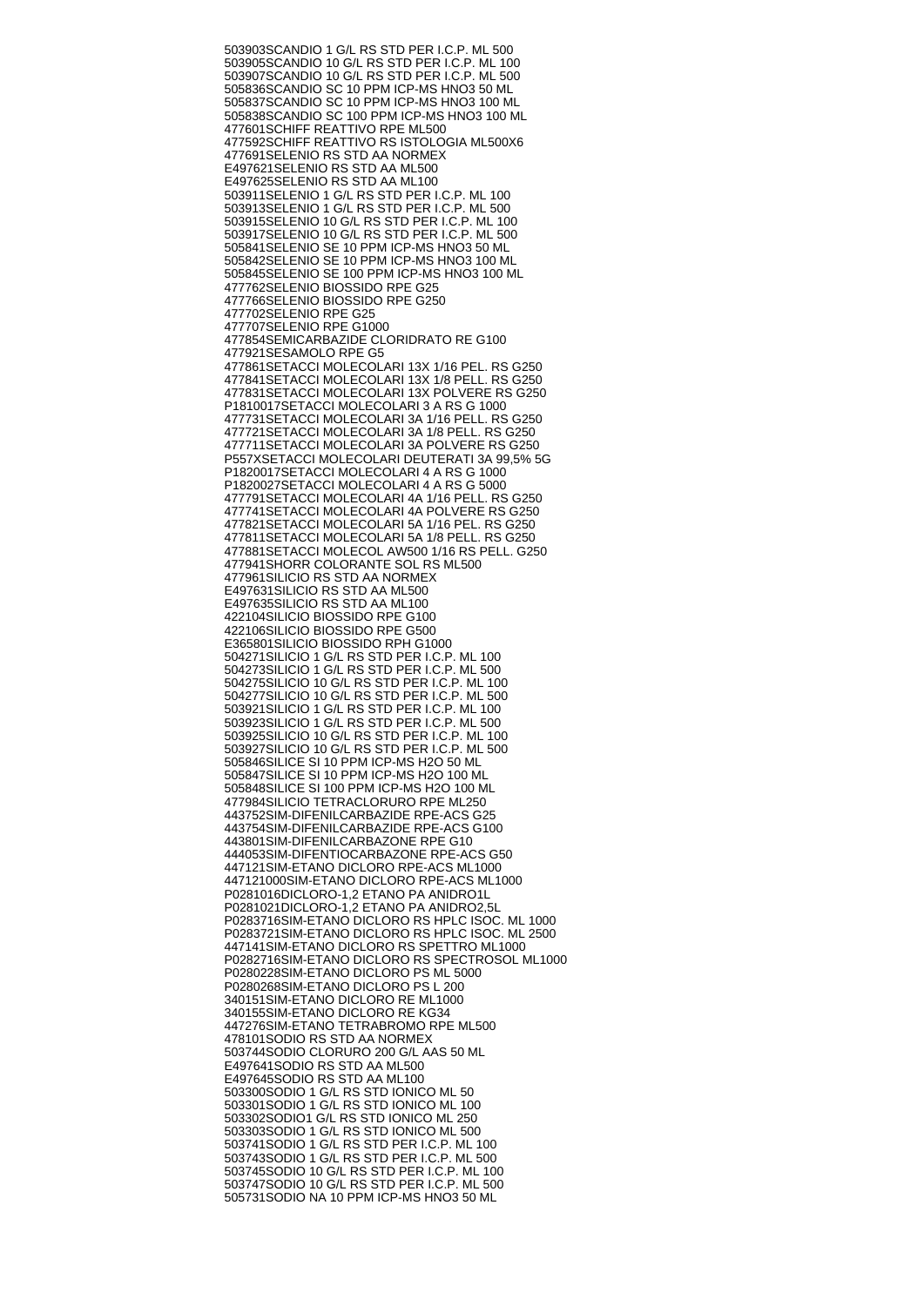503903SCANDIO 1 G/L RS STD PER I.C.P. ML 500
503905SCANDIO 10 G/L RS STD PER I.C.P. ML 100
503907SCANDIO 10 G/L RS STD PER I.C.P. ML 500
505836SCANDIO SC 10 PPM ICP-MS HNO3 50 ML
505837SCANDIO SC 10 PPM ICP-MS HNO3 100 ML
505838SCANDIO SC 100 PPM ICP-MS HNO3 100 ML
477601SCHIFF REATTIVO RPE ML500
477592SCHIFF REATTIVO RS ISTOLOGIA ML500X6
477691SELENIO RS STD AA NORMEX
E497621SELENIO RS STD AA ML500
E497625SELENIO RS STD AA ML100
503911SELENIO 1 G/L RS STD PER I.C.P. ML 100
503913SELENIO 1 G/L RS STD PER I.C.P. ML 500
503915SELENIO 10 G/L RS STD PER I.C.P. ML 100
503917SELENIO 10 G/L RS STD PER I.C.P. ML 500
505841SELENIO SE 10 PPM ICP-MS HNO3 50 ML
505842SELENIO SE 10 PPM ICP-MS HNO3 100 ML
505845SELENIO SE 100 PPM ICP-MS HNO3 100 ML
477762SELENIO BIOSSIDO RPE G25
477766SELENIO BIOSSIDO RPE G250
477702SELENIO RPE G25
477707SELENIO RPE G1000
477854SEMICARBAZIDE CLORIDRATO RE G100
477921SESAMOLO RPE G5
477861SETACCI MOLECOLARI 13X 1/16 PEL. RS G250
477841SETACCI MOLECOLARI 13X 1/8 PELL. RS G250
477831SETACCI MOLECOLARI 13X POLVERE RS G250
P1810017SETACCI MOLECOLARI 3 A RS G 1000
477731SETACCI MOLECOLARI 3A 1/16 PELL. RS G250
477721SETACCI MOLECOLARI 3A 1/8 PELL. RS G250
477711SETACCI MOLECOLARI 3A POLVERE RS G250
P557XSETACCI MOLECOLARI DEUTERATI 3A 99,5% 5G
P1820017SETACCI MOLECOLARI 4 A RS G 1000
P1820027SETACCI MOLECOLARI 4 A RS G 5000
477791SETACCI MOLECOLARI 4A 1/16 PELL. RS G250
477741SETACCI MOLECOLARI 4A POLVERE RS G250
477821SETACCI MOLECOLARI 5A 1/16 PEL. RS G250
477811SETACCI MOLECOLARI 5A 1/8 PELL. RS G250
477881SETACCI MOLECOL AW500 1/16 RS PELL. G250
477941SHORR COLORANTE SOL RS ML500
477961SILICIO RS STD AA NORMEX
E497631SILICIO RS STD AA ML500
E497635SILICIO RS STD AA ML100
422104SILICIO BIOSSIDO RPE G100
422106SILICIO BIOSSIDO RPE G500
E365801SILICIO BIOSSIDO RPH G1000
504271SILICIO 1 G/L RS STD PER I.C.P. ML 100
504273SILICIO 1 G/L RS STD PER I.C.P. ML 500
504275SILICIO 10 G/L RS STD PER I.C.P. ML 100
504277SILICIO 10 G/L RS STD PER I.C.P. ML 500
503921SILICIO 1 G/L RS STD PER I.C.P. ML 100
503923SILICIO 1 G/L RS STD PER I.C.P. ML 500
503925SILICIO 10 G/L RS STD PER I.C.P. ML 100
503927SILICIO 10 G/L RS STD PER I.C.P. ML 500
505846SILICE SI 10 PPM ICP-MS H2O 50 ML
505847SILICE SI 10 PPM ICP-MS H2O 100 ML
505848SILICE SI 100 PPM ICP-MS H2O 100 ML
477984SILICIO TETRACLORURO RPE ML250
443752SIM-DIFENILCARBAZIDE RPE-ACS G25
443754SIM-DIFENILCARBAZIDE RPE-ACS G100
443801SIM-DIFENILCARBAZONE RPE G10
444053SIM-DIFENTIOCARBAZONE RPE-ACS G50
447121SIM-ETANO DICLORO RPE-ACS ML1000
447121000SIM-ETANO DICLORO RPE-ACS ML1000
P0281016DICLORO-1,2 ETANO PA ANIDRO1L
P0281021DICLORO-1,2 ETANO PA ANIDRO2,5L
P0283716SIM-ETANO DICLORO RS HPLC ISOC. ML 1000
P0283721SIM-ETANO DICLORO RS HPLC ISOC. ML 2500
447141SIM-ETANO DICLORO RS SPETTRO ML1000
P0282716SIM-ETANO DICLORO RS SPECTROSOL ML1000
P0280228SIM-ETANO DICLORO PS ML 5000
P0280268SIM-ETANO DICLORO PS L 200
340151SIM-ETANO DICLORO RE ML1000
340155SIM-ETANO DICLORO RE KG34
447276SIM-ETANO TETRABROMO RPE ML500
478101SODIO RS STD AA NORMEX
503744SODIO CLORURO 200 G/L AAS 50 ML
E497641SODIO RS STD AA ML500
E497645SODIO RS STD AA ML100
503300SODIO 1 G/L RS STD IONICO ML 50
503301SODIO 1 G/L RS STD IONICO ML 100
503302SODIO1 G/L RS STD IONICO ML 250
503303SODIO 1 G/L RS STD IONICO ML 500
503741SODIO 1 G/L RS STD PER I.C.P. ML 100
503743SODIO 1 G/L RS STD PER I.C.P. ML 500
503745SODIO 10 G/L RS STD PER I.C.P. ML 100
503747SODIO 10 G/L RS STD PER I.C.P. ML 500
505731SODIO NA 10 PPM ICP-MS HNO3 50 ML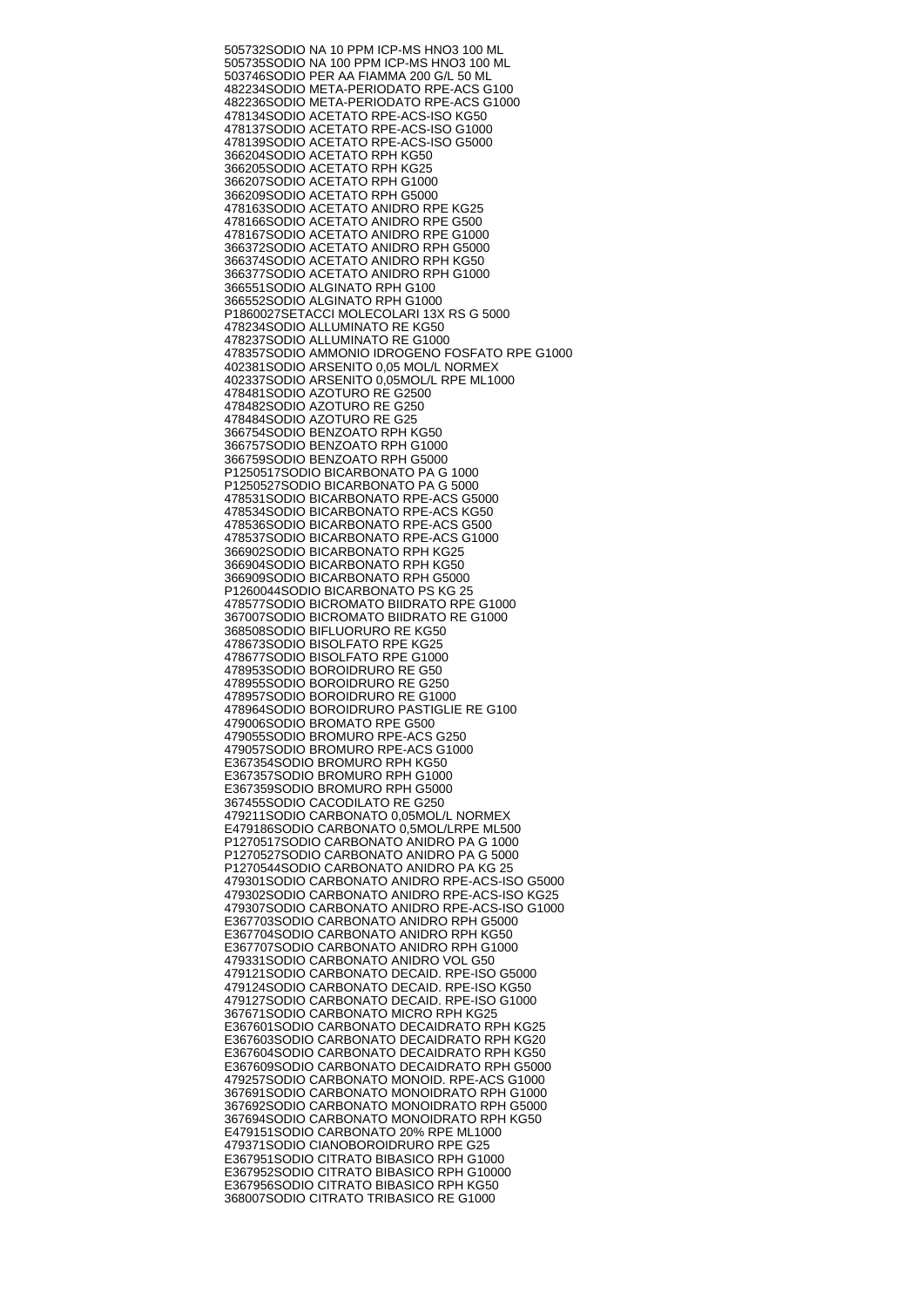505732SODIO NA 10 PPM ICP-MS HNO3 100 ML
505735SODIO NA 100 PPM ICP-MS HNO3 100 ML
503746SODIO PER AA FIAMMA 200 G/L 50 ML
482234SODIO META-PERIODATO RPE-ACS G100
482236SODIO META-PERIODATO RPE-ACS G1000
478134SODIO ACETATO RPE-ACS-ISO KG50
478137SODIO ACETATO RPE-ACS-ISO G1000
478139SODIO ACETATO RPE-ACS-ISO G5000
366204SODIO ACETATO RPH KG50
366205SODIO ACETATO RPH KG25
366207SODIO ACETATO RPH G1000
366209SODIO ACETATO RPH G5000
478163SODIO ACETATO ANIDRO RPE KG25
478166SODIO ACETATO ANIDRO RPE G500
478167SODIO ACETATO ANIDRO RPE G1000
366372SODIO ACETATO ANIDRO RPH G5000
366374SODIO ACETATO ANIDRO RPH KG50
366377SODIO ACETATO ANIDRO RPH G1000
366551SODIO ALGINATO RPH G100
366552SODIO ALGINATO RPH G1000
P1860027SETACCI MOLECOLARI 13X RS G 5000
478234SODIO ALLUMINATO RE KG50
478237SODIO ALLUMINATO RE G1000
478357SODIO AMMONIO IDROGENO FOSFATO RPE G1000
402381SODIO ARSENITO 0,05 MOL/L NORMEX
402337SODIO ARSENITO 0,05MOL/L RPE ML1000
478481SODIO AZOTURO RE G2500
478482SODIO AZOTURO RE G250
478484SODIO AZOTURO RE G25
366754SODIO BENZOATO RPH KG50
366757SODIO BENZOATO RPH G1000
366759SODIO BENZOATO RPH G5000
P1250517SODIO BICARBONATO PA G 1000
P1250527SODIO BICARBONATO PA G 5000
478531SODIO BICARBONATO RPE-ACS G5000
478534SODIO BICARBONATO RPE-ACS KG50
478536SODIO BICARBONATO RPE-ACS G500
478537SODIO BICARBONATO RPE-ACS G1000
366902SODIO BICARBONATO RPH KG25
366904SODIO BICARBONATO RPH KG50
366909SODIO BICARBONATO RPH G5000
P1260044SODIO BICARBONATO PS KG 25
478577SODIO BICROMATO BIIDRATO RPE G1000
367007SODIO BICROMATO BIIDRATO RE G1000
368508SODIO BIFLUORURO RE KG50
478673SODIO BISOLFATO RPE KG25
478677SODIO BISOLFATO RPE G1000
478953SODIO BOROIDRURO RE G50
478955SODIO BOROIDRURO RE G250
478957SODIO BOROIDRURO RE G1000
478964SODIO BOROIDRURO PASTIGLIE RE G100
479006SODIO BROMATO RPE G500
479055SODIO BROMURO RPE-ACS G250
479057SODIO BROMURO RPE-ACS G1000
E367354SODIO BROMURO RPH KG50
E367357SODIO BROMURO RPH G1000
E367359SODIO BROMURO RPH G5000
367455SODIO CACODILATO RE G250
479211SODIO CARBONATO 0,05MOL/L NORMEX
E479186SODIO CARBONATO 0,5MOL/LRPE ML500
P1270517SODIO CARBONATO ANIDRO PA G 1000
P1270527SODIO CARBONATO ANIDRO PA G 5000
P1270544SODIO CARBONATO ANIDRO PA KG 25
479301SODIO CARBONATO ANIDRO RPE-ACS-ISO G5000
479302SODIO CARBONATO ANIDRO RPE-ACS-ISO KG25
479307SODIO CARBONATO ANIDRO RPE-ACS-ISO G1000
E367703SODIO CARBONATO ANIDRO RPH G5000
E367704SODIO CARBONATO ANIDRO RPH KG50
E367707SODIO CARBONATO ANIDRO RPH G1000
479331SODIO CARBONATO ANIDRO VOL G50
479121SODIO CARBONATO DECAID. RPE-ISO G5000
479124SODIO CARBONATO DECAID. RPE-ISO KG50
479127SODIO CARBONATO DECAID. RPE-ISO G1000
367671SODIO CARBONATO MICRO RPH KG25
E367601SODIO CARBONATO DECAIDRATO RPH KG25
E367603SODIO CARBONATO DECAIDRATO RPH KG20
E367604SODIO CARBONATO DECAIDRATO RPH KG50
E367609SODIO CARBONATO DECAIDRATO RPH G5000
479257SODIO CARBONATO MONOID. RPE-ACS G1000
367691SODIO CARBONATO MONOIDRATO RPH G1000
367692SODIO CARBONATO MONOIDRATO RPH G5000
367694SODIO CARBONATO MONOIDRATO RPH KG50
E479151SODIO CARBONATO 20% RPE ML1000
479371SODIO CIANOBOROIDRURO RPE G25
E367951SODIO CITRATO BIBASICO RPH G1000
E367952SODIO CITRATO BIBASICO RPH G10000
E367956SODIO CITRATO BIBASICO RPH KG50
368007SODIO CITRATO TRIBASICO RE G1000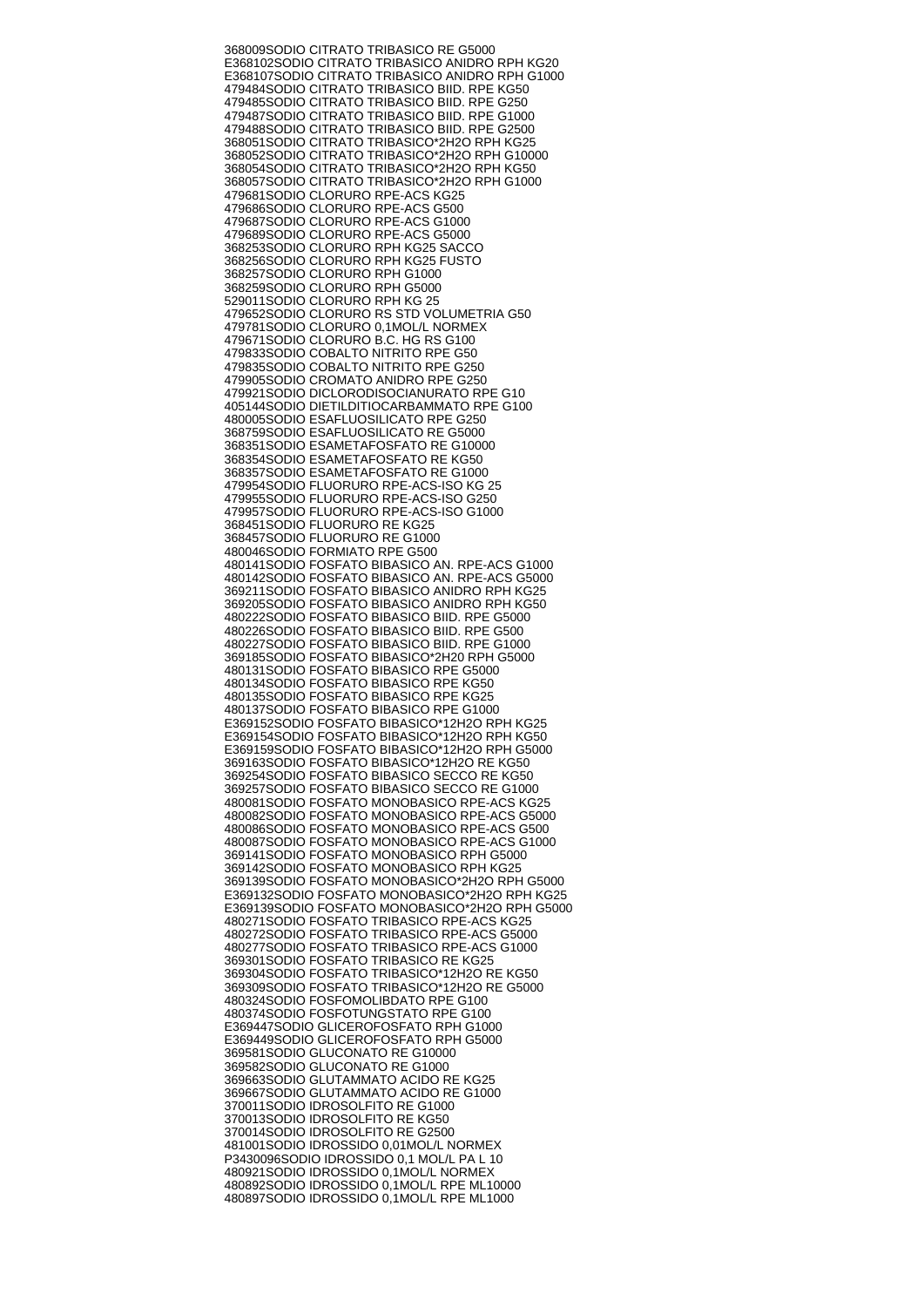368009SODIO CITRATO TRIBASICO RE G5000
E368102SODIO CITRATO TRIBASICO ANIDRO RPH KG20
E368107SODIO CITRATO TRIBASICO ANIDRO RPH G1000
479484SODIO CITRATO TRIBASICO BIID. RPE KG50
479485SODIO CITRATO TRIBASICO BIID. RPE G250
479487SODIO CITRATO TRIBASICO BIID. RPE G1000
479488SODIO CITRATO TRIBASICO BIID. RPE G2500
368051SODIO CITRATO TRIBASICO*2H2O RPH KG25
368052SODIO CITRATO TRIBASICO*2H2O RPH G10000
368054SODIO CITRATO TRIBASICO*2H2O RPH KG50
368057SODIO CITRATO TRIBASICO*2H2O RPH G1000
479681SODIO CLORURO RPE-ACS KG25
479686SODIO CLORURO RPE-ACS G500
479687SODIO CLORURO RPE-ACS G1000
479689SODIO CLORURO RPE-ACS G5000
368253SODIO CLORURO RPH KG25 SACCO
368256SODIO CLORURO RPH KG25 FUSTO
368257SODIO CLORURO RPH G1000
368259SODIO CLORURO RPH G5000
529011SODIO CLORURO RPH KG 25
479652SODIO CLORURO RS STD VOLUMETRIA G50
479781SODIO CLORURO 0,1MOL/L NORMEX
479671SODIO CLORURO B.C. HG RS G100
479833SODIO COBALTO NITRITO RPE G50
479835SODIO COBALTO NITRITO RPE G250
479905SODIO CROMATO ANIDRO RPE G250
479921SODIO DICLORODISOCIANURATO RPE G10
405144SODIO DIETILDITIOCARBAMMATO RPE G100
480005SODIO ESAFLUOSILICATO RPE G250
368759SODIO ESAFLUOSILICATO RE G5000
368351SODIO ESAMETAFOSFATO RE G10000
368354SODIO ESAMETAFOSFATO RE KG50
368357SODIO ESAMETAFOSFATO RE G1000
479954SODIO FLUORURO RPE-ACS-ISO KG 25
479955SODIO FLUORURO RPE-ACS-ISO G250
479957SODIO FLUORURO RPE-ACS-ISO G1000
368451SODIO FLUORURO RE KG25
368457SODIO FLUORURO RE G1000
480046SODIO FORMIATO RPE G500
480141SODIO FOSFATO BIBASICO AN. RPE-ACS G1000
480142SODIO FOSFATO BIBASICO AN. RPE-ACS G5000
369211SODIO FOSFATO BIBASICO ANIDRO RPH KG25
369205SODIO FOSFATO BIBASICO ANIDRO RPH KG50
480222SODIO FOSFATO BIBASICO BIID. RPE G5000
480226SODIO FOSFATO BIBASICO BIID. RPE G500
480227SODIO FOSFATO BIBASICO BIID. RPE G1000
369185SODIO FOSFATO BIBASICO*2H20 RPH G5000
480131SODIO FOSFATO BIBASICO RPE G5000
480134SODIO FOSFATO BIBASICO RPE KG50
480135SODIO FOSFATO BIBASICO RPE KG25
480137SODIO FOSFATO BIBASICO RPE G1000
E369152SODIO FOSFATO BIBASICO*12H2O RPH KG25
E369154SODIO FOSFATO BIBASICO*12H2O RPH KG50
E369159SODIO FOSFATO BIBASICO*12H2O RPH G5000
369163SODIO FOSFATO BIBASICO*12H2O RE KG50
369254SODIO FOSFATO BIBASICO SECCO RE KG50
369257SODIO FOSFATO BIBASICO SECCO RE G1000
480081SODIO FOSFATO MONOBASICO RPE-ACS KG25
480082SODIO FOSFATO MONOBASICO RPE-ACS G5000
480086SODIO FOSFATO MONOBASICO RPE-ACS G500
480087SODIO FOSFATO MONOBASICO RPE-ACS G1000
369141SODIO FOSFATO MONOBASICO RPH G5000
369142SODIO FOSFATO MONOBASICO RPH KG25
369139SODIO FOSFATO MONOBASICO*2H2O RPH G5000
E369132SODIO FOSFATO MONOBASICO*2H2O RPH KG25
E369139SODIO FOSFATO MONOBASICO*2H2O RPH G5000
480271SODIO FOSFATO TRIBASICO RPE-ACS KG25
480272SODIO FOSFATO TRIBASICO RPE-ACS G5000
480277SODIO FOSFATO TRIBASICO RPE-ACS G1000
369301SODIO FOSFATO TRIBASICO RE KG25
369304SODIO FOSFATO TRIBASICO*12H2O RE KG50
369309SODIO FOSFATO TRIBASICO*12H2O RE G5000
480324SODIO FOSFOMOLIBDATO RPE G100
480374SODIO FOSFOTUNGSTATO RPE G100
E369447SODIO GLICEROFOSFATO RPH G1000
E369449SODIO GLICEROFOSFATO RPH G5000
369581SODIO GLUCONATO RE G10000
369582SODIO GLUCONATO RE G1000
369663SODIO GLUTAMMATO ACIDO RE KG25
369667SODIO GLUTAMMATO ACIDO RE G1000
370011SODIO IDROSOLFITO RE G1000
370013SODIO IDROSOLFITO RE KG50
370014SODIO IDROSOLFITO RE G2500
481001SODIO IDROSSIDO 0,01MOL/L NORMEX
P3430096SODIO IDROSSIDO 0,1 MOL/L PA L 10
480921SODIO IDROSSIDO 0,1MOL/L NORMEX
480892SODIO IDROSSIDO 0,1MOL/L RPE ML10000
480897SODIO IDROSSIDO 0,1MOL/L RPE ML1000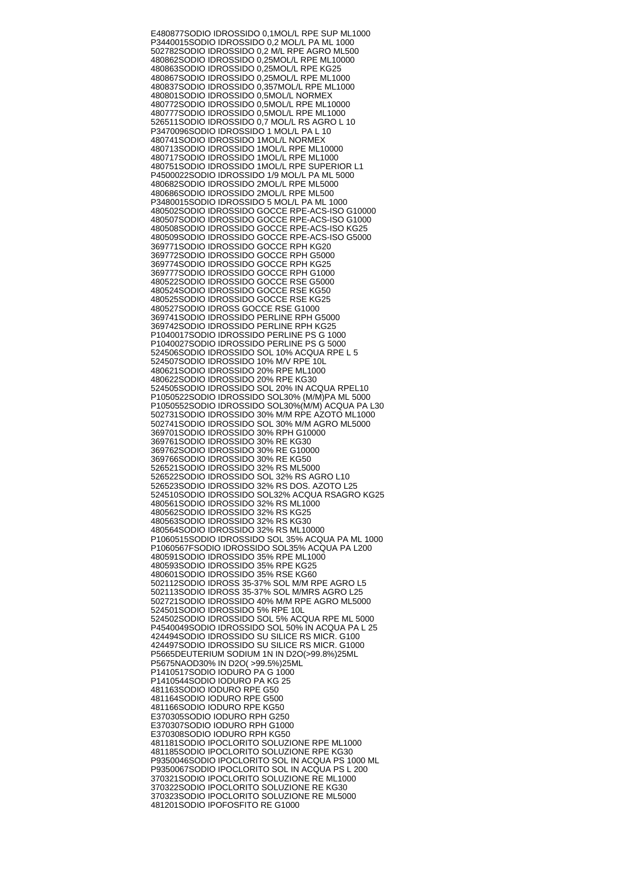E480877SODIO IDROSSIDO 0,1MOL/L RPE SUP ML1000
P3440015SODIO IDROSSIDO 0,2 MOL/L PA ML 1000
502782SODIO IDROSSIDO 0,2 M/L RPE AGRO ML500
480862SODIO IDROSSIDO 0,25MOL/L RPE ML10000
480863SODIO IDROSSIDO 0,25MOL/L RPE KG25
480867SODIO IDROSSIDO 0,25MOL/L RPE ML1000
480837SODIO IDROSSIDO 0,357MOL/L RPE ML1000
480801SODIO IDROSSIDO 0,5MOL/L NORMEX
480772SODIO IDROSSIDO 0,5MOL/L RPE ML10000
480777SODIO IDROSSIDO 0,5MOL/L RPE ML1000
526511SODIO IDROSSIDO 0,7 MOL/L RS AGRO L 10
P3470096SODIO IDROSSIDO 1 MOL/L PA L 10
480741SODIO IDROSSIDO 1MOL/L NORMEX
480713SODIO IDROSSIDO 1MOL/L RPE ML10000
480717SODIO IDROSSIDO 1MOL/L RPE ML1000
480751SODIO IDROSSIDO 1MOL/L RPE SUPERIOR L1
P4500022SODIO IDROSSIDO 1/9 MOL/L PA ML 5000
480682SODIO IDROSSIDO 2MOL/L RPE ML5000
480686SODIO IDROSSIDO 2MOL/L RPE ML500
P3480015SODIO IDROSSIDO 5 MOL/L PA ML 1000
480502SODIO IDROSSIDO GOCCE RPE-ACS-ISO G10000
480507SODIO IDROSSIDO GOCCE RPE-ACS-ISO G1000
480508SODIO IDROSSIDO GOCCE RPE-ACS-ISO KG25
480509SODIO IDROSSIDO GOCCE RPE-ACS-ISO G5000
369771SODIO IDROSSIDO GOCCE RPH KG20
369772SODIO IDROSSIDO GOCCE RPH G5000
369774SODIO IDROSSIDO GOCCE RPH KG25
369777SODIO IDROSSIDO GOCCE RPH G1000
480522SODIO IDROSSIDO GOCCE RSE G5000
480524SODIO IDROSSIDO GOCCE RSE KG50
480525SODIO IDROSSIDO GOCCE RSE KG25
480527SODIO IDROSS GOCCE RSE G1000
369741SODIO IDROSSIDO PERLINE RPH G5000
369742SODIO IDROSSIDO PERLINE RPH KG25
P1040017SODIO IDROSSIDO PERLINE PS G 1000
P1040027SODIO IDROSSIDO PERLINE PS G 5000
524506SODIO IDROSSIDO SOL 10% ACQUA RPE L 5
524507SODIO IDROSSIDO 10% M/V RPE 10L
480621SODIO IDROSSIDO 20% RPE ML1000
480622SODIO IDROSSIDO 20% RPE KG30
524505SODIO IDROSSIDO SOL 20% IN ACQUA RPEL10
P1050522SODIO IDROSSIDO SOL30% (M/M)PA ML 5000
P1050552SODIO IDROSSIDO SOL30%(M/M) ACQUA PA L30
502731SODIO IDROSSIDO 30% M/M RPE AZOTO ML1000
502741SODIO IDROSSIDO SOL 30% M/M AGRO ML5000
369701SODIO IDROSSIDO 30% RPH G10000
369761SODIO IDROSSIDO 30% RE KG30
369762SODIO IDROSSIDO 30% RE G10000
369766SODIO IDROSSIDO 30% RE KG50
526521SODIO IDROSSIDO 32% RS ML5000
526522SODIO IDROSSIDO SOL 32% RS AGRO L10
526523SODIO IDROSSIDO 32% RS DOS. AZOTO L25
524510SODIO IDROSSIDO SOL32% ACQUA RSAGRO KG25
480561SODIO IDROSSIDO 32% RS ML1000
480562SODIO IDROSSIDO 32% RS KG25
480563SODIO IDROSSIDO 32% RS KG30
480564SODIO IDROSSIDO 32% RS ML10000
P1060515SODIO IDROSSIDO SOL 35% ACQUA PA ML 1000
P1060567FSODIO IDROSSIDO SOL35% ACQUA PA L200
480591SODIO IDROSSIDO 35% RPE ML1000
480593SODIO IDROSSIDO 35% RPE KG25
480601SODIO IDROSSIDO 35% RSE KG60
502112SODIO IDROSS 35-37% SOL M/M RPE AGRO L5
502113SODIO IDROSS 35-37% SOL M/MRS AGRO L25
502721SODIO IDROSSIDO 40% M/M RPE AGRO ML5000
524501SODIO IDROSSIDO 5% RPE 10L
524502SODIO IDROSSIDO SOL 5% ACQUA RPE ML 5000
P4540049SODIO IDROSSIDO SOL 50% IN ACQUA PA L 25
424494SODIO IDROSSIDO SU SILICE RS MICR. G100
424497SODIO IDROSSIDO SU SILICE RS MICR. G1000
P5665DEUTERIUM SODIUM 1N IN D2O(>99.8%)25ML
P5675NAOD30% IN D2O( >99.5%)25ML
P1410517SODIO IODURO PA G 1000
P1410544SODIO IODURO PA KG 25
481163SODIO IODURO RPE G50
481164SODIO IODURO RPE G500
481166SODIO IODURO RPE KG50
E370305SODIO IODURO RPH G250
E370307SODIO IODURO RPH G1000
E370308SODIO IODURO RPH KG50
481181SODIO IPOCLORITO SOLUZIONE RPE ML1000
481185SODIO IPOCLORITO SOLUZIONE RPE KG30
P9350046SODIO IPOCLORITO SOL IN ACQUA PS 1000 ML
P9350067SODIO IPOCLORITO SOL IN ACQUA PS L 200
370321SODIO IPOCLORITO SOLUZIONE RE ML1000
370322SODIO IPOCLORITO SOLUZIONE RE KG30
370323SODIO IPOCLORITO SOLUZIONE RE ML5000
481201SODIO IPOFOSFITO RE G1000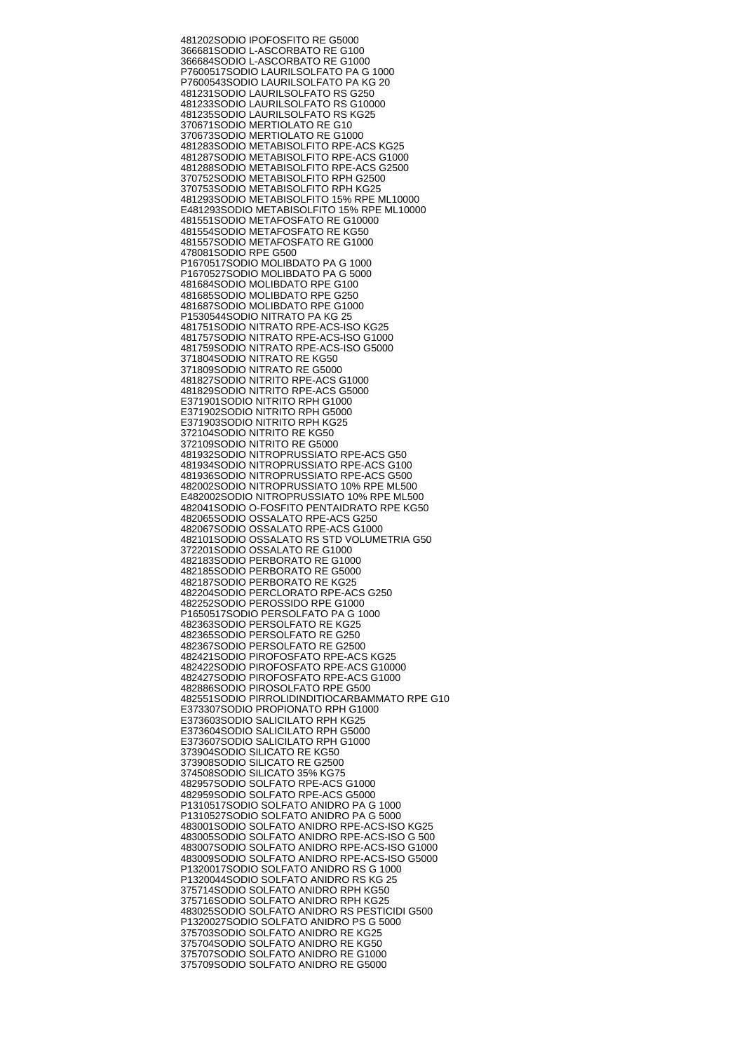481202SODIO IPOFOSFITO RE G5000
366681SODIO L-ASCORBATO RE G100
366684SODIO L-ASCORBATO RE G1000
P7600517SODIO LAURILSOLFATO PA G 1000
P7600543SODIO LAURILSOLFATO PA KG 20
481231SODIO LAURILSOLFATO RS G250
481233SODIO LAURILSOLFATO RS G10000
481235SODIO LAURILSOLFATO RS KG25
370671SODIO MERTIOLATO RE G10
370673SODIO MERTIOLATO RE G1000
481283SODIO METABISOLFITO RPE-ACS KG25
481287SODIO METABISOLFITO RPE-ACS G1000
481288SODIO METABISOLFITO RPE-ACS G2500
370752SODIO METABISOLFITO RPH G2500
370753SODIO METABISOLFITO RPH KG25
481293SODIO METABISOLFITO 15% RPE ML10000
E481293SODIO METABISOLFITO 15% RPE ML10000
481551SODIO METAFOSFATO RE G10000
481554SODIO METAFOSFATO RE KG50
481557SODIO METAFOSFATO RE G1000
478081SODIO RPE G500
P1670517SODIO MOLIBDATO PA G 1000
P1670527SODIO MOLIBDATO PA G 5000
481684SODIO MOLIBDATO RPE G100
481685SODIO MOLIBDATO RPE G250
481687SODIO MOLIBDATO RPE G1000
P1530544SODIO NITRATO PA KG 25
481751SODIO NITRATO RPE-ACS-ISO KG25
481757SODIO NITRATO RPE-ACS-ISO G1000
481759SODIO NITRATO RPE-ACS-ISO G5000
371804SODIO NITRATO RE KG50
371809SODIO NITRATO RE G5000
481827SODIO NITRITO RPE-ACS G1000
481829SODIO NITRITO RPE-ACS G5000
E371901SODIO NITRITO RPH G1000
E371902SODIO NITRITO RPH G5000
E371903SODIO NITRITO RPH KG25
372104SODIO NITRITO RE KG50
372109SODIO NITRITO RE G5000
481932SODIO NITROPRUSSIATO RPE-ACS G50
481934SODIO NITROPRUSSIATO RPE-ACS G100
481936SODIO NITROPRUSSIATO RPE-ACS G500
482002SODIO NITROPRUSSIATO 10% RPE ML500
E482002SODIO NITROPRUSSIATO 10% RPE ML500
482041SODIO O-FOSFITO PENTAIDRATO RPE KG50
482065SODIO OSSALATO RPE-ACS G250
482067SODIO OSSALATO RPE-ACS G1000
482101SODIO OSSALATO RS STD VOLUMETRIA G50
372201SODIO OSSALATO RE G1000
482183SODIO PERBORATO RE G1000
482185SODIO PERBORATO RE G5000
482187SODIO PERBORATO RE KG25
482204SODIO PERCLORATO RPE-ACS G250
482252SODIO PEROSSIDO RPE G1000
P1650517SODIO PERSOLFATO PA G 1000
482363SODIO PERSOLFATO RE KG25
482365SODIO PERSOLFATO RE G250
482367SODIO PERSOLFATO RE G2500
482421SODIO PIROFOSFATO RPE-ACS KG25
482422SODIO PIROFOSFATO RPE-ACS G10000
482427SODIO PIROFOSFATO RPE-ACS G1000
482886SODIO PIROSOLFATO RPE G500
482551SODIO PIRROLIDINDITIOCARBAMMATO RPE G10
E373307SODIO PROPIONATO RPH G1000
E373603SODIO SALICILATO RPH KG25
E373604SODIO SALICILATO RPH G5000
E373607SODIO SALICILATO RPH G1000
373904SODIO SILICATO RE KG50
373908SODIO SILICATO RE G2500
374508SODIO SILICATO 35% KG75
482957SODIO SOLFATO RPE-ACS G1000
482959SODIO SOLFATO RPE-ACS G5000
P1310517SODIO SOLFATO ANIDRO PA G 1000
P1310527SODIO SOLFATO ANIDRO PA G 5000
483001SODIO SOLFATO ANIDRO RPE-ACS-ISO KG25
483005SODIO SOLFATO ANIDRO RPE-ACS-ISO G 500
483007SODIO SOLFATO ANIDRO RPE-ACS-ISO G1000
483009SODIO SOLFATO ANIDRO RPE-ACS-ISO G5000
P1320017SODIO SOLFATO ANIDRO RS G 1000
P1320044SODIO SOLFATO ANIDRO RS KG 25
375714SODIO SOLFATO ANIDRO RPH KG50
375716SODIO SOLFATO ANIDRO RPH KG25
483025SODIO SOLFATO ANIDRO RS PESTICIDI G500
P1320027SODIO SOLFATO ANIDRO PS G 5000
375703SODIO SOLFATO ANIDRO RE KG25
375704SODIO SOLFATO ANIDRO RE KG50
375707SODIO SOLFATO ANIDRO RE G1000
375709SODIO SOLFATO ANIDRO RE G5000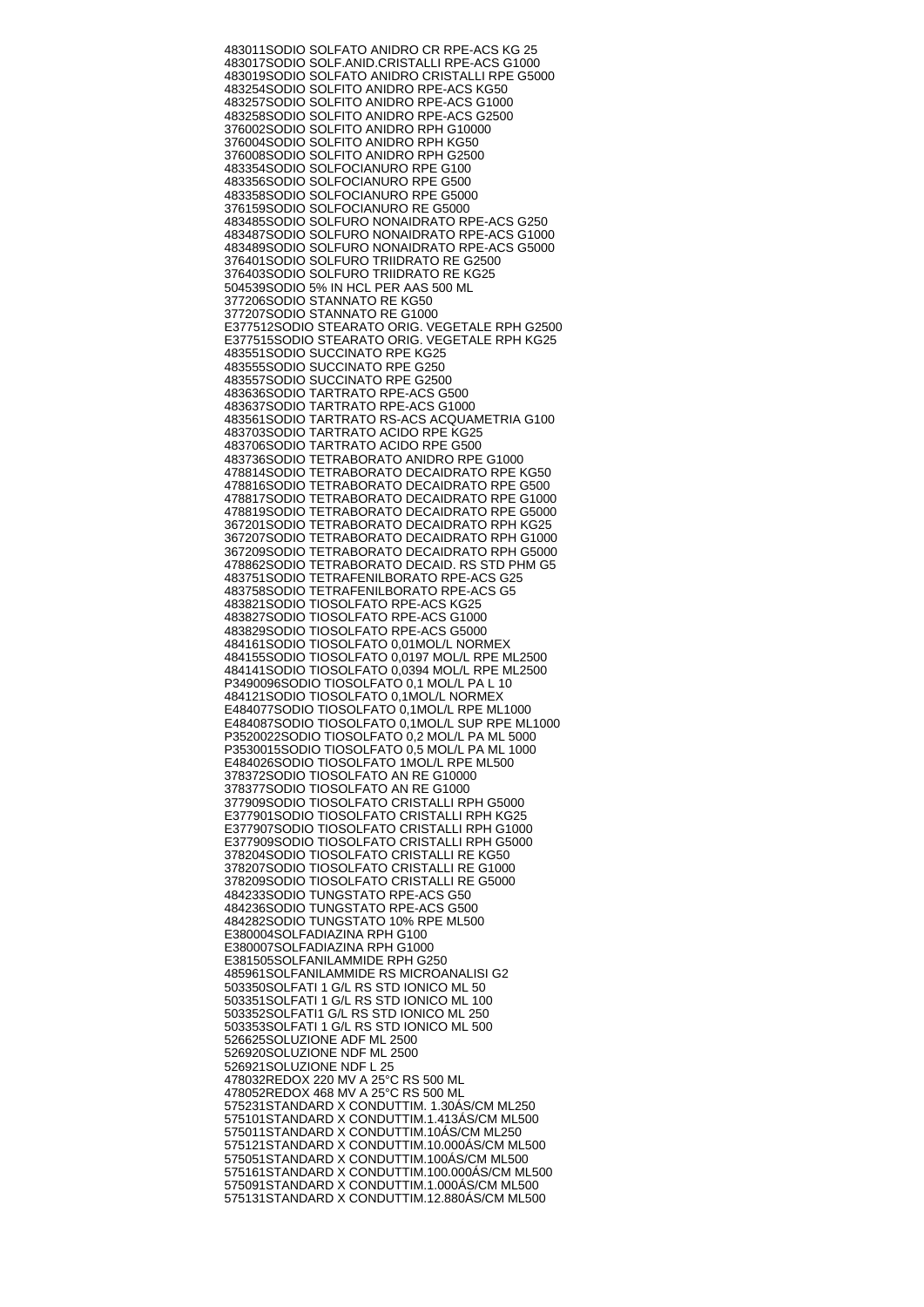483011SODIO SOLFATO ANIDRO CR RPE-ACS KG 25
483017SODIO SOLF.ANID.CRISTALLI RPE-ACS G1000
483019SODIO SOLFATO ANIDRO CRISTALLI RPE G5000
483254SODIO SOLFITO ANIDRO RPE-ACS KG50
483257SODIO SOLFITO ANIDRO RPE-ACS G1000
483258SODIO SOLFITO ANIDRO RPE-ACS G2500
376002SODIO SOLFITO ANIDRO RPH G10000
376004SODIO SOLFITO ANIDRO RPH KG50
376008SODIO SOLFITO ANIDRO RPH G2500
483354SODIO SOLFOCIANURO RPE G100
483356SODIO SOLFOCIANURO RPE G500
483358SODIO SOLFOCIANURO RPE G5000
376159SODIO SOLFOCIANURO RE G5000
483485SODIO SOLFURO NONAIDRATO RPE-ACS G250
483487SODIO SOLFURO NONAIDRATO RPE-ACS G1000
483489SODIO SOLFURO NONAIDRATO RPE-ACS G5000
376401SODIO SOLFURO TRIIDRATO RE G2500
376403SODIO SOLFURO TRIIDRATO RE KG25
504539SODIO 5% IN HCL PER AAS 500 ML
377206SODIO STANNATO RE KG50
377207SODIO STANNATO RE G1000
E377512SODIO STEARATO ORIG. VEGETALE RPH G2500
E377515SODIO STEARATO ORIG. VEGETALE RPH KG25
483551SODIO SUCCINATO RPE KG25
483555SODIO SUCCINATO RPE G250
483557SODIO SUCCINATO RPE G2500
483636SODIO TARTRATO RPE-ACS G500
483637SODIO TARTRATO RPE-ACS G1000
483561SODIO TARTRATO RS-ACS ACQUAMETRIA G100
483703SODIO TARTRATO ACIDO RPE KG25
483706SODIO TARTRATO ACIDO RPE G500
483736SODIO TETRABORATO ANIDRO RPE G1000
478814SODIO TETRABORATO DECAIDRATO RPE KG50
478816SODIO TETRABORATO DECAIDRATO RPE G500
478817SODIO TETRABORATO DECAIDRATO RPE G1000
478819SODIO TETRABORATO DECAIDRATO RPE G5000
367201SODIO TETRABORATO DECAIDRATO RPH KG25
367207SODIO TETRABORATO DECAIDRATO RPH G1000
367209SODIO TETRABORATO DECAIDRATO RPH G5000
478862SODIO TETRABORATO DECAID. RS STD PHM G5
483751SODIO TETRAFENILBORATO RPE-ACS G25
483758SODIO TETRAFENILBORATO RPE-ACS G5
483821SODIO TIOSOLFATO RPE-ACS KG25
483827SODIO TIOSOLFATO RPE-ACS G1000
483829SODIO TIOSOLFATO RPE-ACS G5000
484161SODIO TIOSOLFATO 0,01MOL/L NORMEX
484155SODIO TIOSOLFATO 0,0197 MOL/L RPE ML2500
484141SODIO TIOSOLFATO 0,0394 MOL/L RPE ML2500
P3490096SODIO TIOSOLFATO 0,1 MOL/L PA L 10
484121SODIO TIOSOLFATO 0,1MOL/L NORMEX
E484077SODIO TIOSOLFATO 0,1MOL/L RPE ML1000
E484087SODIO TIOSOLFATO 0,1MOL/L SUP RPE ML1000
P3520022SODIO TIOSOLFATO 0,2 MOL/L PA ML 5000
P3530015SODIO TIOSOLFATO 0,5 MOL/L PA ML 1000
E484026SODIO TIOSOLFATO 1MOL/L RPE ML500
378372SODIO TIOSOLFATO AN RE G10000
378377SODIO TIOSOLFATO AN RE G1000
377909SODIO TIOSOLFATO CRISTALLI RPH G5000
E377901SODIO TIOSOLFATO CRISTALLI RPH KG25
E377907SODIO TIOSOLFATO CRISTALLI RPH G1000
E377909SODIO TIOSOLFATO CRISTALLI RPH G5000
378204SODIO TIOSOLFATO CRISTALLI RE KG50
378207SODIO TIOSOLFATO CRISTALLI RE G1000
378209SODIO TIOSOLFATO CRISTALLI RE G5000
484233SODIO TUNGSTATO RPE-ACS G50
484236SODIO TUNGSTATO RPE-ACS G500
484282SODIO TUNGSTATO 10% RPE ML500
E380004SOLFADIAZINA RPH G100
E380007SOLFADIAZINA RPH G1000
E381505SOLFANILAMMIDE RPH G250
485961SOLFANILAMMIDE RS MICROANALISI G2
503350SOLFATI 1 G/L RS STD IONICO ML 50
503351SOLFATI 1 G/L RS STD IONICO ML 100
503352SOLFATI1 G/L RS STD IONICO ML 250
503353SOLFATI 1 G/L RS STD IONICO ML 500
526625SOLUZIONE ADF ML 2500
526920SOLUZIONE NDF ML 2500
526921SOLUZIONE NDF L 25
478032REDOX 220 MV A 25°C RS 500 ML
478052REDOX 468 MV A 25°C RS 500 ML
575231STANDARD X CONDUTTIM. 1.30ÁS/CM ML250
575101STANDARD X CONDUTTIM.1.413ÁS/CM ML500
575011STANDARD X CONDUTTIM.10ÁS/CM ML250
575121STANDARD X CONDUTTIM.10.000ÁS/CM ML500
575051STANDARD X CONDUTTIM.100ÁS/CM ML500
575161STANDARD X CONDUTTIM.100.000ÁS/CM ML500
575091STANDARD X CONDUTTIM.1.000ÁS/CM ML500
575131STANDARD X CONDUTTIM.12.880ÁS/CM ML500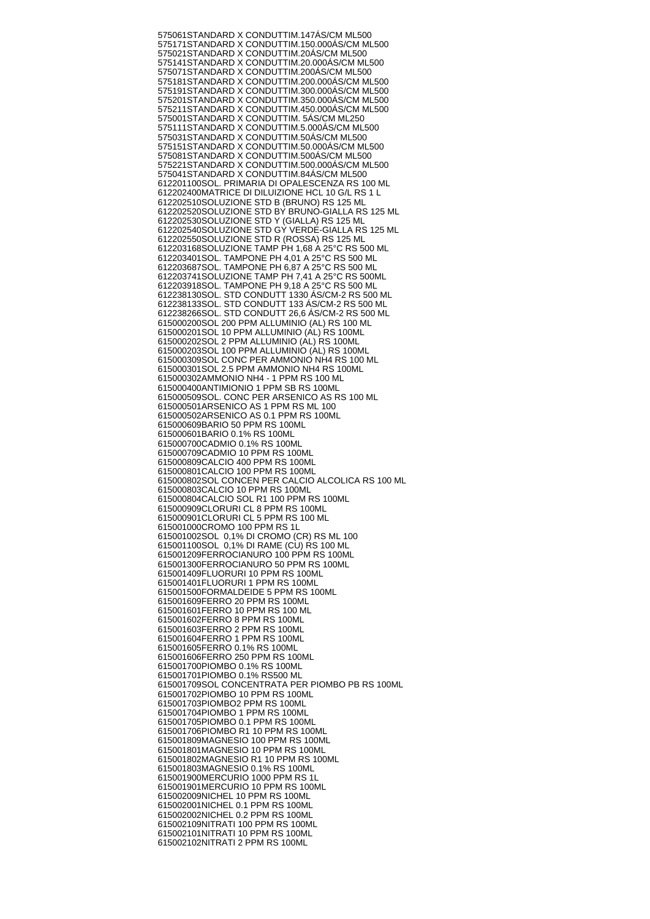575061STANDARD X CONDUTTIM.147ÁS/CM ML500
575171STANDARD X CONDUTTIM.150.000ÁS/CM ML500
575021STANDARD X CONDUTTIM.20ÁS/CM ML500
575141STANDARD X CONDUTTIM.20.000ÁS/CM ML500
575071STANDARD X CONDUTTIM.200ÁS/CM ML500
575181STANDARD X CONDUTTIM.200.000ÁS/CM ML500
575191STANDARD X CONDUTTIM.300.000ÁS/CM ML500
575201STANDARD X CONDUTTIM.350.000ÁS/CM ML500
575211STANDARD X CONDUTTIM.450.000ÁS/CM ML500
575001STANDARD X CONDUTTIM. 5ÁS/CM ML250
575111STANDARD X CONDUTTIM.5.000ÁS/CM ML500
575031STANDARD X CONDUTTIM.50ÁS/CM ML500
575151STANDARD X CONDUTTIM.50.000ÁS/CM ML500
575081STANDARD X CONDUTTIM.500ÁS/CM ML500
575221STANDARD X CONDUTTIM.500.000ÁS/CM ML500
575041STANDARD X CONDUTTIM.84ÁS/CM ML500
612201100SOL. PRIMARIA DI OPALESCENZA RS 100 ML
612202400MATRICE DI DILUIZIONE HCL 10 G/L RS 1 L
612202510SOLUZIONE STD B (BRUNO) RS 125 ML
612202520SOLUZIONE STD BY BRUNO-GIALLA RS 125 ML
612202530SOLUZIONE STD Y (GIALLA) RS 125 ML
612202540SOLUZIONE STD GY VERDE-GIALLA RS 125 ML
612202550SOLUZIONE STD R (ROSSA) RS 125 ML
612203168SOLUZIONE TAMP PH 1,68 A 25°C RS 500 ML
612203401SOL. TAMPONE PH 4,01 A 25°C RS 500 ML
612203687SOL. TAMPONE PH 6,87 A 25°C RS 500 ML
612203741SOLUZIONE TAMP PH 7,41 A 25°C RS 500ML
612203918SOL. TAMPONE PH 9,18 A 25°C RS 500 ML
612238130SOL. STD CONDUTT 1330 ÁS/CM-2 RS 500 ML
612238133SOL. STD CONDUTT 133 ÁS/CM-2 RS 500 ML
612238266SOL. STD CONDUTT 26,6 ÁS/CM-2 RS 500 ML
615000200SOL 200 PPM ALLUMINIO (AL) RS 100 ML
615000201SOL 10 PPM ALLUMINIO (AL) RS 100ML
615000202SOL 2 PPM ALLUMINIO (AL) RS 100ML
615000203SOL 100 PPM ALLUMINIO (AL) RS 100ML
615000309SOL CONC PER AMMONIO NH4 RS 100 ML
615000301SOL 2.5 PPM AMMONIO NH4 RS 100ML
615000302AMMONIO NH4 - 1 PPM RS 100 ML
615000400ANTIMIONIO 1 PPM SB RS 100ML
615000509SOL. CONC PER ARSENICO AS RS 100 ML
615000501ARSENICO AS 1 PPM RS ML 100
615000502ARSENICO AS 0.1 PPM RS 100ML
615000609BARIO 50 PPM RS 100ML
615000601BARIO 0.1% RS 100ML
615000700CADMIO 0.1% RS 100ML
615000709CADMIO 10 PPM RS 100ML
615000809CALCIO 400 PPM RS 100ML
615000801CALCIO 100 PPM RS 100ML
615000802SOL CONCEN PER CALCIO ALCOLICA RS 100 ML
615000803CALCIO 10 PPM RS 100ML
615000804CALCIO SOL R1 100 PPM RS 100ML
615000909CLORURI CL 8 PPM RS 100ML
615000901CLORURI CL 5 PPM RS 100 ML
615001000CROMO 100 PPM RS 1L
615001002SOL  0,1% DI CROMO (CR) RS ML 100
615001100SOL  0,1% DI RAME (CU) RS 100 ML
615001209FERROCIANURO 100 PPM RS 100ML
615001300FERROCIANURO 50 PPM RS 100ML
615001409FLUORURI 10 PPM RS 100ML
615001401FLUORURI 1 PPM RS 100ML
615001500FORMALDEIDE 5 PPM RS 100ML
615001609FERRO 20 PPM RS 100ML
615001601FERRO 10 PPM RS 100 ML
615001602FERRO 8 PPM RS 100ML
615001603FERRO 2 PPM RS 100ML
615001604FERRO 1 PPM RS 100ML
615001605FERRO 0.1% RS 100ML
615001606FERRO 250 PPM RS 100ML
615001700PIOMBO 0.1% RS 100ML
615001701PIOMBO 0.1% RS500 ML
615001709SOL CONCENTRATA PER PIOMBO PB RS 100ML
615001702PIOMBO 10 PPM RS 100ML
615001703PIOMBO2 PPM RS 100ML
615001704PIOMBO 1 PPM RS 100ML
615001705PIOMBO 0.1 PPM RS 100ML
615001706PIOMBO R1 10 PPM RS 100ML
615001809MAGNESIO 100 PPM RS 100ML
615001801MAGNESIO 10 PPM RS 100ML
615001802MAGNESIO R1 10 PPM RS 100ML
615001803MAGNESIO 0.1% RS 100ML
615001900MERCURIO 1000 PPM RS 1L
615001901MERCURIO 10 PPM RS 100ML
615002009NICHEL 10 PPM RS 100ML
615002001NICHEL 0.1 PPM RS 100ML
615002002NICHEL 0.2 PPM RS 100ML
615002109NITRATI 100 PPM RS 100ML
615002101NITRATI 10 PPM RS 100ML
615002102NITRATI 2 PPM RS 100ML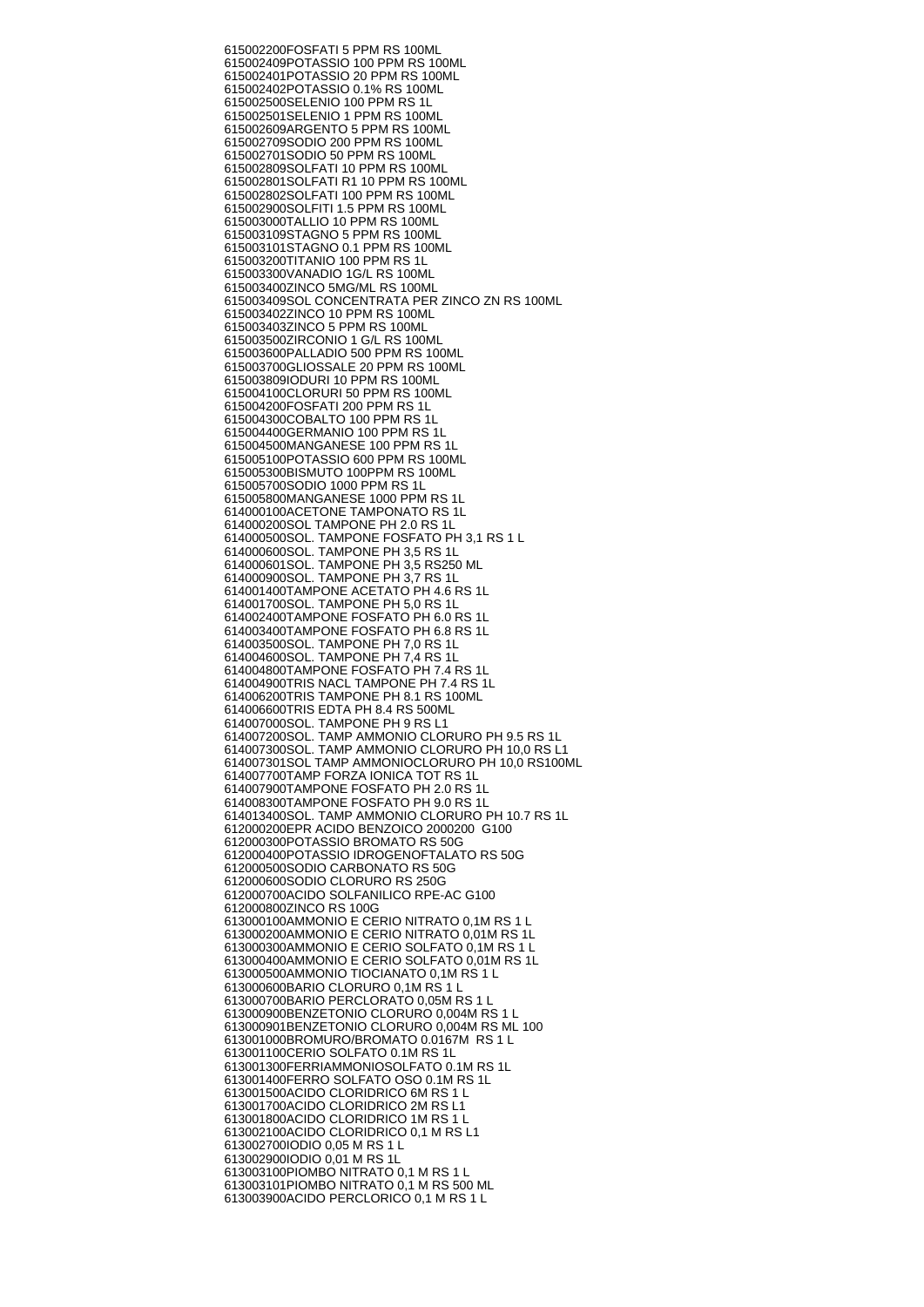615002200FOSFATI 5 PPM RS 100ML
615002409POTASSIO 100 PPM RS 100ML
615002401POTASSIO 20 PPM RS 100ML
615002402POTASSIO 0.1% RS 100ML
615002500SELENIO 100 PPM RS 1L
615002501SELENIO 1 PPM RS 100ML
615002609ARGENTO 5 PPM RS 100ML
615002709SODIO 200 PPM RS 100ML
615002701SODIO 50 PPM RS 100ML
615002809SOLFATI 10 PPM RS 100ML
615002801SOLFATI R1 10 PPM RS 100ML
615002802SOLFATI 100 PPM RS 100ML
615002900SOLFITI 1.5 PPM RS 100ML
615003000TALLIO 10 PPM RS 100ML
615003109STAGNO 5 PPM RS 100ML
615003101STAGNO 0.1 PPM RS 100ML
615003200TITANIO 100 PPM RS 1L
615003300VANADIO 1G/L RS 100ML
615003400ZINCO 5MG/ML RS 100ML
615003409SOL CONCENTRATA PER ZINCO ZN RS 100ML
615003402ZINCO 10 PPM RS 100ML
615003403ZINCO 5 PPM RS 100ML
615003500ZIRCONIO 1 G/L RS 100ML
615003600PALLADIO 500 PPM RS 100ML
615003700GLIOSSALE 20 PPM RS 100ML
615003809IODURI 10 PPM RS 100ML
615004100CLORURI 50 PPM RS 100ML
615004200FOSFATI 200 PPM RS 1L
615004300COBALTO 100 PPM RS 1L
615004400GERMANIO 100 PPM RS 1L
615004500MANGANESE 100 PPM RS 1L
615005100POTASSIO 600 PPM RS 100ML
615005300BISMUTO 100PPM RS 100ML
615005700SODIO 1000 PPM RS 1L
615005800MANGANESE 1000 PPM RS 1L
614000100ACETONE TAMPONATO RS 1L
614000200SOL TAMPONE PH 2.0 RS 1L
614000500SOL. TAMPONE FOSFATO PH 3,1 RS 1 L
614000600SOL. TAMPONE PH 3,5 RS 1L
614000601SOL. TAMPONE PH 3,5 RS250 ML
614000900SOL. TAMPONE PH 3,7 RS 1L
614001400TAMPONE ACETATO PH 4.6 RS 1L
614001700SOL. TAMPONE PH 5,0 RS 1L
614002400TAMPONE FOSFATO PH 6.0 RS 1L
614003400TAMPONE FOSFATO PH 6.8 RS 1L
614003500SOL. TAMPONE PH 7,0 RS 1L
614004600SOL. TAMPONE PH 7,4 RS 1L
614004800TAMPONE FOSFATO PH 7.4 RS 1L
614004900TRIS NACL TAMPONE PH 7.4 RS 1L
614006200TRIS TAMPONE PH 8.1 RS 100ML
614006600TRIS EDTA PH 8.4 RS 500ML
614007000SOL. TAMPONE PH 9 RS L1
614007200SOL. TAMP AMMONIO CLORURO PH 9.5 RS 1L
614007300SOL. TAMP AMMONIO CLORURO PH 10,0 RS L1
614007301SOL TAMP AMMONIOCLORURO PH 10,0 RS100ML
614007700TAMP FORZA IONICA TOT RS 1L
614007900TAMPONE FOSFATO PH 2.0 RS 1L
614008300TAMPONE FOSFATO PH 9.0 RS 1L
614013400SOL. TAMP AMMONIO CLORURO PH 10.7 RS 1L
612000200EPR ACIDO BENZOICO 2000200 G100
612000300POTASSIO BROMATO RS 50G
612000400POTASSIO IDROGENOFTALATO RS 50G
612000500SODIO CARBONATO RS 50G
612000600SODIO CLORURO RS 250G
612000700ACIDO SOLFANILICO RPE-AC G100
612000800ZINCO RS 100G
613000100AMMONIO E CERIO NITRATO 0,1M RS 1 L
613000200AMMONIO E CERIO NITRATO 0,01M RS 1L
613000300AMMONIO E CERIO SOLFATO 0,1M RS 1 L
613000400AMMONIO E CERIO SOLFATO 0,01M RS 1L
613000500AMMONIO TIOCIANATO 0,1M RS 1 L
613000600BARIO CLORURO 0,1M RS 1 L
613000700BARIO PERCLORATO 0,05M RS 1 L
613000900BENZETONIO CLORURO 0,004M RS 1 L
613000901BENZETONIO CLORURO 0,004M RS ML 100
613001000BROMURO/BROMATO 0.0167M RS 1 L
613001100CERIO SOLFATO 0.1M RS 1L
613001300FERRIAMMONIOSOLFATO 0.1M RS 1L
613001400FERRO SOLFATO OSO 0.1M RS 1L
613001500ACIDO CLORIDRICO 6M RS 1 L
613001700ACIDO CLORIDRICO 2M RS L1
613001800ACIDO CLORIDRICO 1M RS 1 L
613002100ACIDO CLORIDRICO 0,1 M RS L1
613002700IODIO 0,05 M RS 1 L
613002900IODIO 0,01 M RS 1L
613003100PIOMBO NITRATO 0,1 M RS 1 L
613003101PIOMBO NITRATO 0,1 M RS 500 ML
613003900ACIDO PERCLORICO 0,1 M RS 1 L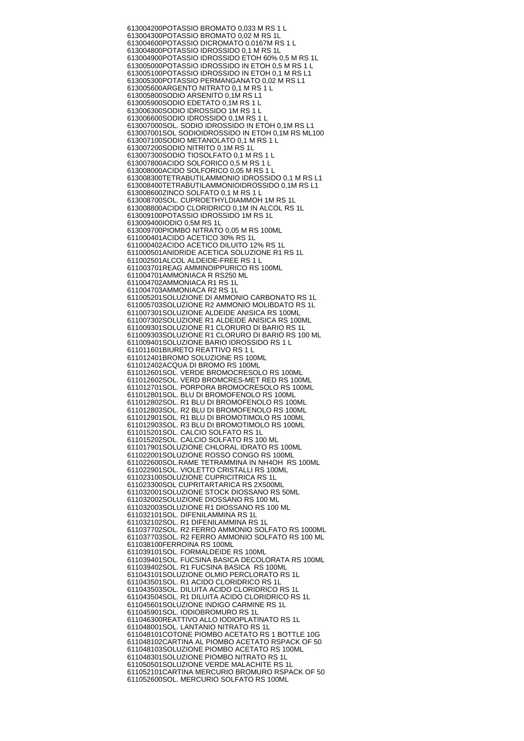613004200POTASSIO BROMATO 0,033 M RS 1 L
613004300POTASSIO BROMATO 0,02 M RS 1L
613004600POTASSIO DICROMATO 0.0167M RS 1 L
613004800POTASSIO IDROSSIDO 0,1 M RS 1L
613004900POTASSIO IDROSSIDO ETOH 60% 0,5 M RS 1L
613005000POTASSIO IDROSSIDO IN ETOH 0,5 M RS 1 L
613005100POTASSIO IDROSSIDO IN ETOH 0,1 M RS L1
613005300POTASSIO PERMANGANATO 0,02 M RS L1
613005600ARGENTO NITRATO 0,1 M RS 1 L
613005800SODIO ARSENITO 0,1M RS L1
613005900SODIO EDETATO 0,1M RS 1 L
613006300SODIO IDROSSIDO 1M RS 1 L
613006600SODIO IDROSSIDO 0,1M RS 1 L
613007000SOL. SODIO IDROSSIDO IN ETOH 0,1M RS L1
613007001SOL SODIOIDROSSIDO IN ETOH 0,1M RS ML100
613007100SODIO METANOLATO 0,1 M RS 1 L
613007200SODIO NITRITO 0.1M RS 1L
613007300SODIO TIOSOLFATO 0,1 M RS 1 L
613007800ACIDO SOLFORICO 0,5 M RS 1 L
613008000ACIDO SOLFORICO 0,05 M RS 1 L
613008300TETRABUTILAMMONIO IDROSSIDO 0,1 M RS L1
613008400TETRABUTILAMMONIOIDROSSIDO 0,1M RS L1
613008600ZINCO SOLFATO 0,1 M RS 1 L
613008700SOL. CUPROETHYLDIAMMOH 1M RS 1L
613008800ACIDO CLORIDRICO 0,1M IN ALCOL RS 1L
613009100POTASSIO IDROSSIDO 1M RS 1L
613009400IODIO 0,5M RS 1L
613009700PIOMBO NITRATO 0,05 M RS 100ML
611000401ACIDO ACETICO 30% RS 1L
611000402ACIDO ACETICO DILUITO 12% RS 1L
611000501ANIDRIDE ACETICA SOLUZIONE R1 RS 1L
611002501ALCOL ALDEIDE-FREE RS 1 L
611003701REAG AMMINOIPPURICO RS 100ML
611004701AMMONIACA R RS250 ML
611004702AMMONIACA R1 RS 1L
611004703AMMONIACA R2 RS 1L
611005201SOLUZIONE DI AMMONIO CARBONATO RS 1L
611005703SOLUZIONE R2 AMMONIO MOLIBDATO RS 1L
611007301SOLUZIONE ALDEIDE ANISICA RS 100ML
611007302SOLUZIONE R1 ALDEIDE ANISICA RS 100ML
611009301SOLUZIONE R1 CLORURO DI BARIO RS 1L
611009303SOLUZIONE R1 CLORURO DI BARIO RS 100 ML
611009401SOLUZIONE BARIO IDROSSIDO RS 1 L
611011601BIURETO REATTIVO RS 1 L
611012401BROMO SOLUZIONE RS 100ML
611012402ACQUA DI BROMO RS 100ML
611012601SOL. VERDE BROMOCRESOLO RS 100ML
611012602SOL. VERD BROMCRES-MET RED RS 100ML
611012701SOL. PORPORA BROMOCRESOLO RS 100ML
611012801SOL. BLU DI BROMOFENOLO RS 100ML
611012802SOL. R1 BLU DI BROMOFENOLO RS 100ML
611012803SOL. R2 BLU DI BROMOFENOLO RS 100ML
611012901SOL. R1 BLU DI BROMOTIMOLO RS 100ML
611012903SOL. R3 BLU DI BROMOTIMOLO RS 100ML
611015201SOL. CALCIO SOLFATO RS 1L
611015202SOL. CALCIO SOLFATO RS 100 ML
611017901SOLUZIONE CHLORAL IDRATO RS 100ML
611022001SOLUZIONE ROSSO CONGO RS 100ML
611022600SOL.RAME TETRAMMINA IN NH4OH RS 100ML
611022901SOL. VIOLETTO CRISTALLI RS 100ML
611023100SOLUZIONE CUPRICITRICA RS 1L
611023300SOL CUPRITARTARICA RS 2X500ML
611032001SOLUZIONE STOCK DIOSSANO RS 50ML
611032002SOLUZIONE DIOSSANO RS 100 ML
611032003SOLUZIONE R1 DIOSSANO RS 100 ML
611032101SOL. DIFENILAMMINA RS 1L
611032102SOL. R1 DIFENILAMMINA RS 1L
611037702SOL. R2 FERRO AMMONIO SOLFATO RS 1000ML
611037703SOL. R2 FERRO AMMONIO SOLFATO RS 100 ML
611038100FERROINA RS 100ML
611039101SOL. FORMALDEIDE RS 100ML
611039401SOL. FUCSINA BASICA DECOLORATA RS 100ML
611039402SOL. R1 FUCSINA BASICA RS 100ML
611043101SOLUZIONE OLMIO PERCLORATO RS 1L
611043501SOL. R1 ACIDO CLORIDRICO RS 1L
611043503SOL. DILUITA ACIDO CLORIDRICO RS 1L
611043504SOL. R1 DILUITA ACIDO CLORIDRICO RS 1L
611045601SOLUZIONE INDIGO CARMINE RS 1L
611045901SOL. IODIOBROMURO RS 1L
611046300REATTIVO ALLO IODIOPLATINATO RS 1L
611048001SOL. LANTANIO NITRATO RS 1L
611048101COTONE PIOMBO ACETATO RS 1 BOTTLE 10G
611048102CARTINA AL PIOMBO ACETATO RSPACK OF 50
611048103SOLUZIONE PIOMBO ACETATO RS 100ML
611048301SOLUZIONE PIOMBO NITRATO RS 1L
611050501SOLUZIONE VERDE MALACHITE RS 1L
611052101CARTINA MERCURIO BROMURO RSPACK OF 50
611052600SOL. MERCURIO SOLFATO RS 100ML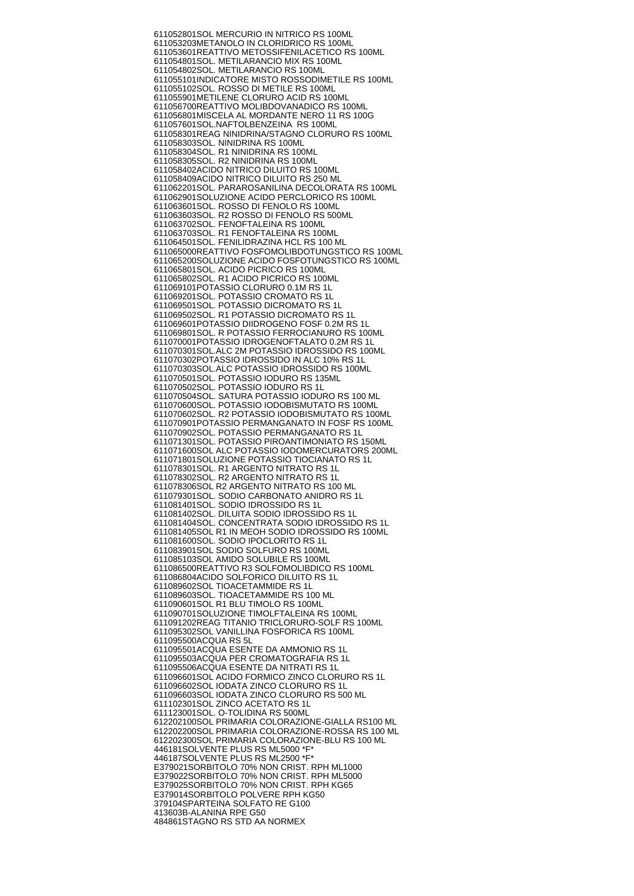611052801SOL MERCURIO IN NITRICO RS 100ML
611053203METANOLO IN CLORIDRICO RS 100ML
611053601REATTIVO METOSSIFENILACETICO RS 100ML
611054801SOL. METILARANCIO MIX RS 100ML
611054802SOL. METILARANCIO RS 100ML
611055101INDICATORE MISTO ROSSODIMETILE RS 100ML
611055102SOL. ROSSO DI METILE RS 100ML
611055901METILENE CLORURO ACID RS 100ML
611056700REATTIVO MOLIBDOVANADICO RS 100ML
611056801MISCELA AL MORDANTE NERO 11 RS 100G
611057601SOL.NAFTOLBENZEINA  RS 100ML
611058301REAG NINIDRINA/STAGNO CLORURO RS 100ML
611058303SOL. NINIDRINA RS 100ML
611058304SOL. R1 NINIDRINA RS 100ML
611058305SOL. R2 NINIDRINA RS 100ML
611058402ACIDO NITRICO DILUITO RS 100ML
611058409ACIDO NITRICO DILUITO RS 250 ML
611062201SOL. PARAROSANILINA DECOLORATA RS 100ML
611062901SOLUZIONE ACIDO PERCLORICO RS 100ML
611063601SOL. ROSSO DI FENOLO RS 100ML
611063603SOL. R2 ROSSO DI FENOLO RS 500ML
611063702SOL. FENOFTALEINA RS 100ML
611063703SOL. R1 FENOFTALEINA RS 100ML
611064501SOL. FENILIDRAZINA HCL RS 100 ML
611065000REATTIVO FOSFOMOLIBDOTUNGSTICO RS 100ML
611065200SOLUZIONE ACIDO FOSFOTUNGSTICO RS 100ML
611065801SOL. ACIDO PICRICO RS 100ML
611065802SOL. R1 ACIDO PICRICO RS 100ML
611069101POTASSIO CLORURO 0.1M RS 1L
611069201SOL. POTASSIO CROMATO RS 1L
611069501SOL. POTASSIO DICROMATO RS 1L
611069502SOL. R1 POTASSIO DICROMATO RS 1L
611069601POTASSIO DIIDROGENO FOSF 0.2M RS 1L
611069801SOL. R POTASSIO FERROCIANURO RS 100ML
611070001POTASSIO IDROGENOFTALATO 0.2M RS 1L
611070301SOL.ALC 2M POTASSIO IDROSSIDO RS 100ML
611070302POTASSIO IDROSSIDO IN ALC 10% RS 1L
611070303SOL.ALC POTASSIO IDROSSIDO RS 100ML
611070501SOL. POTASSIO IODURO RS 135ML
611070502SOL. POTASSIO IODURO RS 1L
611070504SOL. SATURA POTASSIO IODURO RS 100 ML
611070600SOL. POTASSIO IODOBISMUTATO RS 100ML
611070602SOL. R2 POTASSIO IODOBISMUTATO RS 100ML
611070901POTASSIO PERMANGANATO IN FOSF RS 100ML
611070902SOL. POTASSIO PERMANGANATO RS 1L
611071301SOL. POTASSIO PIROANTIMONIATO RS 150ML
611071600SOL ALC POTASSIO IODOMERCURATORS 200ML
611071801SOLUZIONE POTASSIO TIOCIANATO RS 1L
611078301SOL. R1 ARGENTO NITRATO RS 1L
611078302SOL. R2 ARGENTO NITRATO RS 1L
611078306SOL R2 ARGENTO NITRATO RS 100 ML
611079301SOL. SODIO CARBONATO ANIDRO RS 1L
611081401SOL. SODIO IDROSSIDO RS 1L
611081402SOL. DILUITA SODIO IDROSSIDO RS 1L
611081404SOL. CONCENTRATA SODIO IDROSSIDO RS 1L
611081405SOL R1 IN MEOH SODIO IDROSSIDO RS 100ML
611081600SOL. SODIO IPOCLORITO RS 1L
611083901SOL SODIO SOLFURO RS 100ML
611085103SOL AMIDO SOLUBILE RS 100ML
611086500REATTIVO R3 SOLFOMOLIBDICO RS 100ML
611086804ACIDO SOLFORICO DILUITO RS 1L
611089602SOL TIOACETAMMIDE RS 1L
611089603SOL. TIOACETAMMIDE RS 100 ML
611090601SOL R1 BLU TIMOLO RS 100ML
611090701SOLUZIONE TIMOLFTALEINA RS 100ML
611091202REAG TITANIO TRICLORURO-SOLF RS 100ML
611095302SOL VANILLINA FOSFORICA RS 100ML
611095500ACQUA RS 5L
611095501ACQUA ESENTE DA AMMONIO RS 1L
611095503ACQUA PER CROMATOGRAFIA RS 1L
611095506ACQUA ESENTE DA NITRATI RS 1L
611096601SOL ACIDO FORMICO ZINCO CLORURO RS 1L
611096602SOL IODATA ZINCO CLORURO RS 1L
611096603SOL IODATA ZINCO CLORURO RS 500 ML
611102301SOL ZINCO ACETATO RS 1L
611123001SOL. O-TOLIDINA RS 500ML
612202100SOL PRIMARIA COLORAZIONE-GIALLA RS100 ML
612202200SOL PRIMARIA COLORAZIONE-ROSSA RS 100 ML
612202300SOL PRIMARIA COLORAZIONE-BLU RS 100 ML
446181SOLVENTE PLUS RS ML5000 *F*
446187SOLVENTE PLUS RS ML2500 *F*
E379021SORBITOLO 70% NON CRIST. RPH ML1000
E379022SORBITOLO 70% NON CRIST. RPH ML5000
E379025SORBITOLO 70% NON CRIST. RPH KG65
E379014SORBITOLO POLVERE RPH KG50
379104SPARTEINA SOLFATO RE G100
413603B-ALANINA RPE G50
484861STAGNO RS STD AA NORMEX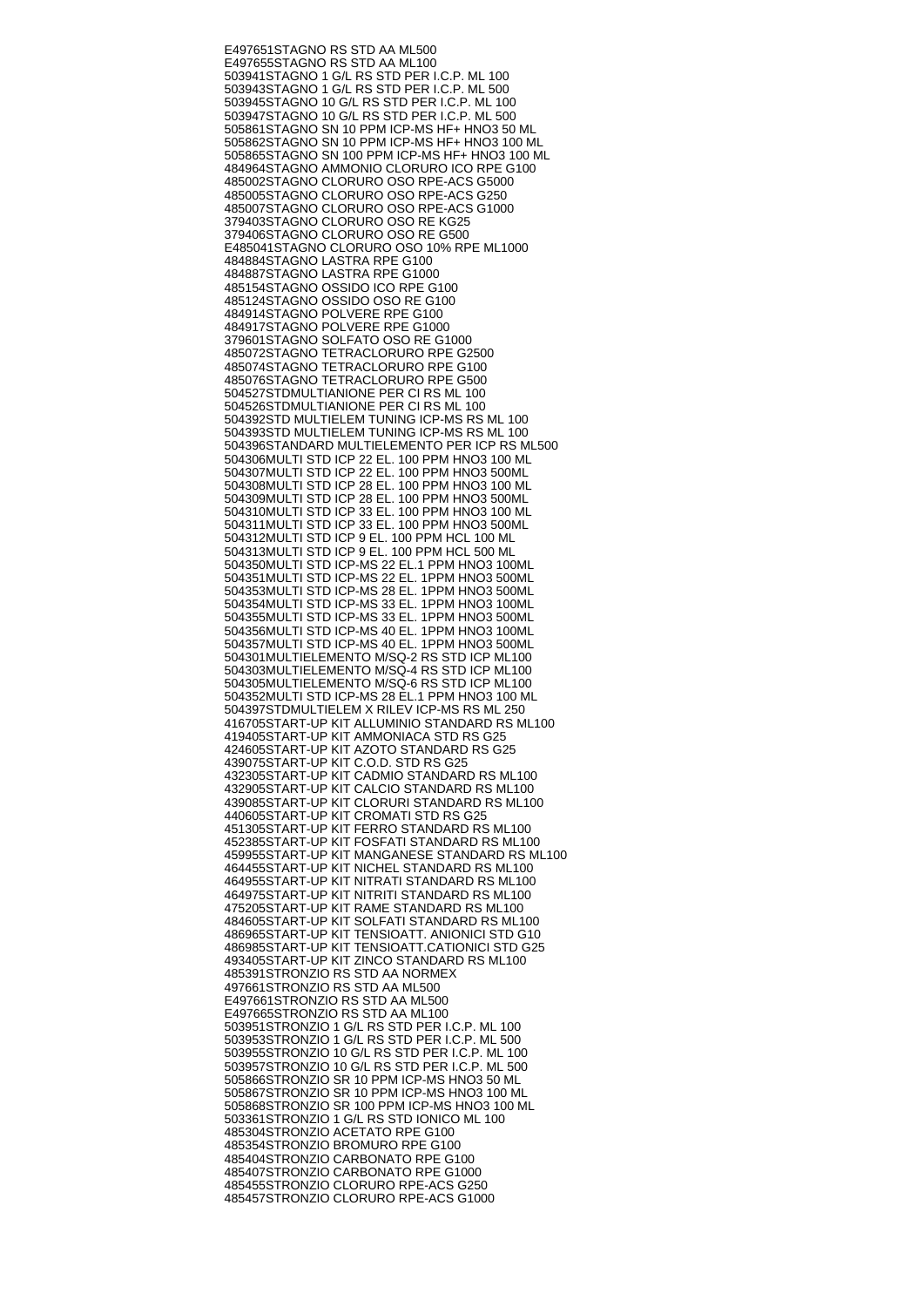E497651STAGNO RS STD AA ML500
E497655STAGNO RS STD AA ML100
503941STAGNO 1 G/L RS STD PER I.C.P. ML 100
503943STAGNO 1 G/L RS STD PER I.C.P. ML 500
503945STAGNO 10 G/L RS STD PER I.C.P. ML 100
503947STAGNO 10 G/L RS STD PER I.C.P. ML 500
505861STAGNO SN 10 PPM ICP-MS HF+ HNO3 50 ML
505862STAGNO SN 10 PPM ICP-MS HF+ HNO3 100 ML
505865STAGNO SN 100 PPM ICP-MS HF+ HNO3 100 ML
484964STAGNO AMMONIO CLORURO ICO RPE G100
485002STAGNO CLORURO OSO RPE-ACS G5000
485005STAGNO CLORURO OSO RPE-ACS G250
485007STAGNO CLORURO OSO RPE-ACS G1000
379403STAGNO CLORURO OSO RE KG25
379406STAGNO CLORURO OSO RE G500
E485041STAGNO CLORURO OSO 10% RPE ML1000
484884STAGNO LASTRA RPE G100
484887STAGNO LASTRA RPE G1000
485154STAGNO OSSIDO ICO RPE G100
485124STAGNO OSSIDO OSO RE G100
484914STAGNO POLVERE RPE G100
484917STAGNO POLVERE RPE G1000
379601STAGNO SOLFATO OSO RE G1000
485072STAGNO TETRACLORURO RPE G2500
485074STAGNO TETRACLORURO RPE G100
485076STAGNO TETRACLORURO RPE G500
504527STDMULTIANIONE PER CI RS ML 100
504526STDMULTIANIONE PER CI RS ML 100
504392STD MULTIELEM TUNING ICP-MS RS ML 100
504393STD MULTIELEM TUNING ICP-MS RS ML 100
504396STANDARD MULTIELEMENTO PER ICP RS ML500
504306MULTI STD ICP 22 EL. 100 PPM HNO3 100 ML
504307MULTI STD ICP 22 EL. 100 PPM HNO3 500ML
504308MULTI STD ICP 28 EL. 100 PPM HNO3 100 ML
504309MULTI STD ICP 28 EL. 100 PPM HNO3 500ML
504310MULTI STD ICP 33 EL. 100 PPM HNO3 100 ML
504311MULTI STD ICP 33 EL. 100 PPM HNO3 500ML
504312MULTI STD ICP 9 EL. 100 PPM HCL 100 ML
504313MULTI STD ICP 9 EL. 100 PPM HCL 500 ML
504350MULTI STD ICP-MS 22 EL.1 PPM HNO3 100ML
504351MULTI STD ICP-MS 22 EL. 1PPM HNO3 500ML
504353MULTI STD ICP-MS 28 EL. 1PPM HNO3 500ML
504354MULTI STD ICP-MS 33 EL. 1PPM HNO3 100ML
504355MULTI STD ICP-MS 33 EL. 1PPM HNO3 500ML
504356MULTI STD ICP-MS 40 EL. 1PPM HNO3 100ML
504357MULTI STD ICP-MS 40 EL. 1PPM HNO3 500ML
504301MULTIELEMENTO M/SQ-2 RS STD ICP ML100
504303MULTIELEMENTO M/SQ-4 RS STD ICP ML100
504305MULTIELEMENTO M/SQ-6 RS STD ICP ML100
504352MULTI STD ICP-MS 28 EL.1 PPM HNO3 100 ML
504397STDMULTIELEM X RILEV ICP-MS RS ML 250
416705START-UP KIT ALLUMINIO STANDARD RS ML100
419405START-UP KIT AMMONIACA STD RS G25
424605START-UP KIT AZOTO STANDARD RS G25
439075START-UP KIT C.O.D. STD RS G25
432305START-UP KIT CADMIO STANDARD RS ML100
432905START-UP KIT CALCIO STANDARD RS ML100
439085START-UP KIT CLORURI STANDARD RS ML100
440605START-UP KIT CROMATI STD RS G25
451305START-UP KIT FERRO STANDARD RS ML100
452385START-UP KIT FOSFATI STANDARD RS ML100
459955START-UP KIT MANGANESE STANDARD RS ML100
464455START-UP KIT NICHEL STANDARD RS ML100
464955START-UP KIT NITRATI STANDARD RS ML100
464975START-UP KIT NITRITI STANDARD RS ML100
475205START-UP KIT RAME STANDARD RS ML100
484605START-UP KIT SOLFATI STANDARD RS ML100
486965START-UP KIT TENSIOATT. ANIONICI STD G10
486985START-UP KIT TENSIOATT.CATIONICI STD G25
493405START-UP KIT ZINCO STANDARD RS ML100
485391STRONZIO RS STD AA NORMEX
497661STRONZIO RS STD AA ML500
E497661STRONZIO RS STD AA ML500
E497665STRONZIO RS STD AA ML100
503951STRONZIO 1 G/L RS STD PER I.C.P. ML 100
503953STRONZIO 1 G/L RS STD PER I.C.P. ML 500
503955STRONZIO 10 G/L RS STD PER I.C.P. ML 100
503957STRONZIO 10 G/L RS STD PER I.C.P. ML 500
505866STRONZIO SR 10 PPM ICP-MS HNO3 50 ML
505867STRONZIO SR 10 PPM ICP-MS HNO3 100 ML
505868STRONZIO SR 100 PPM ICP-MS HNO3 100 ML
503361STRONZIO 1 G/L RS STD IONICO ML 100
485304STRONZIO ACETATO RPE G100
485354STRONZIO BROMURO RPE G100
485404STRONZIO CARBONATO RPE G100
485407STRONZIO CARBONATO RPE G1000
485455STRONZIO CLORURO RPE-ACS G250
485457STRONZIO CLORURO RPE-ACS G1000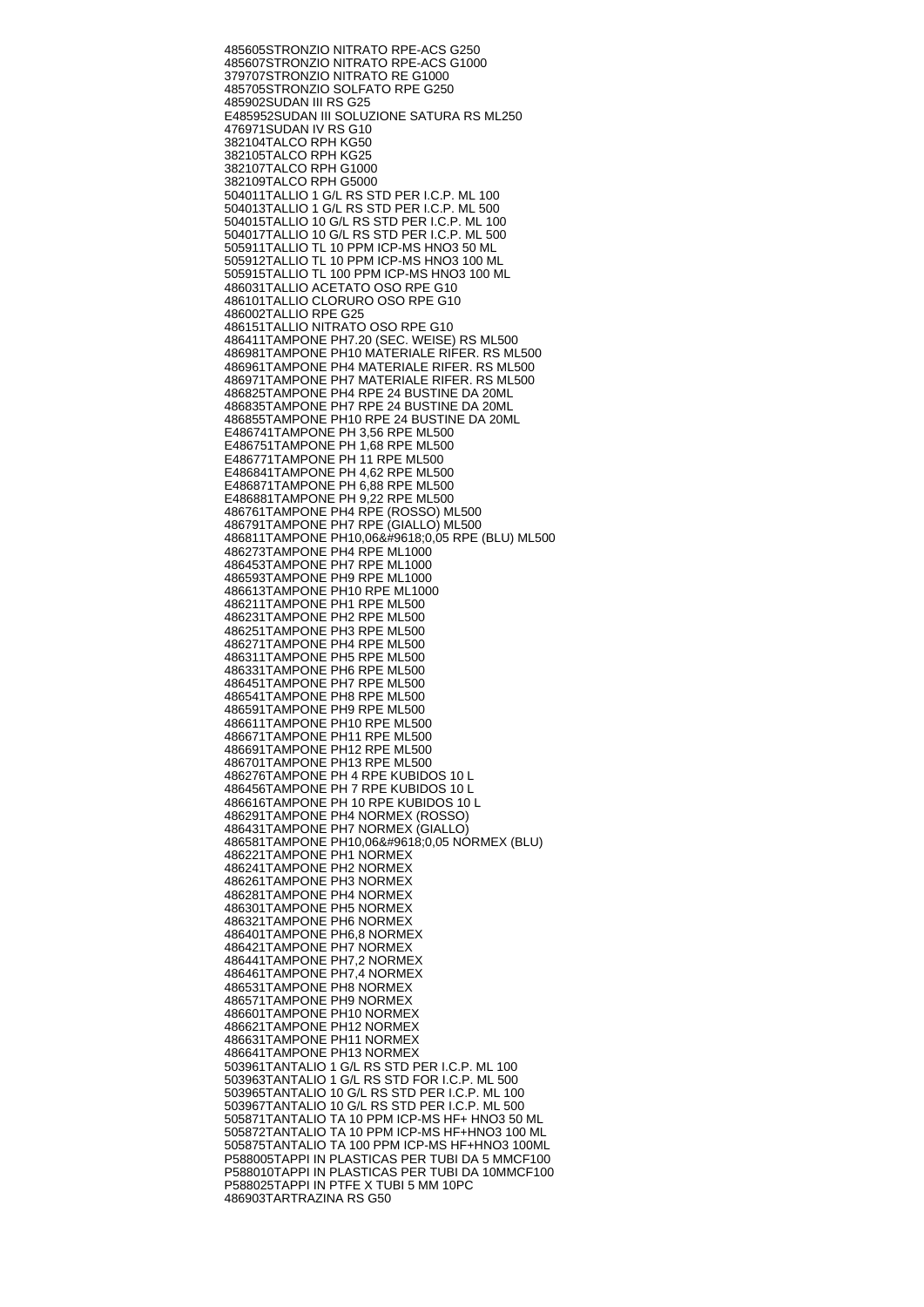485605STRONZIO NITRATO RPE-ACS G250
485607STRONZIO NITRATO RPE-ACS G1000
379707STRONZIO NITRATO RE G1000
485705STRONZIO SOLFATO RPE G250
485902SUDAN III RS G25
E485952SUDAN III SOLUZIONE SATURA RS ML250
476971SUDAN IV RS G10
382104TALCO RPH KG50
382105TALCO RPH KG25
382107TALCO RPH G1000
382109TALCO RPH G5000
504011TALLIO 1 G/L RS STD PER I.C.P. ML 100
504013TALLIO 1 G/L RS STD PER I.C.P. ML 500
504015TALLIO 10 G/L RS STD PER I.C.P. ML 100
504017TALLIO 10 G/L RS STD PER I.C.P. ML 500
505911TALLIO TL 10 PPM ICP-MS HNO3 50 ML
505912TALLIO TL 10 PPM ICP-MS HNO3 100 ML
505915TALLIO TL 100 PPM ICP-MS HNO3 100 ML
486031TALLIO ACETATO OSO RPE G10
486101TALLIO CLORURO OSO RPE G10
486002TALLIO RPE G25
486151TALLIO NITRATO OSO RPE G10
486411TAMPONE PH7.20 (SEC. WEISE) RS ML500
486981TAMPONE PH10 MATERIALE RIFER. RS ML500
486961TAMPONE PH4 MATERIALE RIFER. RS ML500
486971TAMPONE PH7 MATERIALE RIFER. RS ML500
486825TAMPONE PH4 RPE 24 BUSTINE DA 20ML
486835TAMPONE PH7 RPE 24 BUSTINE DA 20ML
486855TAMPONE PH10 RPE 24 BUSTINE DA 20ML
E486741TAMPONE PH 3,56 RPE ML500
E486751TAMPONE PH 1,68 RPE ML500
E486771TAMPONE PH 11 RPE ML500
E486841TAMPONE PH 4,62 RPE ML500
E486871TAMPONE PH 6,88 RPE ML500
E486881TAMPONE PH 9,22 RPE ML500
486761TAMPONE PH4 RPE (ROSSO) ML500
486791TAMPONE PH7 RPE (GIALLO) ML500
486811TAMPONE PH10,06&#9618;0,05 RPE (BLU) ML500
486273TAMPONE PH4 RPE ML1000
486453TAMPONE PH7 RPE ML1000
486593TAMPONE PH9 RPE ML1000
486613TAMPONE PH10 RPE ML1000
486211TAMPONE PH1 RPE ML500
486231TAMPONE PH2 RPE ML500
486251TAMPONE PH3 RPE ML500
486271TAMPONE PH4 RPE ML500
486311TAMPONE PH5 RPE ML500
486331TAMPONE PH6 RPE ML500
486451TAMPONE PH7 RPE ML500
486541TAMPONE PH8 RPE ML500
486591TAMPONE PH9 RPE ML500
486611TAMPONE PH10 RPE ML500
486671TAMPONE PH11 RPE ML500
486691TAMPONE PH12 RPE ML500
486701TAMPONE PH13 RPE ML500
486276TAMPONE PH 4 RPE KUBIDOS 10 L
486456TAMPONE PH 7 RPE KUBIDOS 10 L
486616TAMPONE PH 10 RPE KUBIDOS 10 L
486291TAMPONE PH4 NORMEX (ROSSO)
486431TAMPONE PH7 NORMEX (GIALLO)
486581TAMPONE PH10,06&#9618;0,05 NORMEX (BLU)
486221TAMPONE PH1 NORMEX
486241TAMPONE PH2 NORMEX
486261TAMPONE PH3 NORMEX
486281TAMPONE PH4 NORMEX
486301TAMPONE PH5 NORMEX
486321TAMPONE PH6 NORMEX
486401TAMPONE PH6,8 NORMEX
486421TAMPONE PH7 NORMEX
486441TAMPONE PH7,2 NORMEX
486461TAMPONE PH7,4 NORMEX
486531TAMPONE PH8 NORMEX
486571TAMPONE PH9 NORMEX
486601TAMPONE PH10 NORMEX
486621TAMPONE PH12 NORMEX
486631TAMPONE PH11 NORMEX
486641TAMPONE PH13 NORMEX
503961TANTALIO 1 G/L RS STD PER I.C.P. ML 100
503963TANTALIO 1 G/L RS STD FOR I.C.P. ML 500
503965TANTALIO 10 G/L RS STD PER I.C.P. ML 100
503967TANTALIO 10 G/L RS STD PER I.C.P. ML 500
505871TANTALIO TA 10 PPM ICP-MS HF+ HNO3 50 ML
505872TANTALIO TA 10 PPM ICP-MS HF+HNO3 100 ML
505875TANTALIO TA 100 PPM ICP-MS HF+HNO3 100ML
P588005TAPPI IN PLASTICAS PER TUBI DA 5 MMCF100
P588010TAPPI IN PLASTICAS PER TUBI DA 10MMCF100
P588025TAPPI IN PTFE X TUBI 5 MM 10PC
486903TARTRAZINA RS G50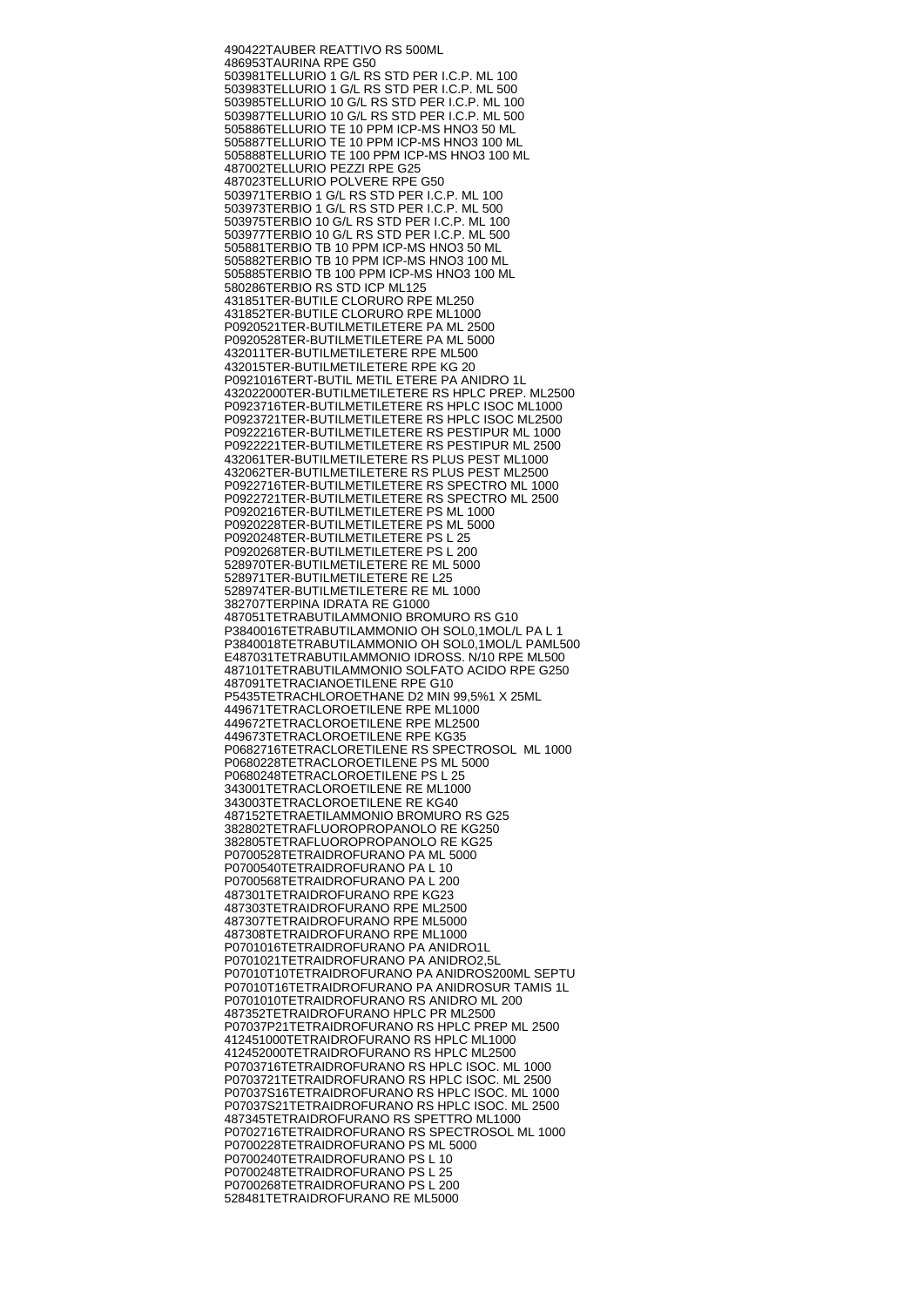490422TAUBER REATTIVO RS 500ML
486953TAURINA RPE G50
503981TELLURIO 1 G/L RS STD PER I.C.P. ML 100
503983TELLURIO 1 G/L RS STD PER I.C.P. ML 500
503985TELLURIO 10 G/L RS STD PER I.C.P. ML 100
503987TELLURIO 10 G/L RS STD PER I.C.P. ML 500
505886TELLURIO TE 10 PPM ICP-MS HNO3 50 ML
505887TELLURIO TE 10 PPM ICP-MS HNO3 100 ML
505888TELLURIO TE 100 PPM ICP-MS HNO3 100 ML
487002TELLURIO PEZZI RPE G25
487023TELLURIO POLVERE RPE G50
503971TERBIO 1 G/L RS STD PER I.C.P. ML 100
503973TERBIO 1 G/L RS STD PER I.C.P. ML 500
503975TERBIO 10 G/L RS STD PER I.C.P. ML 100
503977TERBIO 10 G/L RS STD PER I.C.P. ML 500
505881TERBIO TB 10 PPM ICP-MS HNO3 50 ML
505882TERBIO TB 10 PPM ICP-MS HNO3 100 ML
505885TERBIO TB 100 PPM ICP-MS HNO3 100 ML
580286TERBIO RS STD ICP ML125
431851TER-BUTILE CLORURO RPE ML250
431852TER-BUTILE CLORURO RPE ML1000
P0920521TER-BUTILMETILETERE PA ML 2500
P0920528TER-BUTILMETILETERE PA ML 5000
432011TER-BUTILMETILETERE RPE ML500
432015TER-BUTILMETILETERE RPE KG 20
P0921016TERT-BUTIL METIL ETERE PA ANIDRO 1L
432022000TER-BUTILMETILETERE RS HPLC PREP. ML2500
P0923716TER-BUTILMETILETERE RS HPLC ISOC ML1000
P0923721TER-BUTILMETILETERE RS HPLC ISOC ML2500
P0922216TER-BUTILMETILETERE RS PESTIPUR ML 1000
P0922221TER-BUTILMETILETERE RS PESTIPUR ML 2500
432061TER-BUTILMETILETERE RS PLUS PEST ML1000
432062TER-BUTILMETILETERE RS PLUS PEST ML2500
P0922716TER-BUTILMETILETERE RS SPECTRO ML 1000
P0922721TER-BUTILMETILETERE RS SPECTRO ML 2500
P0920216TER-BUTILMETILETERE PS ML 1000
P0920228TER-BUTILMETILETERE PS ML 5000
P0920248TER-BUTILMETILETERE PS L 25
P0920268TER-BUTILMETILETERE PS L 200
528970TER-BUTILMETILETERE RE ML 5000
528971TER-BUTILMETILETERE RE L25
528974TER-BUTILMETILETERE RE ML 1000
382707TERPINA IDRATA RE G1000
487051TETRABUTILAMMONIO BROMURO RS G10
P3840016TETRABUTILAMMONIO OH SOL0,1MOL/L PA L 1
P3840018TETRABUTILAMMONIO OH SOL0,1MOL/L PAML500
E487031TETRABUTILAMMONIO IDROSS. N/10 RPE ML500
487101TETRABUTILAMMONIO SOLFATO ACIDO RPE G250
487091TETRACIANOETILENE RPE G10
P5435TETRACHLOROETHANE D2 MIN 99,5%1 X 25ML
449671TETRACLOROETILENE RPE ML1000
449672TETRACLOROETILENE RPE ML2500
449673TETRACLOROETILENE RPE KG35
P0682716TETRACLORETILENE RS SPECTROSOL ML 1000
P0680228TETRACLOROETILENE PS ML 5000
P0680248TETRACLOROETILENE PS L 25
343001TETRACLOROETILENE RE ML1000
343003TETRACLOROETILENE RE KG40
487152TETRAETILAMMONIO BROMURO RS G25
382802TETRAFLUOROPROPANOLO RE KG250
382805TETRAFLUOROPROPANOLO RE KG25
P0700528TETRAIDROFURANO PA ML 5000
P0700540TETRAIDROFURANO PA L 10
P0700568TETRAIDROFURANO PA L 200
487301TETRAIDROFURANO RPE KG23
487303TETRAIDROFURANO RPE ML2500
487307TETRAIDROFURANO RPE ML5000
487308TETRAIDROFURANO RPE ML1000
P0701016TETRAIDROFURANO PA ANIDRO1L
P0701021TETRAIDROFURANO PA ANIDRO2,5L
P07010T10TETRAIDROFURANO PA ANIDROS200ML SEPTU
P07010T16TETRAIDROFURANO PA ANIDROSUR TAMIS 1L
P0701010TETRAIDROFURANO RS ANIDRO ML 200
487352TETRAIDROFURANO HPLC PR ML2500
P07037P21TETRAIDROFURANO RS HPLC PREP ML 2500
412451000TETRAIDROFURANO RS HPLC ML1000
412452000TETRAIDROFURANO RS HPLC ML2500
P0703716TETRAIDROFURANO RS HPLC ISOC. ML 1000
P0703721TETRAIDROFURANO RS HPLC ISOC. ML 2500
P07037S16TETRAIDROFURANO RS HPLC ISOC. ML 1000
P07037S21TETRAIDROFURANO RS HPLC ISOC. ML 2500
487345TETRAIDROFURANO RS SPETTRO ML1000
P0702716TETRAIDROFURANO RS SPECTROSOL ML 1000
P0700228TETRAIDROFURANO PS ML 5000
P0700240TETRAIDROFURANO PS L 10
P0700248TETRAIDROFURANO PS L 25
P0700268TETRAIDROFURANO PS L 200
528481TETRAIDROFURANO RE ML5000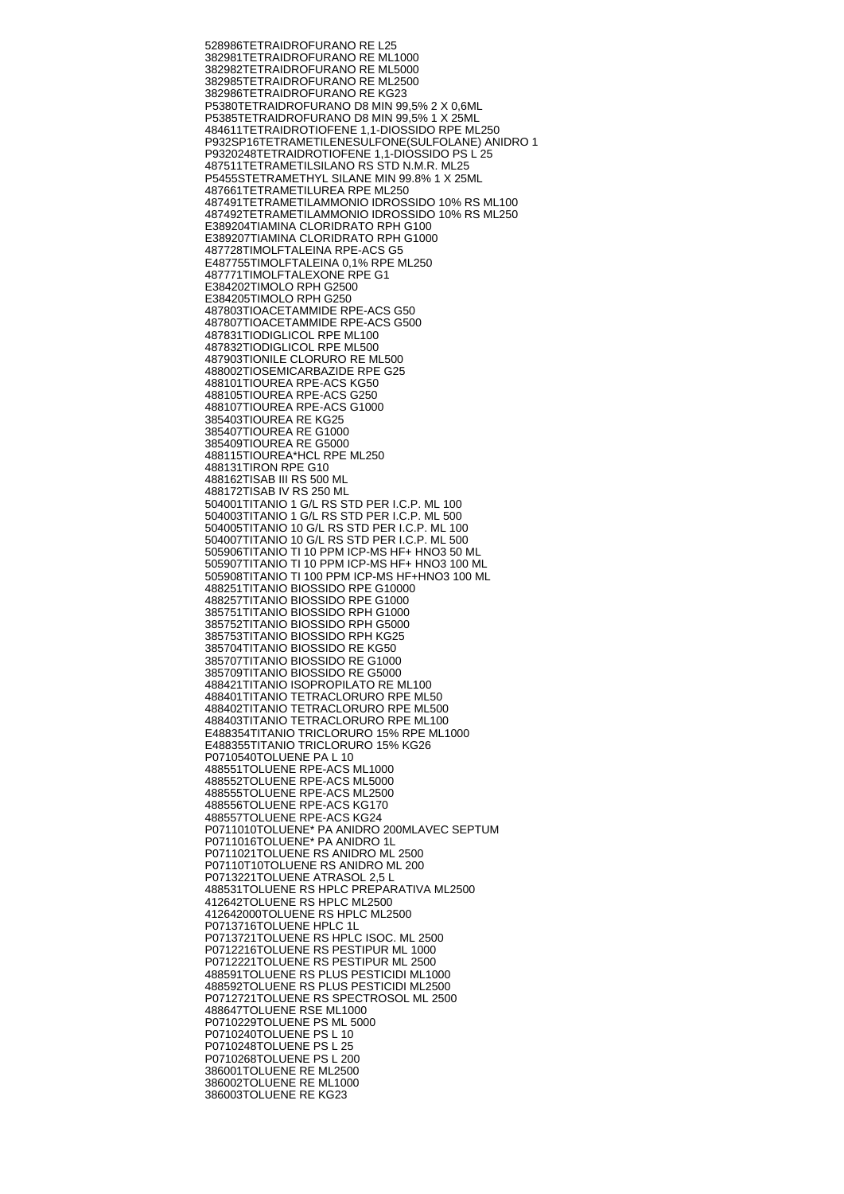528986TETRAIDROFURANO RE L25
382981TETRAIDROFURANO RE ML1000
382982TETRAIDROFURANO RE ML5000
382985TETRAIDROFURANO RE ML2500
382986TETRAIDROFURANO RE KG23
P5380TETRAIDROFURANO D8 MIN 99,5% 2 X 0,6ML
P5385TETRAIDROFURANO D8 MIN 99,5% 1 X 25ML
484611TETRAIDROTIOFENE 1,1-DIOSSIDO RPE ML250
P932SP16TETRAMETILENESULFONE(SULFOLANE) ANIDRO 1
P9320248TETRAIDROTIOFENE 1,1-DIOSSIDO PS L 25
487511TETRAMETILSILANO RS STD N.M.R. ML25
P5455STETRAMETHYL SILANE MIN 99.8% 1 X 25ML
487661TETRAMETILUREA RPE ML250
487491TETRAMETILAMMONIO IDROSSIDO 10% RS ML100
487492TETRAMETILAMMONIO IDROSSIDO 10% RS ML250
E389204TIAMINA CLORIDRATO RPH G100
E389207TIAMINA CLORIDRATO RPH G1000
487728TIMOLFTALEINA RPE-ACS G5
E487755TIMOLFTALEINA 0,1% RPE ML250
487771TIMOLFTALEXONE RPE G1
E384202TIMOLO RPH G2500
E384205TIMOLO RPH G250
487803TIOACETAMMIDE RPE-ACS G50
487807TIOACETAMMIDE RPE-ACS G500
487831TIODIGLICOL RPE ML100
487832TIODIGLICOL RPE ML500
487903TIONILE CLORURO RE ML500
488002TIOSEMICARBAZIDE RPE G25
488101TIOUREA RPE-ACS KG50
488105TIOUREA RPE-ACS G250
488107TIOUREA RPE-ACS G1000
385403TIOUREA RE KG25
385407TIOUREA RE G1000
385409TIOUREA RE G5000
488115TIOUREA*HCL RPE ML250
488131TIRON RPE G10
488162TISAB III RS 500 ML
488172TISAB IV RS 250 ML
504001TITANIO 1 G/L RS STD PER I.C.P. ML 100
504003TITANIO 1 G/L RS STD PER I.C.P. ML 500
504005TITANIO 10 G/L RS STD PER I.C.P. ML 100
504007TITANIO 10 G/L RS STD PER I.C.P. ML 500
505906TITANIO TI 10 PPM ICP-MS HF+ HNO3 50 ML
505907TITANIO TI 10 PPM ICP-MS HF+ HNO3 100 ML
505908TITANIO TI 100 PPM ICP-MS HF+HNO3 100 ML
488251TITANIO BIOSSIDO RPE G10000
488257TITANIO BIOSSIDO RPE G1000
385751TITANIO BIOSSIDO RPH G1000
385752TITANIO BIOSSIDO RPH G5000
385753TITANIO BIOSSIDO RPH KG25
385704TITANIO BIOSSIDO RE KG50
385707TITANIO BIOSSIDO RE G1000
385709TITANIO BIOSSIDO RE G5000
488421TITANIO ISOPROPILATO RE ML100
488401TITANIO TETRACLORURO RPE ML50
488402TITANIO TETRACLORURO RPE ML500
488403TITANIO TETRACLORURO RPE ML100
E488354TITANIO TRICLORURO 15% RPE ML1000
E488355TITANIO TRICLORURO 15% KG26
P0710540TOLUENE PA L 10
488551TOLUENE RPE-ACS ML1000
488552TOLUENE RPE-ACS ML5000
488555TOLUENE RPE-ACS ML2500
488556TOLUENE RPE-ACS KG170
488557TOLUENE RPE-ACS KG24
P0711010TOLUENE* PA ANIDRO 200MLAVEC SEPTUM
P0711016TOLUENE* PA ANIDRO 1L
P0711021TOLUENE RS ANIDRO ML 2500
P07110T10TOLUENE RS ANIDRO ML 200
P0713221TOLUENE ATRASOL 2,5 L
488531TOLUENE RS HPLC PREPARATIVA ML2500
412642TOLUENE RS HPLC ML2500
412642000TOLUENE RS HPLC ML2500
P0713716TOLUENE HPLC 1L
P0713721TOLUENE RS HPLC ISOC. ML 2500
P0712216TOLUENE RS PESTIPUR ML 1000
P0712221TOLUENE RS PESTIPUR ML 2500
488591TOLUENE RS PLUS PESTICIDI ML1000
488592TOLUENE RS PLUS PESTICIDI ML2500
P0712721TOLUENE RS SPECTROSOL ML 2500
488647TOLUENE RSE ML1000
P0710229TOLUENE PS ML 5000
P0710240TOLUENE PS L 10
P0710248TOLUENE PS L 25
P0710268TOLUENE PS L 200
386001TOLUENE RE ML2500
386002TOLUENE RE ML1000
386003TOLUENE RE KG23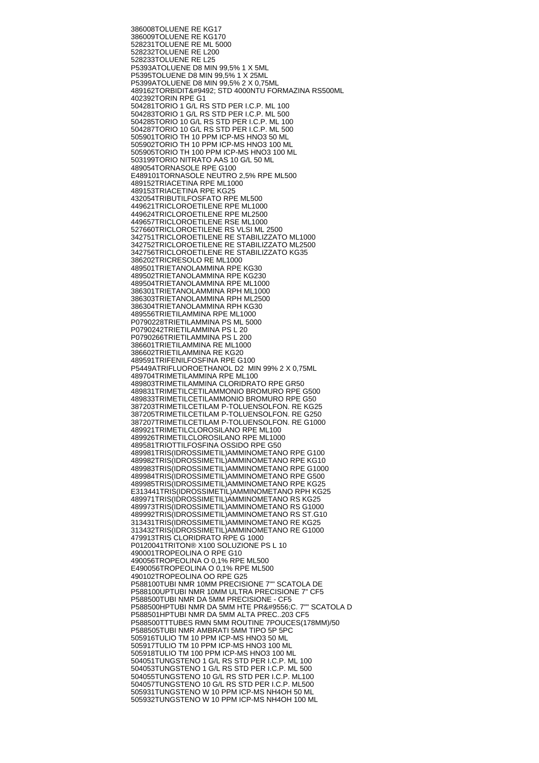386008TOLUENE RE KG17
386009TOLUENE RE KG170
528231TOLUENE RE ML 5000
528232TOLUENE RE L200
528233TOLUENE RE L25
P5393ATOLUENE D8 MIN 99,5% 1 X 5ML
P5395TOLUENE D8 MIN 99,5% 1 X 25ML
P5399ATOLUENE D8 MIN 99,5% 2 X 0,75ML
489162TORBIDIT&#9492; STD 4000NTU FORMAZINA RS500ML
402392TORIN RPE G1
504281TORIO 1 G/L RS STD PER I.C.P. ML 100
504283TORIO 1 G/L RS STD PER I.C.P. ML 500
504285TORIO 10 G/L RS STD PER I.C.P. ML 100
504287TORIO 10 G/L RS STD PER I.C.P. ML 500
505901TORIO TH 10 PPM ICP-MS HNO3 50 ML
505902TORIO TH 10 PPM ICP-MS HNO3 100 ML
505905TORIO TH 100 PPM ICP-MS HNO3 100 ML
503199TORIO NITRATO AAS 10 G/L 50 ML
489054TORNASOLE RPE G100
E489101TORNASOLE NEUTRO 2,5% RPE ML500
489152TRIACETINA RPE ML1000
489153TRIACETINA RPE KG25
432054TRIBUTILFOSFATO RPE ML500
449621TRICLOROETILENE RPE ML1000
449624TRICLOROETILENE RPE ML2500
449657TRICLOROETILENE RSE ML1000
527660TRICLOROETILENE RS VLSI ML 2500
342751TRICLOROETILENE RE STABILIZZATO ML1000
342752TRICLOROETILENE RE STABILIZZATO ML2500
342756TRICLOROETILENE RE STABILIZZATO KG35
386202TRICRESOLO RE ML1000
489501TRIETANOLAMMINA RPE KG30
489502TRIETANOLAMMINA RPE KG230
489504TRIETANOLAMMINA RPE ML1000
386301TRIETANOLAMMINA RPH ML1000
386303TRIETANOLAMMINA RPH ML2500
386304TRIETANOLAMMINA RPH KG30
489556TRIETILAMMINA RPE ML1000
P0790228TRIETILAMMINA PS ML 5000
P0790242TRIETILAMMINA PS L 20
P0790266TRIETILAMMINA PS L 200
386601TRIETILAMMINA RE ML1000
386602TRIETILAMMINA RE KG20
489591TRIFENILFOSFINA RPE G100
P5449ATRIFLUOROETHANOL D2 MIN 99% 2 X 0,75ML
489704TRIMETILAMMINA RPE ML100
489803TRIMETILAMMINA CLORIDRATO RPE GR50
489831TRIMETILCETILAMMONIO BROMURO RPE G500
489833TRIMETILCETILAMMONIO BROMURO RPE G50
387203TRIMETILCETILAM P-TOLUENSOLFON. RE KG25
387205TRIMETILCETILAM P-TOLUENSOLFON. RE G250
387207TRIMETILCETILAM P-TOLUENSOLFON. RE G1000
489921TRIMETILCLOROSILANO RPE ML100
489926TRIMETILCLOROSILANO RPE ML1000
489581TRIOTTILFOSFINA OSSIDO RPE G50
489981TRIS(IDROSSIMETIL)AMMINOMETANO RPE G100
489982TRIS(IDROSSIMETIL)AMMINOMETANO RPE KG10
489983TRIS(IDROSSIMETIL)AMMINOMETANO RPE G1000
489984TRIS(IDROSSIMETIL)AMMINOMETANO RPE G500
489985TRIS(IDROSSIMETIL)AMMINOMETANO RPE KG25
E313441TRIS(IDROSSIMETIL)AMMINOMETANO RPH KG25
489971TRIS(IDROSSIMETIL)AMMINOMETANO RS KG25
489973TRIS(IDROSSIMETIL)AMMINOMETANO RS G1000
489992TRIS(IDROSSIMETIL)AMMINOMETANO RS ST.G10
313431TRIS(IDROSSIMETIL)AMMINOMETANO RE KG25
313432TRIS(IDROSSIMETIL)AMMINOMETANO RE G1000
479913TRIS CLORIDRATO RPE G 1000
P0120041TRITON® X100 SOLUZIONE PS L 10
490001TROPEOLINA O RPE G10
490056TROPEOLINA O 0,1% RPE ML500
E490056TROPEOLINA O 0,1% RPE ML500
490102TROPEOLINA OO RPE G25
P588100TUBI NMR 10MM PRECISIONE 7"" SCATOLA DE
P588100UPTUBI NMR 10MM ULTRA PRECISIONE 7" CF5
P588500TUBI NMR DA 5MM PRECISIONE - CF5
P588500HPTUBI NMR DA 5MM HTE PR&#9556;C. 7"" SCATOLA D
P588501HPTUBI NMR DA 5MM ALTA PREC..203 CF5
P588500TTTUBES RMN 5MM ROUTINE 7POUCES(178MM)/50
P588505TUBI NMR AMBRATI 5MM TIPO 5P 5PC
505916TULIO TM 10 PPM ICP-MS HNO3 50 ML
505917TULIO TM 10 PPM ICP-MS HNO3 100 ML
505918TULIO TM 100 PPM ICP-MS HNO3 100 ML
504051TUNGSTENO 1 G/L RS STD PER I.C.P. ML 100
504053TUNGSTENO 1 G/L RS STD PER I.C.P. ML 500
504055TUNGSTENO 10 G/L RS STD PER I.C.P. ML100
504057TUNGSTENO 10 G/L RS STD PER I.C.P. ML500
505931TUNGSTENO W 10 PPM ICP-MS NH4OH 50 ML
505932TUNGSTENO W 10 PPM ICP-MS NH4OH 100 ML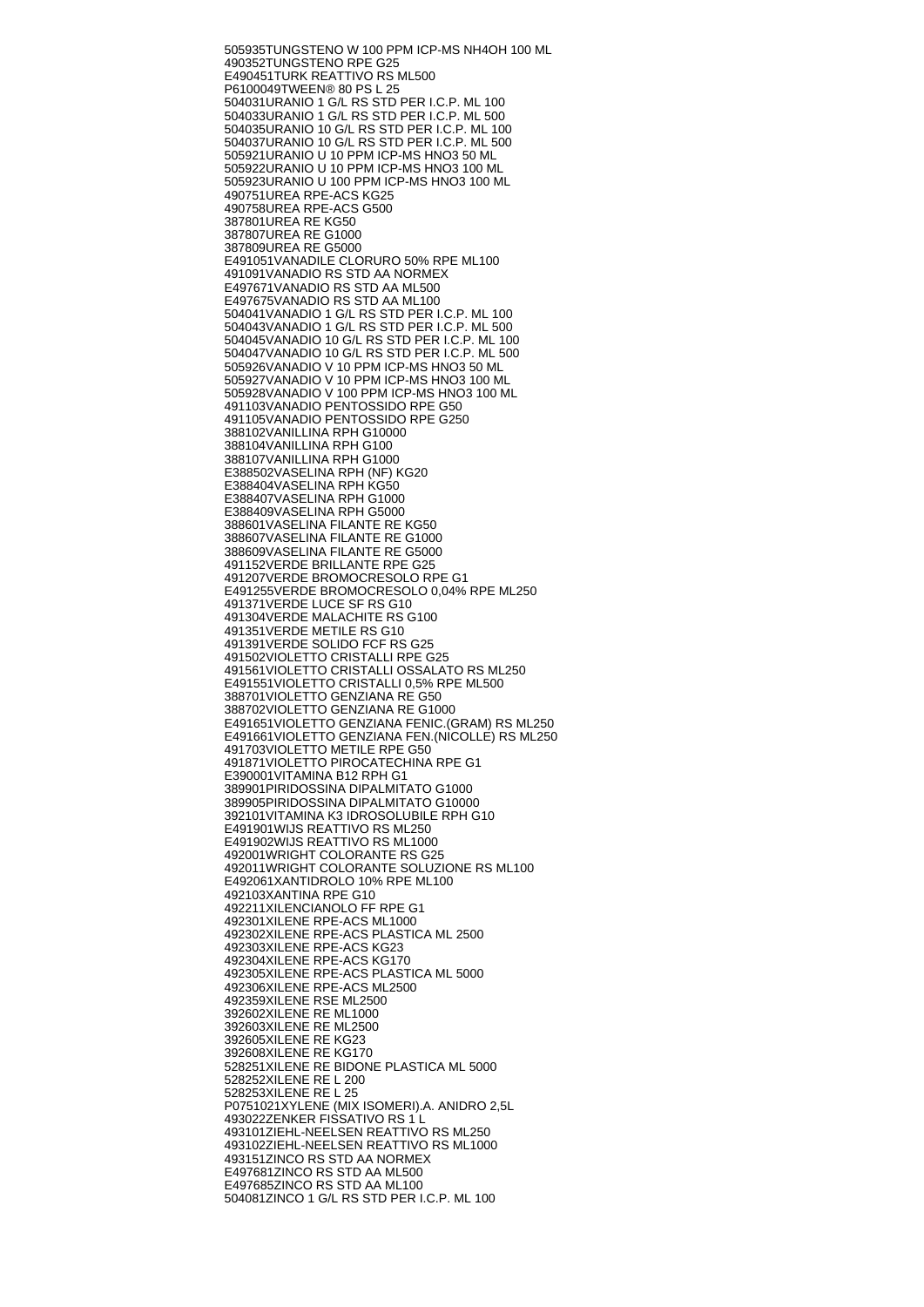505935TUNGSTENO W 100 PPM ICP-MS NH4OH 100 ML
490352TUNGSTENO RPE G25
E490451TURK REATTIVO RS ML500
P6100049TWEEN® 80 PS L 25
504031URANIO 1 G/L RS STD PER I.C.P. ML 100
504033URANIO 1 G/L RS STD PER I.C.P. ML 500
504035URANIO 10 G/L RS STD PER I.C.P. ML 100
504037URANIO 10 G/L RS STD PER I.C.P. ML 500
505921URANIO U 10 PPM ICP-MS HNO3 50 ML
505922URANIO U 10 PPM ICP-MS HNO3 100 ML
505923URANIO U 100 PPM ICP-MS HNO3 100 ML
490751UREA RPE-ACS KG25
490758UREA RPE-ACS G500
387801UREA RE KG50
387807UREA RE G1000
387809UREA RE G5000
E491051VANADILE CLORURO 50% RPE ML100
491091VANADIO RS STD AA NORMEX
E497671VANADIO RS STD AA ML500
E497675VANADIO RS STD AA ML100
504041VANADIO 1 G/L RS STD PER I.C.P. ML 100
504043VANADIO 1 G/L RS STD PER I.C.P. ML 500
504045VANADIO 10 G/L RS STD PER I.C.P. ML 100
504047VANADIO 10 G/L RS STD PER I.C.P. ML 500
505926VANADIO V 10 PPM ICP-MS HNO3 50 ML
505927VANADIO V 10 PPM ICP-MS HNO3 100 ML
505928VANADIO V 100 PPM ICP-MS HNO3 100 ML
491103VANADIO PENTOSSIDO RPE G50
491105VANADIO PENTOSSIDO RPE G250
388102VANILLINA RPH G10000
388104VANILLINA RPH G100
388107VANILLINA RPH G1000
E388502VASELINA RPH (NF) KG20
E388404VASELINA RPH KG50
E388407VASELINA RPH G1000
E388409VASELINA RPH G5000
388601VASELINA FILANTE RE KG50
388607VASELINA FILANTE RE G1000
388609VASELINA FILANTE RE G5000
491152VERDE BRILLANTE RPE G25
491207VERDE BROMOCRESOLO RPE G1
E491255VERDE BROMOCRESOLO 0,04% RPE ML250
491371VERDE LUCE SF RS G10
491304VERDE MALACHITE RS G100
491351VERDE METILE RS G10
491391VERDE SOLIDO FCF RS G25
491502VIOLETTO CRISTALLI RPE G25
491561VIOLETTO CRISTALLI OSSALATO RS ML250
E491551VIOLETTO CRISTALLI 0,5% RPE ML500
388701VIOLETTO GENZIANA RE G50
388702VIOLETTO GENZIANA RE G1000
E491651VIOLETTO GENZIANA FENIC.(GRAM) RS ML250
E491661VIOLETTO GENZIANA FEN.(NICOLLE) RS ML250
491703VIOLETTO METILE RPE G50
491871VIOLETTO PIROCATECHINA RPE G1
E390001VITAMINA B12 RPH G1
389901PIRIDOSSINA DIPALMITATO G1000
389905PIRIDOSSINA DIPALMITATO G10000
392101VITAMINA K3 IDROSOLUBILE RPH G10
E491901WIJS REATTIVO RS ML250
E491902WIJS REATTIVO RS ML1000
492001WRIGHT COLORANTE RS G25
492011WRIGHT COLORANTE SOLUZIONE RS ML100
E492061XANTIDROLO 10% RPE ML100
492103XANTINA RPE G10
492211XILENCIANOLO FF RPE G1
492301XILENE RPE-ACS ML1000
492302XILENE RPE-ACS PLASTICA ML 2500
492303XILENE RPE-ACS KG23
492304XILENE RPE-ACS KG170
492305XILENE RPE-ACS PLASTICA ML 5000
492306XILENE RPE-ACS ML2500
492359XILENE RSE ML2500
392602XILENE RE ML1000
392603XILENE RE ML2500
392605XILENE RE KG23
392608XILENE RE KG170
528251XILENE RE BIDONE PLASTICA ML 5000
528252XILENE RE L 200
528253XILENE RE L 25
P0751021XYLENE (MIX ISOMERI).A. ANIDRO 2,5L
493022ZENKER FISSATIVO RS 1 L
493101ZIEHL-NEELSEN REATTIVO RS ML250
493102ZIEHL-NEELSEN REATTIVO RS ML1000
493151ZINCO RS STD AA NORMEX
E497681ZINCO RS STD AA ML500
E497685ZINCO RS STD AA ML100
504081ZINCO 1 G/L RS STD PER I.C.P. ML 100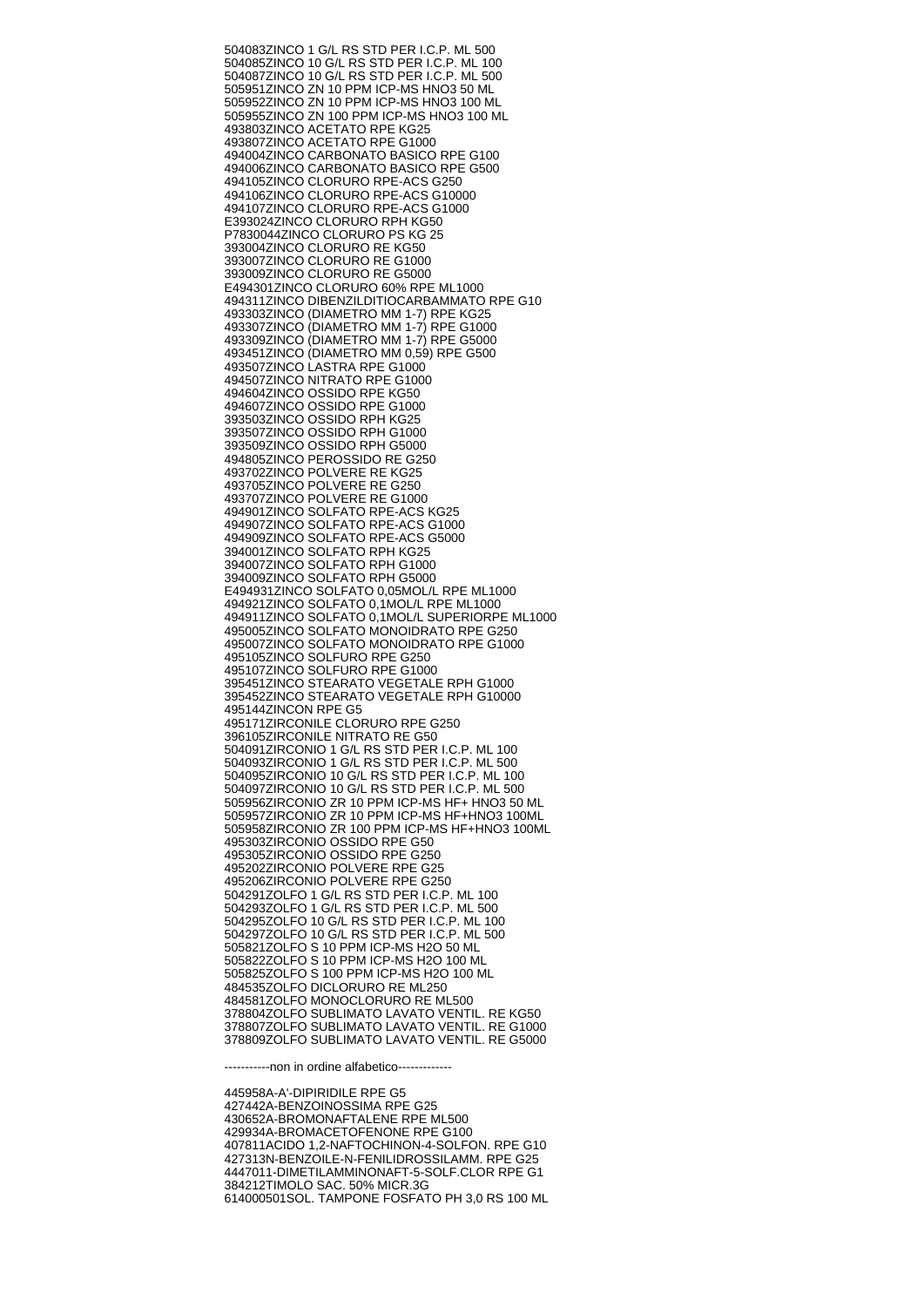504083ZINCO 1 G/L RS STD PER I.C.P. ML 500
504085ZINCO 10 G/L RS STD PER I.C.P. ML 100
504087ZINCO 10 G/L RS STD PER I.C.P. ML 500
505951ZINCO ZN 10 PPM ICP-MS HNO3 50 ML
505952ZINCO ZN 10 PPM ICP-MS HNO3 100 ML
505955ZINCO ZN 100 PPM ICP-MS HNO3 100 ML
493803ZINCO ACETATO RPE KG25
493807ZINCO ACETATO RPE G1000
494004ZINCO CARBONATO BASICO RPE G100
494006ZINCO CARBONATO BASICO RPE G500
494105ZINCO CLORURO RPE-ACS G250
494106ZINCO CLORURO RPE-ACS G10000
494107ZINCO CLORURO RPE-ACS G1000
E393024ZINCO CLORURO RPH KG50
P7830044ZINCO CLORURO PS KG 25
393004ZINCO CLORURO RE KG50
393007ZINCO CLORURO RE G1000
393009ZINCO CLORURO RE G5000
E494301ZINCO CLORURO 60% RPE ML1000
494311ZINCO DIBENZILDITIOCARBAMMATO RPE G10
493303ZINCO (DIAMETRO MM 1-7) RPE KG25
493307ZINCO (DIAMETRO MM 1-7) RPE G1000
493309ZINCO (DIAMETRO MM 1-7) RPE G5000
493451ZINCO (DIAMETRO MM 0,59) RPE G500
493507ZINCO LASTRA RPE G1000
494507ZINCO NITRATO RPE G1000
494604ZINCO OSSIDO RPE KG50
494607ZINCO OSSIDO RPE G1000
393503ZINCO OSSIDO RPH KG25
393507ZINCO OSSIDO RPH G1000
393509ZINCO OSSIDO RPH G5000
494805ZINCO PEROSSIDO RE G250
493702ZINCO POLVERE RE KG25
493705ZINCO POLVERE RE G250
493707ZINCO POLVERE RE G1000
494901ZINCO SOLFATO RPE-ACS KG25
494907ZINCO SOLFATO RPE-ACS G1000
494909ZINCO SOLFATO RPE-ACS G5000
394001ZINCO SOLFATO RPH KG25
394007ZINCO SOLFATO RPH G1000
394009ZINCO SOLFATO RPH G5000
E494931ZINCO SOLFATO 0,05MOL/L RPE ML1000
494921ZINCO SOLFATO 0,1MOL/L RPE ML1000
494911ZINCO SOLFATO 0,1MOL/L SUPERIORPE ML1000
495005ZINCO SOLFATO MONOIDRATO RPE G250
495007ZINCO SOLFATO MONOIDRATO RPE G1000
495105ZINCO SOLFURO RPE G250
495107ZINCO SOLFURO RPE G1000
395451ZINCO STEARATO VEGETALE RPH G1000
395452ZINCO STEARATO VEGETALE RPH G10000
495144ZINCON RPE G5
495171ZIRCONILE CLORURO RPE G250
396105ZIRCONILE NITRATO RE G50
504091ZIRCONIO 1 G/L RS STD PER I.C.P. ML 100
504093ZIRCONIO 1 G/L RS STD PER I.C.P. ML 500
504095ZIRCONIO 10 G/L RS STD PER I.C.P. ML 100
504097ZIRCONIO 10 G/L RS STD PER I.C.P. ML 500
505956ZIRCONIO ZR 10 PPM ICP-MS HF+ HNO3 50 ML
505957ZIRCONIO ZR 10 PPM ICP-MS HF+HNO3 100ML
505958ZIRCONIO ZR 100 PPM ICP-MS HF+HNO3 100ML
495303ZIRCONIO OSSIDO RPE G50
495305ZIRCONIO OSSIDO RPE G250
495202ZIRCONIO POLVERE RPE G25
495206ZIRCONIO POLVERE RPE G250
504291ZOLFO 1 G/L RS STD PER I.C.P. ML 100
504293ZOLFO 1 G/L RS STD PER I.C.P. ML 500
504295ZOLFO 10 G/L RS STD PER I.C.P. ML 100
504297ZOLFO 10 G/L RS STD PER I.C.P. ML 500
505821ZOLFO S 10 PPM ICP-MS H2O 50 ML
505822ZOLFO S 10 PPM ICP-MS H2O 100 ML
505825ZOLFO S 100 PPM ICP-MS H2O 100 ML
484535ZOLFO DICLORURO RE ML250
484581ZOLFO MONOCLORURO RE ML500
378804ZOLFO SUBLIMATO LAVATO VENTIL. RE KG50
378807ZOLFO SUBLIMATO LAVATO VENTIL. RE G1000
378809ZOLFO SUBLIMATO LAVATO VENTIL. RE G5000

-----------non in ordine alfabetico-------------

445958A-A'-DIPIRIDILE RPE G5
427442A-BENZOINOSSIMA RPE G25
430652A-BROMONAFTALENE RPE ML500
429934A-BROMACETOFENONE RPE G100
407811ACIDO 1,2-NAFTOCHINON-4-SOLFON. RPE G10
427313N-BENZOILE-N-FENILIDROSSILAMM. RPE G25
4447011-DIMETILAMMINONAFT-5-SOLF.CLOR RPE G1
384212TIMOLO SAC. 50% MICR.3G
614000501SOL. TAMPONE FOSFATO PH 3,0 RS 100 ML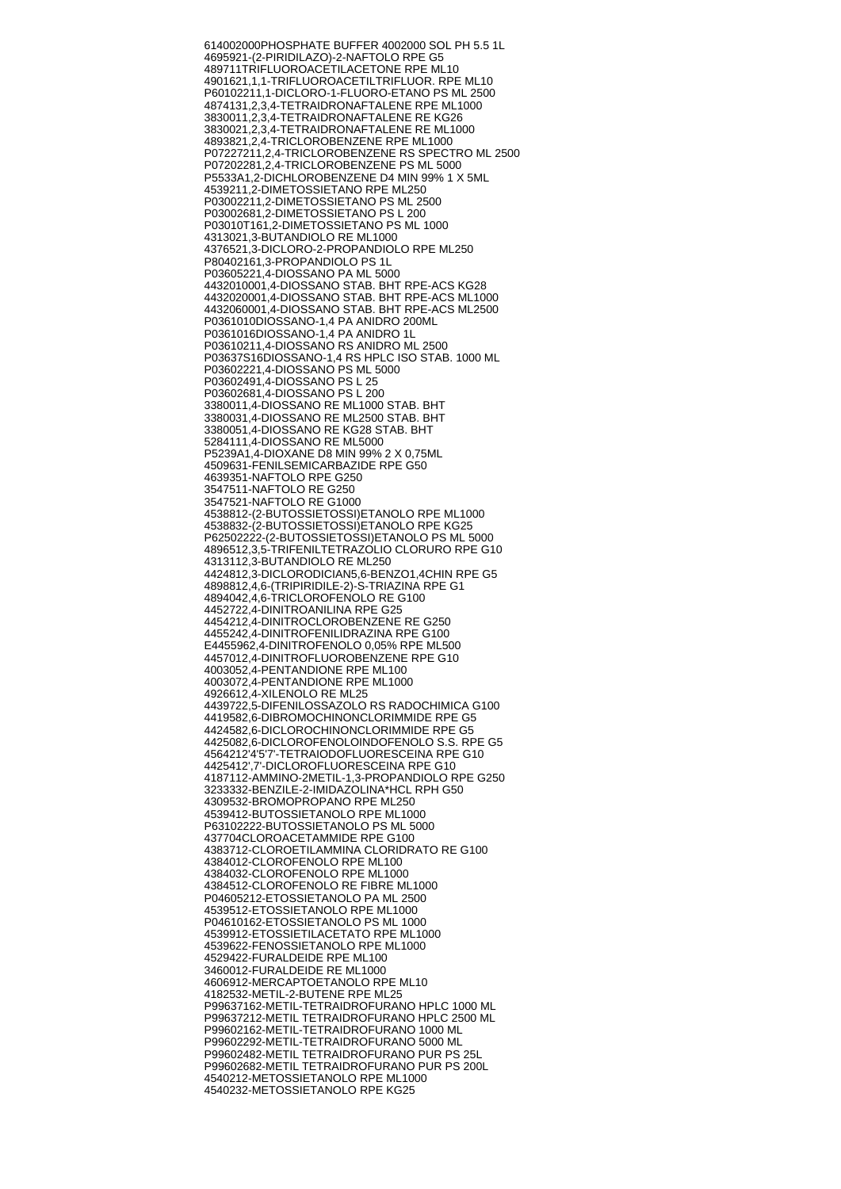614002000PHOSPHATE BUFFER 4002000 SOL PH 5.5 1L
4695921-(2-PIRIDILAZO)-2-NAFTOLO RPE G5
489711TRIFLUOROACETILACETONE RPE ML10
4901621,1,1-TRIFLUOROACETILTRIFLUOR. RPE ML10
P60102211,1-DICLORO-1-FLUORO-ETANO PS ML 2500
4874131,2,3,4-TETRAIDRONAFTALENE RPE ML1000
3830011,2,3,4-TETRAIDRONAFTALENE RE KG26
3830021,2,3,4-TETRAIDRONAFTALENE RE ML1000
4893821,2,4-TRICLOROBENZENE RPE ML1000
P07227211,2,4-TRICLOROBENZENE RS SPECTRO ML 2500
P07202281,2,4-TRICLOROBENZENE PS ML 5000
P5533A1,2-DICHLOROBENZENE D4 MIN 99% 1 X 5ML
4539211,2-DIMETOSSIETANO RPE ML250
P03002211,2-DIMETOSSIETANO PS ML 2500
P03002681,2-DIMETOSSIETANO PS L 200
P03010T161,2-DIMETOSSIETANO PS ML 1000
4313021,3-BUTANDIOLO RE ML1000
4376521,3-DICLORO-2-PROPANDIOLO RPE ML250
P80402161,3-PROPANDIOLO PS 1L
P03605221,4-DIOSSANO PA ML 5000
4432010001,4-DIOSSANO STAB. BHT RPE-ACS KG28
4432020001,4-DIOSSANO STAB. BHT RPE-ACS ML1000
4432060001,4-DIOSSANO STAB. BHT RPE-ACS ML2500
P0361010DIOSSANO-1,4 PA ANIDRO 200ML
P0361016DIOSSANO-1,4 PA ANIDRO 1L
P03610211,4-DIOSSANO RS ANIDRO ML 2500
P03637S16DIOSSANO-1,4 RS HPLC ISO STAB. 1000 ML
P03602221,4-DIOSSANO PS ML 5000
P03602491,4-DIOSSANO PS L 25
P03602681,4-DIOSSANO PS L 200
3380011,4-DIOSSANO RE ML1000 STAB. BHT
3380031,4-DIOSSANO RE ML2500 STAB. BHT
3380051,4-DIOSSANO RE KG28 STAB. BHT
5284111,4-DIOSSANO RE ML5000
P5239A1,4-DIOXANE D8 MIN 99% 2 X 0,75ML
4509631-FENILSEMICARBAZIDE RPE G50
4639351-NAFTOLO RPE G250
3547511-NAFTOLO RE G250
3547521-NAFTOLO RE G1000
4538812-(2-BUTOSSIETOSSI)ETANOLO RPE ML1000
4538832-(2-BUTOSSIETOSSI)ETANOLO RPE KG25
P62502222-(2-BUTOSSIETOSSI)ETANOLO PS ML 5000
4896512,3,5-TRIFENILTETRAZOLIO CLORURO RPE G10
4313112,3-BUTANDIOLO RE ML250
4424812,3-DICLORODICIAN5,6-BENZO1,4CHIN RPE G5
4898812,4,6-(TRIPIRIDILE-2)-S-TRIAZINA RPE G1
4894042,4,6-TRICLOROFENOLO RE G100
4452722,4-DINITROANILINA RPE G25
4454212,4-DINITROCLOROBENZENE RE G250
4455242,4-DINITROFENILIDRAZINA RPE G100
E4455962,4-DINITROFENOLO 0,05% RPE ML500
4457012,4-DINITROFLUOROBENZENE RPE G10
4003052,4-PENTANDIONE RPE ML100
4003072,4-PENTANDIONE RPE ML1000
4926612,4-XILENOLO RE ML25
4439722,5-DIFENILOSSAZOLO RS RADOCHIMICA G100
4419582,6-DIBROMOCHINONCLORIMMIDE RPE G5
4424582,6-DICLOROCHINONCLORIMMIDE RPE G5
4425082,6-DICLOROFENOLOINDOFENOLO S.S. RPE G5
4564212'4'5'7'-TETRAIODOFLUORESCEINA RPE G10
4425412',7'-DICLOROFLUORESCEINA RPE G10
4187112-AMMINO-2METIL-1,3-PROPANDIOLO RPE G250
3233332-BENZILE-2-IMIDAZOLINA*HCL RPH G50
4309532-BROMOPROPANO RPE ML250
4539412-BUTOSSIETANOLO RPE ML1000
P63102222-BUTOSSIETANOLO PS ML 5000
437704CLOROACETAMMIDE RPE G100
4383712-CLOROETILAMMINA CLORIDRATO RE G100
4384012-CLOROFENOLO RPE ML100
4384032-CLOROFENOLO RPE ML1000
4384512-CLOROFENOLO RE FIBRE ML1000
P04605212-ETOSSIETANOLO PA ML 2500
4539512-ETOSSIETANOLO RPE ML1000
P04610162-ETOSSIETANOLO PS ML 1000
4539912-ETOSSIETILACETATO RPE ML1000
4539622-FENOSSIETANOLO RPE ML1000
4529422-FURALDEIDE RPE ML100
3460012-FURALDEIDE RE ML1000
4606912-MERCAPTOETANOLO RPE ML10
4182532-METIL-2-BUTENE RPE ML25
P99637162-METIL-TETRAIDROFURANO HPLC 1000 ML
P99637212-METIL TETRAIDROFURANO HPLC 2500 ML
P99602162-METIL-TETRAIDROFURANO 1000 ML
P99602292-METIL-TETRAIDROFURANO 5000 ML
P99602482-METIL TETRAIDROFURANO PUR PS 25L
P99602682-METIL TETRAIDROFURANO PUR PS 200L
4540212-METOSSIETANOLO RPE ML1000
4540232-METOSSIETANOLO RPE KG25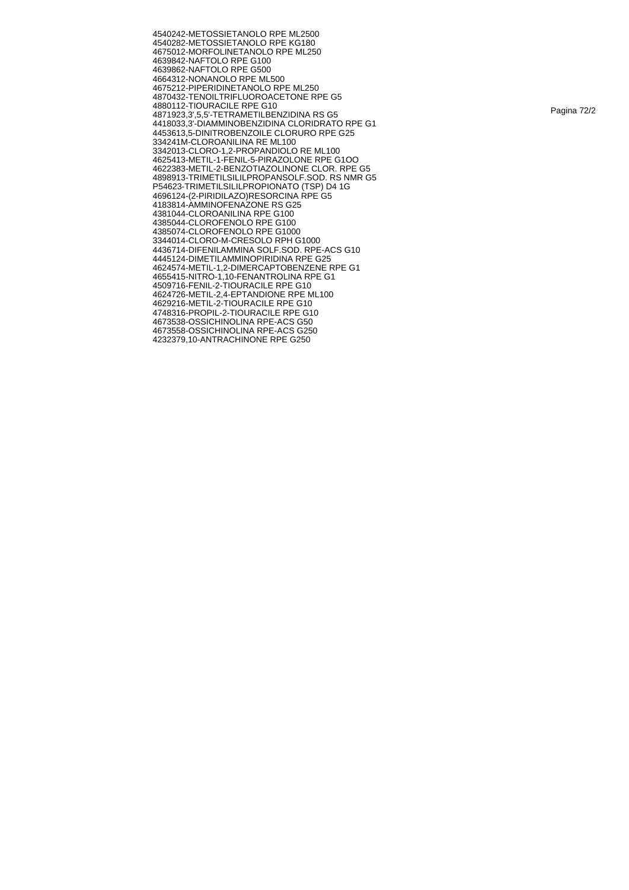4540242-METOSSIETANOLO RPE ML2500
4540282-METOSSIETANOLO RPE KG180
4675012-MORFOLINETANOLO RPE ML250
4639842-NAFTOLO RPE G100
4639862-NAFTOLO RPE G500
4664312-NONANOLO RPE ML500
4675212-PIPERIDINETANOLO RPE ML250
4870432-TENOILTRIFLUOROACETONE RPE G5
4880112-TIOURACILE RPE G10
4871923,3',5,5'-TETRAMETILBENZIDINA RS G5
4418033,3'-DIAMMINOBENZIDINA CLORIDRATO RPE G1
4453613,5-DINITROBENZOILE CLORURO RPE G25
334241M-CLOROANILINA RE ML100
3342013-CLORO-1,2-PROPANDIOLO RE ML100
4625413-METIL-1-FENIL-5-PIRAZOLONE RPE G1OO
4622383-METIL-2-BENZOTIAZOLINONE CLOR. RPE G5
4898913-TRIMETILSILILPROPANSOLF.SOD. RS NMR G5
P54623-TRIMETILSILILPROPIONATO (TSP) D4 1G
4696124-(2-PIRIDILAZO)RESORCINA RPE G5
4183814-AMMINOFENAZONE RS G25
4381044-CLOROANILINA RPE G100
4385044-CLOROFENOLO RPE G100
4385074-CLOROFENOLO RPE G1000
3344014-CLORO-M-CRESOLO RPH G1000
4436714-DIFENILAMMINA SOLF.SOD. RPE-ACS G10
4445124-DIMETILAMMINOPIRIDINA RPE G25
4624574-METIL-1,2-DIMERCAPTOBENZENE RPE G1
4655415-NITRO-1,10-FENANTROLINA RPE G1
4509716-FENIL-2-TIOURACILE RPE G10
4624726-METIL-2,4-EPTANDIONE RPE ML100
4629216-METIL-2-TIOURACILE RPE G10
4748316-PROPIL-2-TIOURACILE RPE G10
4673538-OSSICHINOLINA RPE-ACS G50
4673558-OSSICHINOLINA RPE-ACS G250
4232379,10-ANTRACHINONE RPE G250